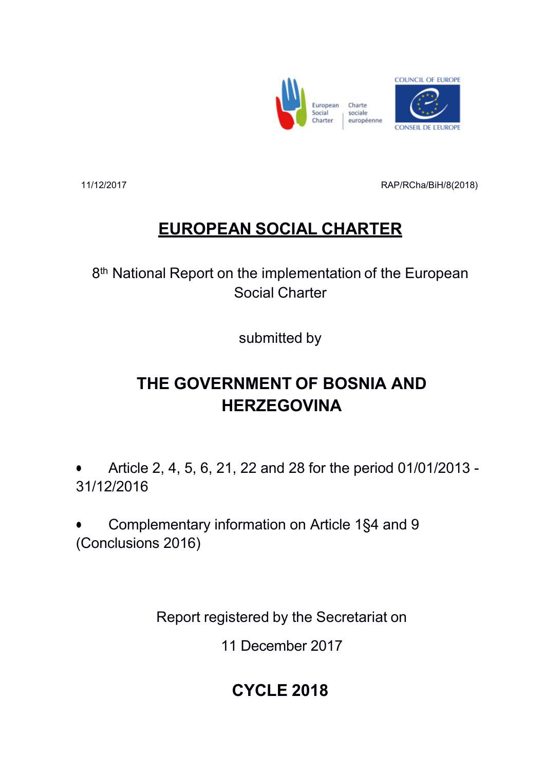11/12/2017 RAP/RCha/BiH/8(2018)

# EUROPEAN SOCIAL CHARTER

8th National Report on the implementation of the European Social Charter

submitted by

## THE GOVERNMENT OF BOSNIA AND HERZEGOVINA

- Article 2, 4, 5, 6, 21, 22 and 28 for the period 01/01/2013 - 31/12/2016
- Complementary information on Article 1§4 and 9 (Conclusions 2016)

Report registered by the Secretariat on

11 December 2017

## CYCLE 2018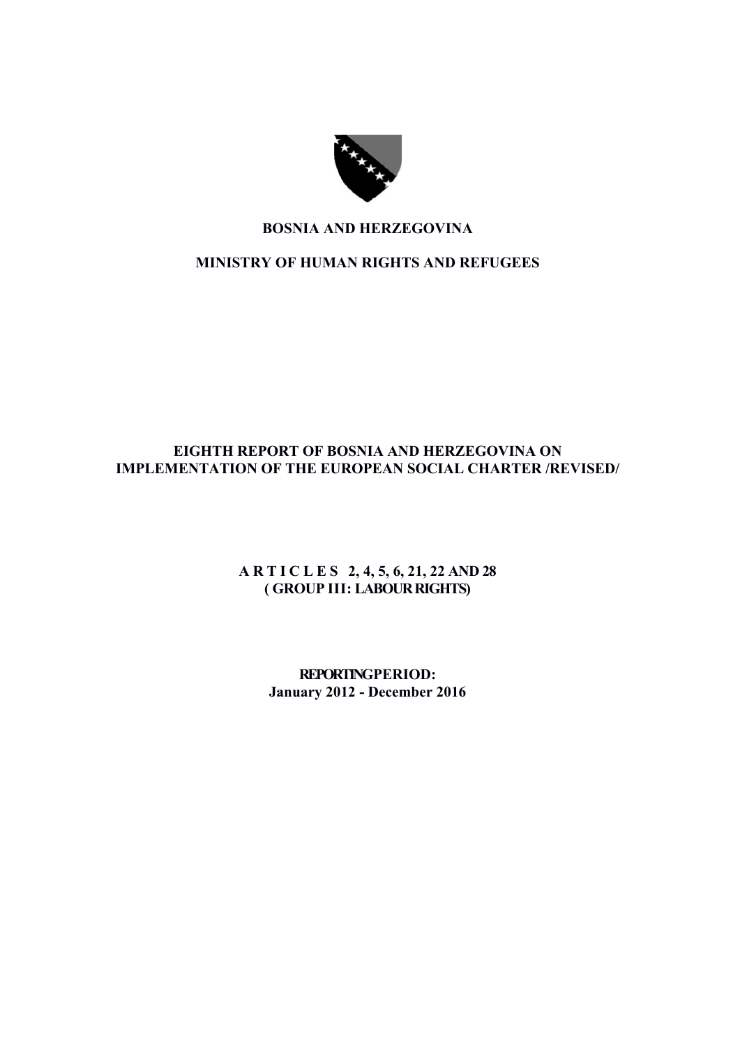# BOSNIA AND HERZEGOVINA

## MINISTRY OF HUMAN RIGHTS AND REFUGEES

## EIGHTH REPORT OF BOSNIA AND HERZEGOVINA ON IMPLEMENTATION OF THE EUROPEAN SOCIAL CHARTER /REVISED/

### A R T I C L E S 2, 4, 5, 6, 21, 22 AND 28 ( GROUP III: LABOUR RIGHTS)

**REPORTING PERIOD:**
**January 2012 - December 2016**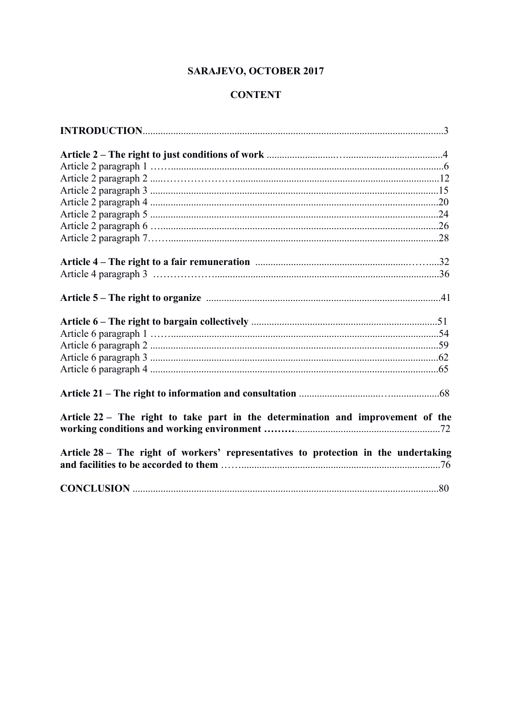**SARAJEVO, OCTOBER 2017**

**CONTENT**

**INTRODUCTION**......................................................................................................................3

**Article 2 – The right to just conditions of work** ..........................…......................................4
Article 2 paragraph 1 ……..........................................................................................................6
Article 2 paragraph 2 .....…………………...............................................................................12
Article 2 paragraph 3 ................................................................................................................15
Article 2 paragraph 4 ................................................................................................................20
Article 2 paragraph 5 ................................................................................................................24
Article 2 paragraph 6 …............................................................................................................26
Article 2 paragraph 7……..........................................................................................................28

**Article 4 – The right to a fair remuneration** ..........................................................……....32
Article 4 paragraph 3 ………………........................................................................................36

**Article 5 – The right to organize** ...........................................................................................41

**Article 6 – The right to bargain collectively** .........................................................................51
Article 6 paragraph 1 ……..........................................................................................................54
Article 6 paragraph 2 ................................................................................................................59
Article 6 paragraph 3 ................................................................................................................62
Article 6 paragraph 4 ................................................................................................................65

**Article 21 – The right to information and consultation** .....................................…...................68

**Article 22 – The right to take part in the determination and improvement of the working conditions and working environment ………**.........................................................72

**Article 28 – The right of workers' representatives to protection in the undertaking and facilities to be accorded to them** ……...........................................................................76

**CONCLUSION** .......................................................................................................................80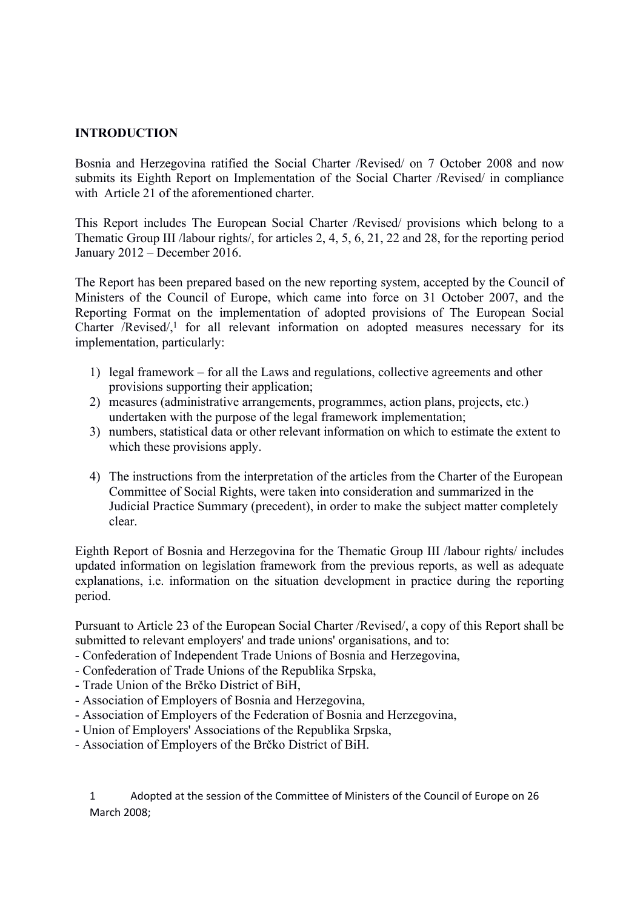**INTRODUCTION**

Bosnia and Herzegovina ratified the Social Charter /Revised/ on 7 October 2008 and now submits its Eighth Report on Implementation of the Social Charter /Revised/ in compliance with Article 21 of the aforementioned charter.

This Report includes The European Social Charter /Revised/ provisions which belong to a Thematic Group III /labour rights/, for articles 2, 4, 5, 6, 21, 22 and 28, for the reporting period January 2012 – December 2016.

The Report has been prepared based on the new reporting system, accepted by the Council of Ministers of the Council of Europe, which came into force on 31 October 2007, and the Reporting Format on the implementation of adopted provisions of The European Social Charter /Revised/,[1] for all relevant information on adopted measures necessary for its implementation, particularly:

1) legal framework – for all the Laws and regulations, collective agreements and other provisions supporting their application;
2) measures (administrative arrangements, programmes, action plans, projects, etc.) undertaken with the purpose of the legal framework implementation;
3) numbers, statistical data or other relevant information on which to estimate the extent to which these provisions apply.
4) The instructions from the interpretation of the articles from the Charter of the European Committee of Social Rights, were taken into consideration and summarized in the Judicial Practice Summary (precedent), in order to make the subject matter completely clear.

Eighth Report of Bosnia and Herzegovina for the Thematic Group III /labour rights/ includes updated information on legislation framework from the previous reports, as well as adequate explanations, i.e. information on the situation development in practice during the reporting period.

Pursuant to Article 23 of the European Social Charter /Revised/, a copy of this Report shall be submitted to relevant employers' and trade unions' organisations, and to:
- Confederation of Independent Trade Unions of Bosnia and Herzegovina,
- Confederation of Trade Unions of the Republika Srpska,
- Trade Union of the Brčko District of BiH,
- Association of Employers of Bosnia and Herzegovina,
- Association of Employers of the Federation of Bosnia and Herzegovina,
- Union of Employers' Associations of the Republika Srpska,
- Association of Employers of the Brčko District of BiH.

1 Adopted at the session of the Committee of Ministers of the Council of Europe on 26 March 2008;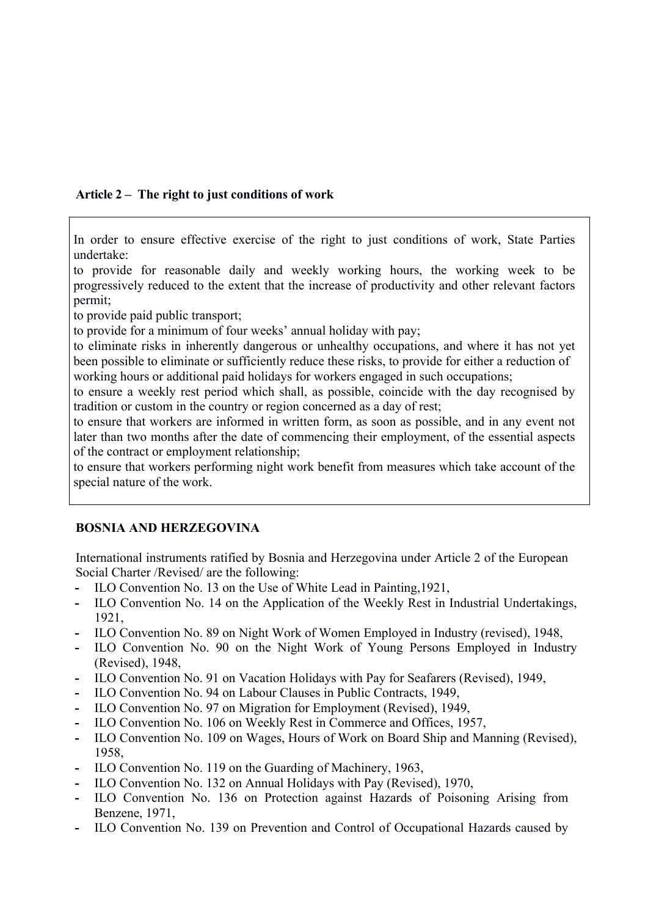**Article 2 – The right to just conditions of work**

> In order to ensure effective exercise of the right to just conditions of work, State Parties undertake:
> to provide for reasonable daily and weekly working hours, the working week to be progressively reduced to the extent that the increase of productivity and other relevant factors permit;
> to provide paid public transport;
> to provide for a minimum of four weeks' annual holiday with pay;
> to eliminate risks in inherently dangerous or unhealthy occupations, and where it has not yet been possible to eliminate or sufficiently reduce these risks, to provide for either a reduction of working hours or additional paid holidays for workers engaged in such occupations;
> to ensure a weekly rest period which shall, as possible, coincide with the day recognised by tradition or custom in the country or region concerned as a day of rest;
> to ensure that workers are informed in written form, as soon as possible, and in any event not later than two months after the date of commencing their employment, of the essential aspects of the contract or employment relationship;
> to ensure that workers performing night work benefit from measures which take account of the special nature of the work.

**BOSNIA AND HERZEGOVINA**

International instruments ratified by Bosnia and Herzegovina under Article 2 of the European Social Charter /Revised/ are the following:

- ILO Convention No. 13 on the Use of White Lead in Painting,1921,
- ILO Convention No. 14 on the Application of the Weekly Rest in Industrial Undertakings, 1921,
- ILO Convention No. 89 on Night Work of Women Employed in Industry (revised), 1948,
- ILO Convention No. 90 on the Night Work of Young Persons Employed in Industry (Revised), 1948,
- ILO Convention No. 91 on Vacation Holidays with Pay for Seafarers (Revised), 1949,
- ILO Convention No. 94 on Labour Clauses in Public Contracts, 1949,
- ILO Convention No. 97 on Migration for Employment (Revised), 1949,
- ILO Convention No. 106 on Weekly Rest in Commerce and Offices, 1957,
- ILO Convention No. 109 on Wages, Hours of Work on Board Ship and Manning (Revised), 1958,
- ILO Convention No. 119 on the Guarding of Machinery, 1963,
- ILO Convention No. 132 on Annual Holidays with Pay (Revised), 1970,
- ILO Convention No. 136 on Protection against Hazards of Poisoning Arising from Benzene, 1971,
- ILO Convention No. 139 on Prevention and Control of Occupational Hazards caused by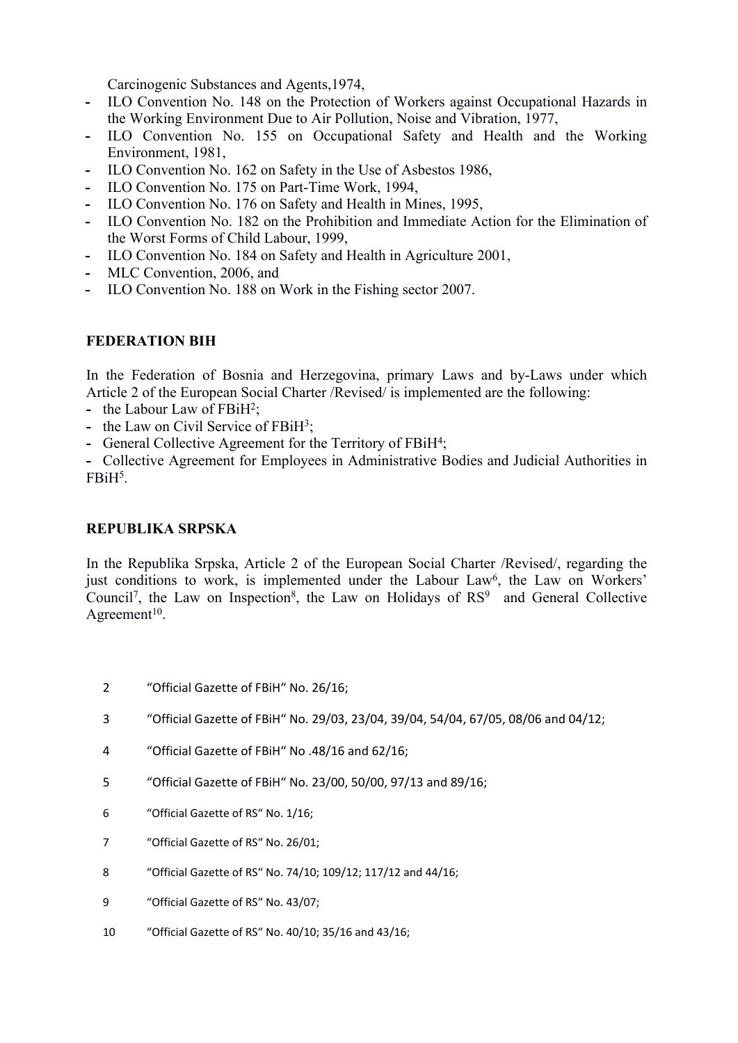Carcinogenic Substances and Agents,1974,

- ILO Convention No. 148 on the Protection of Workers against Occupational Hazards in the Working Environment Due to Air Pollution, Noise and Vibration, 1977,
- ILO Convention No. 155 on Occupational Safety and Health and the Working Environment, 1981,
- ILO Convention No. 162 on Safety in the Use of Asbestos 1986,
- ILO Convention No. 175 on Part-Time Work, 1994,
- ILO Convention No. 176 on Safety and Health in Mines, 1995,
- ILO Convention No. 182 on the Prohibition and Immediate Action for the Elimination of the Worst Forms of Child Labour, 1999,
- ILO Convention No. 184 on Safety and Health in Agriculture 2001,
- MLC Convention, 2006, and
- ILO Convention No. 188 on Work in the Fishing sector 2007.

**FEDERATION BIH**

In the Federation of Bosnia and Herzegovina, primary Laws and by-Laws under which Article 2 of the European Social Charter /Revised/ is implemented are the following:

- the Labour Law of FBiH[2];
- the Law on Civil Service of FBiH[3];
- General Collective Agreement for the Territory of FBiH[4];
- Collective Agreement for Employees in Administrative Bodies and Judicial Authorities in FBiH[5].

**REPUBLIKA SRPSKA**

In the Republika Srpska, Article 2 of the European Social Charter /Revised/, regarding the just conditions to work, is implemented under the Labour Law[6], the Law on Workers' Council[7], the Law on Inspection[8], the Law on Holidays of RS[9] and General Collective Agreement[10].

2 "Official Gazette of FBiH" No. 26/16;

3 "Official Gazette of FBiH" No. 29/03, 23/04, 39/04, 54/04, 67/05, 08/06 and 04/12;

4 "Official Gazette of FBiH" No .48/16 and 62/16;

5 "Official Gazette of FBiH" No. 23/00, 50/00, 97/13 and 89/16;

6 "Official Gazette of RS" No. 1/16;

7 "Official Gazette of RS" No. 26/01;

8 "Official Gazette of RS" No. 74/10; 109/12; 117/12 and 44/16;

9 "Official Gazette of RS" No. 43/07;

10 "Official Gazette of RS" No. 40/10; 35/16 and 43/16;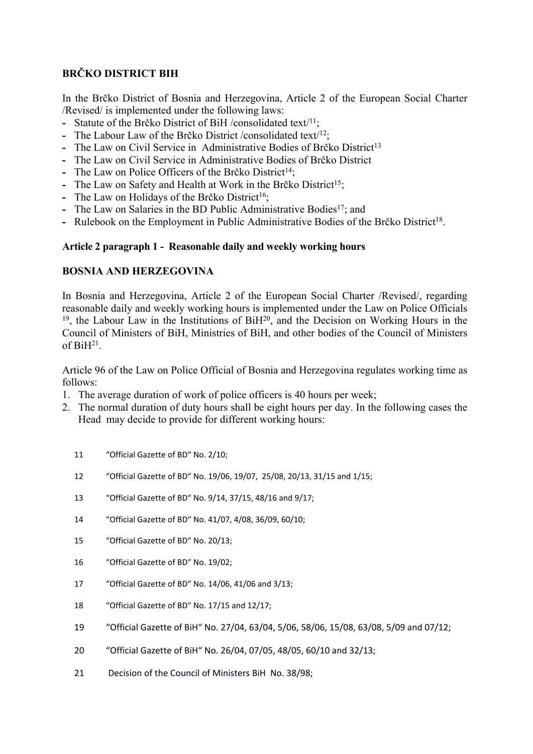**BRČKO DISTRICT BIH**

In the Brčko District of Bosnia and Herzegovina, Article 2 of the European Social Charter /Revised/ is implemented under the following laws:

- Statute of the Brčko District of BiH /consolidated text/[11];
- The Labour Law of the Brčko District /consolidated text/[12];
- The Law on Civil Service in Administrative Bodies of Brčko District[13]
- The Law on Civil Service in Administrative Bodies of Brčko District
- The Law on Police Officers of the Brčko District[14];
- The Law on Safety and Health at Work in the Brčko District[15];
- The Law on Holidays of the Brčko District[16];
- The Law on Salaries in the BD Public Administrative Bodies[17]; and
- Rulebook on the Employment in Public Administrative Bodies of the Brčko District[18].

**Article 2 paragraph 1 - Reasonable daily and weekly working hours**

**BOSNIA AND HERZEGOVINA**

In Bosnia and Herzegovina, Article 2 of the European Social Charter /Revised/, regarding reasonable daily and weekly working hours is implemented under the Law on Police Officials [19], the Labour Law in the Institutions of BiH[20], and the Decision on Working Hours in the Council of Ministers of BiH, Ministries of BiH, and other bodies of the Council of Ministers of BiH[21].

Article 96 of the Law on Police Official of Bosnia and Herzegovina regulates working time as follows:

1. The average duration of work of police officers is 40 hours per week;
2. The normal duration of duty hours shall be eight hours per day. In the following cases the Head may decide to provide for different working hours:

11 "Official Gazette of BD" No. 2/10;

12 "Official Gazette of BD" No. 19/06, 19/07, 25/08, 20/13, 31/15 and 1/15;

13 "Official Gazette of BD" No. 9/14, 37/15, 48/16 and 9/17;

14 "Official Gazette of BD" No. 41/07, 4/08, 36/09, 60/10;

15 "Official Gazette of BD" No. 20/13;

16 "Official Gazette of BD" No. 19/02;

17 "Official Gazette of BD" No. 14/06, 41/06 and 3/13;

18 "Official Gazette of BD" No. 17/15 and 12/17;

19 "Official Gazette of BiH" No. 27/04, 63/04, 5/06, 58/06, 15/08, 63/08, 5/09 and 07/12;

20 "Official Gazette of BiH" No. 26/04, 07/05, 48/05, 60/10 and 32/13;

21 Decision of the Council of Ministers BiH No. 38/98;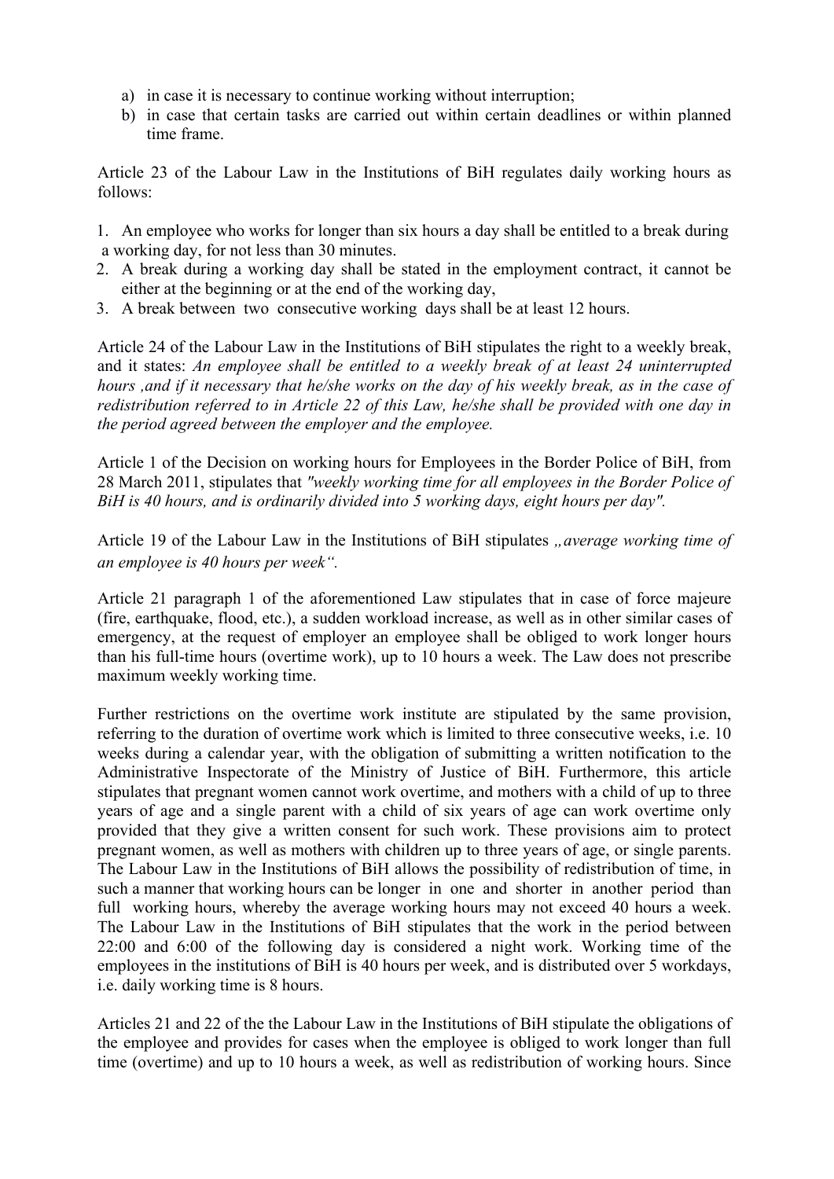a) in case it is necessary to continue working without interruption;
b) in case that certain tasks are carried out within certain deadlines or within planned time frame.

Article 23 of the Labour Law in the Institutions of BiH regulates daily working hours as follows:

1. An employee who works for longer than six hours a day shall be entitled to a break during a working day, for not less than 30 minutes.
2. A break during a working day shall be stated in the employment contract, it cannot be either at the beginning or at the end of the working day,
3. A break between two consecutive working days shall be at least 12 hours.

Article 24 of the Labour Law in the Institutions of BiH stipulates the right to a weekly break, and it states: *An employee shall be entitled to a weekly break of at least 24 uninterrupted hours ,and if it necessary that he/she works on the day of his weekly break, as in the case of redistribution referred to in Article 22 of this Law, he/she shall be provided with one day in the period agreed between the employer and the employee.*

Article 1 of the Decision on working hours for Employees in the Border Police of BiH, from 28 March 2011, stipulates that *"weekly working time for all employees in the Border Police of BiH is 40 hours, and is ordinarily divided into 5 working days, eight hours per day".*

Article 19 of the Labour Law in the Institutions of BiH stipulates *„average working time of an employee is 40 hours per week".*

Article 21 paragraph 1 of the aforementioned Law stipulates that in case of force majeure (fire, earthquake, flood, etc.), a sudden workload increase, as well as in other similar cases of emergency, at the request of employer an employee shall be obliged to work longer hours than his full-time hours (overtime work), up to 10 hours a week. The Law does not prescribe maximum weekly working time.

Further restrictions on the overtime work institute are stipulated by the same provision, referring to the duration of overtime work which is limited to three consecutive weeks, i.e. 10 weeks during a calendar year, with the obligation of submitting a written notification to the Administrative Inspectorate of the Ministry of Justice of BiH. Furthermore, this article stipulates that pregnant women cannot work overtime, and mothers with a child of up to three years of age and a single parent with a child of six years of age can work overtime only provided that they give a written consent for such work. These provisions aim to protect pregnant women, as well as mothers with children up to three years of age, or single parents. The Labour Law in the Institutions of BiH allows the possibility of redistribution of time, in such a manner that working hours can be longer in one and shorter in another period than full working hours, whereby the average working hours may not exceed 40 hours a week. The Labour Law in the Institutions of BiH stipulates that the work in the period between 22:00 and 6:00 of the following day is considered a night work. Working time of the employees in the institutions of BiH is 40 hours per week, and is distributed over 5 workdays, i.e. daily working time is 8 hours.

Articles 21 and 22 of the the Labour Law in the Institutions of BiH stipulate the obligations of the employee and provides for cases when the employee is obliged to work longer than full time (overtime) and up to 10 hours a week, as well as redistribution of working hours. Since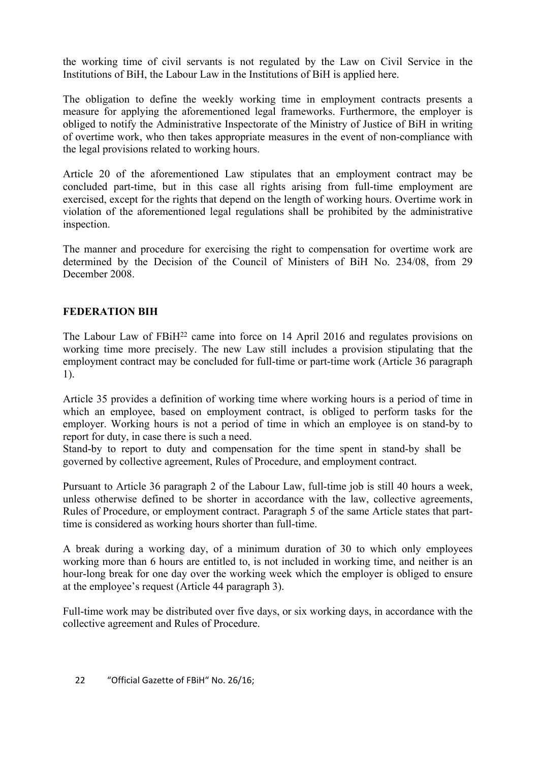the working time of civil servants is not regulated by the Law on Civil Service in the Institutions of BiH, the Labour Law in the Institutions of BiH is applied here.

The obligation to define the weekly working time in employment contracts presents a measure for applying the aforementioned legal frameworks. Furthermore, the employer is obliged to notify the Administrative Inspectorate of the Ministry of Justice of BiH in writing of overtime work, who then takes appropriate measures in the event of non-compliance with the legal provisions related to working hours.

Article 20 of the aforementioned Law stipulates that an employment contract may be concluded part-time, but in this case all rights arising from full-time employment are exercised, except for the rights that depend on the length of working hours. Overtime work in violation of the aforementioned legal regulations shall be prohibited by the administrative inspection.

The manner and procedure for exercising the right to compensation for overtime work are determined by the Decision of the Council of Ministers of BiH No. 234/08, from 29 December 2008.

## FEDERATION BIH

The Labour Law of FBiH[22] came into force on 14 April 2016 and regulates provisions on working time more precisely. The new Law still includes a provision stipulating that the employment contract may be concluded for full-time or part-time work (Article 36 paragraph 1).

Article 35 provides a definition of working time where working hours is a period of time in which an employee, based on employment contract, is obliged to perform tasks for the employer. Working hours is not a period of time in which an employee is on stand-by to report for duty, in case there is such a need.
Stand-by to report to duty and compensation for the time spent in stand-by shall be governed by collective agreement, Rules of Procedure, and employment contract.

Pursuant to Article 36 paragraph 2 of the Labour Law, full-time job is still 40 hours a week, unless otherwise defined to be shorter in accordance with the law, collective agreements, Rules of Procedure, or employment contract. Paragraph 5 of the same Article states that part-time is considered as working hours shorter than full-time.

A break during a working day, of a minimum duration of 30 to which only employees working more than 6 hours are entitled to, is not included in working time, and neither is an hour-long break for one day over the working week which the employer is obliged to ensure at the employee's request (Article 44 paragraph 3).

Full-time work may be distributed over five days, or six working days, in accordance with the collective agreement and Rules of Procedure.

22 "Official Gazette of FBiH" No. 26/16;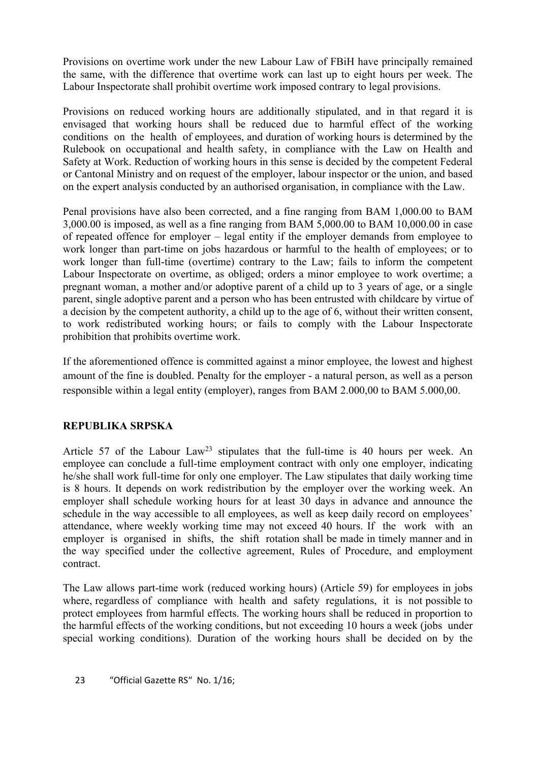Provisions on overtime work under the new Labour Law of FBiH have principally remained the same, with the difference that overtime work can last up to eight hours per week. The Labour Inspectorate shall prohibit overtime work imposed contrary to legal provisions.

Provisions on reduced working hours are additionally stipulated, and in that regard it is envisaged that working hours shall be reduced due to harmful effect of the working conditions on the health of employees, and duration of working hours is determined by the Rulebook on occupational and health safety, in compliance with the Law on Health and Safety at Work. Reduction of working hours in this sense is decided by the competent Federal or Cantonal Ministry and on request of the employer, labour inspector or the union, and based on the expert analysis conducted by an authorised organisation, in compliance with the Law.

Penal provisions have also been corrected, and a fine ranging from BAM 1,000.00 to BAM 3,000.00 is imposed, as well as a fine ranging from BAM 5,000.00 to BAM 10,000.00 in case of repeated offence for employer – legal entity if the employer demands from employee to work longer than part-time on jobs hazardous or harmful to the health of employees; or to work longer than full-time (overtime) contrary to the Law; fails to inform the competent Labour Inspectorate on overtime, as obliged; orders a minor employee to work overtime; a pregnant woman, a mother and/or adoptive parent of a child up to 3 years of age, or a single parent, single adoptive parent and a person who has been entrusted with childcare by virtue of a decision by the competent authority, a child up to the age of 6, without their written consent, to work redistributed working hours; or fails to comply with the Labour Inspectorate prohibition that prohibits overtime work.

If the aforementioned offence is committed against a minor employee, the lowest and highest amount of the fine is doubled. Penalty for the employer - a natural person, as well as a person responsible within a legal entity (employer), ranges from BAM 2.000,00 to BAM 5.000,00.

## REPUBLIKA SRPSKA

Article 57 of the Labour Law[23] stipulates that the full-time is 40 hours per week. An employee can conclude a full-time employment contract with only one employer, indicating he/she shall work full-time for only one employer. The Law stipulates that daily working time is 8 hours. It depends on work redistribution by the employer over the working week. An employer shall schedule working hours for at least 30 days in advance and announce the schedule in the way accessible to all employees, as well as keep daily record on employees' attendance, where weekly working time may not exceed 40 hours. If the work with an employer is organised in shifts, the shift rotation shall be made in timely manner and in the way specified under the collective agreement, Rules of Procedure, and employment contract.

The Law allows part-time work (reduced working hours) (Article 59) for employees in jobs where, regardless of compliance with health and safety regulations, it is not possible to protect employees from harmful effects. The working hours shall be reduced in proportion to the harmful effects of the working conditions, but not exceeding 10 hours a week (jobs under special working conditions). Duration of the working hours shall be decided on by the

23 "Official Gazette RS" No. 1/16;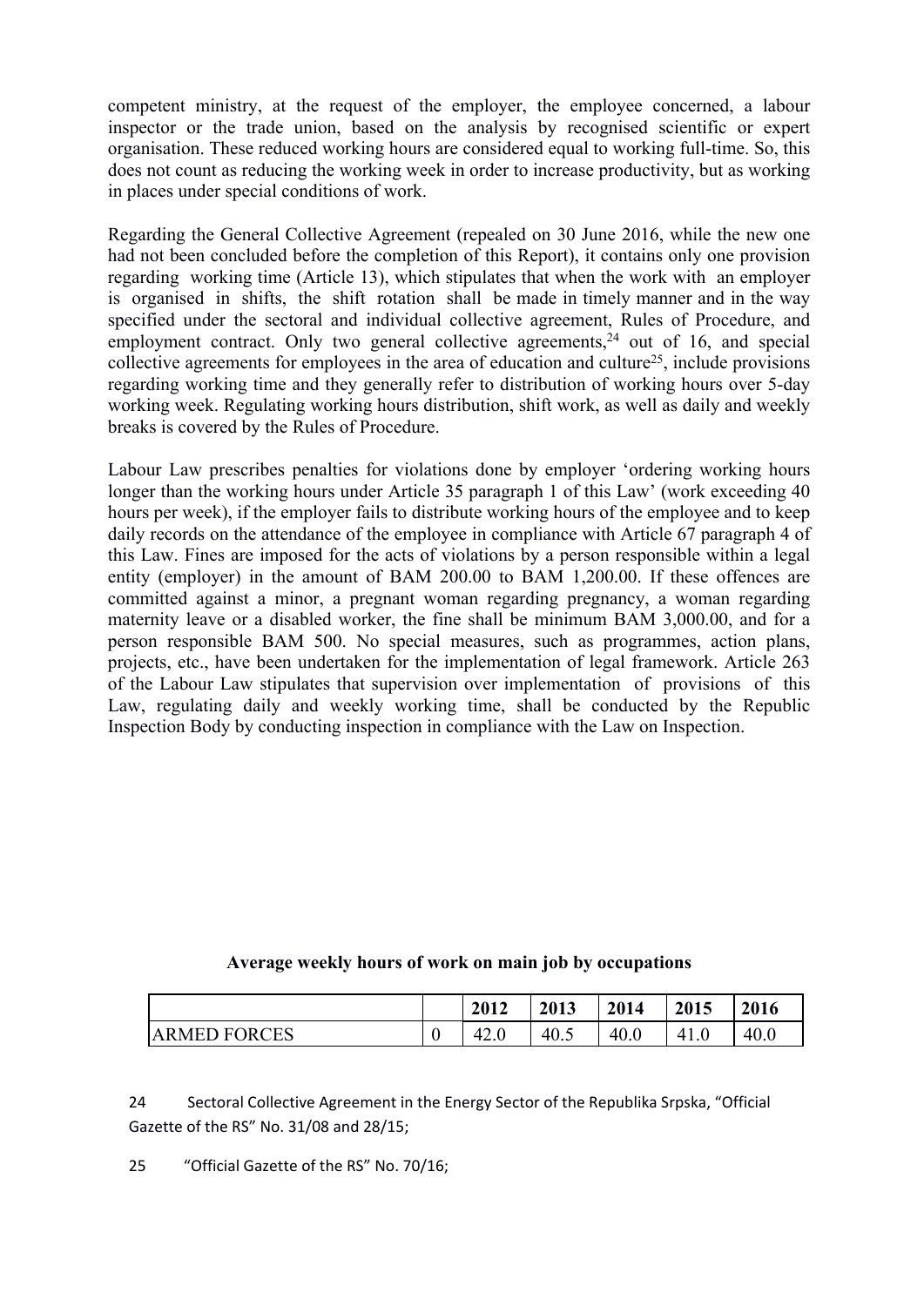competent ministry, at the request of the employer, the employee concerned, a labour inspector or the trade union, based on the analysis by recognised scientific or expert organisation. These reduced working hours are considered equal to working full-time. So, this does not count as reducing the working week in order to increase productivity, but as working in places under special conditions of work.

Regarding the General Collective Agreement (repealed on 30 June 2016, while the new one had not been concluded before the completion of this Report), it contains only one provision regarding working time (Article 13), which stipulates that when the work with an employer is organised in shifts, the shift rotation shall be made in timely manner and in the way specified under the sectoral and individual collective agreement, Rules of Procedure, and employment contract. Only two general collective agreements,[24] out of 16, and special collective agreements for employees in the area of education and culture[25], include provisions regarding working time and they generally refer to distribution of working hours over 5-day working week. Regulating working hours distribution, shift work, as well as daily and weekly breaks is covered by the Rules of Procedure.

Labour Law prescribes penalties for violations done by employer 'ordering working hours longer than the working hours under Article 35 paragraph 1 of this Law' (work exceeding 40 hours per week), if the employer fails to distribute working hours of the employee and to keep daily records on the attendance of the employee in compliance with Article 67 paragraph 4 of this Law. Fines are imposed for the acts of violations by a person responsible within a legal entity (employer) in the amount of BAM 200.00 to BAM 1,200.00. If these offences are committed against a minor, a pregnant woman regarding pregnancy, a woman regarding maternity leave or a disabled worker, the fine shall be minimum BAM 3,000.00, and for a person responsible BAM 500. No special measures, such as programmes, action plans, projects, etc., have been undertaken for the implementation of legal framework. Article 263 of the Labour Law stipulates that supervision over implementation of provisions of this Law, regulating daily and weekly working time, shall be conducted by the Republic Inspection Body by conducting inspection in compliance with the Law on Inspection.

**Average weekly hours of work on main job by occupations**

| | | 2012 | 2013 | 2014 | 2015 | 2016 |
|---|---|---|---|---|---|---|
| ARMED FORCES | 0 | 42.0 | 40.5 | 40.0 | 41.0 | 40.0 |

24 Sectoral Collective Agreement in the Energy Sector of the Republika Srpska, "Official Gazette of the RS" No. 31/08 and 28/15;

25 "Official Gazette of the RS" No. 70/16;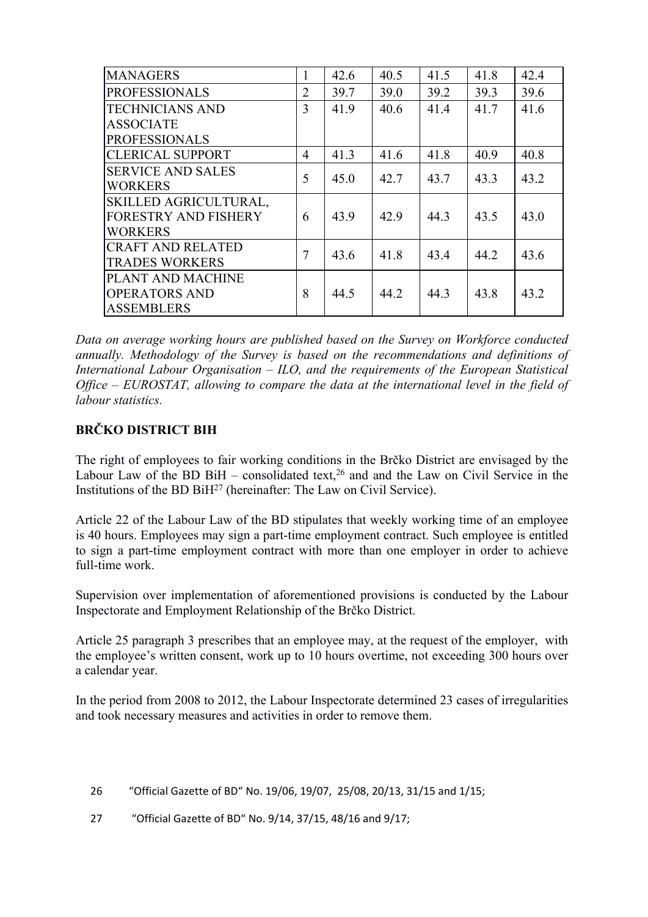| MANAGERS | 1 | 42.6 | 40.5 | 41.5 | 41.8 | 42.4 |
|---|---|---|---|---|---|---|
| PROFESSIONALS | 2 | 39.7 | 39.0 | 39.2 | 39.3 | 39.6 |
| TECHNICIANS AND ASSOCIATE PROFESSIONALS | 3 | 41.9 | 40.6 | 41.4 | 41.7 | 41.6 |
| CLERICAL SUPPORT | 4 | 41.3 | 41.6 | 41.8 | 40.9 | 40.8 |
| SERVICE AND SALES WORKERS | 5 | 45.0 | 42.7 | 43.7 | 43.3 | 43.2 |
| SKILLED AGRICULTURAL, FORESTRY AND FISHERY WORKERS | 6 | 43.9 | 42.9 | 44.3 | 43.5 | 43.0 |
| CRAFT AND RELATED TRADES WORKERS | 7 | 43.6 | 41.8 | 43.4 | 44.2 | 43.6 |
| PLANT AND MACHINE OPERATORS AND ASSEMBLERS | 8 | 44.5 | 44.2 | 44.3 | 43.8 | 43.2 |

*Data on average working hours are published based on the Survey on Workforce conducted annually. Methodology of the Survey is based on the recommendations and definitions of International Labour Organisation – ILO, and the requirements of the European Statistical Office – EUROSTAT, allowing to compare the data at the international level in the field of labour statistics.*

**BRČKO DISTRICT BIH**

The right of employees to fair working conditions in the Brčko District are envisaged by the Labour Law of the BD BiH – consolidated text,[26] and and the Law on Civil Service in the Institutions of the BD BiH[27] (hereinafter: The Law on Civil Service).

Article 22 of the Labour Law of the BD stipulates that weekly working time of an employee is 40 hours. Employees may sign a part-time employment contract. Such employee is entitled to sign a part-time employment contract with more than one employer in order to achieve full-time work.

Supervision over implementation of aforementioned provisions is conducted by the Labour Inspectorate and Employment Relationship of the Brčko District.

Article 25 paragraph 3 prescribes that an employee may, at the request of the employer, with the employee's written consent, work up to 10 hours overtime, not exceeding 300 hours over a calendar year.

In the period from 2008 to 2012, the Labour Inspectorate determined 23 cases of irregularities and took necessary measures and activities in order to remove them.

26 "Official Gazette of BD" No. 19/06, 19/07, 25/08, 20/13, 31/15 and 1/15;

27 "Official Gazette of BD" No. 9/14, 37/15, 48/16 and 9/17;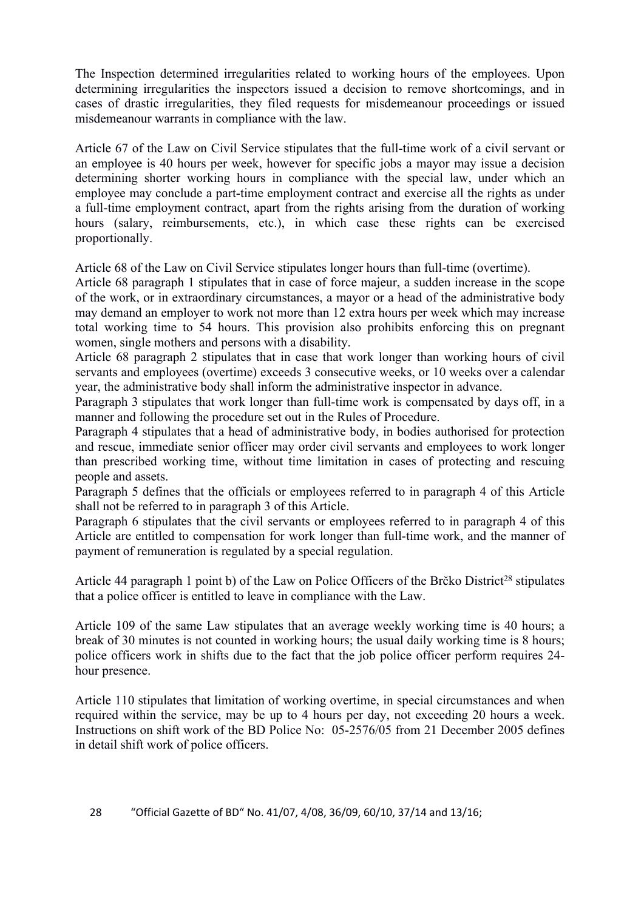The Inspection determined irregularities related to working hours of the employees. Upon determining irregularities the inspectors issued a decision to remove shortcomings, and in cases of drastic irregularities, they filed requests for misdemeanour proceedings or issued misdemeanour warrants in compliance with the law.

Article 67 of the Law on Civil Service stipulates that the full-time work of a civil servant or an employee is 40 hours per week, however for specific jobs a mayor may issue a decision determining shorter working hours in compliance with the special law, under which an employee may conclude a part-time employment contract and exercise all the rights as under a full-time employment contract, apart from the rights arising from the duration of working hours (salary, reimbursements, etc.), in which case these rights can be exercised proportionally.

Article 68 of the Law on Civil Service stipulates longer hours than full-time (overtime).

Article 68 paragraph 1 stipulates that in case of force majeur, a sudden increase in the scope of the work, or in extraordinary circumstances, a mayor or a head of the administrative body may demand an employer to work not more than 12 extra hours per week which may increase total working time to 54 hours. This provision also prohibits enforcing this on pregnant women, single mothers and persons with a disability.

Article 68 paragraph 2 stipulates that in case that work longer than working hours of civil servants and employees (overtime) exceeds 3 consecutive weeks, or 10 weeks over a calendar year, the administrative body shall inform the administrative inspector in advance.

Paragraph 3 stipulates that work longer than full-time work is compensated by days off, in a manner and following the procedure set out in the Rules of Procedure.

Paragraph 4 stipulates that a head of administrative body, in bodies authorised for protection and rescue, immediate senior officer may order civil servants and employees to work longer than prescribed working time, without time limitation in cases of protecting and rescuing people and assets.

Paragraph 5 defines that the officials or employees referred to in paragraph 4 of this Article shall not be referred to in paragraph 3 of this Article.

Paragraph 6 stipulates that the civil servants or employees referred to in paragraph 4 of this Article are entitled to compensation for work longer than full-time work, and the manner of payment of remuneration is regulated by a special regulation.

Article 44 paragraph 1 point b) of the Law on Police Officers of the Brčko District[28] stipulates that a police officer is entitled to leave in compliance with the Law.

Article 109 of the same Law stipulates that an average weekly working time is 40 hours; a break of 30 minutes is not counted in working hours; the usual daily working time is 8 hours; police officers work in shifts due to the fact that the job police officer perform requires 24-hour presence.

Article 110 stipulates that limitation of working overtime, in special circumstances and when required within the service, may be up to 4 hours per day, not exceeding 20 hours a week. Instructions on shift work of the BD Police No: 05-2576/05 from 21 December 2005 defines in detail shift work of police officers.

28 "Official Gazette of BD" No. 41/07, 4/08, 36/09, 60/10, 37/14 and 13/16;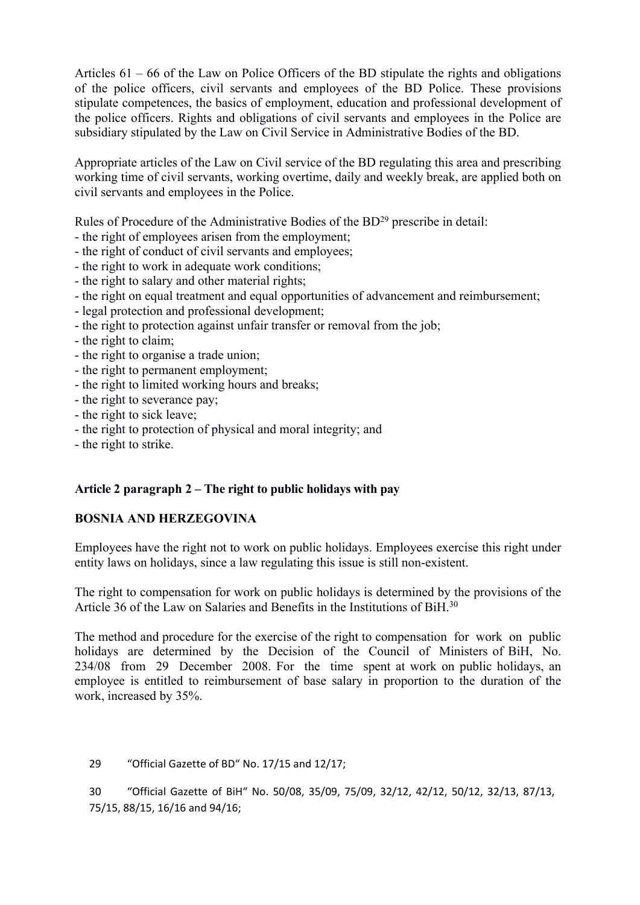Articles 61 – 66 of the Law on Police Officers of the BD stipulate the rights and obligations of the police officers, civil servants and employees of the BD Police. These provisions stipulate competences, the basics of employment, education and professional development of the police officers. Rights and obligations of civil servants and employees in the Police are subsidiary stipulated by the Law on Civil Service in Administrative Bodies of the BD.

Appropriate articles of the Law on Civil service of the BD regulating this area and prescribing working time of civil servants, working overtime, daily and weekly break, are applied both on civil servants and employees in the Police.

Rules of Procedure of the Administrative Bodies of the BD[29] prescribe in detail:

- the right of employees arisen from the employment;
- the right of conduct of civil servants and employees;
- the right to work in adequate work conditions;
- the right to salary and other material rights;
- the right on equal treatment and equal opportunities of advancement and reimbursement;
- legal protection and professional development;
- the right to protection against unfair transfer or removal from the job;
- the right to claim;
- the right to organise a trade union;
- the right to permanent employment;
- the right to limited working hours and breaks;
- the right to severance pay;
- the right to sick leave;
- the right to protection of physical and moral integrity; and
- the right to strike.

**Article 2 paragraph 2 – The right to public holidays with pay**

**BOSNIA AND HERZEGOVINA**

Employees have the right not to work on public holidays. Employees exercise this right under entity laws on holidays, since a law regulating this issue is still non-existent.

The right to compensation for work on public holidays is determined by the provisions of the Article 36 of the Law on Salaries and Benefits in the Institutions of BiH.[30]

The method and procedure for the exercise of the right to compensation for work on public holidays are determined by the Decision of the Council of Ministers of BiH, No. 234/08 from 29 December 2008. For the time spent at work on public holidays, an employee is entitled to reimbursement of base salary in proportion to the duration of the work, increased by 35%.

29 "Official Gazette of BD" No. 17/15 and 12/17;

30 "Official Gazette of BiH" No. 50/08, 35/09, 75/09, 32/12, 42/12, 50/12, 32/13, 87/13, 75/15, 88/15, 16/16 and 94/16;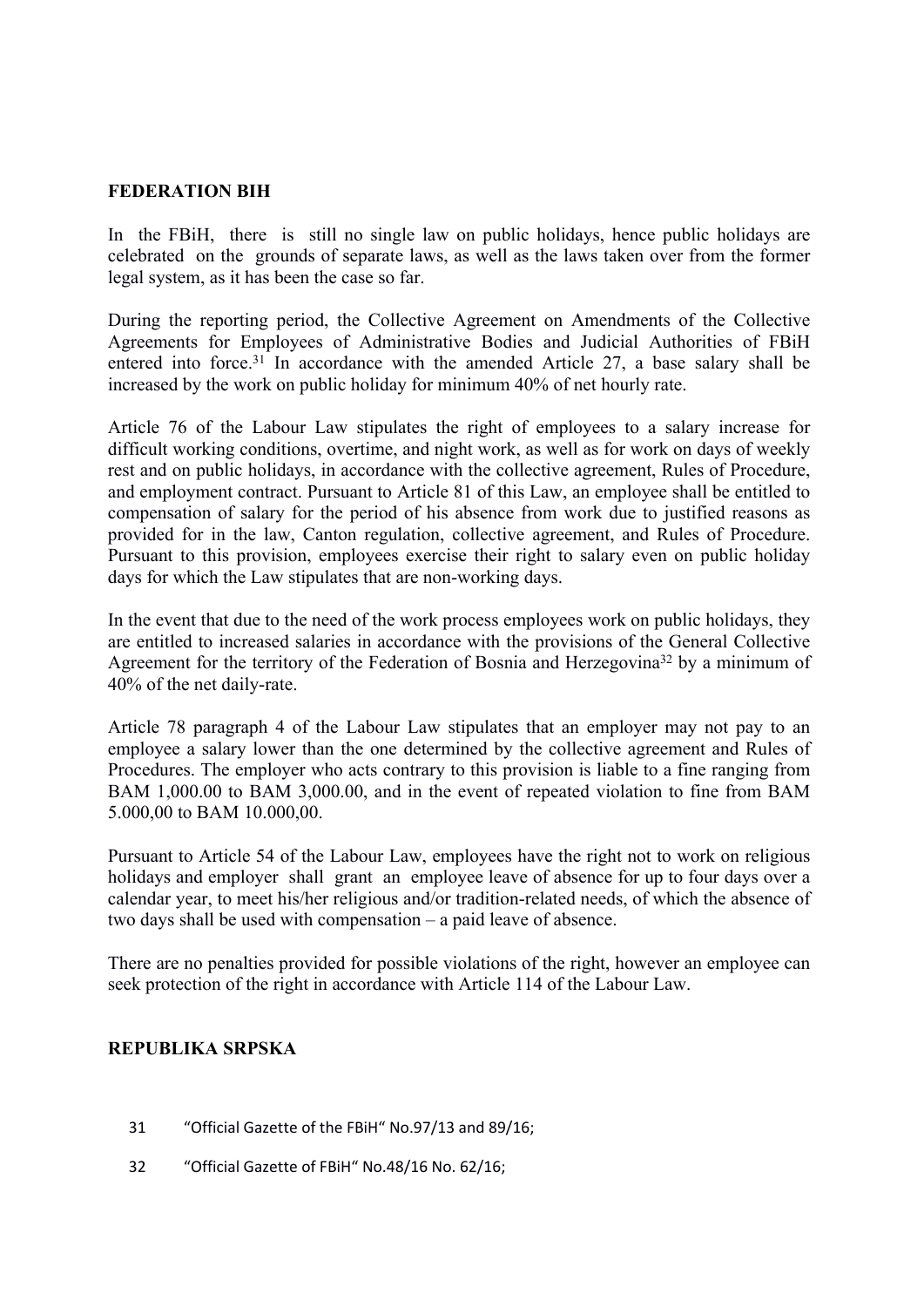**FEDERATION BIH**

In the FBiH, there is still no single law on public holidays, hence public holidays are celebrated on the grounds of separate laws, as well as the laws taken over from the former legal system, as it has been the case so far.

During the reporting period, the Collective Agreement on Amendments of the Collective Agreements for Employees of Administrative Bodies and Judicial Authorities of FBiH entered into force.[31] In accordance with the amended Article 27, a base salary shall be increased by the work on public holiday for minimum 40% of net hourly rate.

Article 76 of the Labour Law stipulates the right of employees to a salary increase for difficult working conditions, overtime, and night work, as well as for work on days of weekly rest and on public holidays, in accordance with the collective agreement, Rules of Procedure, and employment contract. Pursuant to Article 81 of this Law, an employee shall be entitled to compensation of salary for the period of his absence from work due to justified reasons as provided for in the law, Canton regulation, collective agreement, and Rules of Procedure. Pursuant to this provision, employees exercise their right to salary even on public holiday days for which the Law stipulates that are non-working days.

In the event that due to the need of the work process employees work on public holidays, they are entitled to increased salaries in accordance with the provisions of the General Collective Agreement for the territory of the Federation of Bosnia and Herzegovina[32] by a minimum of 40% of the net daily-rate.

Article 78 paragraph 4 of the Labour Law stipulates that an employer may not pay to an employee a salary lower than the one determined by the collective agreement and Rules of Procedures. The employer who acts contrary to this provision is liable to a fine ranging from BAM 1,000.00 to BAM 3,000.00, and in the event of repeated violation to fine from BAM 5.000,00 to BAM 10.000,00.

Pursuant to Article 54 of the Labour Law, employees have the right not to work on religious holidays and employer shall grant an employee leave of absence for up to four days over a calendar year, to meet his/her religious and/or tradition-related needs, of which the absence of two days shall be used with compensation – a paid leave of absence.

There are no penalties provided for possible violations of the right, however an employee can seek protection of the right in accordance with Article 114 of the Labour Law.

**REPUBLIKA SRPSKA**

31 "Official Gazette of the FBiH" No.97/13 and 89/16;

32 "Official Gazette of FBiH" No.48/16 No. 62/16;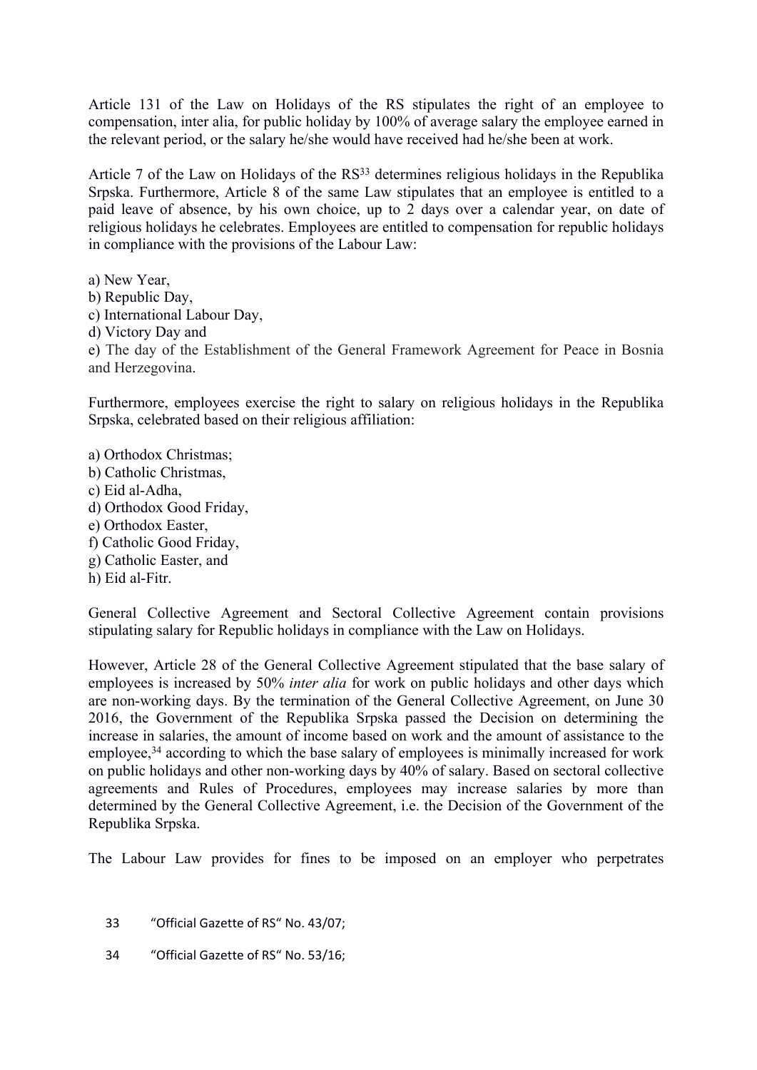Article 131 of the Law on Holidays of the RS stipulates the right of an employee to compensation, inter alia, for public holiday by 100% of average salary the employee earned in the relevant period, or the salary he/she would have received had he/she been at work.

Article 7 of the Law on Holidays of the RS[33] determines religious holidays in the Republika Srpska. Furthermore, Article 8 of the same Law stipulates that an employee is entitled to a paid leave of absence, by his own choice, up to 2 days over a calendar year, on date of religious holidays he celebrates. Employees are entitled to compensation for republic holidays in compliance with the provisions of the Labour Law:

a) New Year,
b) Republic Day,
c) International Labour Day,
d) Victory Day and
e) The day of the Establishment of the General Framework Agreement for Peace in Bosnia and Herzegovina.

Furthermore, employees exercise the right to salary on religious holidays in the Republika Srpska, celebrated based on their religious affiliation:

a) Orthodox Christmas;
b) Catholic Christmas,
c) Eid al-Adha,
d) Orthodox Good Friday,
e) Orthodox Easter,
f) Catholic Good Friday,
g) Catholic Easter, and
h) Eid al-Fitr.

General Collective Agreement and Sectoral Collective Agreement contain provisions stipulating salary for Republic holidays in compliance with the Law on Holidays.

However, Article 28 of the General Collective Agreement stipulated that the base salary of employees is increased by 50% *inter alia* for work on public holidays and other days which are non-working days. By the termination of the General Collective Agreement, on June 30 2016, the Government of the Republika Srpska passed the Decision on determining the increase in salaries, the amount of income based on work and the amount of assistance to the employee,[34] according to which the base salary of employees is minimally increased for work on public holidays and other non-working days by 40% of salary. Based on sectoral collective agreements and Rules of Procedures, employees may increase salaries by more than determined by the General Collective Agreement, i.e. the Decision of the Government of the Republika Srpska.

The Labour Law provides for fines to be imposed on an employer who perpetrates

33 "Official Gazette of RS" No. 43/07;

34 "Official Gazette of RS" No. 53/16;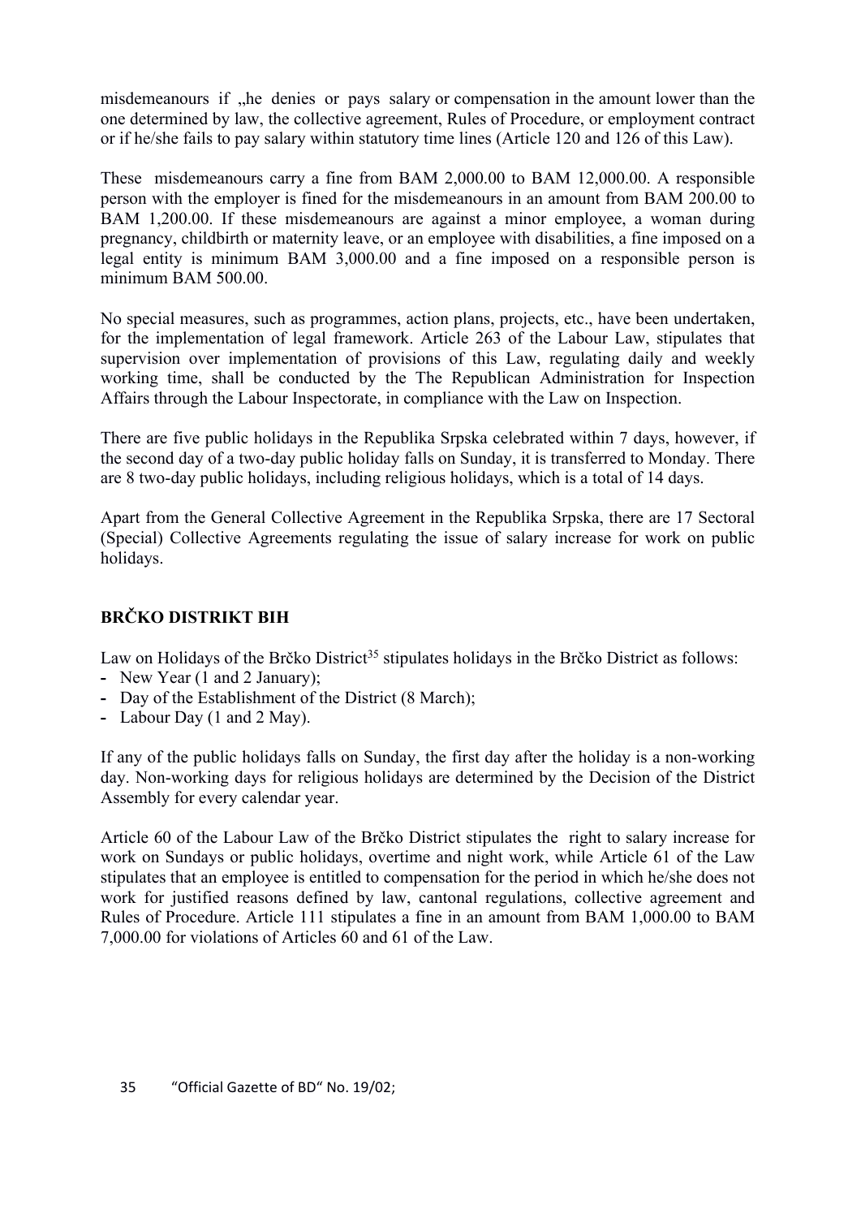misdemeanours if „he denies or pays salary or compensation in the amount lower than the one determined by law, the collective agreement, Rules of Procedure, or employment contract or if he/she fails to pay salary within statutory time lines (Article 120 and 126 of this Law).

These misdemeanours carry a fine from BAM 2,000.00 to BAM 12,000.00. A responsible person with the employer is fined for the misdemeanours in an amount from BAM 200.00 to BAM 1,200.00. If these misdemeanours are against a minor employee, a woman during pregnancy, childbirth or maternity leave, or an employee with disabilities, a fine imposed on a legal entity is minimum BAM 3,000.00 and a fine imposed on a responsible person is minimum BAM 500.00.

No special measures, such as programmes, action plans, projects, etc., have been undertaken, for the implementation of legal framework. Article 263 of the Labour Law, stipulates that supervision over implementation of provisions of this Law, regulating daily and weekly working time, shall be conducted by the The Republican Administration for Inspection Affairs through the Labour Inspectorate, in compliance with the Law on Inspection.

There are five public holidays in the Republika Srpska celebrated within 7 days, however, if the second day of a two-day public holiday falls on Sunday, it is transferred to Monday. There are 8 two-day public holidays, including religious holidays, which is a total of 14 days.

Apart from the General Collective Agreement in the Republika Srpska, there are 17 Sectoral (Special) Collective Agreements regulating the issue of salary increase for work on public holidays.

## BRČKO DISTRIKT BIH

Law on Holidays of the Brčko District[35] stipulates holidays in the Brčko District as follows:

- New Year (1 and 2 January);
- Day of the Establishment of the District (8 March);
- Labour Day (1 and 2 May).

If any of the public holidays falls on Sunday, the first day after the holiday is a non-working day. Non-working days for religious holidays are determined by the Decision of the District Assembly for every calendar year.

Article 60 of the Labour Law of the Brčko District stipulates the right to salary increase for work on Sundays or public holidays, overtime and night work, while Article 61 of the Law stipulates that an employee is entitled to compensation for the period in which he/she does not work for justified reasons defined by law, cantonal regulations, collective agreement and Rules of Procedure. Article 111 stipulates a fine in an amount from BAM 1,000.00 to BAM 7,000.00 for violations of Articles 60 and 61 of the Law.

35 "Official Gazette of BD" No. 19/02;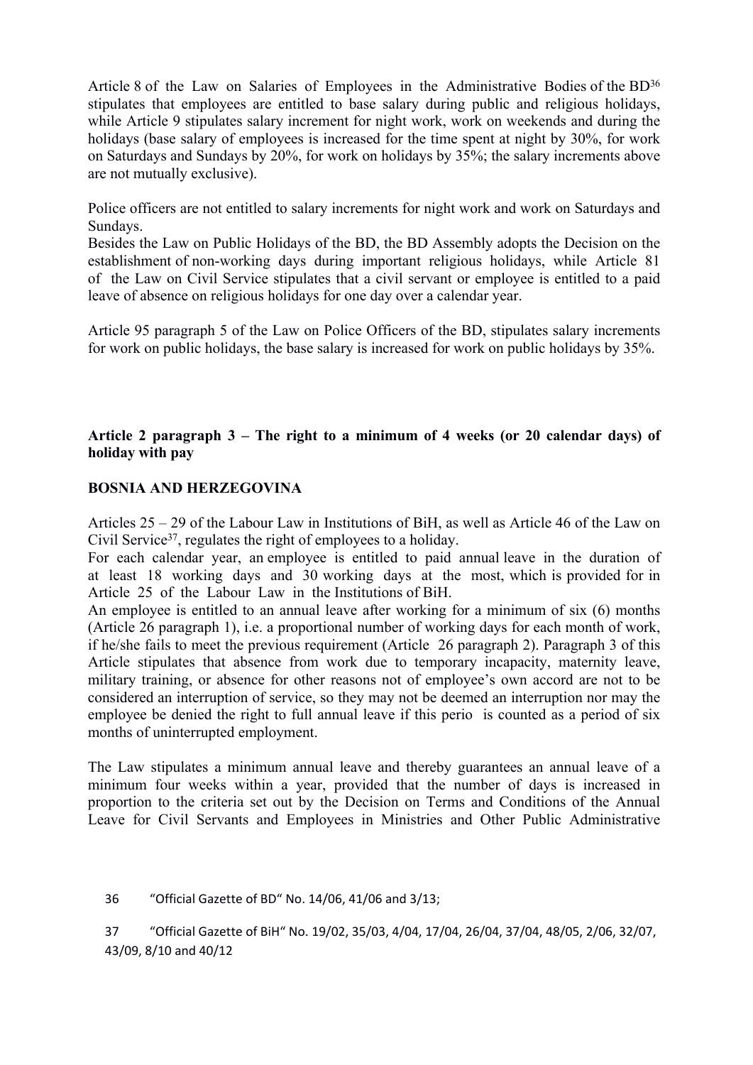Article 8 of the Law on Salaries of Employees in the Administrative Bodies of the BD[36] stipulates that employees are entitled to base salary during public and religious holidays, while Article 9 stipulates salary increment for night work, work on weekends and during the holidays (base salary of employees is increased for the time spent at night by 30%, for work on Saturdays and Sundays by 20%, for work on holidays by 35%; the salary increments above are not mutually exclusive).

Police officers are not entitled to salary increments for night work and work on Saturdays and Sundays.

Besides the Law on Public Holidays of the BD, the BD Assembly adopts the Decision on the establishment of non-working days during important religious holidays, while Article 81 of the Law on Civil Service stipulates that a civil servant or employee is entitled to a paid leave of absence on religious holidays for one day over a calendar year.

Article 95 paragraph 5 of the Law on Police Officers of the BD, stipulates salary increments for work on public holidays, the base salary is increased for work on public holidays by 35%.

**Article 2 paragraph 3 – The right to a minimum of 4 weeks (or 20 calendar days) of holiday with pay**

**BOSNIA AND HERZEGOVINA**

Articles 25 – 29 of the Labour Law in Institutions of BiH, as well as Article 46 of the Law on Civil Service[37], regulates the right of employees to a holiday.

For each calendar year, an employee is entitled to paid annual leave in the duration of at least 18 working days and 30 working days at the most, which is provided for in Article 25 of the Labour Law in the Institutions of BiH.

An employee is entitled to an annual leave after working for a minimum of six (6) months (Article 26 paragraph 1), i.e. a proportional number of working days for each month of work, if he/she fails to meet the previous requirement (Article 26 paragraph 2). Paragraph 3 of this Article stipulates that absence from work due to temporary incapacity, maternity leave, military training, or absence for other reasons not of employee's own accord are not to be considered an interruption of service, so they may not be deemed an interruption nor may the employee be denied the right to full annual leave if this perio is counted as a period of six months of uninterrupted employment.

The Law stipulates a minimum annual leave and thereby guarantees an annual leave of a minimum four weeks within a year, provided that the number of days is increased in proportion to the criteria set out by the Decision on Terms and Conditions of the Annual Leave for Civil Servants and Employees in Ministries and Other Public Administrative

36 "Official Gazette of BD" No. 14/06, 41/06 and 3/13;

37 "Official Gazette of BiH" No. 19/02, 35/03, 4/04, 17/04, 26/04, 37/04, 48/05, 2/06, 32/07, 43/09, 8/10 and 40/12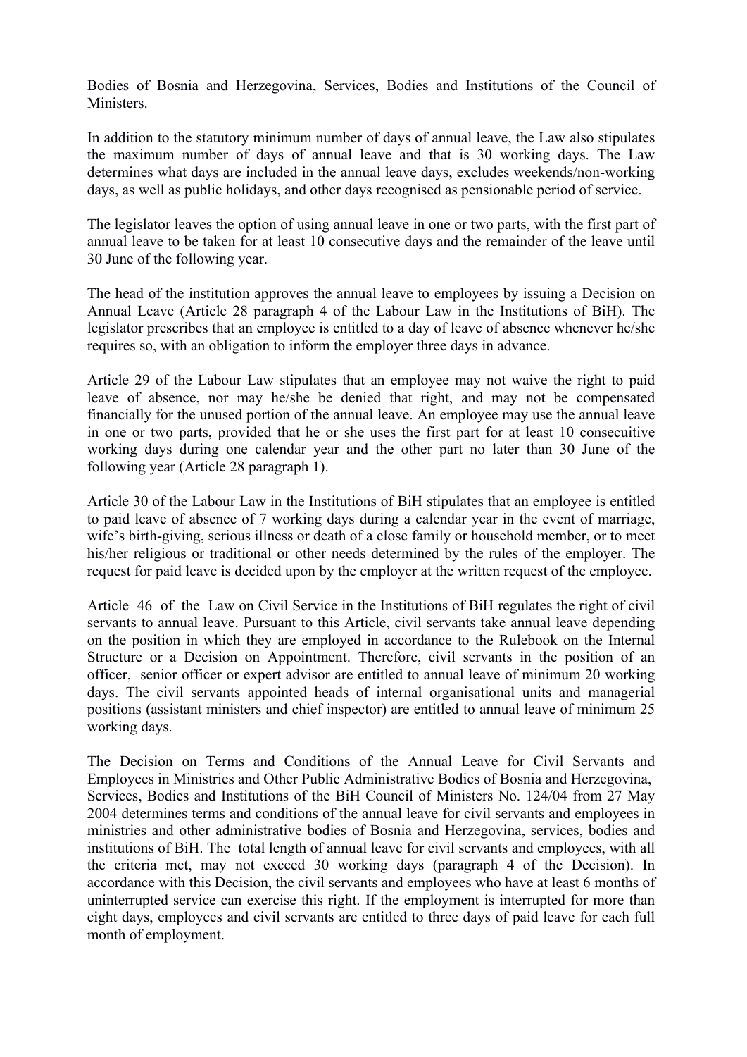Bodies of Bosnia and Herzegovina, Services, Bodies and Institutions of the Council of Ministers.

In addition to the statutory minimum number of days of annual leave, the Law also stipulates the maximum number of days of annual leave and that is 30 working days. The Law determines what days are included in the annual leave days, excludes weekends/non-working days, as well as public holidays, and other days recognised as pensionable period of service.

The legislator leaves the option of using annual leave in one or two parts, with the first part of annual leave to be taken for at least 10 consecutive days and the remainder of the leave until 30 June of the following year.

The head of the institution approves the annual leave to employees by issuing a Decision on Annual Leave (Article 28 paragraph 4 of the Labour Law in the Institutions of BiH). The legislator prescribes that an employee is entitled to a day of leave of absence whenever he/she requires so, with an obligation to inform the employer three days in advance.

Article 29 of the Labour Law stipulates that an employee may not waive the right to paid leave of absence, nor may he/she be denied that right, and may not be compensated financially for the unused portion of the annual leave. An employee may use the annual leave in one or two parts, provided that he or she uses the first part for at least 10 consecuitive working days during one calendar year and the other part no later than 30 June of the following year (Article 28 paragraph 1).

Article 30 of the Labour Law in the Institutions of BiH stipulates that an employee is entitled to paid leave of absence of 7 working days during a calendar year in the event of marriage, wife's birth-giving, serious illness or death of a close family or household member, or to meet his/her religious or traditional or other needs determined by the rules of the employer. The request for paid leave is decided upon by the employer at the written request of the employee.

Article 46 of the Law on Civil Service in the Institutions of BiH regulates the right of civil servants to annual leave. Pursuant to this Article, civil servants take annual leave depending on the position in which they are employed in accordance to the Rulebook on the Internal Structure or a Decision on Appointment. Therefore, civil servants in the position of an officer, senior officer or expert advisor are entitled to annual leave of minimum 20 working days. The civil servants appointed heads of internal organisational units and managerial positions (assistant ministers and chief inspector) are entitled to annual leave of minimum 25 working days.

The Decision on Terms and Conditions of the Annual Leave for Civil Servants and Employees in Ministries and Other Public Administrative Bodies of Bosnia and Herzegovina, Services, Bodies and Institutions of the BiH Council of Ministers No. 124/04 from 27 May 2004 determines terms and conditions of the annual leave for civil servants and employees in ministries and other administrative bodies of Bosnia and Herzegovina, services, bodies and institutions of BiH. The total length of annual leave for civil servants and employees, with all the criteria met, may not exceed 30 working days (paragraph 4 of the Decision). In accordance with this Decision, the civil servants and employees who have at least 6 months of uninterrupted service can exercise this right. If the employment is interrupted for more than eight days, employees and civil servants are entitled to three days of paid leave for each full month of employment.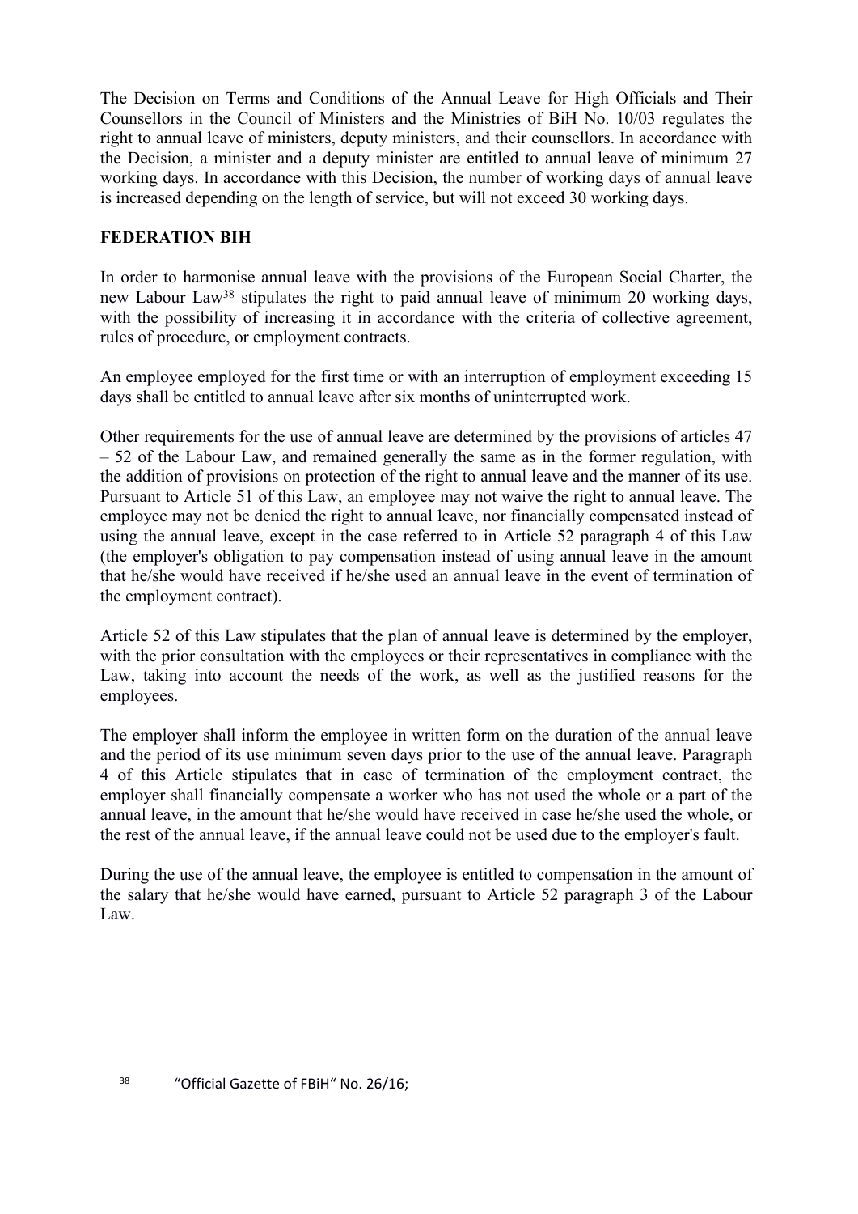The Decision on Terms and Conditions of the Annual Leave for High Officials and Their Counsellors in the Council of Ministers and the Ministries of BiH No. 10/03 regulates the right to annual leave of ministers, deputy ministers, and their counsellors. In accordance with the Decision, a minister and a deputy minister are entitled to annual leave of minimum 27 working days. In accordance with this Decision, the number of working days of annual leave is increased depending on the length of service, but will not exceed 30 working days.

**FEDERATION BIH**

In order to harmonise annual leave with the provisions of the European Social Charter, the new Labour Law[38] stipulates the right to paid annual leave of minimum 20 working days, with the possibility of increasing it in accordance with the criteria of collective agreement, rules of procedure, or employment contracts.

An employee employed for the first time or with an interruption of employment exceeding 15 days shall be entitled to annual leave after six months of uninterrupted work.

Other requirements for the use of annual leave are determined by the provisions of articles 47 – 52 of the Labour Law, and remained generally the same as in the former regulation, with the addition of provisions on protection of the right to annual leave and the manner of its use. Pursuant to Article 51 of this Law, an employee may not waive the right to annual leave. The employee may not be denied the right to annual leave, nor financially compensated instead of using the annual leave, except in the case referred to in Article 52 paragraph 4 of this Law (the employer's obligation to pay compensation instead of using annual leave in the amount that he/she would have received if he/she used an annual leave in the event of termination of the employment contract).

Article 52 of this Law stipulates that the plan of annual leave is determined by the employer, with the prior consultation with the employees or their representatives in compliance with the Law, taking into account the needs of the work, as well as the justified reasons for the employees.

The employer shall inform the employee in written form on the duration of the annual leave and the period of its use minimum seven days prior to the use of the annual leave. Paragraph 4 of this Article stipulates that in case of termination of the employment contract, the employer shall financially compensate a worker who has not used the whole or a part of the annual leave, in the amount that he/she would have received in case he/she used the whole, or the rest of the annual leave, if the annual leave could not be used due to the employer's fault.

During the use of the annual leave, the employee is entitled to compensation in the amount of the salary that he/she would have earned, pursuant to Article 52 paragraph 3 of the Labour Law.

[38] "Official Gazette of FBiH" No. 26/16;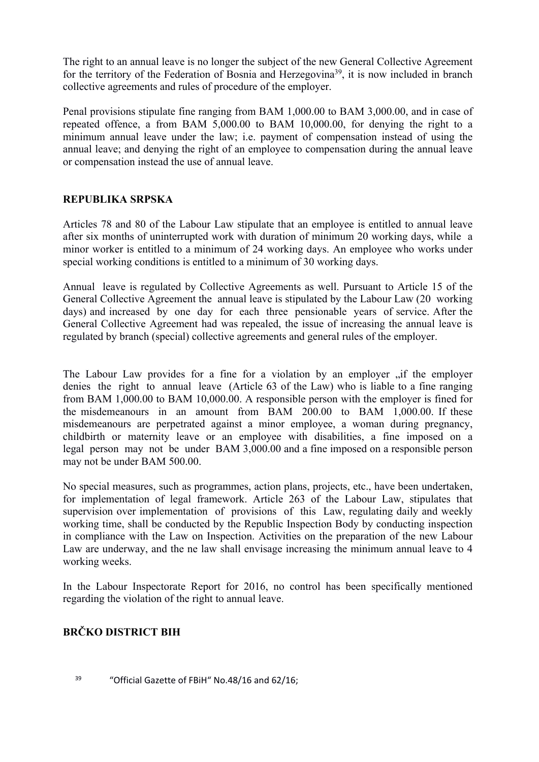The right to an annual leave is no longer the subject of the new General Collective Agreement for the territory of the Federation of Bosnia and Herzegovina[39], it is now included in branch collective agreements and rules of procedure of the employer.

Penal provisions stipulate fine ranging from BAM 1,000.00 to BAM 3,000.00, and in case of repeated offence, a from BAM 5,000.00 to BAM 10,000.00, for denying the right to a minimum annual leave under the law; i.e. payment of compensation instead of using the annual leave; and denying the right of an employee to compensation during the annual leave or compensation instead the use of annual leave.

## REPUBLIKA SRPSKA

Articles 78 and 80 of the Labour Law stipulate that an employee is entitled to annual leave after six months of uninterrupted work with duration of minimum 20 working days, while a minor worker is entitled to a minimum of 24 working days. An employee who works under special working conditions is entitled to a minimum of 30 working days.

Annual leave is regulated by Collective Agreements as well. Pursuant to Article 15 of the General Collective Agreement the annual leave is stipulated by the Labour Law (20 working days) and increased by one day for each three pensionable years of service. After the General Collective Agreement had was repealed, the issue of increasing the annual leave is regulated by branch (special) collective agreements and general rules of the employer.

The Labour Law provides for a fine for a violation by an employer „if the employer denies the right to annual leave (Article 63 of the Law) who is liable to a fine ranging from BAM 1,000.00 to BAM 10,000.00. A responsible person with the employer is fined for the misdemeanours in an amount from BAM 200.00 to BAM 1,000.00. If these misdemeanours are perpetrated against a minor employee, a woman during pregnancy, childbirth or maternity leave or an employee with disabilities, a fine imposed on a legal person may not be under BAM 3,000.00 and a fine imposed on a responsible person may not be under BAM 500.00.

No special measures, such as programmes, action plans, projects, etc., have been undertaken, for implementation of legal framework. Article 263 of the Labour Law, stipulates that supervision over implementation of provisions of this Law, regulating daily and weekly working time, shall be conducted by the Republic Inspection Body by conducting inspection in compliance with the Law on Inspection. Activities on the preparation of the new Labour Law are underway, and the ne law shall envisage increasing the minimum annual leave to 4 working weeks.

In the Labour Inspectorate Report for 2016, no control has been specifically mentioned regarding the violation of the right to annual leave.

## BRČKO DISTRICT BIH

[39] "Official Gazette of FBiH" No.48/16 and 62/16;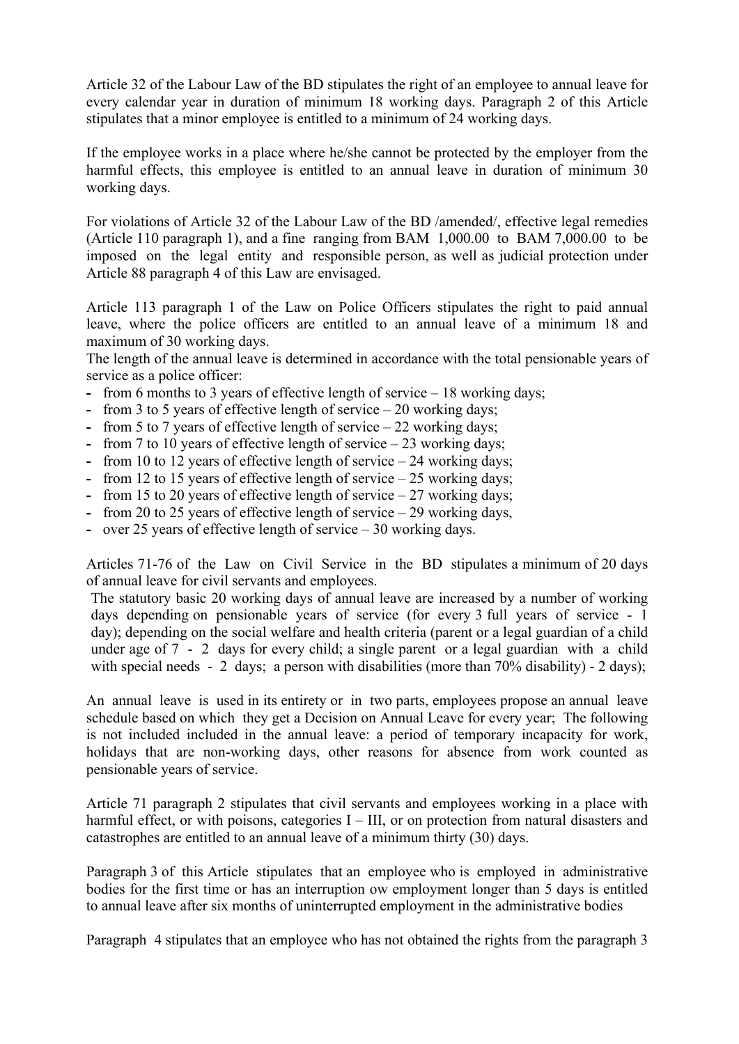Article 32 of the Labour Law of the BD stipulates the right of an employee to annual leave for every calendar year in duration of minimum 18 working days. Paragraph 2 of this Article stipulates that a minor employee is entitled to a minimum of 24 working days.

If the employee works in a place where he/she cannot be protected by the employer from the harmful effects, this employee is entitled to an annual leave in duration of minimum 30 working days.

For violations of Article 32 of the Labour Law of the BD /amended/, effective legal remedies (Article 110 paragraph 1), and a fine ranging from BAM 1,000.00 to BAM 7,000.00 to be imposed on the legal entity and responsible person, as well as judicial protection under Article 88 paragraph 4 of this Law are envisaged.

Article 113 paragraph 1 of the Law on Police Officers stipulates the right to paid annual leave, where the police officers are entitled to an annual leave of a minimum 18 and maximum of 30 working days.
The length of the annual leave is determined in accordance with the total pensionable years of service as a police officer:

- from 6 months to 3 years of effective length of service – 18 working days;
- from 3 to 5 years of effective length of service – 20 working days;
- from 5 to 7 years of effective length of service – 22 working days;
- from 7 to 10 years of effective length of service – 23 working days;
- from 10 to 12 years of effective length of service – 24 working days;
- from 12 to 15 years of effective length of service – 25 working days;
- from 15 to 20 years of effective length of service – 27 working days;
- from 20 to 25 years of effective length of service – 29 working days,
- over 25 years of effective length of service – 30 working days.

Articles 71-76 of the Law on Civil Service in the BD stipulates a minimum of 20 days of annual leave for civil servants and employees.
The statutory basic 20 working days of annual leave are increased by a number of working days depending on pensionable years of service (for every 3 full years of service - 1 day); depending on the social welfare and health criteria (parent or a legal guardian of a child under age of 7 - 2 days for every child; a single parent or a legal guardian with a child with special needs - 2 days; a person with disabilities (more than 70% disability) - 2 days);

An annual leave is used in its entirety or in two parts, employees propose an annual leave schedule based on which they get a Decision on Annual Leave for every year; The following is not included included in the annual leave: a period of temporary incapacity for work, holidays that are non-working days, other reasons for absence from work counted as pensionable years of service.

Article 71 paragraph 2 stipulates that civil servants and employees working in a place with harmful effect, or with poisons, categories I – III, or on protection from natural disasters and catastrophes are entitled to an annual leave of a minimum thirty (30) days.

Paragraph 3 of this Article stipulates that an employee who is employed in administrative bodies for the first time or has an interruption ow employment longer than 5 days is entitled to annual leave after six months of uninterrupted employment in the administrative bodies

Paragraph 4 stipulates that an employee who has not obtained the rights from the paragraph 3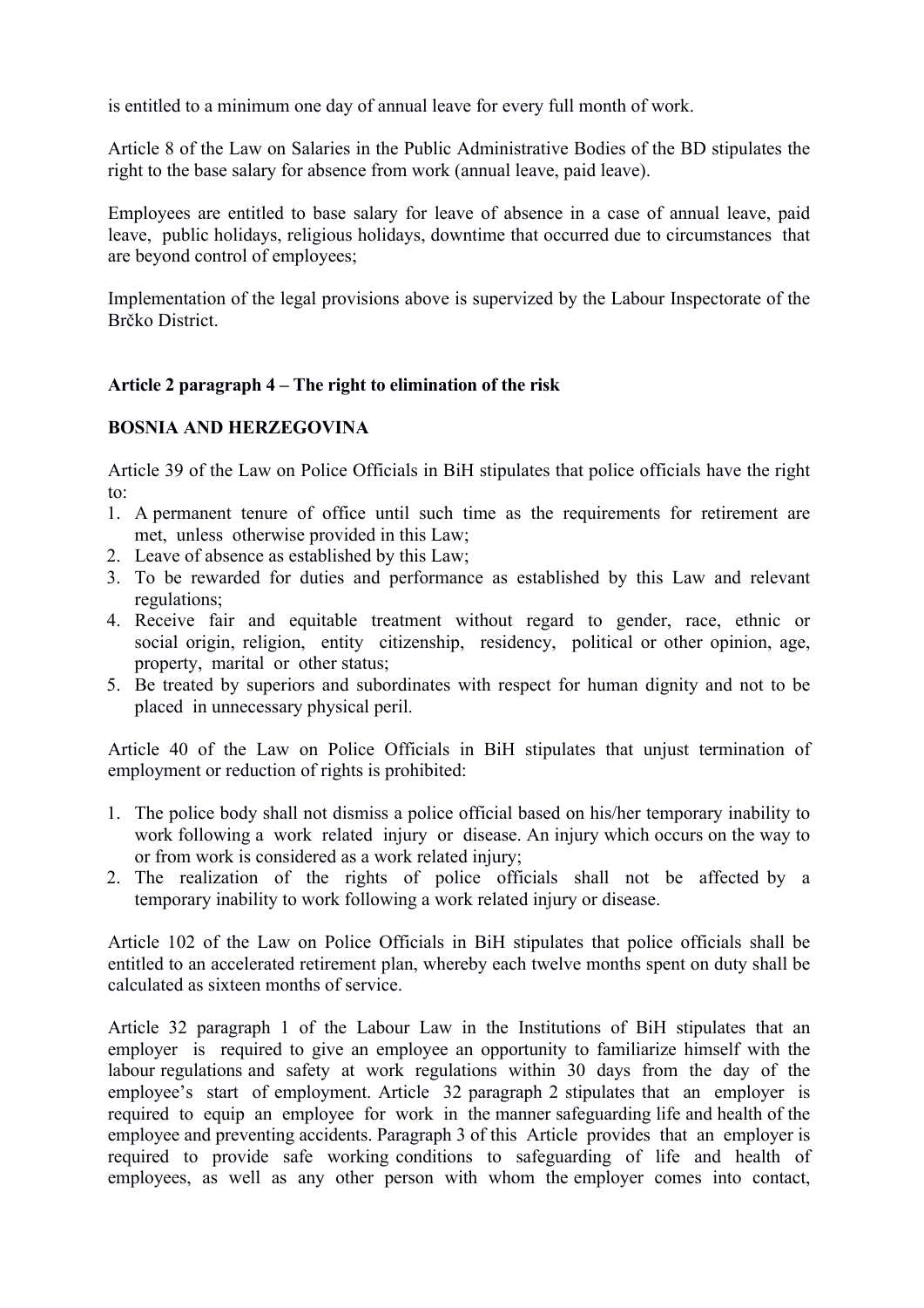is entitled to a minimum one day of annual leave for every full month of work.

Article 8 of the Law on Salaries in the Public Administrative Bodies of the BD stipulates the right to the base salary for absence from work (annual leave, paid leave).

Employees are entitled to base salary for leave of absence in a case of annual leave, paid leave, public holidays, religious holidays, downtime that occurred due to circumstances that are beyond control of employees;

Implementation of the legal provisions above is supervized by the Labour Inspectorate of the Brčko District.

**Article 2 paragraph 4 – The right to elimination of the risk**

**BOSNIA AND HERZEGOVINA**

Article 39 of the Law on Police Officials in BiH stipulates that police officials have the right to:

1. A permanent tenure of office until such time as the requirements for retirement are met, unless otherwise provided in this Law;
2. Leave of absence as established by this Law;
3. To be rewarded for duties and performance as established by this Law and relevant regulations;
4. Receive fair and equitable treatment without regard to gender, race, ethnic or social origin, religion, entity citizenship, residency, political or other opinion, age, property, marital or other status;
5. Be treated by superiors and subordinates with respect for human dignity and not to be placed in unnecessary physical peril.

Article 40 of the Law on Police Officials in BiH stipulates that unjust termination of employment or reduction of rights is prohibited:

1. The police body shall not dismiss a police official based on his/her temporary inability to work following a work related injury or disease. An injury which occurs on the way to or from work is considered as a work related injury;
2. The realization of the rights of police officials shall not be affected by a temporary inability to work following a work related injury or disease.

Article 102 of the Law on Police Officials in BiH stipulates that police officials shall be entitled to an accelerated retirement plan, whereby each twelve months spent on duty shall be calculated as sixteen months of service.

Article 32 paragraph 1 of the Labour Law in the Institutions of BiH stipulates that an employer is required to give an employee an opportunity to familiarize himself with the labour regulations and safety at work regulations within 30 days from the day of the employee's start of employment. Article 32 paragraph 2 stipulates that an employer is required to equip an employee for work in the manner safeguarding life and health of the employee and preventing accidents. Paragraph 3 of this Article provides that an employer is required to provide safe working conditions to safeguarding of life and health of employees, as well as any other person with whom the employer comes into contact,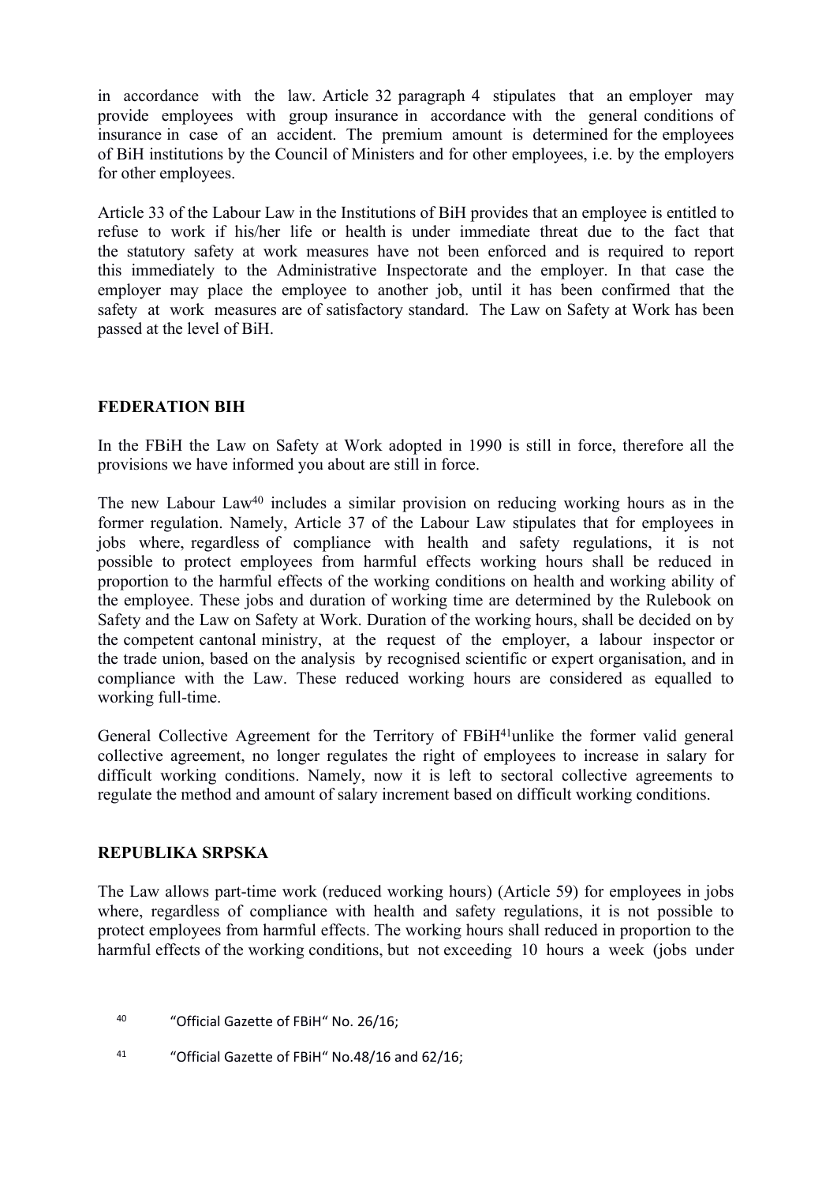in accordance with the law. Article 32 paragraph 4 stipulates that an employer may provide employees with group insurance in accordance with the general conditions of insurance in case of an accident. The premium amount is determined for the employees of BiH institutions by the Council of Ministers and for other employees, i.e. by the employers for other employees.

Article 33 of the Labour Law in the Institutions of BiH provides that an employee is entitled to refuse to work if his/her life or health is under immediate threat due to the fact that the statutory safety at work measures have not been enforced and is required to report this immediately to the Administrative Inspectorate and the employer. In that case the employer may place the employee to another job, until it has been confirmed that the safety at work measures are of satisfactory standard. The Law on Safety at Work has been passed at the level of BiH.

## FEDERATION BIH

In the FBiH the Law on Safety at Work adopted in 1990 is still in force, therefore all the provisions we have informed you about are still in force.

The new Labour Law[40] includes a similar provision on reducing working hours as in the former regulation. Namely, Article 37 of the Labour Law stipulates that for employees in jobs where, regardless of compliance with health and safety regulations, it is not possible to protect employees from harmful effects working hours shall be reduced in proportion to the harmful effects of the working conditions on health and working ability of the employee. These jobs and duration of working time are determined by the Rulebook on Safety and the Law on Safety at Work. Duration of the working hours, shall be decided on by the competent cantonal ministry, at the request of the employer, a labour inspector or the trade union, based on the analysis by recognised scientific or expert organisation, and in compliance with the Law. These reduced working hours are considered as equalled to working full-time.

General Collective Agreement for the Territory of FBiH[41]unlike the former valid general collective agreement, no longer regulates the right of employees to increase in salary for difficult working conditions. Namely, now it is left to sectoral collective agreements to regulate the method and amount of salary increment based on difficult working conditions.

## REPUBLIKA SRPSKA

The Law allows part-time work (reduced working hours) (Article 59) for employees in jobs where, regardless of compliance with health and safety regulations, it is not possible to protect employees from harmful effects. The working hours shall reduced in proportion to the harmful effects of the working conditions, but not exceeding 10 hours a week (jobs under

[40] "Official Gazette of FBiH" No. 26/16;

[41] "Official Gazette of FBiH" No.48/16 and 62/16;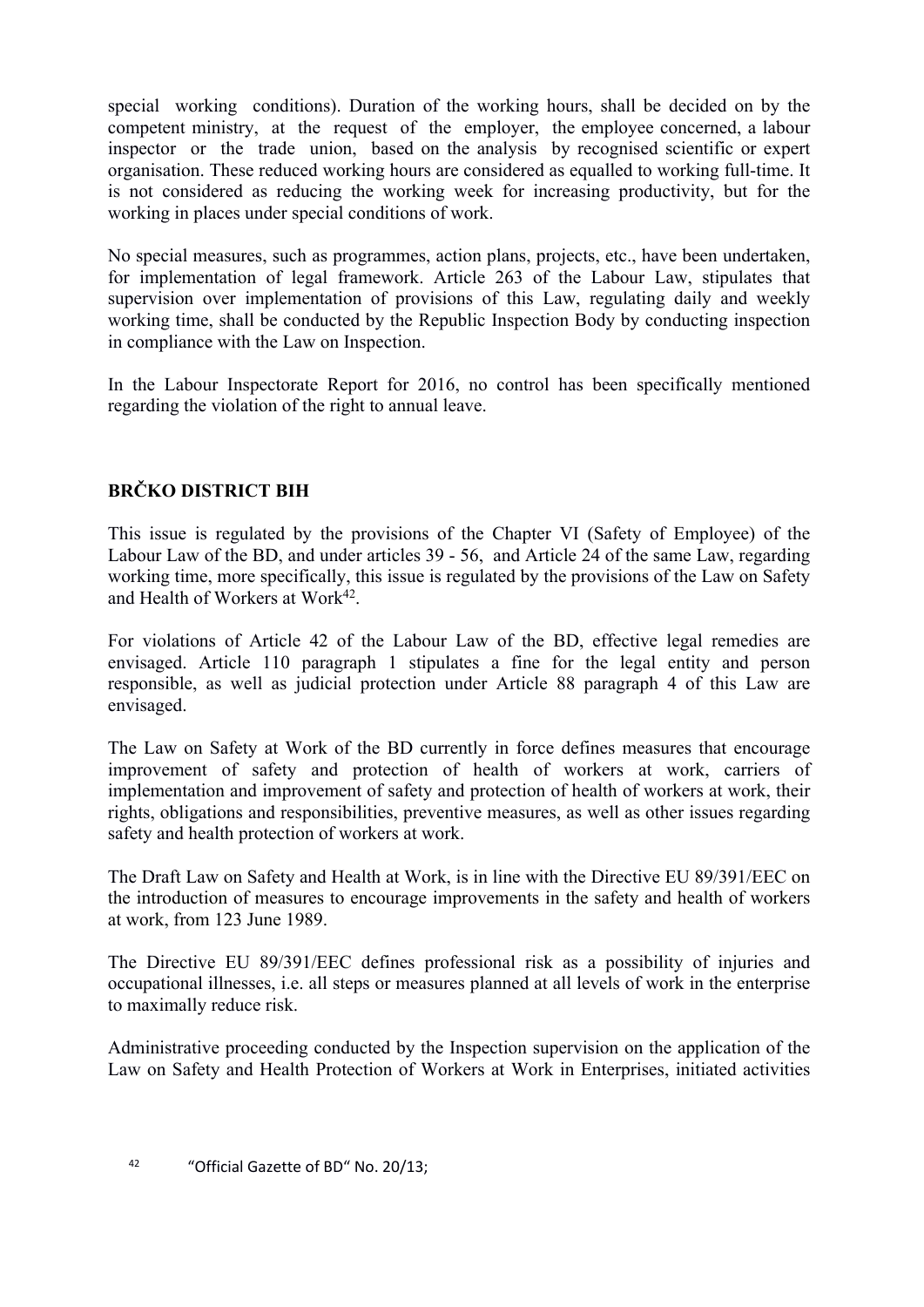special working conditions). Duration of the working hours, shall be decided on by the competent ministry, at the request of the employer, the employee concerned, a labour inspector or the trade union, based on the analysis by recognised scientific or expert organisation. These reduced working hours are considered as equalled to working full-time. It is not considered as reducing the working week for increasing productivity, but for the working in places under special conditions of work.

No special measures, such as programmes, action plans, projects, etc., have been undertaken, for implementation of legal framework. Article 263 of the Labour Law, stipulates that supervision over implementation of provisions of this Law, regulating daily and weekly working time, shall be conducted by the Republic Inspection Body by conducting inspection in compliance with the Law on Inspection.

In the Labour Inspectorate Report for 2016, no control has been specifically mentioned regarding the violation of the right to annual leave.

## BRČKO DISTRICT BIH

This issue is regulated by the provisions of the Chapter VI (Safety of Employee) of the Labour Law of the BD, and under articles 39 - 56, and Article 24 of the same Law, regarding working time, more specifically, this issue is regulated by the provisions of the Law on Safety and Health of Workers at Work[42].

For violations of Article 42 of the Labour Law of the BD, effective legal remedies are envisaged. Article 110 paragraph 1 stipulates a fine for the legal entity and person responsible, as well as judicial protection under Article 88 paragraph 4 of this Law are envisaged.

The Law on Safety at Work of the BD currently in force defines measures that encourage improvement of safety and protection of health of workers at work, carriers of implementation and improvement of safety and protection of health of workers at work, their rights, obligations and responsibilities, preventive measures, as well as other issues regarding safety and health protection of workers at work.

The Draft Law on Safety and Health at Work, is in line with the Directive EU 89/391/EEC on the introduction of measures to encourage improvements in the safety and health of workers at work, from 123 June 1989.

The Directive EU 89/391/EEC defines professional risk as a possibility of injuries and occupational illnesses, i.e. all steps or measures planned at all levels of work in the enterprise to maximally reduce risk.

Administrative proceeding conducted by the Inspection supervision on the application of the Law on Safety and Health Protection of Workers at Work in Enterprises, initiated activities

[42] "Official Gazette of BD" No. 20/13;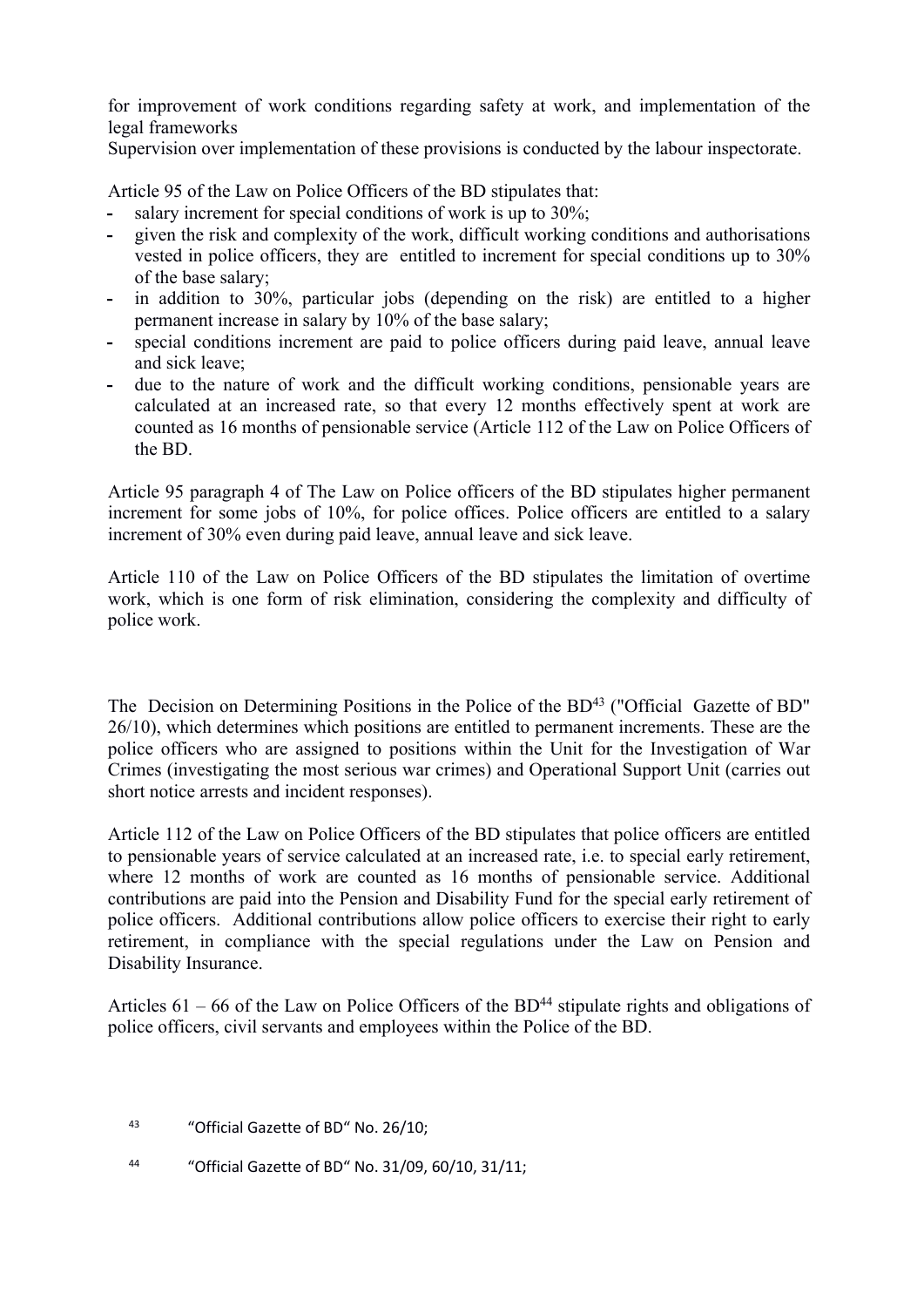for improvement of work conditions regarding safety at work, and implementation of the legal frameworks

Supervision over implementation of these provisions is conducted by the labour inspectorate.

Article 95 of the Law on Police Officers of the BD stipulates that:

- salary increment for special conditions of work is up to 30%;
- given the risk and complexity of the work, difficult working conditions and authorisations vested in police officers, they are entitled to increment for special conditions up to 30% of the base salary;
- in addition to 30%, particular jobs (depending on the risk) are entitled to a higher permanent increase in salary by 10% of the base salary;
- special conditions increment are paid to police officers during paid leave, annual leave and sick leave;
- due to the nature of work and the difficult working conditions, pensionable years are calculated at an increased rate, so that every 12 months effectively spent at work are counted as 16 months of pensionable service (Article 112 of the Law on Police Officers of the BD.

Article 95 paragraph 4 of The Law on Police officers of the BD stipulates higher permanent increment for some jobs of 10%, for police offices. Police officers are entitled to a salary increment of 30% even during paid leave, annual leave and sick leave.

Article 110 of the Law on Police Officers of the BD stipulates the limitation of overtime work, which is one form of risk elimination, considering the complexity and difficulty of police work.

The Decision on Determining Positions in the Police of the BD[43] ("Official Gazette of BD" 26/10), which determines which positions are entitled to permanent increments. These are the police officers who are assigned to positions within the Unit for the Investigation of War Crimes (investigating the most serious war crimes) and Operational Support Unit (carries out short notice arrests and incident responses).

Article 112 of the Law on Police Officers of the BD stipulates that police officers are entitled to pensionable years of service calculated at an increased rate, i.e. to special early retirement, where 12 months of work are counted as 16 months of pensionable service. Additional contributions are paid into the Pension and Disability Fund for the special early retirement of police officers. Additional contributions allow police officers to exercise their right to early retirement, in compliance with the special regulations under the Law on Pension and Disability Insurance.

Articles 61 – 66 of the Law on Police Officers of the BD[44] stipulate rights and obligations of police officers, civil servants and employees within the Police of the BD.

[43] "Official Gazette of BD" No. 26/10;

[44] "Official Gazette of BD" No. 31/09, 60/10, 31/11;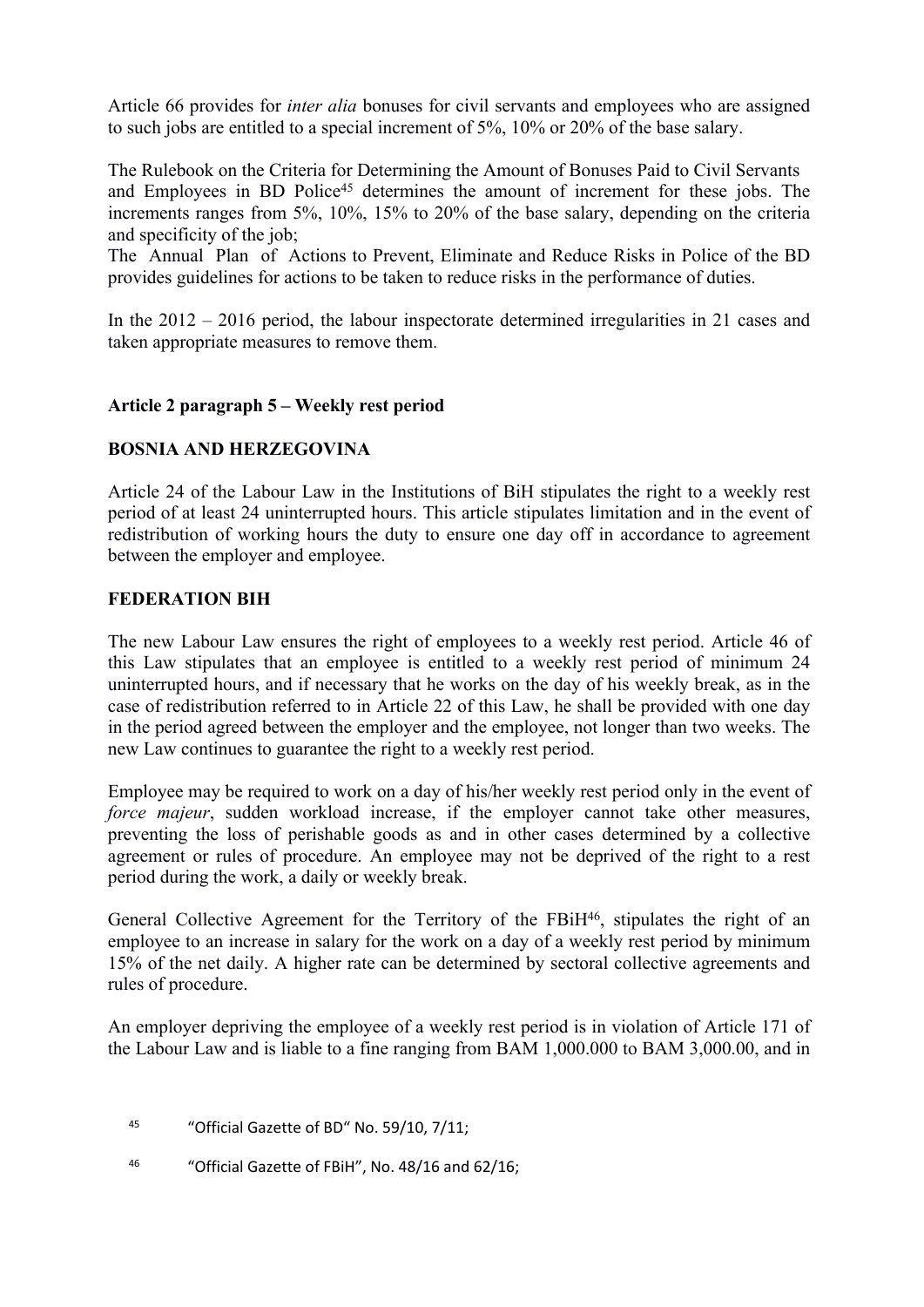Article 66 provides for *inter alia* bonuses for civil servants and employees who are assigned to such jobs are entitled to a special increment of 5%, 10% or 20% of the base salary.

The Rulebook on the Criteria for Determining the Amount of Bonuses Paid to Civil Servants and Employees in BD Police[45] determines the amount of increment for these jobs. The increments ranges from 5%, 10%, 15% to 20% of the base salary, depending on the criteria and specificity of the job;

The Annual Plan of Actions to Prevent, Eliminate and Reduce Risks in Police of the BD provides guidelines for actions to be taken to reduce risks in the performance of duties.

In the 2012 – 2016 period, the labour inspectorate determined irregularities in 21 cases and taken appropriate measures to remove them.

**Article 2 paragraph 5 – Weekly rest period**

**BOSNIA AND HERZEGOVINA**

Article 24 of the Labour Law in the Institutions of BiH stipulates the right to a weekly rest period of at least 24 uninterrupted hours. This article stipulates limitation and in the event of redistribution of working hours the duty to ensure one day off in accordance to agreement between the employer and employee.

**FEDERATION BIH**

The new Labour Law ensures the right of employees to a weekly rest period. Article 46 of this Law stipulates that an employee is entitled to a weekly rest period of minimum 24 uninterrupted hours, and if necessary that he works on the day of his weekly break, as in the case of redistribution referred to in Article 22 of this Law, he shall be provided with one day in the period agreed between the employer and the employee, not longer than two weeks. The new Law continues to guarantee the right to a weekly rest period.

Employee may be required to work on a day of his/her weekly rest period only in the event of *force majeur*, sudden workload increase, if the employer cannot take other measures, preventing the loss of perishable goods as and in other cases determined by a collective agreement or rules of procedure. An employee may not be deprived of the right to a rest period during the work, a daily or weekly break.

General Collective Agreement for the Territory of the FBiH[46], stipulates the right of an employee to an increase in salary for the work on a day of a weekly rest period by minimum 15% of the net daily. A higher rate can be determined by sectoral collective agreements and rules of procedure.

An employer depriving the employee of a weekly rest period is in violation of Article 171 of the Labour Law and is liable to a fine ranging from BAM 1,000.000 to BAM 3,000.00, and in

[45] "Official Gazette of BD" No. 59/10, 7/11;

[46] "Official Gazette of FBiH", No. 48/16 and 62/16;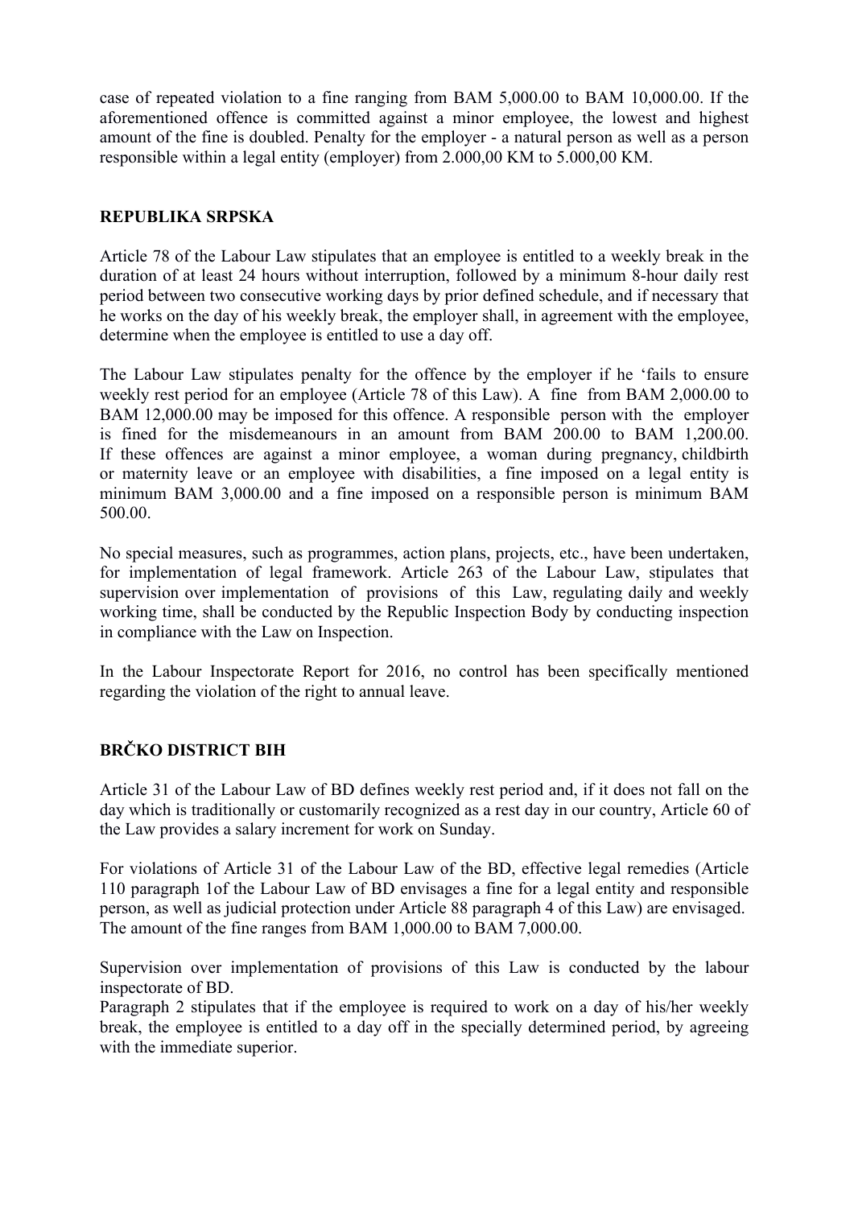case of repeated violation to a fine ranging from BAM 5,000.00 to BAM 10,000.00. If the aforementioned offence is committed against a minor employee, the lowest and highest amount of the fine is doubled. Penalty for the employer - a natural person as well as a person responsible within a legal entity (employer) from 2.000,00 KM to 5.000,00 KM.

**REPUBLIKA SRPSKA**

Article 78 of the Labour Law stipulates that an employee is entitled to a weekly break in the duration of at least 24 hours without interruption, followed by a minimum 8-hour daily rest period between two consecutive working days by prior defined schedule, and if necessary that he works on the day of his weekly break, the employer shall, in agreement with the employee, determine when the employee is entitled to use a day off.

The Labour Law stipulates penalty for the offence by the employer if he 'fails to ensure weekly rest period for an employee (Article 78 of this Law). A fine from BAM 2,000.00 to BAM 12,000.00 may be imposed for this offence. A responsible person with the employer is fined for the misdemeanours in an amount from BAM 200.00 to BAM 1,200.00. If these offences are against a minor employee, a woman during pregnancy, childbirth or maternity leave or an employee with disabilities, a fine imposed on a legal entity is minimum BAM 3,000.00 and a fine imposed on a responsible person is minimum BAM 500.00.

No special measures, such as programmes, action plans, projects, etc., have been undertaken, for implementation of legal framework. Article 263 of the Labour Law, stipulates that supervision over implementation of provisions of this Law, regulating daily and weekly working time, shall be conducted by the Republic Inspection Body by conducting inspection in compliance with the Law on Inspection.

In the Labour Inspectorate Report for 2016, no control has been specifically mentioned regarding the violation of the right to annual leave.

**BRČKO DISTRICT BIH**

Article 31 of the Labour Law of BD defines weekly rest period and, if it does not fall on the day which is traditionally or customarily recognized as a rest day in our country, Article 60 of the Law provides a salary increment for work on Sunday.

For violations of Article 31 of the Labour Law of the BD, effective legal remedies (Article 110 paragraph 1of the Labour Law of BD envisages a fine for a legal entity and responsible person, as well as judicial protection under Article 88 paragraph 4 of this Law) are envisaged. The amount of the fine ranges from BAM 1,000.00 to BAM 7,000.00.

Supervision over implementation of provisions of this Law is conducted by the labour inspectorate of BD.
Paragraph 2 stipulates that if the employee is required to work on a day of his/her weekly break, the employee is entitled to a day off in the specially determined period, by agreeing with the immediate superior.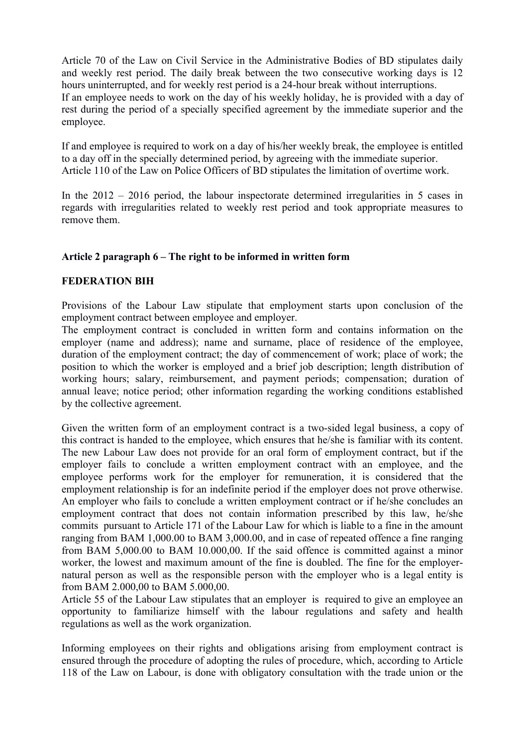Article 70 of the Law on Civil Service in the Administrative Bodies of BD stipulates daily and weekly rest period. The daily break between the two consecutive working days is 12 hours uninterrupted, and for weekly rest period is a 24-hour break without interruptions.
If an employee needs to work on the day of his weekly holiday, he is provided with a day of rest during the period of a specially specified agreement by the immediate superior and the employee.

If and employee is required to work on a day of his/her weekly break, the employee is entitled to a day off in the specially determined period, by agreeing with the immediate superior.
Article 110 of the Law on Police Officers of BD stipulates the limitation of overtime work.

In the 2012 – 2016 period, the labour inspectorate determined irregularities in 5 cases in regards with irregularities related to weekly rest period and took appropriate measures to remove them.

**Article 2 paragraph 6 – The right to be informed in written form**

**FEDERATION BIH**

Provisions of the Labour Law stipulate that employment starts upon conclusion of the employment contract between employee and employer.
The employment contract is concluded in written form and contains information on the employer (name and address); name and surname, place of residence of the employee, duration of the employment contract; the day of commencement of work; place of work; the position to which the worker is employed and a brief job description; length distribution of working hours; salary, reimbursement, and payment periods; compensation; duration of annual leave; notice period; other information regarding the working conditions established by the collective agreement.

Given the written form of an employment contract is a two-sided legal business, a copy of this contract is handed to the employee, which ensures that he/she is familiar with its content. The new Labour Law does not provide for an oral form of employment contract, but if the employer fails to conclude a written employment contract with an employee, and the employee performs work for the employer for remuneration, it is considered that the employment relationship is for an indefinite period if the employer does not prove otherwise. An employer who fails to conclude a written employment contract or if he/she concludes an employment contract that does not contain information prescribed by this law, he/she commits pursuant to Article 171 of the Labour Law for which is liable to a fine in the amount ranging from BAM 1,000.00 to BAM 3,000.00, and in case of repeated offence a fine ranging from BAM 5,000.00 to BAM 10.000,00. If the said offence is committed against a minor worker, the lowest and maximum amount of the fine is doubled. The fine for the employer-natural person as well as the responsible person with the employer who is a legal entity is from BAM 2.000,00 to BAM 5.000,00.
Article 55 of the Labour Law stipulates that an employer is required to give an employee an opportunity to familiarize himself with the labour regulations and safety and health regulations as well as the work organization.

Informing employees on their rights and obligations arising from employment contract is ensured through the procedure of adopting the rules of procedure, which, according to Article 118 of the Law on Labour, is done with obligatory consultation with the trade union or the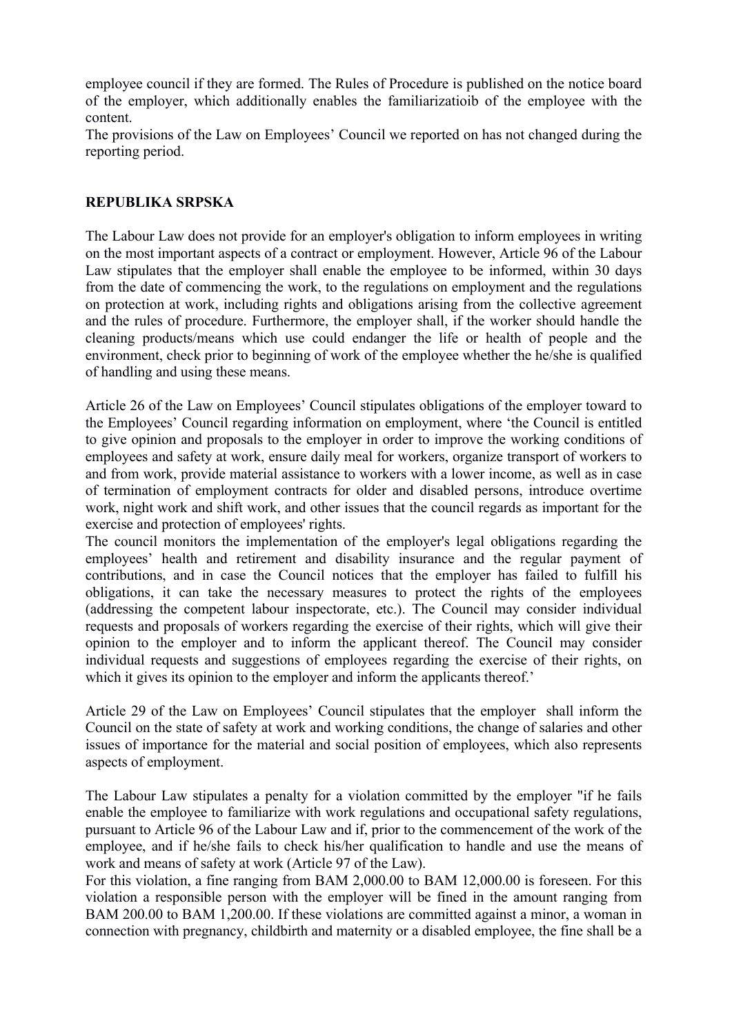employee council if they are formed. The Rules of Procedure is published on the notice board of the employer, which additionally enables the familiarizatioib of the employee with the content.

The provisions of the Law on Employees' Council we reported on has not changed during the reporting period.

**REPUBLIKA SRPSKA**

The Labour Law does not provide for an employer's obligation to inform employees in writing on the most important aspects of a contract or employment. However, Article 96 of the Labour Law stipulates that the employer shall enable the employee to be informed, within 30 days from the date of commencing the work, to the regulations on employment and the regulations on protection at work, including rights and obligations arising from the collective agreement and the rules of procedure. Furthermore, the employer shall, if the worker should handle the cleaning products/means which use could endanger the life or health of people and the environment, check prior to beginning of work of the employee whether the he/she is qualified of handling and using these means.

Article 26 of the Law on Employees' Council stipulates obligations of the employer toward to the Employees' Council regarding information on employment, where 'the Council is entitled to give opinion and proposals to the employer in order to improve the working conditions of employees and safety at work, ensure daily meal for workers, organize transport of workers to and from work, provide material assistance to workers with a lower income, as well as in case of termination of employment contracts for older and disabled persons, introduce overtime work, night work and shift work, and other issues that the council regards as important for the exercise and protection of employees' rights.

The council monitors the implementation of the employer's legal obligations regarding the employees' health and retirement and disability insurance and the regular payment of contributions, and in case the Council notices that the employer has failed to fulfill his obligations, it can take the necessary measures to protect the rights of the employees (addressing the competent labour inspectorate, etc.). The Council may consider individual requests and proposals of workers regarding the exercise of their rights, which will give their opinion to the employer and to inform the applicant thereof. The Council may consider individual requests and suggestions of employees regarding the exercise of their rights, on which it gives its opinion to the employer and inform the applicants thereof.'

Article 29 of the Law on Employees' Council stipulates that the employer shall inform the Council on the state of safety at work and working conditions, the change of salaries and other issues of importance for the material and social position of employees, which also represents aspects of employment.

The Labour Law stipulates a penalty for a violation committed by the employer "if he fails enable the employee to familiarize with work regulations and occupational safety regulations, pursuant to Article 96 of the Labour Law and if, prior to the commencement of the work of the employee, and if he/she fails to check his/her qualification to handle and use the means of work and means of safety at work (Article 97 of the Law).

For this violation, a fine ranging from BAM 2,000.00 to BAM 12,000.00 is foreseen. For this violation a responsible person with the employer will be fined in the amount ranging from BAM 200.00 to BAM 1,200.00. If these violations are committed against a minor, a woman in connection with pregnancy, childbirth and maternity or a disabled employee, the fine shall be a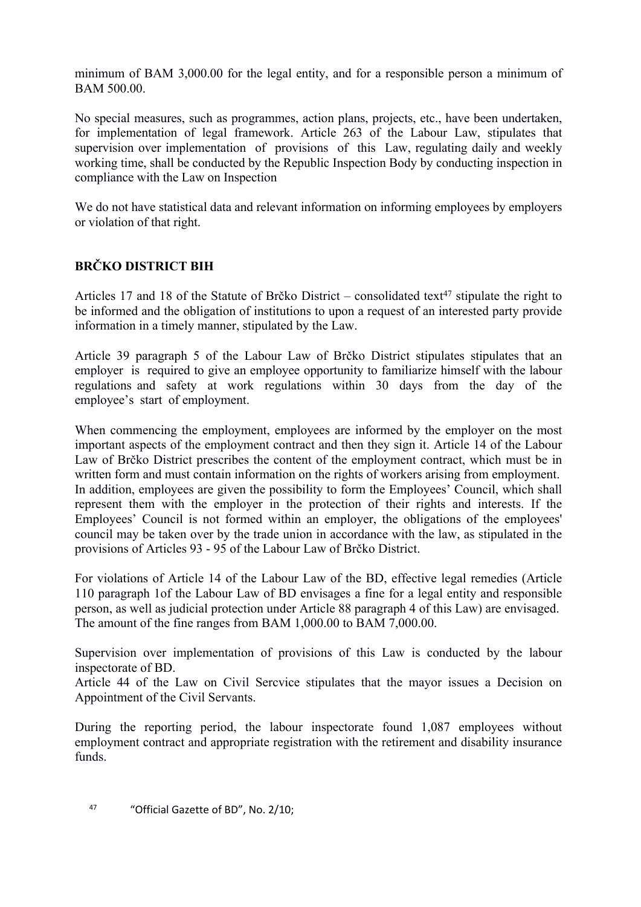minimum of BAM 3,000.00 for the legal entity, and for a responsible person a minimum of BAM 500.00.

No special measures, such as programmes, action plans, projects, etc., have been undertaken, for implementation of legal framework. Article 263 of the Labour Law, stipulates that supervision over implementation of provisions of this Law, regulating daily and weekly working time, shall be conducted by the Republic Inspection Body by conducting inspection in compliance with the Law on Inspection

We do not have statistical data and relevant information on informing employees by employers or violation of that right.

## BRČKO DISTRICT BIH

Articles 17 and 18 of the Statute of Brčko District – consolidated text[47] stipulate the right to be informed and the obligation of institutions to upon a request of an interested party provide information in a timely manner, stipulated by the Law.

Article 39 paragraph 5 of the Labour Law of Brčko District stipulates stipulates that an employer is required to give an employee opportunity to familiarize himself with the labour regulations and safety at work regulations within 30 days from the day of the employee's start of employment.

When commencing the employment, employees are informed by the employer on the most important aspects of the employment contract and then they sign it. Article 14 of the Labour Law of Brčko District prescribes the content of the employment contract, which must be in written form and must contain information on the rights of workers arising from employment. In addition, employees are given the possibility to form the Employees' Council, which shall represent them with the employer in the protection of their rights and interests. If the Employees' Council is not formed within an employer, the obligations of the employees' council may be taken over by the trade union in accordance with the law, as stipulated in the provisions of Articles 93 - 95 of the Labour Law of Brčko District.

For violations of Article 14 of the Labour Law of the BD, effective legal remedies (Article 110 paragraph 1of the Labour Law of BD envisages a fine for a legal entity and responsible person, as well as judicial protection under Article 88 paragraph 4 of this Law) are envisaged. The amount of the fine ranges from BAM 1,000.00 to BAM 7,000.00.

Supervision over implementation of provisions of this Law is conducted by the labour inspectorate of BD.
Article 44 of the Law on Civil Sercvice stipulates that the mayor issues a Decision on Appointment of the Civil Servants.

During the reporting period, the labour inspectorate found 1,087 employees without employment contract and appropriate registration with the retirement and disability insurance funds.

[47] "Official Gazette of BD", No. 2/10;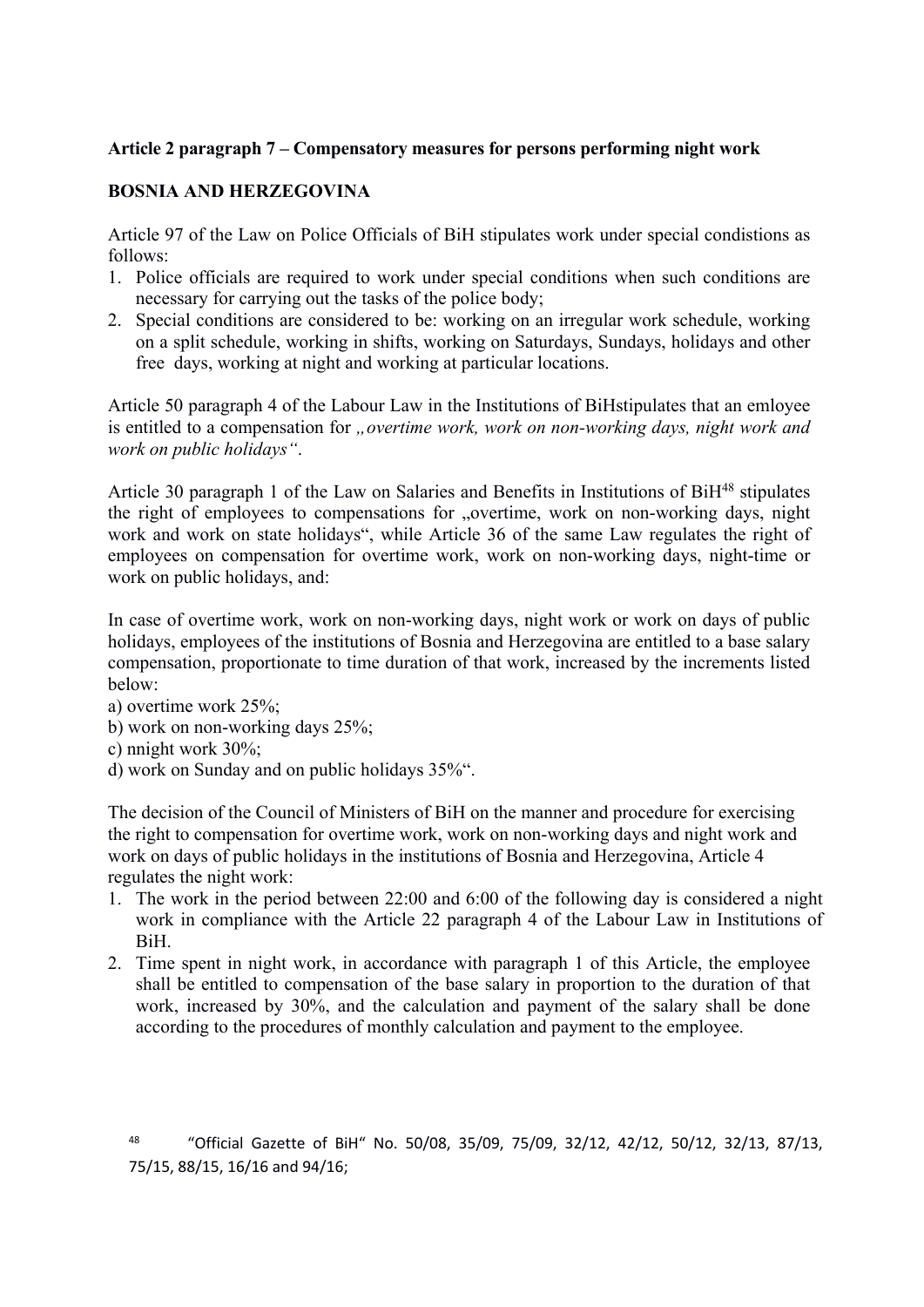**Article 2 paragraph 7 – Compensatory measures for persons performing night work**

**BOSNIA AND HERZEGOVINA**

Article 97 of the Law on Police Officials of BiH stipulates work under special condistions as follows:

1. Police officials are required to work under special conditions when such conditions are necessary for carrying out the tasks of the police body;
2. Special conditions are considered to be: working on an irregular work schedule, working on a split schedule, working in shifts, working on Saturdays, Sundays, holidays and other free days, working at night and working at particular locations.

Article 50 paragraph 4 of the Labour Law in the Institutions of BiHstipulates that an emloyee is entitled to a compensation for *„overtime work, work on non-working days, night work and work on public holidays"*.

Article 30 paragraph 1 of the Law on Salaries and Benefits in Institutions of BiH[48] stipulates the right of employees to compensations for „overtime, work on non-working days, night work and work on state holidays", while Article 36 of the same Law regulates the right of employees on compensation for overtime work, work on non-working days, night-time or work on public holidays, and:

In case of overtime work, work on non-working days, night work or work on days of public holidays, employees of the institutions of Bosnia and Herzegovina are entitled to a base salary compensation, proportionate to time duration of that work, increased by the increments listed below:

a) overtime work 25%;
b) work on non-working days 25%;
c) nnight work 30%;
d) work on Sunday and on public holidays 35%".

The decision of the Council of Ministers of BiH on the manner and procedure for exercising the right to compensation for overtime work, work on non-working days and night work and work on days of public holidays in the institutions of Bosnia and Herzegovina, Article 4 regulates the night work:

1. The work in the period between 22:00 and 6:00 of the following day is considered a night work in compliance with the Article 22 paragraph 4 of the Labour Law in Institutions of BiH.
2. Time spent in night work, in accordance with paragraph 1 of this Article, the employee shall be entitled to compensation of the base salary in proportion to the duration of that work, increased by 30%, and the calculation and payment of the salary shall be done according to the procedures of monthly calculation and payment to the employee.

[48] "Official Gazette of BiH" No. 50/08, 35/09, 75/09, 32/12, 42/12, 50/12, 32/13, 87/13, 75/15, 88/15, 16/16 and 94/16;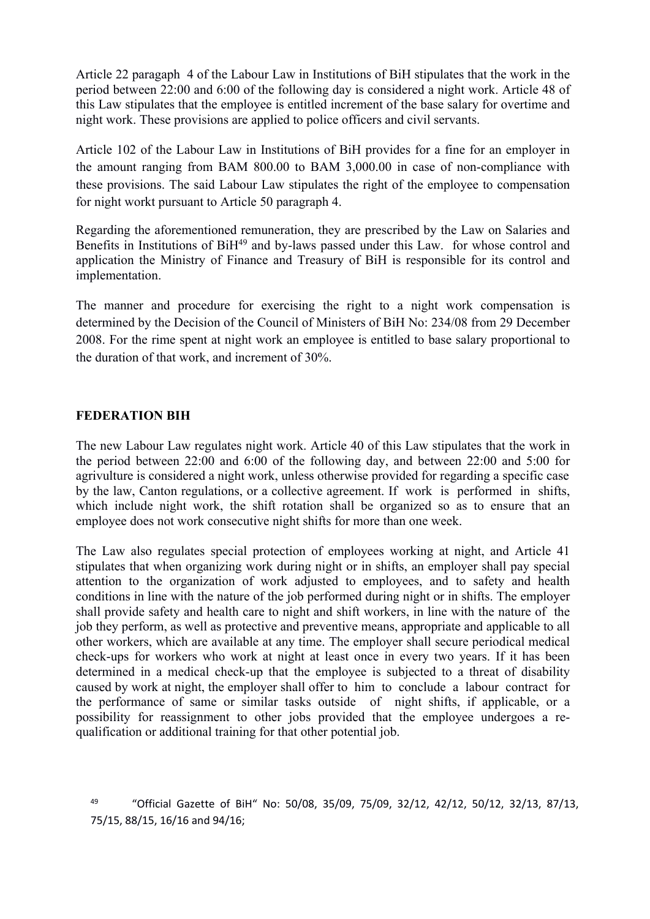Article 22 paragaph 4 of the Labour Law in Institutions of BiH stipulates that the work in the period between 22:00 and 6:00 of the following day is considered a night work. Article 48 of this Law stipulates that the employee is entitled increment of the base salary for overtime and night work. These provisions are applied to police officers and civil servants.

Article 102 of the Labour Law in Institutions of BiH provides for a fine for an employer in the amount ranging from BAM 800.00 to BAM 3,000.00 in case of non-compliance with these provisions. The said Labour Law stipulates the right of the employee to compensation for night workt pursuant to Article 50 paragraph 4.

Regarding the aforementioned remuneration, they are prescribed by the Law on Salaries and Benefits in Institutions of BiH[49] and by-laws passed under this Law. for whose control and application the Ministry of Finance and Treasury of BiH is responsible for its control and implementation.

The manner and procedure for exercising the right to a night work compensation is determined by the Decision of the Council of Ministers of BiH No: 234/08 from 29 December 2008. For the rime spent at night work an employee is entitled to base salary proportional to the duration of that work, and increment of 30%.

## FEDERATION BIH

The new Labour Law regulates night work. Article 40 of this Law stipulates that the work in the period between 22:00 and 6:00 of the following day, and between 22:00 and 5:00 for agrivulture is considered a night work, unless otherwise provided for regarding a specific case by the law, Canton regulations, or a collective agreement. If work is performed in shifts, which include night work, the shift rotation shall be organized so as to ensure that an employee does not work consecutive night shifts for more than one week.

The Law also regulates special protection of employees working at night, and Article 41 stipulates that when organizing work during night or in shifts, an employer shall pay special attention to the organization of work adjusted to employees, and to safety and health conditions in line with the nature of the job performed during night or in shifts. The employer shall provide safety and health care to night and shift workers, in line with the nature of the job they perform, as well as protective and preventive means, appropriate and applicable to all other workers, which are available at any time. The employer shall secure periodical medical check-ups for workers who work at night at least once in every two years. If it has been determined in a medical check-up that the employee is subjected to a threat of disability caused by work at night, the employer shall offer to him to conclude a labour contract for the performance of same or similar tasks outside of night shifts, if applicable, or a possibility for reassignment to other jobs provided that the employee undergoes a re-qualification or additional training for that other potential job.

[49] "Official Gazette of BiH" No: 50/08, 35/09, 75/09, 32/12, 42/12, 50/12, 32/13, 87/13, 75/15, 88/15, 16/16 and 94/16;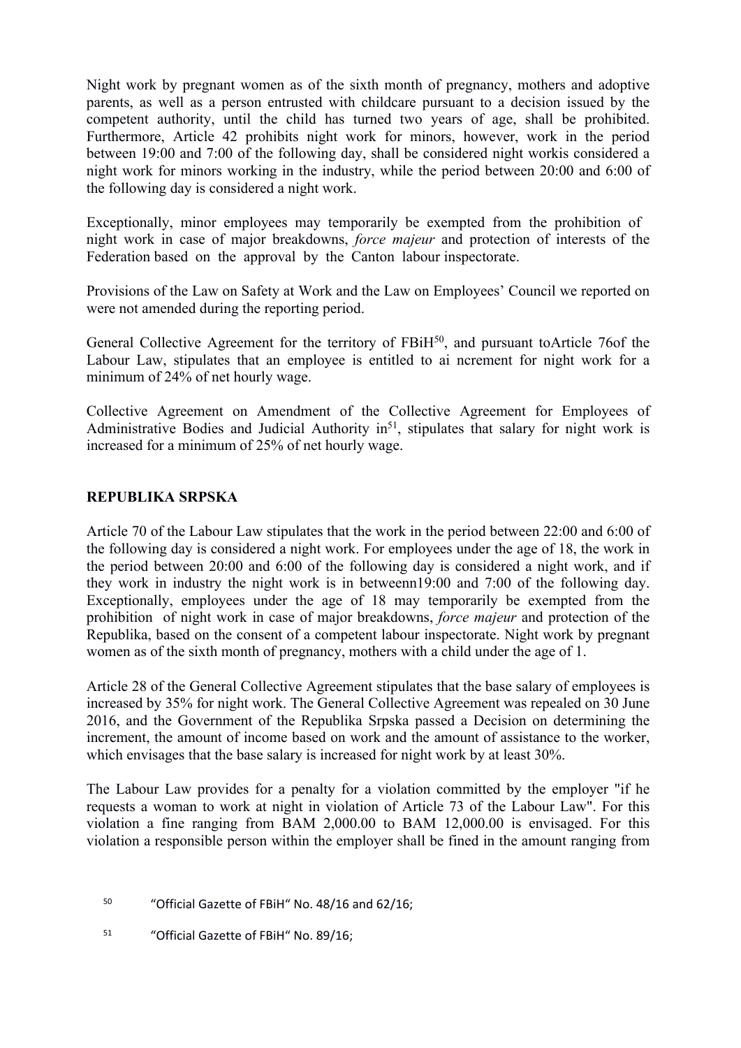Night work by pregnant women as of the sixth month of pregnancy, mothers and adoptive parents, as well as a person entrusted with childcare pursuant to a decision issued by the competent authority, until the child has turned two years of age, shall be prohibited. Furthermore, Article 42 prohibits night work for minors, however, work in the period between 19:00 and 7:00 of the following day, shall be considered night workis considered a night work for minors working in the industry, while the period between 20:00 and 6:00 of the following day is considered a night work.

Exceptionally, minor employees may temporarily be exempted from the prohibition of night work in case of major breakdowns, *force majeur* and protection of interests of the Federation based on the approval by the Canton labour inspectorate.

Provisions of the Law on Safety at Work and the Law on Employees' Council we reported on were not amended during the reporting period.

General Collective Agreement for the territory of FBiH[50], and pursuant toArticle 76of the Labour Law, stipulates that an employee is entitled to ai ncrement for night work for a minimum of 24% of net hourly wage.

Collective Agreement on Amendment of the Collective Agreement for Employees of Administrative Bodies and Judicial Authority in[51], stipulates that salary for night work is increased for a minimum of 25% of net hourly wage.

**REPUBLIKA SRPSKA**

Article 70 of the Labour Law stipulates that the work in the period between 22:00 and 6:00 of the following day is considered a night work. For employees under the age of 18, the work in the period between 20:00 and 6:00 of the following day is considered a night work, and if they work in industry the night work is in betweenn19:00 and 7:00 of the following day. Exceptionally, employees under the age of 18 may temporarily be exempted from the prohibition of night work in case of major breakdowns, *force majeur* and protection of the Republika, based on the consent of a competent labour inspectorate. Night work by pregnant women as of the sixth month of pregnancy, mothers with a child under the age of 1.

Article 28 of the General Collective Agreement stipulates that the base salary of employees is increased by 35% for night work. The General Collective Agreement was repealed on 30 June 2016, and the Government of the Republika Srpska passed a Decision on determining the increment, the amount of income based on work and the amount of assistance to the worker, which envisages that the base salary is increased for night work by at least 30%.

The Labour Law provides for a penalty for a violation committed by the employer "if he requests a woman to work at night in violation of Article 73 of the Labour Law". For this violation a fine ranging from BAM 2,000.00 to BAM 12,000.00 is envisaged. For this violation a responsible person within the employer shall be fined in the amount ranging from

[50] "Official Gazette of FBiH" No. 48/16 and 62/16;

[51] "Official Gazette of FBiH" No. 89/16;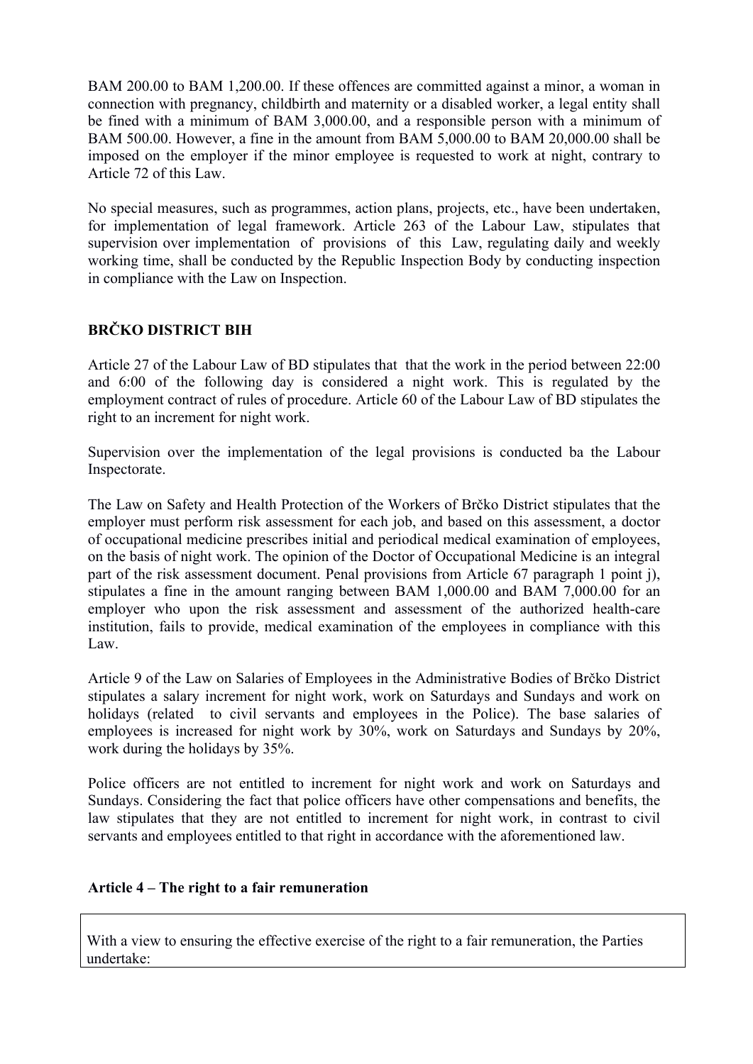BAM 200.00 to BAM 1,200.00. If these offences are committed against a minor, a woman in connection with pregnancy, childbirth and maternity or a disabled worker, a legal entity shall be fined with a minimum of BAM 3,000.00, and a responsible person with a minimum of BAM 500.00. However, a fine in the amount from BAM 5,000.00 to BAM 20,000.00 shall be imposed on the employer if the minor employee is requested to work at night, contrary to Article 72 of this Law.

No special measures, such as programmes, action plans, projects, etc., have been undertaken, for implementation of legal framework. Article 263 of the Labour Law, stipulates that supervision over implementation of provisions of this Law, regulating daily and weekly working time, shall be conducted by the Republic Inspection Body by conducting inspection in compliance with the Law on Inspection.

**BRČKO DISTRICT BIH**

Article 27 of the Labour Law of BD stipulates that that the work in the period between 22:00 and 6:00 of the following day is considered a night work. This is regulated by the employment contract of rules of procedure. Article 60 of the Labour Law of BD stipulates the right to an increment for night work.

Supervision over the implementation of the legal provisions is conducted ba the Labour Inspectorate.

The Law on Safety and Health Protection of the Workers of Brčko District stipulates that the employer must perform risk assessment for each job, and based on this assessment, a doctor of occupational medicine prescribes initial and periodical medical examination of employees, on the basis of night work. The opinion of the Doctor of Occupational Medicine is an integral part of the risk assessment document. Penal provisions from Article 67 paragraph 1 point j), stipulates a fine in the amount ranging between BAM 1,000.00 and BAM 7,000.00 for an employer who upon the risk assessment and assessment of the authorized health-care institution, fails to provide, medical examination of the employees in compliance with this Law.

Article 9 of the Law on Salaries of Employees in the Administrative Bodies of Brčko District stipulates a salary increment for night work, work on Saturdays and Sundays and work on holidays (related to civil servants and employees in the Police). The base salaries of employees is increased for night work by 30%, work on Saturdays and Sundays by 20%, work during the holidays by 35%.

Police officers are not entitled to increment for night work and work on Saturdays and Sundays. Considering the fact that police officers have other compensations and benefits, the law stipulates that they are not entitled to increment for night work, in contrast to civil servants and employees entitled to that right in accordance with the aforementioned law.

**Article 4 – The right to a fair remuneration**

With a view to ensuring the effective exercise of the right to a fair remuneration, the Parties undertake: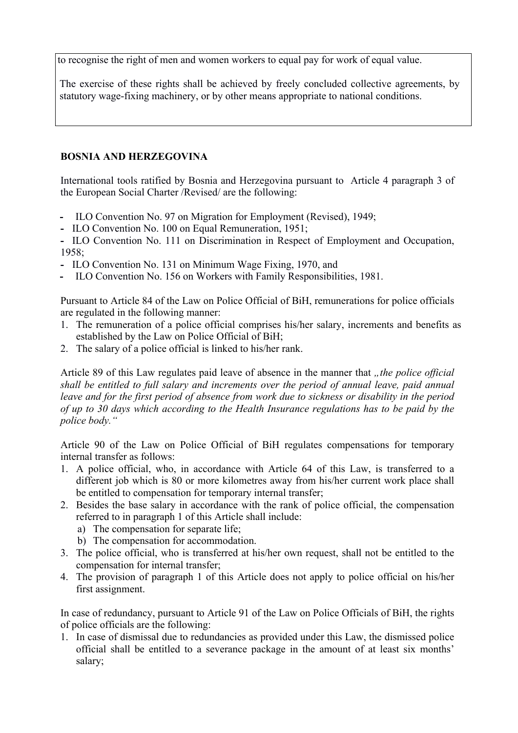to recognise the right of men and women workers to equal pay for work of equal value.

The exercise of these rights shall be achieved by freely concluded collective agreements, by statutory wage-fixing machinery, or by other means appropriate to national conditions.

**BOSNIA AND HERZEGOVINA**

International tools ratified by Bosnia and Herzegovina pursuant to Article 4 paragraph 3 of the European Social Charter /Revised/ are the following:

- ILO Convention No. 97 on Migration for Employment (Revised), 1949;
- ILO Convention No. 100 on Equal Remuneration, 1951;
- ILO Convention No. 111 on Discrimination in Respect of Employment and Occupation, 1958;
- ILO Convention No. 131 on Minimum Wage Fixing, 1970, and
- ILO Convention No. 156 on Workers with Family Responsibilities, 1981.

Pursuant to Article 84 of the Law on Police Official of BiH, remunerations for police officials are regulated in the following manner:

1. The remuneration of a police official comprises his/her salary, increments and benefits as established by the Law on Police Official of BiH;
2. The salary of a police official is linked to his/her rank.

Article 89 of this Law regulates paid leave of absence in the manner that *„the police official shall be entitled to full salary and increments over the period of annual leave, paid annual leave and for the first period of absence from work due to sickness or disability in the period of up to 30 days which according to the Health Insurance regulations has to be paid by the police body."*

Article 90 of the Law on Police Official of BiH regulates compensations for temporary internal transfer as follows:

1. A police official, who, in accordance with Article 64 of this Law, is transferred to a different job which is 80 or more kilometres away from his/her current work place shall be entitled to compensation for temporary internal transfer;
2. Besides the base salary in accordance with the rank of police official, the compensation referred to in paragraph 1 of this Article shall include:
   a) The compensation for separate life;
   b) The compensation for accommodation.
3. The police official, who is transferred at his/her own request, shall not be entitled to the compensation for internal transfer;
4. The provision of paragraph 1 of this Article does not apply to police official on his/her first assignment.

In case of redundancy, pursuant to Article 91 of the Law on Police Officials of BiH, the rights of police officials are the following:

1. In case of dismissal due to redundancies as provided under this Law, the dismissed police official shall be entitled to a severance package in the amount of at least six months' salary;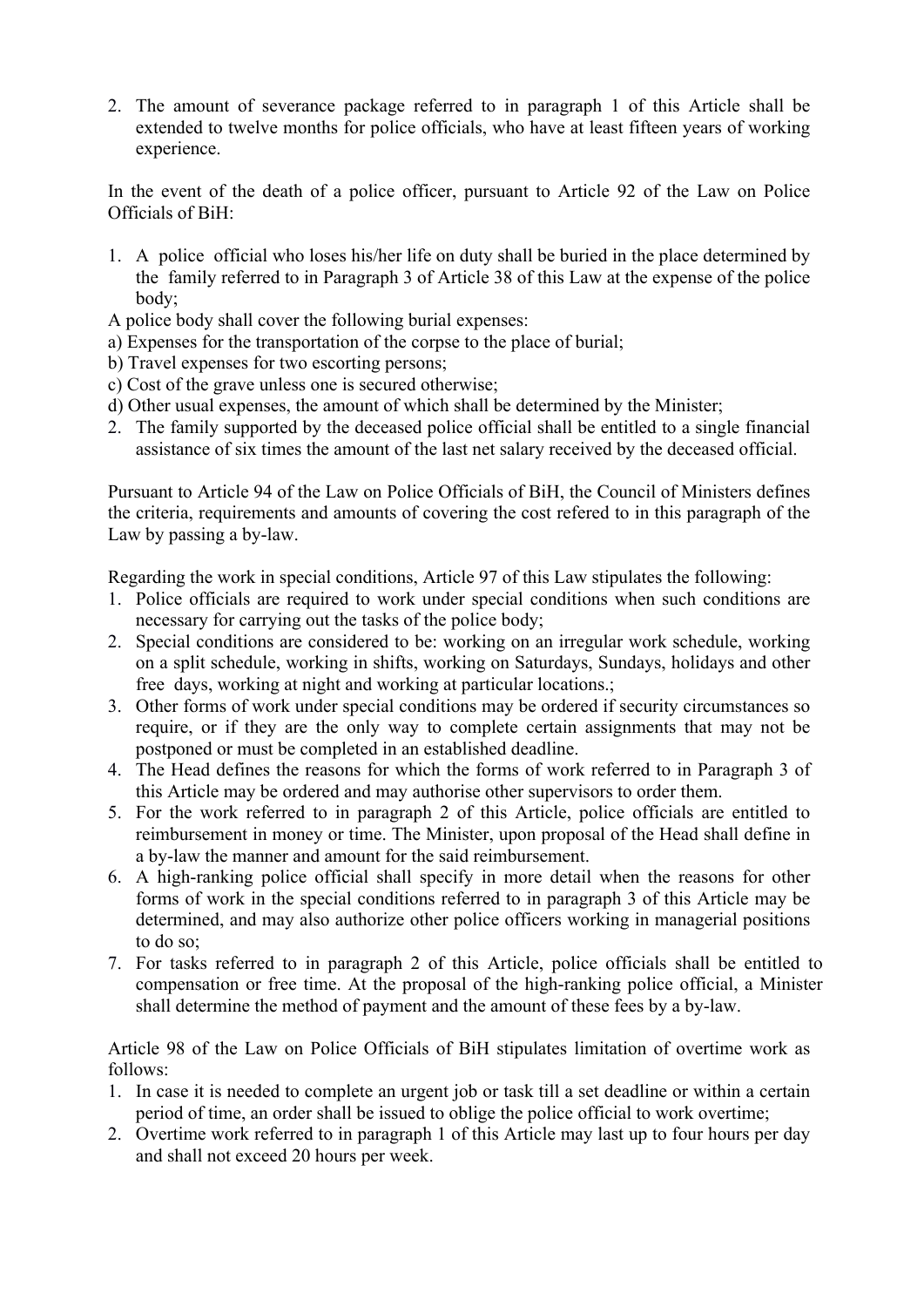2. The amount of severance package referred to in paragraph 1 of this Article shall be extended to twelve months for police officials, who have at least fifteen years of working experience.

In the event of the death of a police officer, pursuant to Article 92 of the Law on Police Officials of BiH:

1. A police official who loses his/her life on duty shall be buried in the place determined by the family referred to in Paragraph 3 of Article 38 of this Law at the expense of the police body;

A police body shall cover the following burial expenses:
a) Expenses for the transportation of the corpse to the place of burial;
b) Travel expenses for two escorting persons;
c) Cost of the grave unless one is secured otherwise;
d) Other usual expenses, the amount of which shall be determined by the Minister;

2. The family supported by the deceased police official shall be entitled to a single financial assistance of six times the amount of the last net salary received by the deceased official.

Pursuant to Article 94 of the Law on Police Officials of BiH, the Council of Ministers defines the criteria, requirements and amounts of covering the cost refered to in this paragraph of the Law by passing a by-law.

Regarding the work in special conditions, Article 97 of this Law stipulates the following:

1. Police officials are required to work under special conditions when such conditions are necessary for carrying out the tasks of the police body;
2. Special conditions are considered to be: working on an irregular work schedule, working on a split schedule, working in shifts, working on Saturdays, Sundays, holidays and other free days, working at night and working at particular locations.;
3. Other forms of work under special conditions may be ordered if security circumstances so require, or if they are the only way to complete certain assignments that may not be postponed or must be completed in an established deadline.
4. The Head defines the reasons for which the forms of work referred to in Paragraph 3 of this Article may be ordered and may authorise other supervisors to order them.
5. For the work referred to in paragraph 2 of this Article, police officials are entitled to reimbursement in money or time. The Minister, upon proposal of the Head shall define in a by-law the manner and amount for the said reimbursement.
6. A high-ranking police official shall specify in more detail when the reasons for other forms of work in the special conditions referred to in paragraph 3 of this Article may be determined, and may also authorize other police officers working in managerial positions to do so;
7. For tasks referred to in paragraph 2 of this Article, police officials shall be entitled to compensation or free time. At the proposal of the high-ranking police official, a Minister shall determine the method of payment and the amount of these fees by a by-law.

Article 98 of the Law on Police Officials of BiH stipulates limitation of overtime work as follows:

1. In case it is needed to complete an urgent job or task till a set deadline or within a certain period of time, an order shall be issued to oblige the police official to work overtime;
2. Overtime work referred to in paragraph 1 of this Article may last up to four hours per day and shall not exceed 20 hours per week.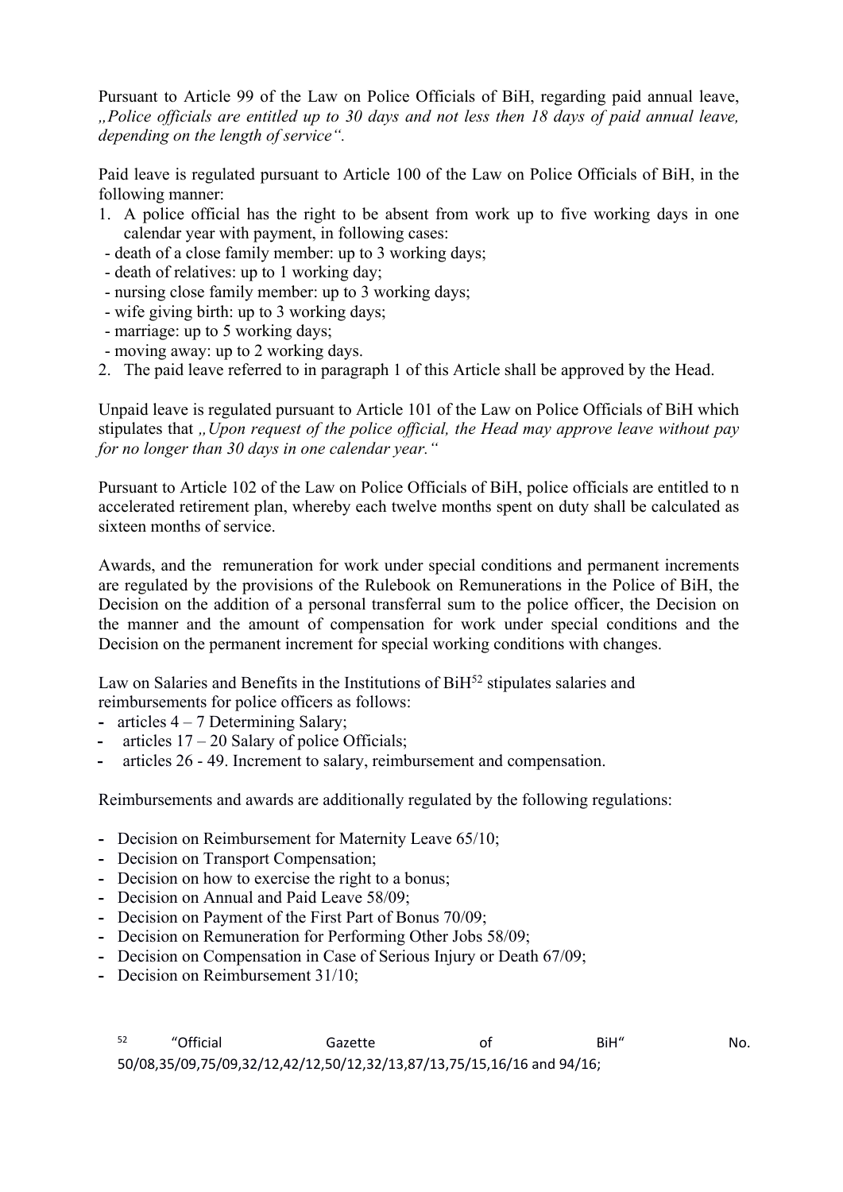Pursuant to Article 99 of the Law on Police Officials of BiH, regarding paid annual leave, *„Police officials are entitled up to 30 days and not less then 18 days of paid annual leave, depending on the length of service“.*

Paid leave is regulated pursuant to Article 100 of the Law on Police Officials of BiH, in the following manner:

1. A police official has the right to be absent from work up to five working days in one calendar year with payment, in following cases:
 - death of a close family member: up to 3 working days;
 - death of relatives: up to 1 working day;
 - nursing close family member: up to 3 working days;
 - wife giving birth: up to 3 working days;
 - marriage: up to 5 working days;
 - moving away: up to 2 working days.
2. The paid leave referred to in paragraph 1 of this Article shall be approved by the Head.

Unpaid leave is regulated pursuant to Article 101 of the Law on Police Officials of BiH which stipulates that *„Upon request of the police official, the Head may approve leave without pay for no longer than 30 days in one calendar year.“*

Pursuant to Article 102 of the Law on Police Officials of BiH, police officials are entitled to n accelerated retirement plan, whereby each twelve months spent on duty shall be calculated as sixteen months of service.

Awards, and the remuneration for work under special conditions and permanent increments are regulated by the provisions of the Rulebook on Remunerations in the Police of BiH, the Decision on the addition of a personal transferral sum to the police officer, the Decision on the manner and the amount of compensation for work under special conditions and the Decision on the permanent increment for special working conditions with changes.

Law on Salaries and Benefits in the Institutions of BiH[52] stipulates salaries and reimbursements for police officers as follows:

- articles 4 – 7 Determining Salary;
- articles 17 – 20 Salary of police Officials;
- articles 26 - 49. Increment to salary, reimbursement and compensation.

Reimbursements and awards are additionally regulated by the following regulations:

- Decision on Reimbursement for Maternity Leave 65/10;
- Decision on Transport Compensation;
- Decision on how to exercise the right to a bonus;
- Decision on Annual and Paid Leave 58/09;
- Decision on Payment of the First Part of Bonus 70/09;
- Decision on Remuneration for Performing Other Jobs 58/09;
- Decision on Compensation in Case of Serious Injury or Death 67/09;
- Decision on Reimbursement 31/10;

[52] “Official Gazette of BiH“ No. 50/08,35/09,75/09,32/12,42/12,50/12,32/13,87/13,75/15,16/16 and 94/16;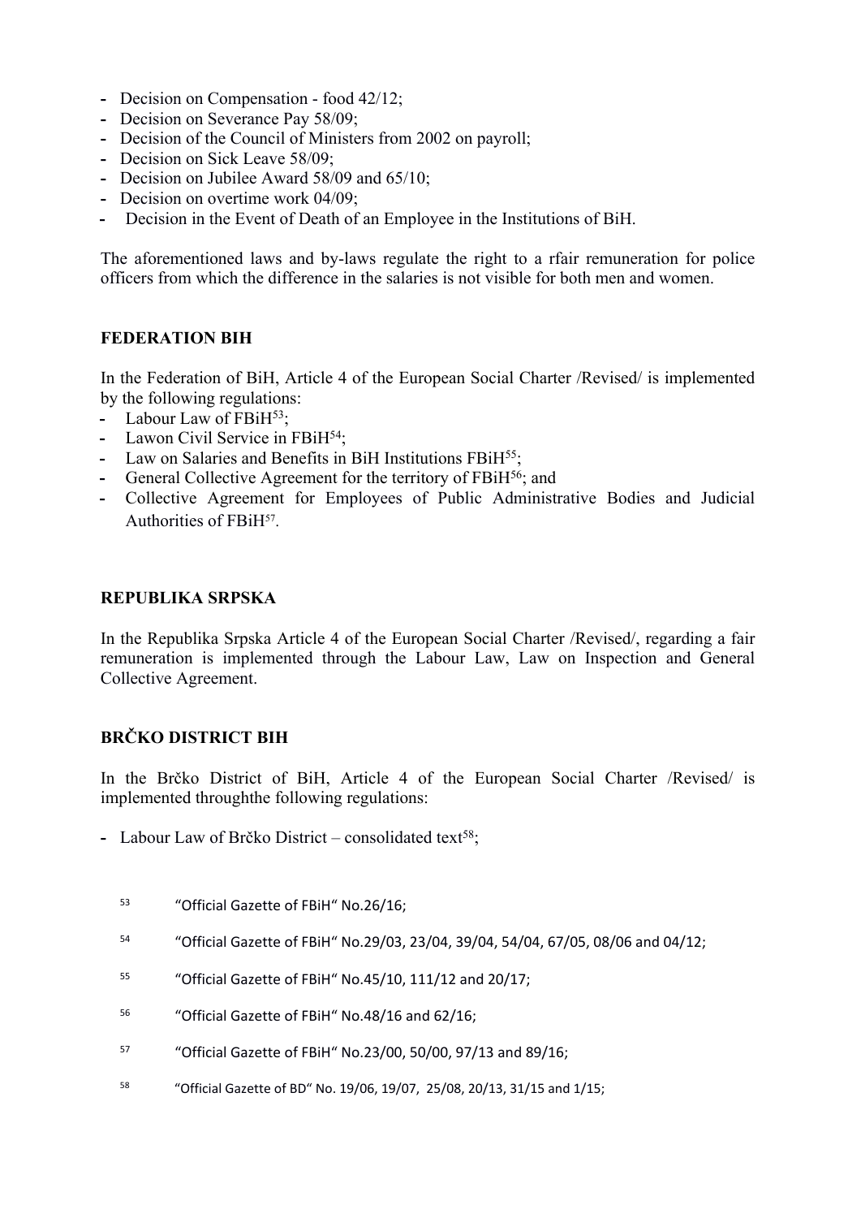- Decision on Compensation - food 42/12;
- Decision on Severance Pay 58/09;
- Decision of the Council of Ministers from 2002 on payroll;
- Decision on Sick Leave 58/09;
- Decision on Jubilee Award 58/09 and 65/10;
- Decision on overtime work 04/09;
- Decision in the Event of Death of an Employee in the Institutions of BiH.

The aforementioned laws and by-laws regulate the right to a rfair remuneration for police officers from which the difference in the salaries is not visible for both men and women.

**FEDERATION BIH**

In the Federation of BiH, Article 4 of the European Social Charter /Revised/ is implemented by the following regulations:

- Labour Law of FBiH[53];
- Lawon Civil Service in FBiH[54];
- Law on Salaries and Benefits in BiH Institutions FBiH[55];
- General Collective Agreement for the territory of FBiH[56]; and
- Collective Agreement for Employees of Public Administrative Bodies and Judicial Authorities of FBiH[57].

**REPUBLIKA SRPSKA**

In the Republika Srpska Article 4 of the European Social Charter /Revised/, regarding a fair remuneration is implemented through the Labour Law, Law on Inspection and General Collective Agreement.

**BRČKO DISTRICT BIH**

In the Brčko District of BiH, Article 4 of the European Social Charter /Revised/ is implemented throughthe following regulations:

- Labour Law of Brčko District – consolidated text[58];

[53] "Official Gazette of FBiH" No.26/16;

[54] "Official Gazette of FBiH" No.29/03, 23/04, 39/04, 54/04, 67/05, 08/06 and 04/12;

[55] "Official Gazette of FBiH" No.45/10, 111/12 and 20/17;

[56] "Official Gazette of FBiH" No.48/16 and 62/16;

[57] "Official Gazette of FBiH" No.23/00, 50/00, 97/13 and 89/16;

[58] "Official Gazette of BD" No. 19/06, 19/07, 25/08, 20/13, 31/15 and 1/15;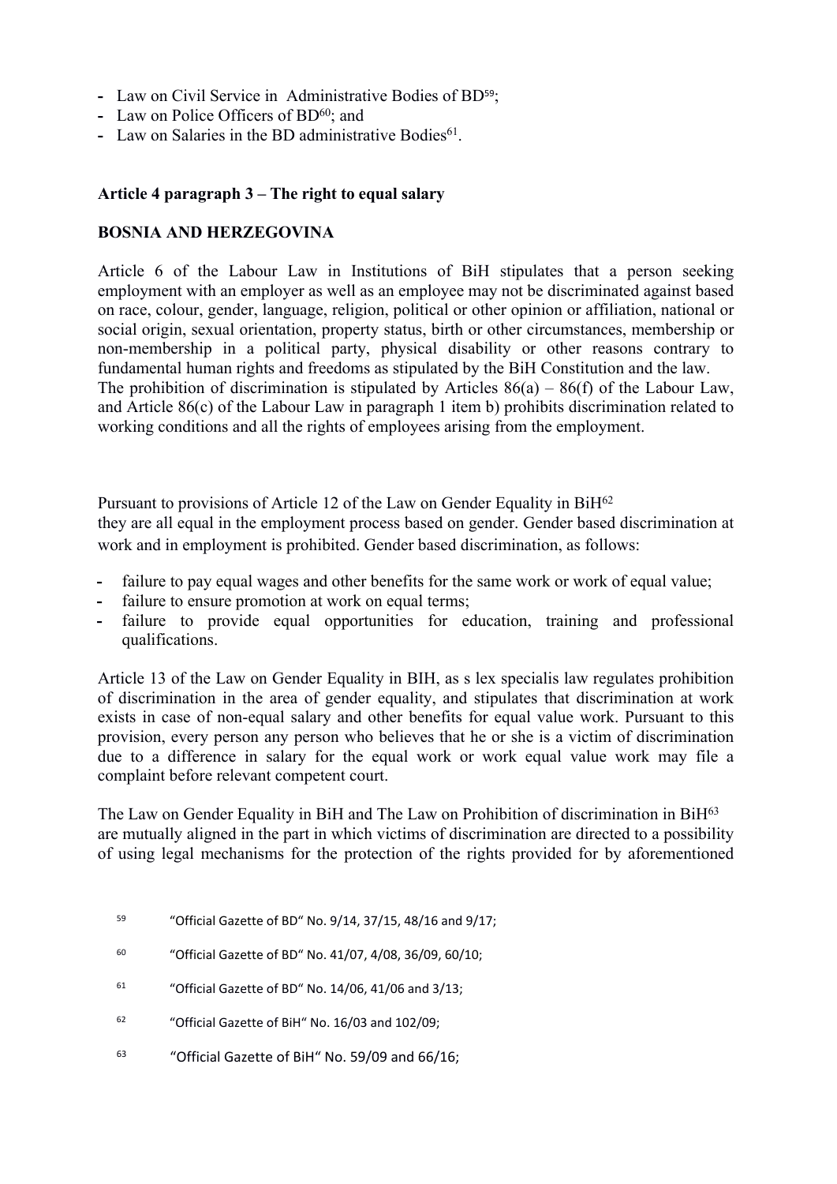- Law on Civil Service in Administrative Bodies of BD[59];
- Law on Police Officers of BD[60]; and
- Law on Salaries in the BD administrative Bodies[61].

**Article 4 paragraph 3 – The right to equal salary**

**BOSNIA AND HERZEGOVINA**

Article 6 of the Labour Law in Institutions of BiH stipulates that a person seeking employment with an employer as well as an employee may not be discriminated against based on race, colour, gender, language, religion, political or other opinion or affiliation, national or social origin, sexual orientation, property status, birth or other circumstances, membership or non-membership in a political party, physical disability or other reasons contrary to fundamental human rights and freedoms as stipulated by the BiH Constitution and the law. The prohibition of discrimination is stipulated by Articles 86(a) – 86(f) of the Labour Law, and Article 86(c) of the Labour Law in paragraph 1 item b) prohibits discrimination related to working conditions and all the rights of employees arising from the employment.

Pursuant to provisions of Article 12 of the Law on Gender Equality in BiH[62] they are all equal in the employment process based on gender. Gender based discrimination at work and in employment is prohibited. Gender based discrimination, as follows:

- failure to pay equal wages and other benefits for the same work or work of equal value;
- failure to ensure promotion at work on equal terms;
- failure to provide equal opportunities for education, training and professional qualifications.

Article 13 of the Law on Gender Equality in BIH, as s lex specialis law regulates prohibition of discrimination in the area of gender equality, and stipulates that discrimination at work exists in case of non-equal salary and other benefits for equal value work. Pursuant to this provision, every person any person who believes that he or she is a victim of discrimination due to a difference in salary for the equal work or work equal value work may file a complaint before relevant competent court.

The Law on Gender Equality in BiH and The Law on Prohibition of discrimination in BiH[63] are mutually aligned in the part in which victims of discrimination are directed to a possibility of using legal mechanisms for the protection of the rights provided for by aforementioned

[59] "Official Gazette of BD" No. 9/14, 37/15, 48/16 and 9/17;

[60] "Official Gazette of BD" No. 41/07, 4/08, 36/09, 60/10;

[61] "Official Gazette of BD" No. 14/06, 41/06 and 3/13;

[62] "Official Gazette of BiH" No. 16/03 and 102/09;

[63] "Official Gazette of BiH" No. 59/09 and 66/16;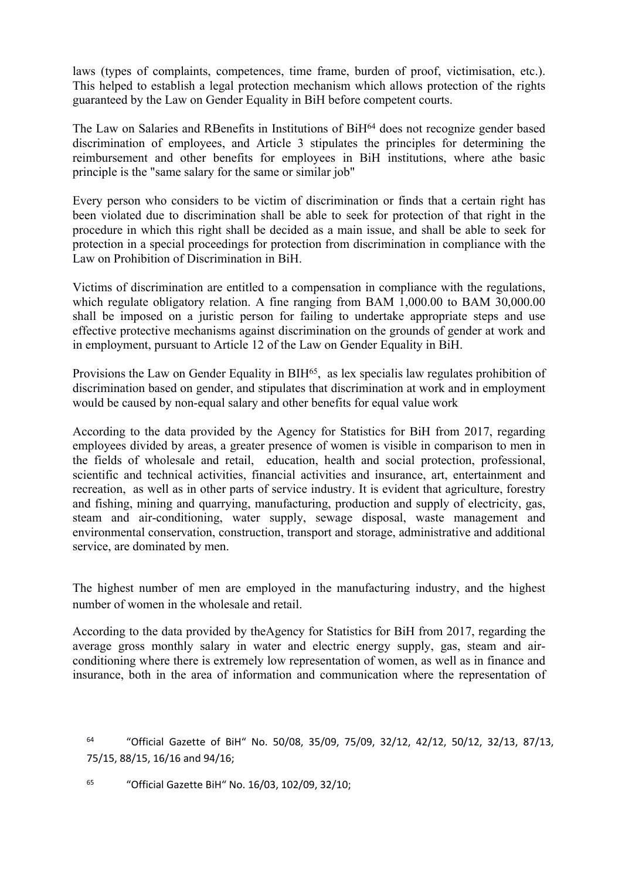laws (types of complaints, competences, time frame, burden of proof, victimisation, etc.). This helped to establish a legal protection mechanism which allows protection of the rights guaranteed by the Law on Gender Equality in BiH before competent courts.

The Law on Salaries and RBenefits in Institutions of BiH[64] does not recognize gender based discrimination of employees, and Article 3 stipulates the principles for determining the reimbursement and other benefits for employees in BiH institutions, where athe basic principle is the "same salary for the same or similar job"

Every person who considers to be victim of discrimination or finds that a certain right has been violated due to discrimination shall be able to seek for protection of that right in the procedure in which this right shall be decided as a main issue, and shall be able to seek for protection in a special proceedings for protection from discrimination in compliance with the Law on Prohibition of Discrimination in BiH.

Victims of discrimination are entitled to a compensation in compliance with the regulations, which regulate obligatory relation. A fine ranging from BAM 1,000.00 to BAM 30,000.00 shall be imposed on a juristic person for failing to undertake appropriate steps and use effective protective mechanisms against discrimination on the grounds of gender at work and in employment, pursuant to Article 12 of the Law on Gender Equality in BiH.

Provisions the Law on Gender Equality in BIH[65], as lex specialis law regulates prohibition of discrimination based on gender, and stipulates that discrimination at work and in employment would be caused by non-equal salary and other benefits for equal value work

According to the data provided by the Agency for Statistics for BiH from 2017, regarding employees divided by areas, a greater presence of women is visible in comparison to men in the fields of wholesale and retail, education, health and social protection, professional, scientific and technical activities, financial activities and insurance, art, entertainment and recreation, as well as in other parts of service industry. It is evident that agriculture, forestry and fishing, mining and quarrying, manufacturing, production and supply of electricity, gas, steam and air-conditioning, water supply, sewage disposal, waste management and environmental conservation, construction, transport and storage, administrative and additional service, are dominated by men.

The highest number of men are employed in the manufacturing industry, and the highest number of women in the wholesale and retail.

According to the data provided by theAgency for Statistics for BiH from 2017, regarding the average gross monthly salary in water and electric energy supply, gas, steam and air-conditioning where there is extremely low representation of women, as well as in finance and insurance, both in the area of information and communication where the representation of

[64] "Official Gazette of BiH" No. 50/08, 35/09, 75/09, 32/12, 42/12, 50/12, 32/13, 87/13, 75/15, 88/15, 16/16 and 94/16;

[65] "Official Gazette BiH" No. 16/03, 102/09, 32/10;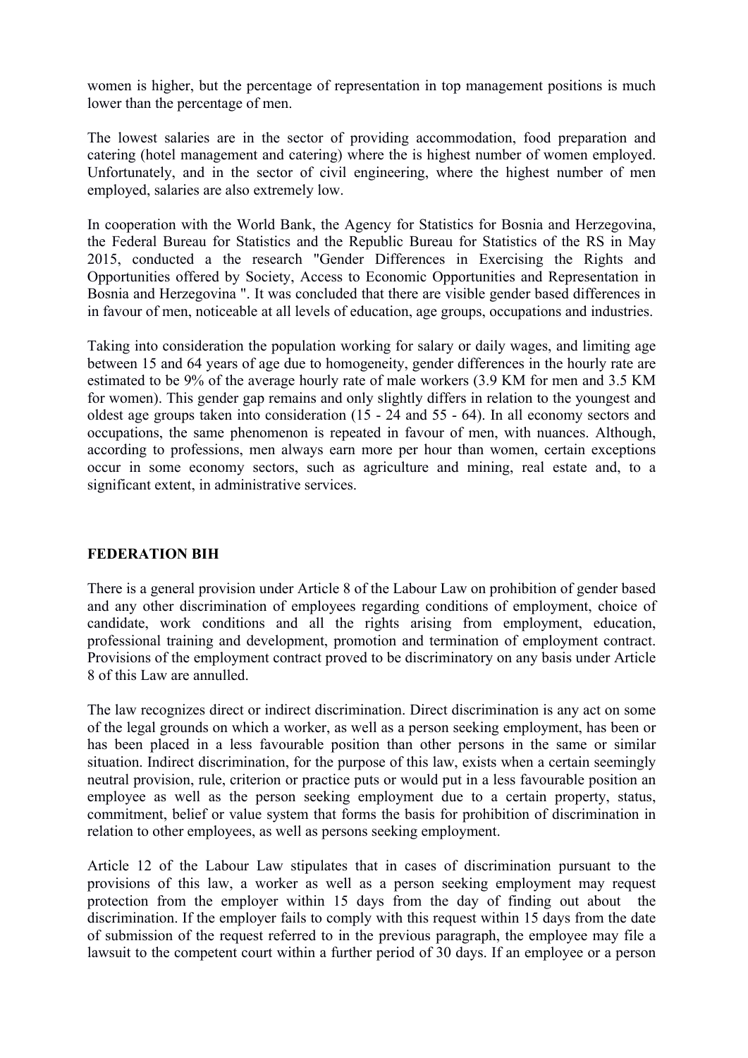women is higher, but the percentage of representation in top management positions is much lower than the percentage of men.

The lowest salaries are in the sector of providing accommodation, food preparation and catering (hotel management and catering) where the is highest number of women employed. Unfortunately, and in the sector of civil engineering, where the highest number of men employed, salaries are also extremely low.

In cooperation with the World Bank, the Agency for Statistics for Bosnia and Herzegovina, the Federal Bureau for Statistics and the Republic Bureau for Statistics of the RS in May 2015, conducted a the research "Gender Differences in Exercising the Rights and Opportunities offered by Society, Access to Economic Opportunities and Representation in Bosnia and Herzegovina ". It was concluded that there are visible gender based differences in in favour of men, noticeable at all levels of education, age groups, occupations and industries.

Taking into consideration the population working for salary or daily wages, and limiting age between 15 and 64 years of age due to homogeneity, gender differences in the hourly rate are estimated to be 9% of the average hourly rate of male workers (3.9 KM for men and 3.5 KM for women). This gender gap remains and only slightly differs in relation to the youngest and oldest age groups taken into consideration (15 - 24 and 55 - 64). In all economy sectors and occupations, the same phenomenon is repeated in favour of men, with nuances. Although, according to professions, men always earn more per hour than women, certain exceptions occur in some economy sectors, such as agriculture and mining, real estate and, to a significant extent, in administrative services.

**FEDERATION BIH**

There is a general provision under Article 8 of the Labour Law on prohibition of gender based and any other discrimination of employees regarding conditions of employment, choice of candidate, work conditions and all the rights arising from employment, education, professional training and development, promotion and termination of employment contract. Provisions of the employment contract proved to be discriminatory on any basis under Article 8 of this Law are annulled.

The law recognizes direct or indirect discrimination. Direct discrimination is any act on some of the legal grounds on which a worker, as well as a person seeking employment, has been or has been placed in a less favourable position than other persons in the same or similar situation. Indirect discrimination, for the purpose of this law, exists when a certain seemingly neutral provision, rule, criterion or practice puts or would put in a less favourable position an employee as well as the person seeking employment due to a certain property, status, commitment, belief or value system that forms the basis for prohibition of discrimination in relation to other employees, as well as persons seeking employment.

Article 12 of the Labour Law stipulates that in cases of discrimination pursuant to the provisions of this law, a worker as well as a person seeking employment may request protection from the employer within 15 days from the day of finding out about the discrimination. If the employer fails to comply with this request within 15 days from the date of submission of the request referred to in the previous paragraph, the employee may file a lawsuit to the competent court within a further period of 30 days. If an employee or a person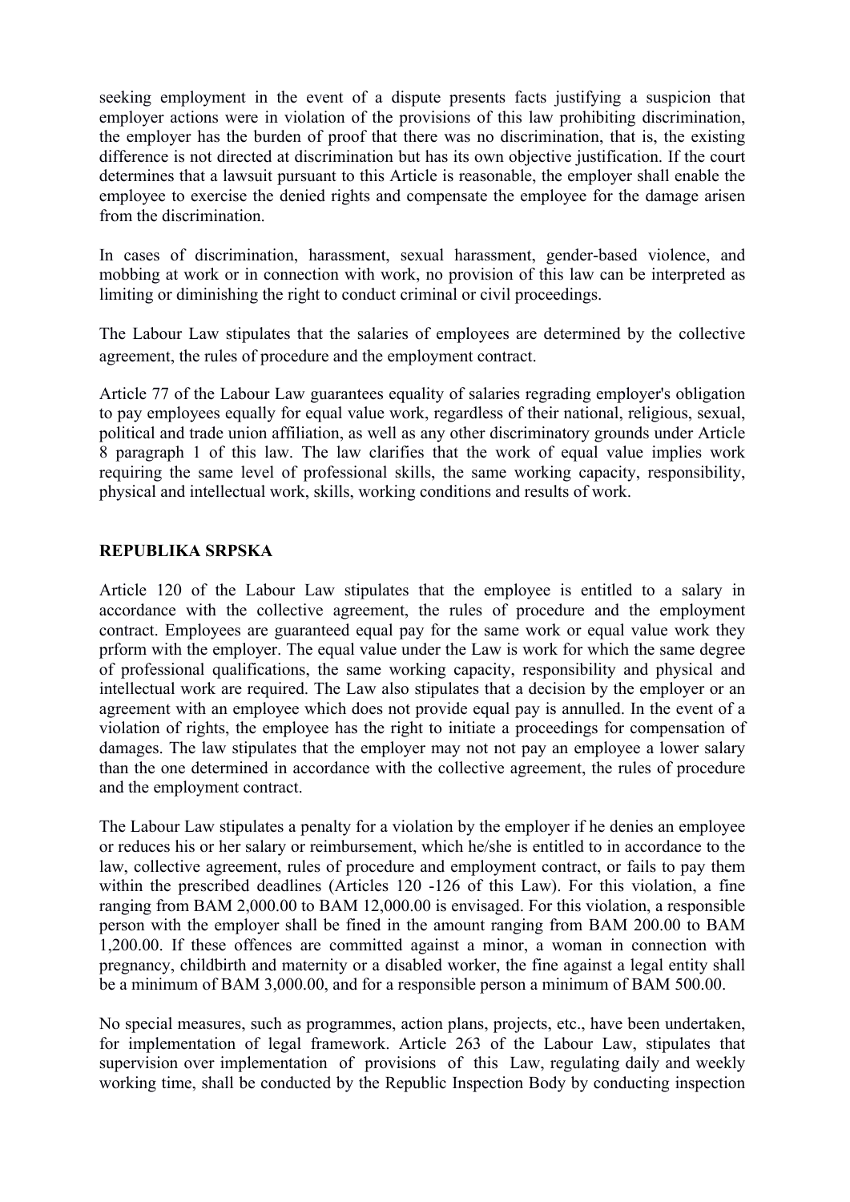seeking employment in the event of a dispute presents facts justifying a suspicion that employer actions were in violation of the provisions of this law prohibiting discrimination, the employer has the burden of proof that there was no discrimination, that is, the existing difference is not directed at discrimination but has its own objective justification. If the court determines that a lawsuit pursuant to this Article is reasonable, the employer shall enable the employee to exercise the denied rights and compensate the employee for the damage arisen from the discrimination.

In cases of discrimination, harassment, sexual harassment, gender-based violence, and mobbing at work or in connection with work, no provision of this law can be interpreted as limiting or diminishing the right to conduct criminal or civil proceedings.

The Labour Law stipulates that the salaries of employees are determined by the collective agreement, the rules of procedure and the employment contract.

Article 77 of the Labour Law guarantees equality of salaries regrading employer's obligation to pay employees equally for equal value work, regardless of their national, religious, sexual, political and trade union affiliation, as well as any other discriminatory grounds under Article 8 paragraph 1 of this law. The law clarifies that the work of equal value implies work requiring the same level of professional skills, the same working capacity, responsibility, physical and intellectual work, skills, working conditions and results of work.

**REPUBLIKA SRPSKA**

Article 120 of the Labour Law stipulates that the employee is entitled to a salary in accordance with the collective agreement, the rules of procedure and the employment contract. Employees are guaranteed equal pay for the same work or equal value work they prform with the employer. The equal value under the Law is work for which the same degree of professional qualifications, the same working capacity, responsibility and physical and intellectual work are required. The Law also stipulates that a decision by the employer or an agreement with an employee which does not provide equal pay is annulled. In the event of a violation of rights, the employee has the right to initiate a proceedings for compensation of damages. The law stipulates that the employer may not not pay an employee a lower salary than the one determined in accordance with the collective agreement, the rules of procedure and the employment contract.

The Labour Law stipulates a penalty for a violation by the employer if he denies an employee or reduces his or her salary or reimbursement, which he/she is entitled to in accordance to the law, collective agreement, rules of procedure and employment contract, or fails to pay them within the prescribed deadlines (Articles 120 -126 of this Law). For this violation, a fine ranging from BAM 2,000.00 to BAM 12,000.00 is envisaged. For this violation, a responsible person with the employer shall be fined in the amount ranging from BAM 200.00 to BAM 1,200.00. If these offences are committed against a minor, a woman in connection with pregnancy, childbirth and maternity or a disabled worker, the fine against a legal entity shall be a minimum of BAM 3,000.00, and for a responsible person a minimum of BAM 500.00.

No special measures, such as programmes, action plans, projects, etc., have been undertaken, for implementation of legal framework. Article 263 of the Labour Law, stipulates that supervision over implementation of provisions of this Law, regulating daily and weekly working time, shall be conducted by the Republic Inspection Body by conducting inspection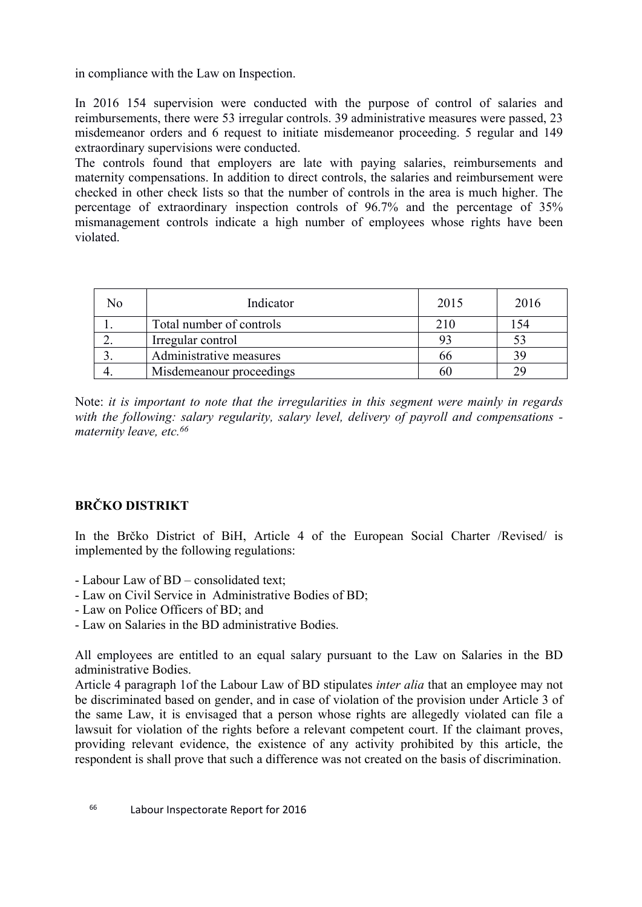in compliance with the Law on Inspection.

In 2016 154 supervision were conducted with the purpose of control of salaries and reimbursements, there were 53 irregular controls. 39 administrative measures were passed, 23 misdemeanor orders and 6 request to initiate misdemeanor proceeding. 5 regular and 149 extraordinary supervisions were conducted.

The controls found that employers are late with paying salaries, reimbursements and maternity compensations. In addition to direct controls, the salaries and reimbursement were checked in other check lists so that the number of controls in the area is much higher. The percentage of extraordinary inspection controls of 96.7% and the percentage of 35% mismanagement controls indicate a high number of employees whose rights have been violated.

| No | Indicator | 2015 | 2016 |
|---|---|---|---|
| 1. | Total number of controls | 210 | 154 |
| 2. | Irregular control | 93 | 53 |
| 3. | Administrative measures | 66 | 39 |
| 4. | Misdemeanour proceedings | 60 | 29 |

Note: *it is important to note that the irregularities in this segment were mainly in regards with the following: salary regularity, salary level, delivery of payroll and compensations - maternity leave, etc.*[66]

**BRČKO DISTRIKT**

In the Brčko District of BiH, Article 4 of the European Social Charter /Revised/ is implemented by the following regulations:

- Labour Law of BD – consolidated text;
- Law on Civil Service in Administrative Bodies of BD;
- Law on Police Officers of BD; and
- Law on Salaries in the BD administrative Bodies.

All employees are entitled to an equal salary pursuant to the Law on Salaries in the BD administrative Bodies.

Article 4 paragraph 1of the Labour Law of BD stipulates *inter alia* that an employee may not be discriminated based on gender, and in case of violation of the provision under Article 3 of the same Law, it is envisaged that a person whose rights are allegedly violated can file a lawsuit for violation of the rights before a relevant competent court. If the claimant proves, providing relevant evidence, the existence of any activity prohibited by this article, the respondent is shall prove that such a difference was not created on the basis of discrimination.

[66] Labour Inspectorate Report for 2016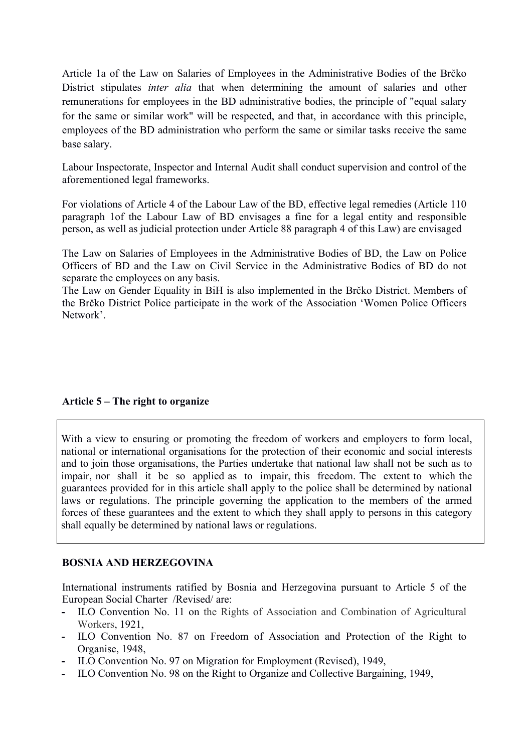Article 1a of the Law on Salaries of Employees in the Administrative Bodies of the Brčko District stipulates *inter alia* that when determining the amount of salaries and other remunerations for employees in the BD administrative bodies, the principle of "equal salary for the same or similar work" will be respected, and that, in accordance with this principle, employees of the BD administration who perform the same or similar tasks receive the same base salary.

Labour Inspectorate, Inspector and Internal Audit shall conduct supervision and control of the aforementioned legal frameworks.

For violations of Article 4 of the Labour Law of the BD, effective legal remedies (Article 110 paragraph 1of the Labour Law of BD envisages a fine for a legal entity and responsible person, as well as judicial protection under Article 88 paragraph 4 of this Law) are envisaged

The Law on Salaries of Employees in the Administrative Bodies of BD, the Law on Police Officers of BD and the Law on Civil Service in the Administrative Bodies of BD do not separate the employees on any basis.
The Law on Gender Equality in BiH is also implemented in the Brčko District. Members of the Brčko District Police participate in the work of the Association 'Women Police Officers Network'.

## Article 5 – The right to organize

With a view to ensuring or promoting the freedom of workers and employers to form local, national or international organisations for the protection of their economic and social interests and to join those organisations, the Parties undertake that national law shall not be such as to impair, nor shall it be so applied as to impair, this freedom. The extent to which the guarantees provided for in this article shall apply to the police shall be determined by national laws or regulations. The principle governing the application to the members of the armed forces of these guarantees and the extent to which they shall apply to persons in this category shall equally be determined by national laws or regulations.

### BOSNIA AND HERZEGOVINA

International instruments ratified by Bosnia and Herzegovina pursuant to Article 5 of the European Social Charter /Revised/ are:

- ILO Convention No. 11 on the Rights of Association and Combination of Agricultural Workers, 1921,
- ILO Convention No. 87 on Freedom of Association and Protection of the Right to Organise, 1948,
- ILO Convention No. 97 on Migration for Employment (Revised), 1949,
- ILO Convention No. 98 on the Right to Organize and Collective Bargaining, 1949,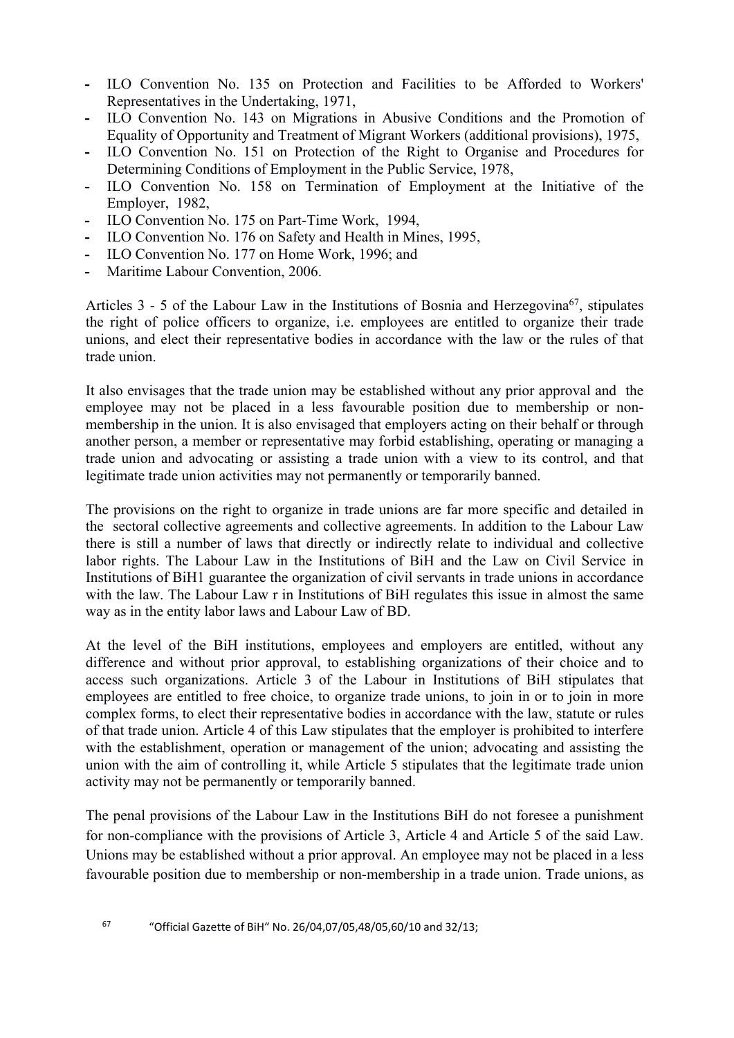- ILO Convention No. 135 on Protection and Facilities to be Afforded to Workers' Representatives in the Undertaking, 1971,
- ILO Convention No. 143 on Migrations in Abusive Conditions and the Promotion of Equality of Opportunity and Treatment of Migrant Workers (additional provisions), 1975,
- ILO Convention No. 151 on Protection of the Right to Organise and Procedures for Determining Conditions of Employment in the Public Service, 1978,
- ILO Convention No. 158 on Termination of Employment at the Initiative of the Employer, 1982,
- ILO Convention No. 175 on Part-Time Work, 1994,
- ILO Convention No. 176 on Safety and Health in Mines, 1995,
- ILO Convention No. 177 on Home Work, 1996; and
- Maritime Labour Convention, 2006.

Articles 3 - 5 of the Labour Law in the Institutions of Bosnia and Herzegovina[67], stipulates the right of police officers to organize, i.e. employees are entitled to organize their trade unions, and elect their representative bodies in accordance with the law or the rules of that trade union.

It also envisages that the trade union may be established without any prior approval and the employee may not be placed in a less favourable position due to membership or non-membership in the union. It is also envisaged that employers acting on their behalf or through another person, a member or representative may forbid establishing, operating or managing a trade union and advocating or assisting a trade union with a view to its control, and that legitimate trade union activities may not permanently or temporarily banned.

The provisions on the right to organize in trade unions are far more specific and detailed in the sectoral collective agreements and collective agreements. In addition to the Labour Law there is still a number of laws that directly or indirectly relate to individual and collective labor rights. The Labour Law in the Institutions of BiH and the Law on Civil Service in Institutions of BiH1 guarantee the organization of civil servants in trade unions in accordance with the law. The Labour Law r in Institutions of BiH regulates this issue in almost the same way as in the entity labor laws and Labour Law of BD.

At the level of the BiH institutions, employees and employers are entitled, without any difference and without prior approval, to establishing organizations of their choice and to access such organizations. Article 3 of the Labour in Institutions of BiH stipulates that employees are entitled to free choice, to organize trade unions, to join in or to join in more complex forms, to elect their representative bodies in accordance with the law, statute or rules of that trade union. Article 4 of this Law stipulates that the employer is prohibited to interfere with the establishment, operation or management of the union; advocating and assisting the union with the aim of controlling it, while Article 5 stipulates that the legitimate trade union activity may not be permanently or temporarily banned.

The penal provisions of the Labour Law in the Institutions BiH do not foresee a punishment for non-compliance with the provisions of Article 3, Article 4 and Article 5 of the said Law. Unions may be established without a prior approval. An employee may not be placed in a less favourable position due to membership or non-membership in a trade union. Trade unions, as

[67] "Official Gazette of BiH" No. 26/04,07/05,48/05,60/10 and 32/13;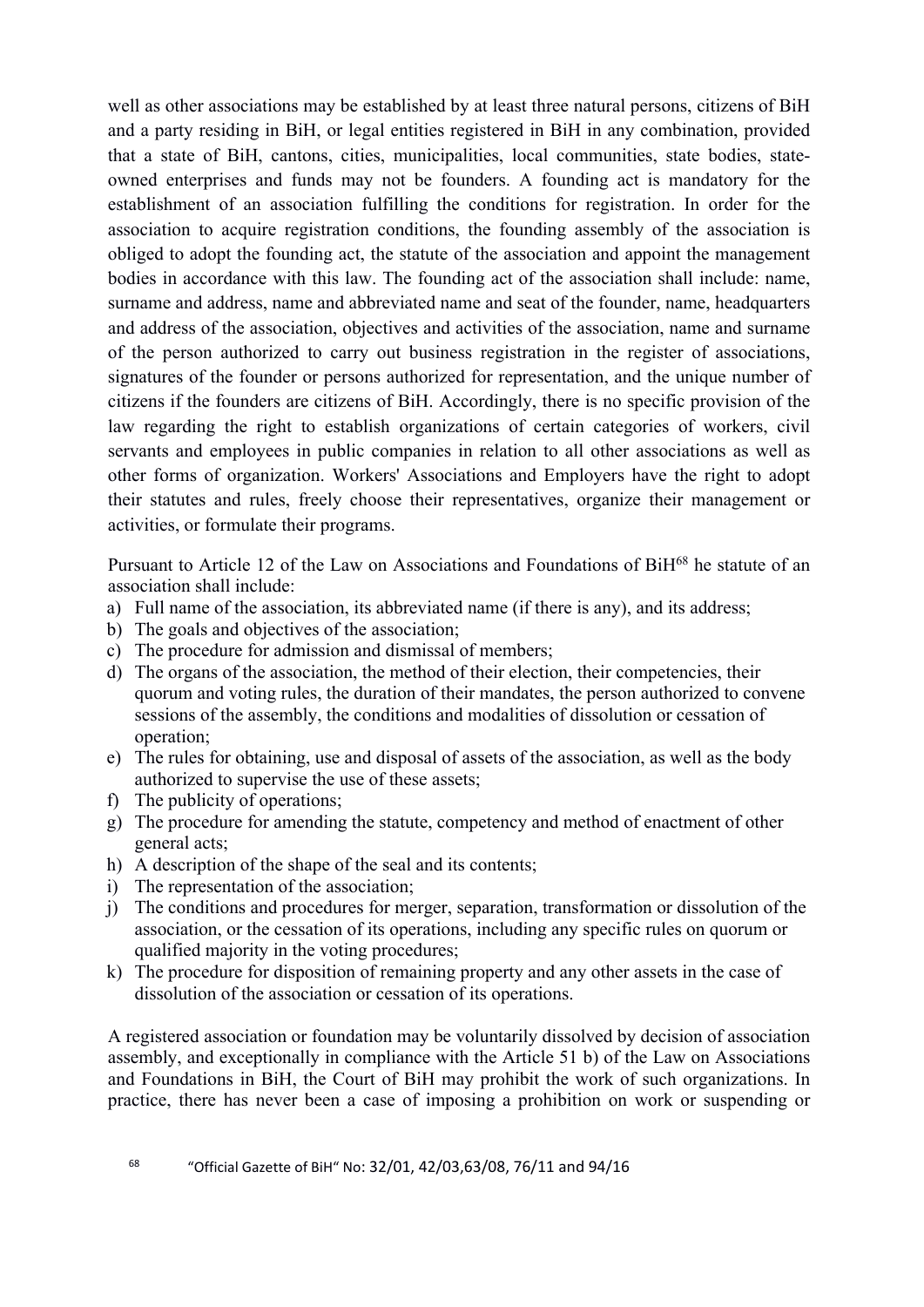well as other associations may be established by at least three natural persons, citizens of BiH and a party residing in BiH, or legal entities registered in BiH in any combination, provided that a state of BiH, cantons, cities, municipalities, local communities, state bodies, state-owned enterprises and funds may not be founders. A founding act is mandatory for the establishment of an association fulfilling the conditions for registration. In order for the association to acquire registration conditions, the founding assembly of the association is obliged to adopt the founding act, the statute of the association and appoint the management bodies in accordance with this law. The founding act of the association shall include: name, surname and address, name and abbreviated name and seat of the founder, name, headquarters and address of the association, objectives and activities of the association, name and surname of the person authorized to carry out business registration in the register of associations, signatures of the founder or persons authorized for representation, and the unique number of citizens if the founders are citizens of BiH. Accordingly, there is no specific provision of the law regarding the right to establish organizations of certain categories of workers, civil servants and employees in public companies in relation to all other associations as well as other forms of organization. Workers' Associations and Employers have the right to adopt their statutes and rules, freely choose their representatives, organize their management or activities, or formulate their programs.

Pursuant to Article 12 of the Law on Associations and Foundations of BiH[68] he statute of an association shall include:

a) Full name of the association, its abbreviated name (if there is any), and its address;
b) The goals and objectives of the association;
c) The procedure for admission and dismissal of members;
d) The organs of the association, the method of their election, their competencies, their quorum and voting rules, the duration of their mandates, the person authorized to convene sessions of the assembly, the conditions and modalities of dissolution or cessation of operation;
e) The rules for obtaining, use and disposal of assets of the association, as well as the body authorized to supervise the use of these assets;
f) The publicity of operations;
g) The procedure for amending the statute, competency and method of enactment of other general acts;
h) A description of the shape of the seal and its contents;
i) The representation of the association;
j) The conditions and procedures for merger, separation, transformation or dissolution of the association, or the cessation of its operations, including any specific rules on quorum or qualified majority in the voting procedures;
k) The procedure for disposition of remaining property and any other assets in the case of dissolution of the association or cessation of its operations.

A registered association or foundation may be voluntarily dissolved by decision of association assembly, and exceptionally in compliance with the Article 51 b) of the Law on Associations and Foundations in BiH, the Court of BiH may prohibit the work of such organizations. In practice, there has never been a case of imposing a prohibition on work or suspending or

[68] "Official Gazette of BiH" No: 32/01, 42/03,63/08, 76/11 and 94/16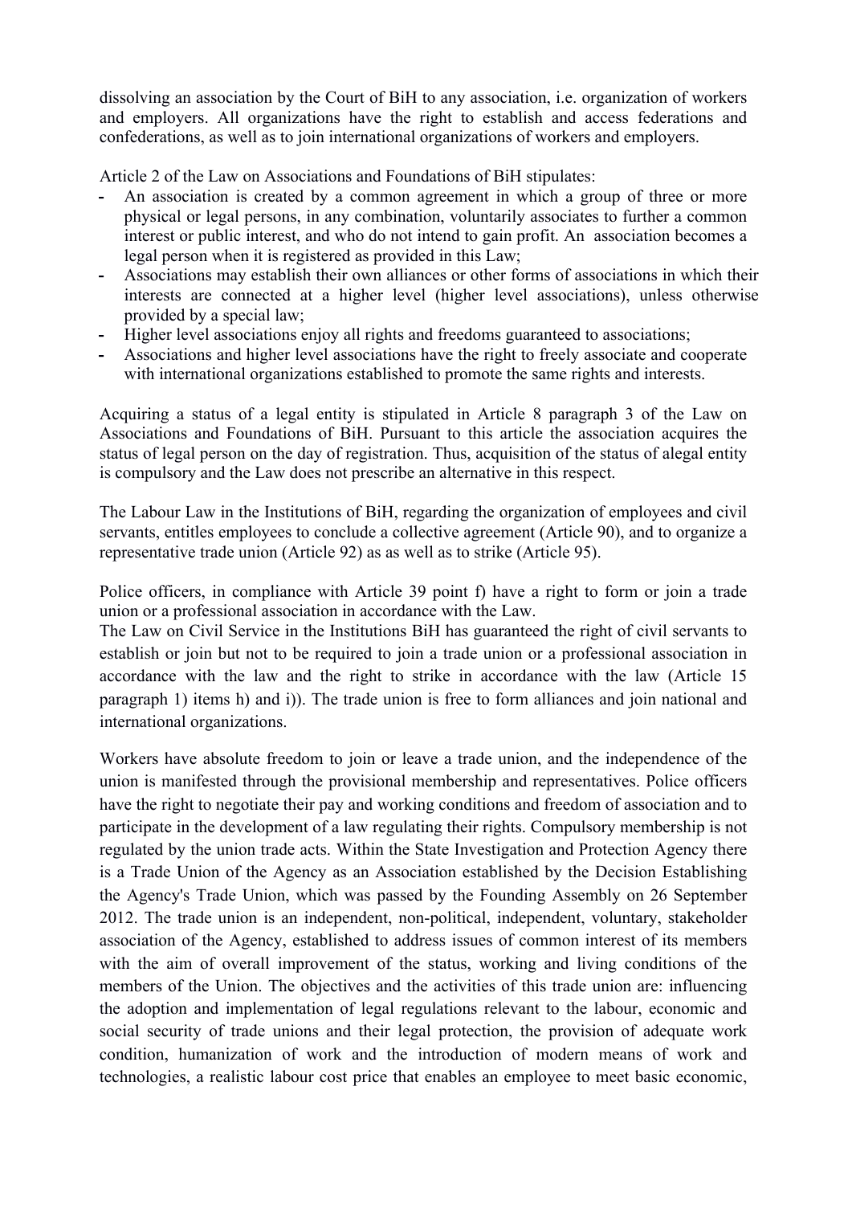dissolving an association by the Court of BiH to any association, i.e. organization of workers and employers. All organizations have the right to establish and access federations and confederations, as well as to join international organizations of workers and employers.

Article 2 of the Law on Associations and Foundations of BiH stipulates:

- An association is created by a common agreement in which a group of three or more physical or legal persons, in any combination, voluntarily associates to further a common interest or public interest, and who do not intend to gain profit. An association becomes a legal person when it is registered as provided in this Law;
- Associations may establish their own alliances or other forms of associations in which their interests are connected at a higher level (higher level associations), unless otherwise provided by a special law;
- Higher level associations enjoy all rights and freedoms guaranteed to associations;
- Associations and higher level associations have the right to freely associate and cooperate with international organizations established to promote the same rights and interests.

Acquiring a status of a legal entity is stipulated in Article 8 paragraph 3 of the Law on Associations and Foundations of BiH. Pursuant to this article the association acquires the status of legal person on the day of registration. Thus, acquisition of the status of alegal entity is compulsory and the Law does not prescribe an alternative in this respect.

The Labour Law in the Institutions of BiH, regarding the organization of employees and civil servants, entitles employees to conclude a collective agreement (Article 90), and to organize a representative trade union (Article 92) as as well as to strike (Article 95).

Police officers, in compliance with Article 39 point f) have a right to form or join a trade union or a professional association in accordance with the Law.
The Law on Civil Service in the Institutions BiH has guaranteed the right of civil servants to establish or join but not to be required to join a trade union or a professional association in accordance with the law and the right to strike in accordance with the law (Article 15 paragraph 1) items h) and i)). The trade union is free to form alliances and join national and international organizations.

Workers have absolute freedom to join or leave a trade union, and the independence of the union is manifested through the provisional membership and representatives. Police officers have the right to negotiate their pay and working conditions and freedom of association and to participate in the development of a law regulating their rights. Compulsory membership is not regulated by the union trade acts. Within the State Investigation and Protection Agency there is a Trade Union of the Agency as an Association established by the Decision Establishing the Agency's Trade Union, which was passed by the Founding Assembly on 26 September 2012. The trade union is an independent, non-political, independent, voluntary, stakeholder association of the Agency, established to address issues of common interest of its members with the aim of overall improvement of the status, working and living conditions of the members of the Union. The objectives and the activities of this trade union are: influencing the adoption and implementation of legal regulations relevant to the labour, economic and social security of trade unions and their legal protection, the provision of adequate work condition, humanization of work and the introduction of modern means of work and technologies, a realistic labour cost price that enables an employee to meet basic economic,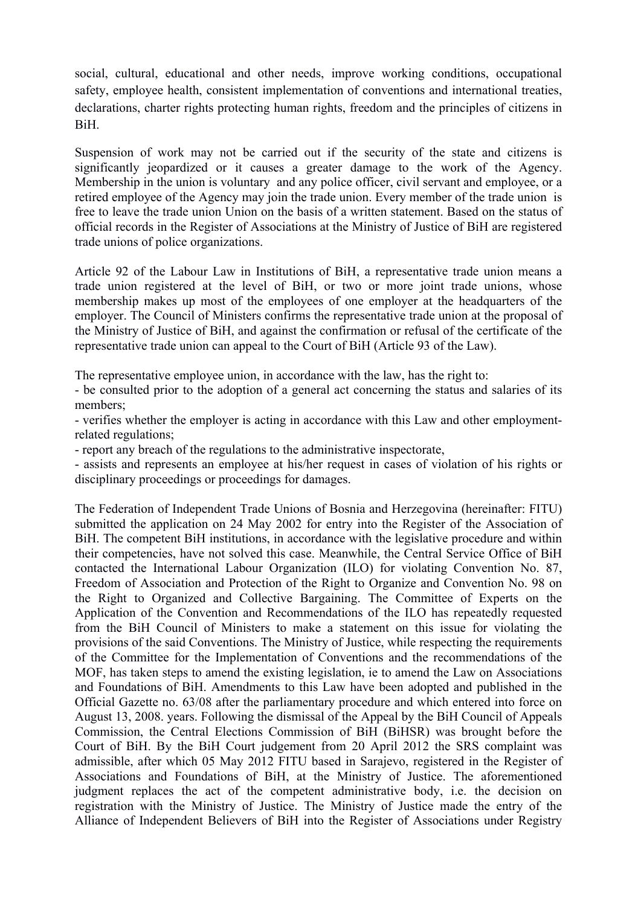social, cultural, educational and other needs, improve working conditions, occupational safety, employee health, consistent implementation of conventions and international treaties, declarations, charter rights protecting human rights, freedom and the principles of citizens in BiH.

Suspension of work may not be carried out if the security of the state and citizens is significantly jeopardized or it causes a greater damage to the work of the Agency. Membership in the union is voluntary and any police officer, civil servant and employee, or a retired employee of the Agency may join the trade union. Every member of the trade union is free to leave the trade union Union on the basis of a written statement. Based on the status of official records in the Register of Associations at the Ministry of Justice of BiH are registered trade unions of police organizations.

Article 92 of the Labour Law in Institutions of BiH, a representative trade union means a trade union registered at the level of BiH, or two or more joint trade unions, whose membership makes up most of the employees of one employer at the headquarters of the employer. The Council of Ministers confirms the representative trade union at the proposal of the Ministry of Justice of BiH, and against the confirmation or refusal of the certificate of the representative trade union can appeal to the Court of BiH (Article 93 of the Law).

The representative employee union, in accordance with the law, has the right to:
- be consulted prior to the adoption of a general act concerning the status and salaries of its members;
- verifies whether the employer is acting in accordance with this Law and other employment-related regulations;
- report any breach of the regulations to the administrative inspectorate,
- assists and represents an employee at his/her request in cases of violation of his rights or disciplinary proceedings or proceedings for damages.

The Federation of Independent Trade Unions of Bosnia and Herzegovina (hereinafter: FITU) submitted the application on 24 May 2002 for entry into the Register of the Association of BiH. The competent BiH institutions, in accordance with the legislative procedure and within their competencies, have not solved this case. Meanwhile, the Central Service Office of BiH contacted the International Labour Organization (ILO) for violating Convention No. 87, Freedom of Association and Protection of the Right to Organize and Convention No. 98 on the Right to Organized and Collective Bargaining. The Committee of Experts on the Application of the Convention and Recommendations of the ILO has repeatedly requested from the BiH Council of Ministers to make a statement on this issue for violating the provisions of the said Conventions. The Ministry of Justice, while respecting the requirements of the Committee for the Implementation of Conventions and the recommendations of the MOF, has taken steps to amend the existing legislation, ie to amend the Law on Associations and Foundations of BiH. Amendments to this Law have been adopted and published in the Official Gazette no. 63/08 after the parliamentary procedure and which entered into force on August 13, 2008. years. Following the dismissal of the Appeal by the BiH Council of Appeals Commission, the Central Elections Commission of BiH (BiHSR) was brought before the Court of BiH. By the BiH Court judgement from 20 April 2012 the SRS complaint was admissible, after which 05 May 2012 FITU based in Sarajevo, registered in the Register of Associations and Foundations of BiH, at the Ministry of Justice. The aforementioned judgment replaces the act of the competent administrative body, i.e. the decision on registration with the Ministry of Justice. The Ministry of Justice made the entry of the Alliance of Independent Believers of BiH into the Register of Associations under Registry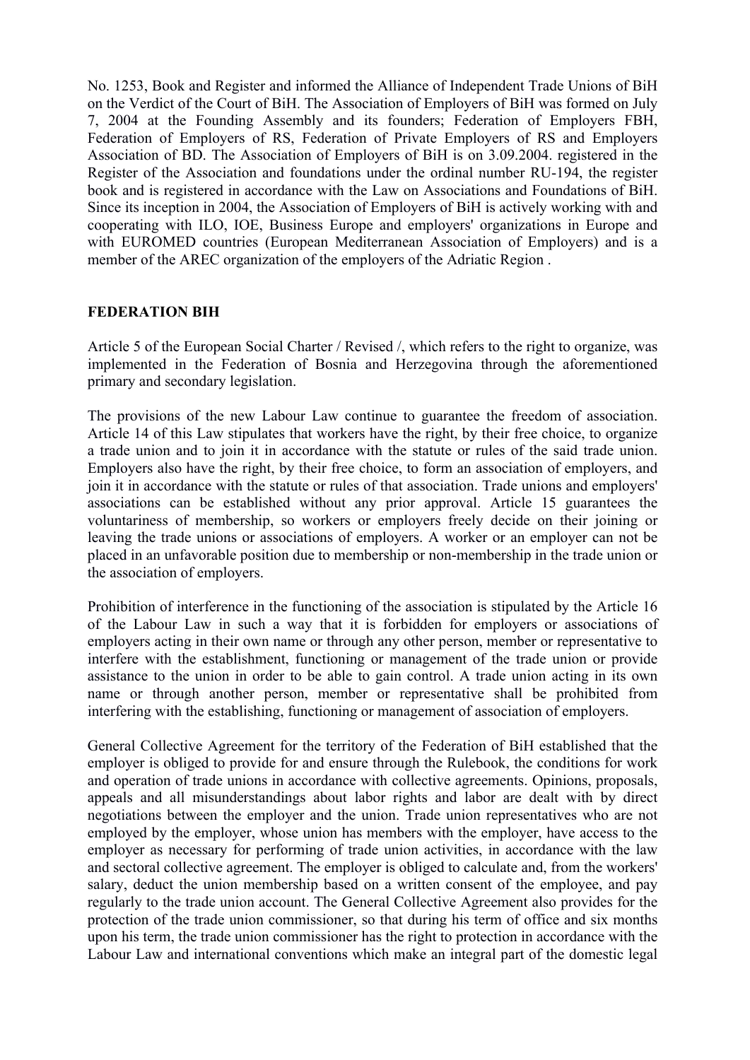No. 1253, Book and Register and informed the Alliance of Independent Trade Unions of BiH on the Verdict of the Court of BiH. The Association of Employers of BiH was formed on July 7, 2004 at the Founding Assembly and its founders; Federation of Employers FBH, Federation of Employers of RS, Federation of Private Employers of RS and Employers Association of BD. The Association of Employers of BiH is on 3.09.2004. registered in the Register of the Association and foundations under the ordinal number RU-194, the register book and is registered in accordance with the Law on Associations and Foundations of BiH. Since its inception in 2004, the Association of Employers of BiH is actively working with and cooperating with ILO, IOE, Business Europe and employers' organizations in Europe and with EUROMED countries (European Mediterranean Association of Employers) and is a member of the AREC organization of the employers of the Adriatic Region .

**FEDERATION BIH**

Article 5 of the European Social Charter / Revised /, which refers to the right to organize, was implemented in the Federation of Bosnia and Herzegovina through the aforementioned primary and secondary legislation.

The provisions of the new Labour Law continue to guarantee the freedom of association. Article 14 of this Law stipulates that workers have the right, by their free choice, to organize a trade union and to join it in accordance with the statute or rules of the said trade union. Employers also have the right, by their free choice, to form an association of employers, and join it in accordance with the statute or rules of that association. Trade unions and employers' associations can be established without any prior approval. Article 15 guarantees the voluntariness of membership, so workers or employers freely decide on their joining or leaving the trade unions or associations of employers. A worker or an employer can not be placed in an unfavorable position due to membership or non-membership in the trade union or the association of employers.

Prohibition of interference in the functioning of the association is stipulated by the Article 16 of the Labour Law in such a way that it is forbidden for employers or associations of employers acting in their own name or through any other person, member or representative to interfere with the establishment, functioning or management of the trade union or provide assistance to the union in order to be able to gain control. A trade union acting in its own name or through another person, member or representative shall be prohibited from interfering with the establishing, functioning or management of association of employers.

General Collective Agreement for the territory of the Federation of BiH established that the employer is obliged to provide for and ensure through the Rulebook, the conditions for work and operation of trade unions in accordance with collective agreements. Opinions, proposals, appeals and all misunderstandings about labor rights and labor are dealt with by direct negotiations between the employer and the union. Trade union representatives who are not employed by the employer, whose union has members with the employer, have access to the employer as necessary for performing of trade union activities, in accordance with the law and sectoral collective agreement. The employer is obliged to calculate and, from the workers' salary, deduct the union membership based on a written consent of the employee, and pay regularly to the trade union account. The General Collective Agreement also provides for the protection of the trade union commissioner, so that during his term of office and six months upon his term, the trade union commissioner has the right to protection in accordance with the Labour Law and international conventions which make an integral part of the domestic legal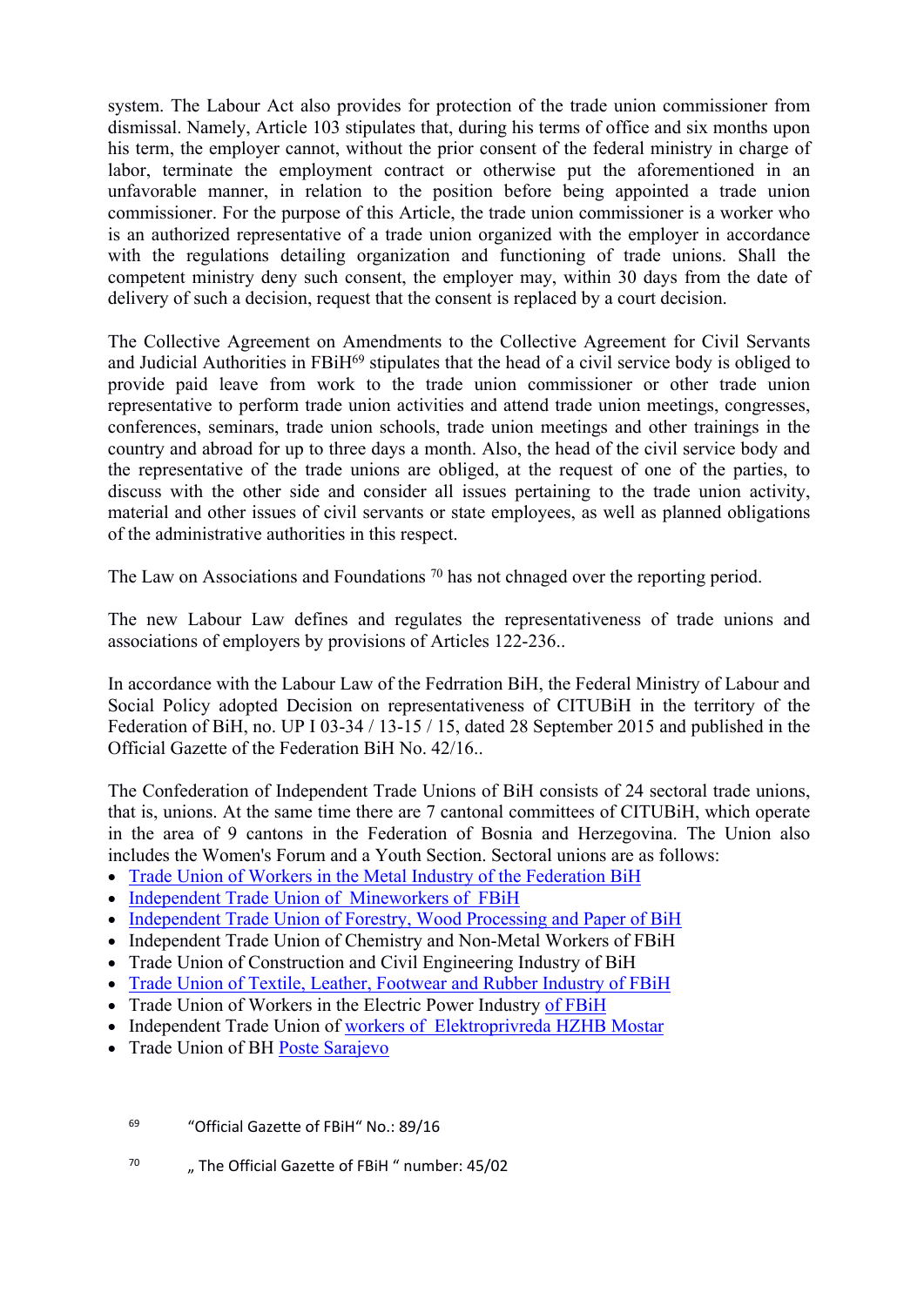system. The Labour Act also provides for protection of the trade union commissioner from dismissal. Namely, Article 103 stipulates that, during his terms of office and six months upon his term, the employer cannot, without the prior consent of the federal ministry in charge of labor, terminate the employment contract or otherwise put the aforementioned in an unfavorable manner, in relation to the position before being appointed a trade union commissioner. For the purpose of this Article, the trade union commissioner is a worker who is an authorized representative of a trade union organized with the employer in accordance with the regulations detailing organization and functioning of trade unions. Shall the competent ministry deny such consent, the employer may, within 30 days from the date of delivery of such a decision, request that the consent is replaced by a court decision.

The Collective Agreement on Amendments to the Collective Agreement for Civil Servants and Judicial Authorities in FBiH[69] stipulates that the head of a civil service body is obliged to provide paid leave from work to the trade union commissioner or other trade union representative to perform trade union activities and attend trade union meetings, congresses, conferences, seminars, trade union schools, trade union meetings and other trainings in the country and abroad for up to three days a month. Also, the head of the civil service body and the representative of the trade unions are obliged, at the request of one of the parties, to discuss with the other side and consider all issues pertaining to the trade union activity, material and other issues of civil servants or state employees, as well as planned obligations of the administrative authorities in this respect.

The Law on Associations and Foundations [70] has not chnaged over the reporting period.

The new Labour Law defines and regulates the representativeness of trade unions and associations of employers by provisions of Articles 122-236..

In accordance with the Labour Law of the Fedrration BiH, the Federal Ministry of Labour and Social Policy adopted Decision on representativeness of CITUBiH in the territory of the Federation of BiH, no. UP I 03-34 / 13-15 / 15, dated 28 September 2015 and published in the Official Gazette of the Federation BiH No. 42/16..

The Confederation of Independent Trade Unions of BiH consists of 24 sectoral trade unions, that is, unions. At the same time there are 7 cantonal committees of CITUBiH, which operate in the area of 9 cantons in the Federation of Bosnia and Herzegovina. The Union also includes the Women's Forum and a Youth Section. Sectoral unions are as follows:

- Trade Union of Workers in the Metal Industry of the Federation BiH
- Independent Trade Union of Mineworkers of FBiH
- Independent Trade Union of Forestry, Wood Processing and Paper of BiH
- Independent Trade Union of Chemistry and Non-Metal Workers of FBiH
- Trade Union of Construction and Civil Engineering Industry of BiH
- Trade Union of Textile, Leather, Footwear and Rubber Industry of FBiH
- Trade Union of Workers in the Electric Power Industry of FBiH
- Independent Trade Union of workers of Elektroprivreda HZHB Mostar
- Trade Union of BH Poste Sarajevo

[69] "Official Gazette of FBiH" No.: 89/16

[70] „ The Official Gazette of FBiH " number: 45/02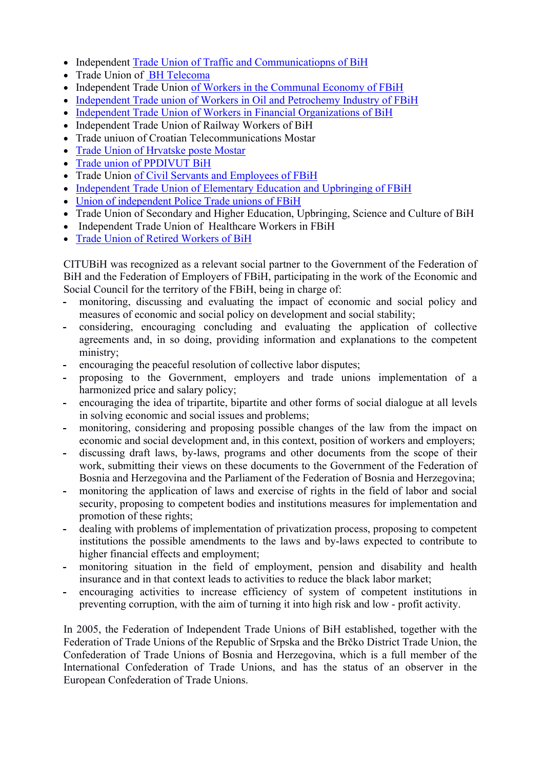- Independent Trade Union of Traffic and Communicatiopns of BiH
- Trade Union of BH Telecoma
- Independent Trade Union of Workers in the Communal Economy of FBiH
- Independent Trade union of Workers in Oil and Petrochemy Industry of FBiH
- Independent Trade Union of Workers in Financial Organizations of BiH
- Independent Trade Union of Railway Workers of BiH
- Trade uniuon of Croatian Telecommunications Mostar
- Trade Union of Hrvatske poste Mostar
- Trade union of PPDIVUT BiH
- Trade Union of Civil Servants and Employees of FBiH
- Independent Trade Union of Elementary Education and Upbringing of FBiH
- Union of independent Police Trade unions of FBiH
- Trade Union of Secondary and Higher Education, Upbringing, Science and Culture of BiH
- Independent Trade Union of Healthcare Workers in FBiH
- Trade Union of Retired Workers of BiH

CITUBiH was recognized as a relevant social partner to the Government of the Federation of BiH and the Federation of Employers of FBiH, participating in the work of the Economic and Social Council for the territory of the FBiH, being in charge of:

- monitoring, discussing and evaluating the impact of economic and social policy and measures of economic and social policy on development and social stability;
- considering, encouraging concluding and evaluating the application of collective agreements and, in so doing, providing information and explanations to the competent ministry;
- encouraging the peaceful resolution of collective labor disputes;
- proposing to the Government, employers and trade unions implementation of a harmonized price and salary policy;
- encouraging the idea of tripartite, bipartite and other forms of social dialogue at all levels in solving economic and social issues and problems;
- monitoring, considering and proposing possible changes of the law from the impact on economic and social development and, in this context, position of workers and employers;
- discussing draft laws, by-laws, programs and other documents from the scope of their work, submitting their views on these documents to the Government of the Federation of Bosnia and Herzegovina and the Parliament of the Federation of Bosnia and Herzegovina;
- monitoring the application of laws and exercise of rights in the field of labor and social security, proposing to competent bodies and institutions measures for implementation and promotion of these rights;
- dealing with problems of implementation of privatization process, proposing to competent institutions the possible amendments to the laws and by-laws expected to contribute to higher financial effects and employment;
- monitoring situation in the field of employment, pension and disability and health insurance and in that context leads to activities to reduce the black labor market;
- encouraging activities to increase efficiency of system of competent institutions in preventing corruption, with the aim of turning it into high risk and low - profit activity.

In 2005, the Federation of Independent Trade Unions of BiH established, together with the Federation of Trade Unions of the Republic of Srpska and the Brčko District Trade Union, the Confederation of Trade Unions of Bosnia and Herzegovina, which is a full member of the International Confederation of Trade Unions, and has the status of an observer in the European Confederation of Trade Unions.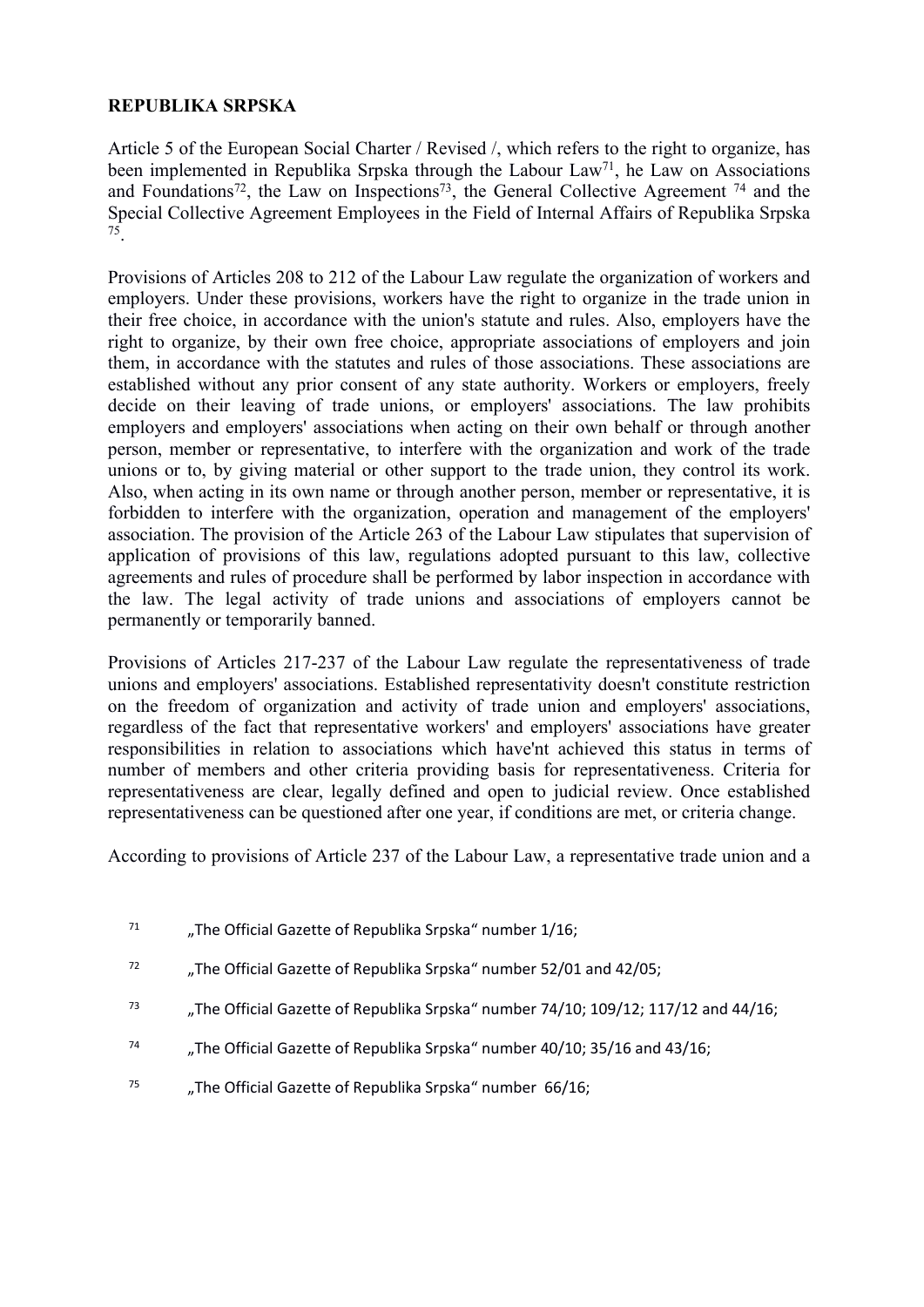**REPUBLIKA SRPSKA**

Article 5 of the European Social Charter / Revised /, which refers to the right to organize, has been implemented in Republika Srpska through the Labour Law[71], he Law on Associations and Foundations[72], the Law on Inspections[73], the General Collective Agreement [74] and the Special Collective Agreement Employees in the Field of Internal Affairs of Republika Srpska [75].

Provisions of Articles 208 to 212 of the Labour Law regulate the organization of workers and employers. Under these provisions, workers have the right to organize in the trade union in their free choice, in accordance with the union's statute and rules. Also, employers have the right to organize, by their own free choice, appropriate associations of employers and join them, in accordance with the statutes and rules of those associations. These associations are established without any prior consent of any state authority. Workers or employers, freely decide on their leaving of trade unions, or employers' associations. The law prohibits employers and employers' associations when acting on their own behalf or through another person, member or representative, to interfere with the organization and work of the trade unions or to, by giving material or other support to the trade union, they control its work. Also, when acting in its own name or through another person, member or representative, it is forbidden to interfere with the organization, operation and management of the employers' association. The provision of the Article 263 of the Labour Law stipulates that supervision of application of provisions of this law, regulations adopted pursuant to this law, collective agreements and rules of procedure shall be performed by labor inspection in accordance with the law. The legal activity of trade unions and associations of employers cannot be permanently or temporarily banned.

Provisions of Articles 217-237 of the Labour Law regulate the representativeness of trade unions and employers' associations. Established representativity doesn't constitute restriction on the freedom of organization and activity of trade union and employers' associations, regardless of the fact that representative workers' and employers' associations have greater responsibilities in relation to associations which have'nt achieved this status in terms of number of members and other criteria providing basis for representativeness. Criteria for representativeness are clear, legally defined and open to judicial review. Once established representativeness can be questioned after one year, if conditions are met, or criteria change.

According to provisions of Article 237 of the Labour Law, a representative trade union and a

[71] „The Official Gazette of Republika Srpska“ number 1/16;

[72] „The Official Gazette of Republika Srpska“ number 52/01 and 42/05;

[73] „The Official Gazette of Republika Srpska“ number 74/10; 109/12; 117/12 and 44/16;

[74] „The Official Gazette of Republika Srpska“ number 40/10; 35/16 and 43/16;

[75] „The Official Gazette of Republika Srpska“ number 66/16;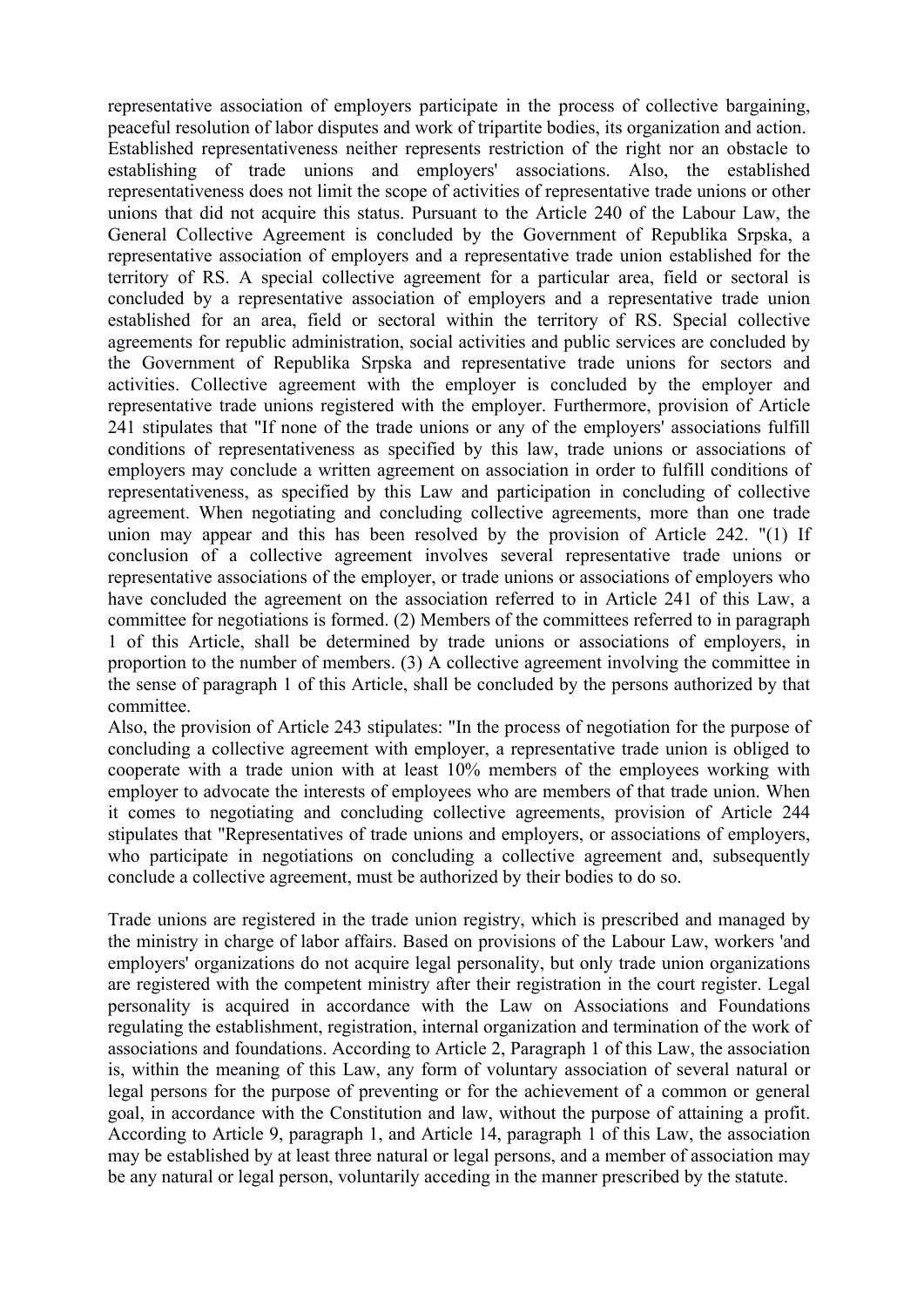representative association of employers participate in the process of collective bargaining, peaceful resolution of labor disputes and work of tripartite bodies, its organization and action. Established representativeness neither represents restriction of the right nor an obstacle to establishing of trade unions and employers' associations. Also, the established representativeness does not limit the scope of activities of representative trade unions or other unions that did not acquire this status. Pursuant to the Article 240 of the Labour Law, the General Collective Agreement is concluded by the Government of Republika Srpska, a representative association of employers and a representative trade union established for the territory of RS. A special collective agreement for a particular area, field or sectoral is concluded by a representative association of employers and a representative trade union established for an area, field or sectoral within the territory of RS. Special collective agreements for republic administration, social activities and public services are concluded by the Government of Republika Srpska and representative trade unions for sectors and activities. Collective agreement with the employer is concluded by the employer and representative trade unions registered with the employer. Furthermore, provision of Article 241 stipulates that "If none of the trade unions or any of the employers' associations fulfill conditions of representativeness as specified by this law, trade unions or associations of employers may conclude a written agreement on association in order to fulfill conditions of representativeness, as specified by this Law and participation in concluding of collective agreement. When negotiating and concluding collective agreements, more than one trade union may appear and this has been resolved by the provision of Article 242. "(1) If conclusion of a collective agreement involves several representative trade unions or representative associations of the employer, or trade unions or associations of employers who have concluded the agreement on the association referred to in Article 241 of this Law, a committee for negotiations is formed. (2) Members of the committees referred to in paragraph 1 of this Article, shall be determined by trade unions or associations of employers, in proportion to the number of members. (3) A collective agreement involving the committee in the sense of paragraph 1 of this Article, shall be concluded by the persons authorized by that committee.

Also, the provision of Article 243 stipulates: "In the process of negotiation for the purpose of concluding a collective agreement with employer, a representative trade union is obliged to cooperate with a trade union with at least 10% members of the employees working with employer to advocate the interests of employees who are members of that trade union. When it comes to negotiating and concluding collective agreements, provision of Article 244 stipulates that "Representatives of trade unions and employers, or associations of employers, who participate in negotiations on concluding a collective agreement and, subsequently conclude a collective agreement, must be authorized by their bodies to do so.

Trade unions are registered in the trade union registry, which is prescribed and managed by the ministry in charge of labor affairs. Based on provisions of the Labour Law, workers 'and employers' organizations do not acquire legal personality, but only trade union organizations are registered with the competent ministry after their registration in the court register. Legal personality is acquired in accordance with the Law on Associations and Foundations regulating the establishment, registration, internal organization and termination of the work of associations and foundations. According to Article 2, Paragraph 1 of this Law, the association is, within the meaning of this Law, any form of voluntary association of several natural or legal persons for the purpose of preventing or for the achievement of a common or general goal, in accordance with the Constitution and law, without the purpose of attaining a profit. According to Article 9, paragraph 1, and Article 14, paragraph 1 of this Law, the association may be established by at least three natural or legal persons, and a member of association may be any natural or legal person, voluntarily acceding in the manner prescribed by the statute.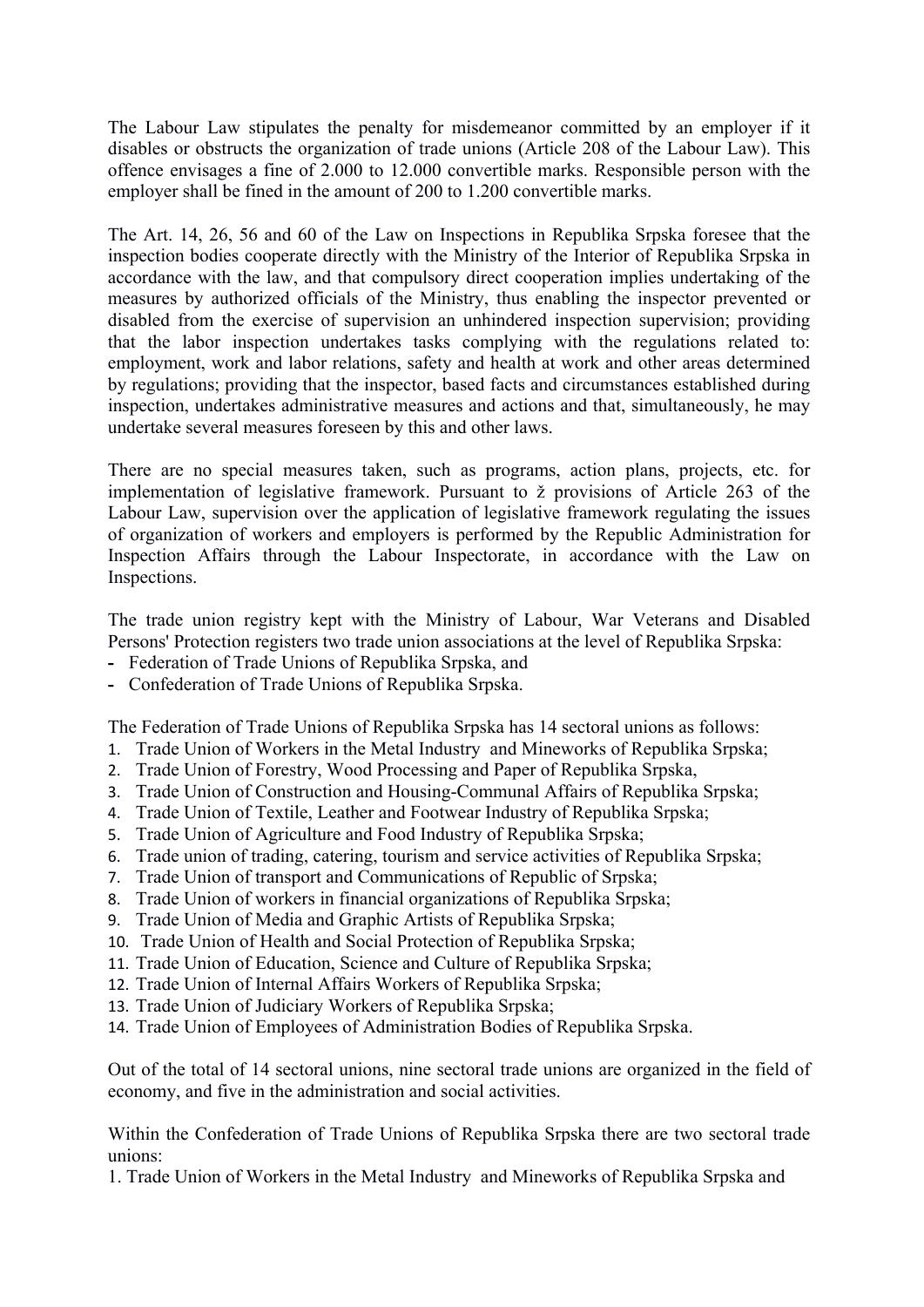The Labour Law stipulates the penalty for misdemeanor committed by an employer if it disables or obstructs the organization of trade unions (Article 208 of the Labour Law). This offence envisages a fine of 2.000 to 12.000 convertible marks. Responsible person with the employer shall be fined in the amount of 200 to 1.200 convertible marks.

The Art. 14, 26, 56 and 60 of the Law on Inspections in Republika Srpska foresee that the inspection bodies cooperate directly with the Ministry of the Interior of Republika Srpska in accordance with the law, and that compulsory direct cooperation implies undertaking of the measures by authorized officials of the Ministry, thus enabling the inspector prevented or disabled from the exercise of supervision an unhindered inspection supervision; providing that the labor inspection undertakes tasks complying with the regulations related to: employment, work and labor relations, safety and health at work and other areas determined by regulations; providing that the inspector, based facts and circumstances established during inspection, undertakes administrative measures and actions and that, simultaneously, he may undertake several measures foreseen by this and other laws.

There are no special measures taken, such as programs, action plans, projects, etc. for implementation of legislative framework. Pursuant to ž provisions of Article 263 of the Labour Law, supervision over the application of legislative framework regulating the issues of organization of workers and employers is performed by the Republic Administration for Inspection Affairs through the Labour Inspectorate, in accordance with the Law on Inspections.

The trade union registry kept with the Ministry of Labour, War Veterans and Disabled Persons' Protection registers two trade union associations at the level of Republika Srpska:

- Federation of Trade Unions of Republika Srpska, and
- Confederation of Trade Unions of Republika Srpska.

The Federation of Trade Unions of Republika Srpska has 14 sectoral unions as follows:

1. Trade Union of Workers in the Metal Industry and Mineworks of Republika Srpska;
2. Trade Union of Forestry, Wood Processing and Paper of Republika Srpska,
3. Trade Union of Construction and Housing-Communal Affairs of Republika Srpska;
4. Trade Union of Textile, Leather and Footwear Industry of Republika Srpska;
5. Trade Union of Agriculture and Food Industry of Republika Srpska;
6. Trade union of trading, catering, tourism and service activities of Republika Srpska;
7. Trade Union of transport and Communications of Republic of Srpska;
8. Trade Union of workers in financial organizations of Republika Srpska;
9. Trade Union of Media and Graphic Artists of Republika Srpska;
10. Trade Union of Health and Social Protection of Republika Srpska;
11. Trade Union of Education, Science and Culture of Republika Srpska;
12. Trade Union of Internal Affairs Workers of Republika Srpska;
13. Trade Union of Judiciary Workers of Republika Srpska;
14. Trade Union of Employees of Administration Bodies of Republika Srpska.

Out of the total of 14 sectoral unions, nine sectoral trade unions are organized in the field of economy, and five in the administration and social activities.

Within the Confederation of Trade Unions of Republika Srpska there are two sectoral trade unions:

1. Trade Union of Workers in the Metal Industry and Mineworks of Republika Srpska and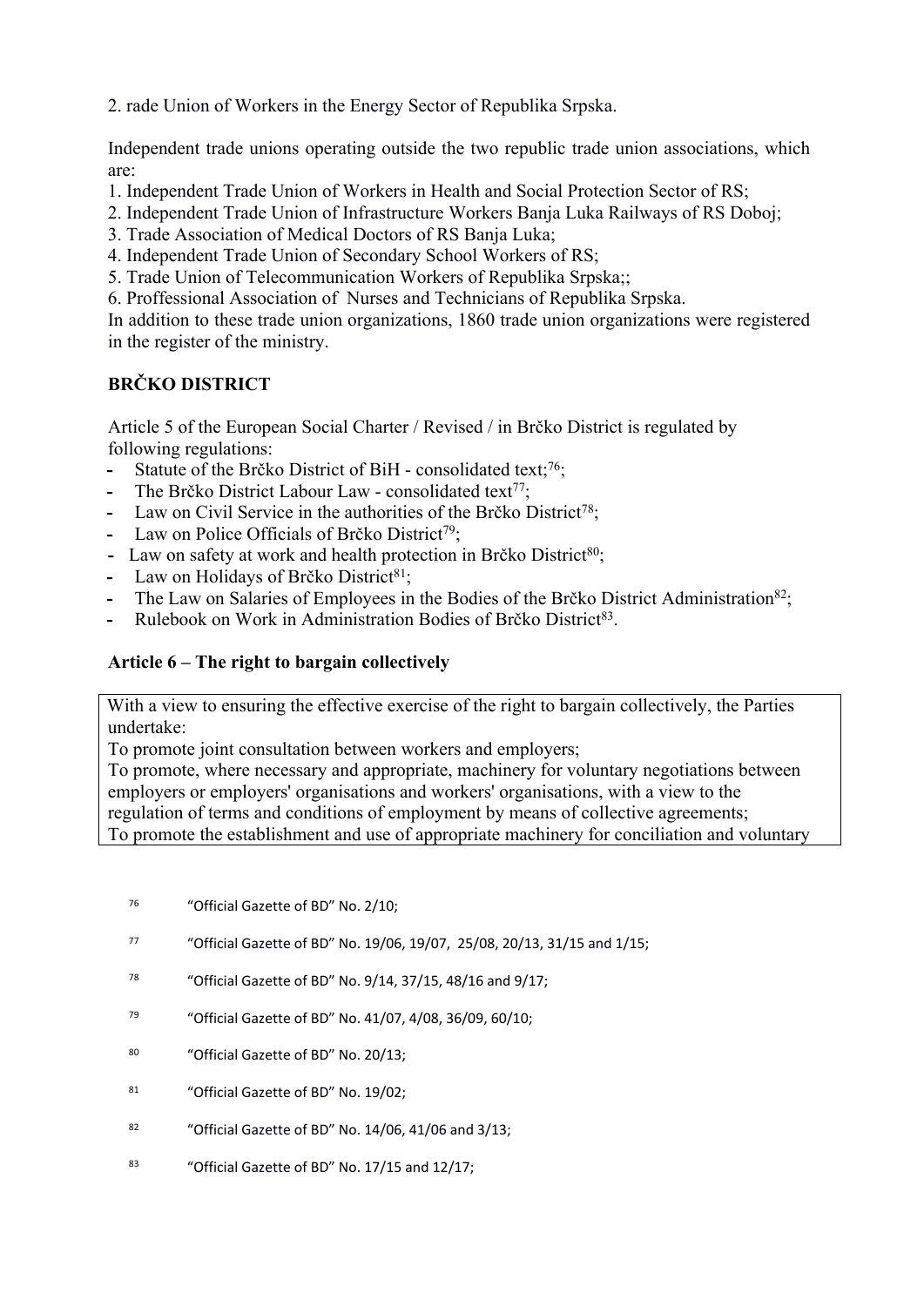2. rade Union of Workers in the Energy Sector of Republika Srpska.

Independent trade unions operating outside the two republic trade union associations, which are:
1. Independent Trade Union of Workers in Health and Social Protection Sector of RS;
2. Independent Trade Union of Infrastructure Workers Banja Luka Railways of RS Doboj;
3. Trade Association of Medical Doctors of RS Banja Luka;
4. Independent Trade Union of Secondary School Workers of RS;
5. Trade Union of Telecommunication Workers of Republika Srpska;;
6. Proffessional Association of Nurses and Technicians of Republika Srpska.
In addition to these trade union organizations, 1860 trade union organizations were registered in the register of the ministry.

**BRČKO DISTRICT**

Article 5 of the European Social Charter / Revised / in Brčko District is regulated by following regulations:

- Statute of the Brčko District of BiH - consolidated text;[76];
- The Brčko District Labour Law - consolidated text[77];
- Law on Civil Service in the authorities of the Brčko District[78];
- Law on Police Officials of Brčko District[79];
- Law on safety at work and health protection in Brčko District[80];
- Law on Holidays of Brčko District[81];
- The Law on Salaries of Employees in the Bodies of the Brčko District Administration[82];
- Rulebook on Work in Administration Bodies of Brčko District[83].

**Article 6 – The right to bargain collectively**

With a view to ensuring the effective exercise of the right to bargain collectively, the Parties undertake:
To promote joint consultation between workers and employers;
To promote, where necessary and appropriate, machinery for voluntary negotiations between employers or employers' organisations and workers' organisations, with a view to the regulation of terms and conditions of employment by means of collective agreements;
To promote the establishment and use of appropriate machinery for conciliation and voluntary

[76] "Official Gazette of BD" No. 2/10;

[77] "Official Gazette of BD" No. 19/06, 19/07, 25/08, 20/13, 31/15 and 1/15;

[78] "Official Gazette of BD" No. 9/14, 37/15, 48/16 and 9/17;

[79] "Official Gazette of BD" No. 41/07, 4/08, 36/09, 60/10;

[80] "Official Gazette of BD" No. 20/13;

[81] "Official Gazette of BD" No. 19/02;

[82] "Official Gazette of BD" No. 14/06, 41/06 and 3/13;

[83] "Official Gazette of BD" No. 17/15 and 12/17;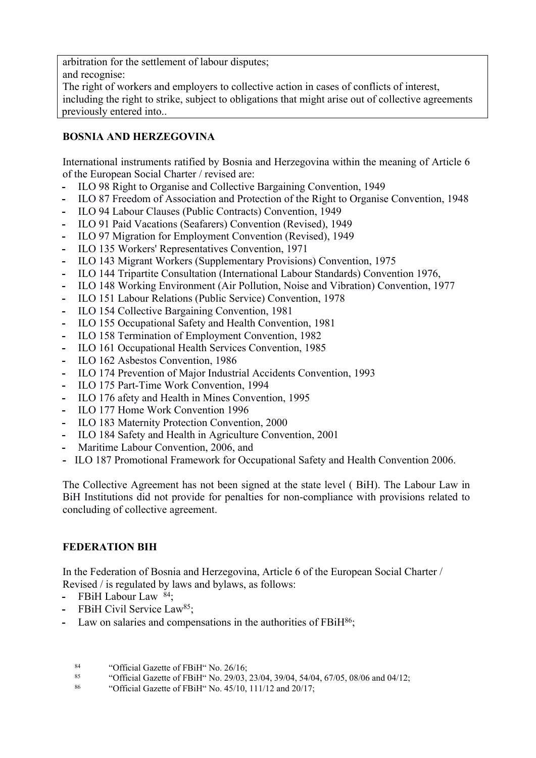arbitration for the settlement of labour disputes;
and recognise:
The right of workers and employers to collective action in cases of conflicts of interest, including the right to strike, subject to obligations that might arise out of collective agreements previously entered into..

**BOSNIA AND HERZEGOVINA**

International instruments ratified by Bosnia and Herzegovina within the meaning of Article 6 of the European Social Charter / revised are:

- ILO 98 Right to Organise and Collective Bargaining Convention, 1949
- ILO 87 Freedom of Association and Protection of the Right to Organise Convention, 1948
- ILO 94 Labour Clauses (Public Contracts) Convention, 1949
- ILO 91 Paid Vacations (Seafarers) Convention (Revised), 1949
- ILO 97 Migration for Employment Convention (Revised), 1949
- ILO 135 Workers' Representatives Convention, 1971
- ILO 143 Migrant Workers (Supplementary Provisions) Convention, 1975
- ILO 144 Tripartite Consultation (International Labour Standards) Convention 1976,
- ILO 148 Working Environment (Air Pollution, Noise and Vibration) Convention, 1977
- ILO 151 Labour Relations (Public Service) Convention, 1978
- ILO 154 Collective Bargaining Convention, 1981
- ILO 155 Occupational Safety and Health Convention, 1981
- ILO 158 Termination of Employment Convention, 1982
- ILO 161 Occupational Health Services Convention, 1985
- ILO 162 Asbestos Convention, 1986
- ILO 174 Prevention of Major Industrial Accidents Convention, 1993
- ILO 175 Part-Time Work Convention, 1994
- ILO 176 afety and Health in Mines Convention, 1995
- ILO 177 Home Work Convention 1996
- ILO 183 Maternity Protection Convention, 2000
- ILO 184 Safety and Health in Agriculture Convention, 2001
- Maritime Labour Convention, 2006, and
- ILO 187 Promotional Framework for Occupational Safety and Health Convention 2006.

The Collective Agreement has not been signed at the state level ( BiH). The Labour Law in BiH Institutions did not provide for penalties for non-compliance with provisions related to concluding of collective agreement.

**FEDERATION BIH**

In the Federation of Bosnia and Herzegovina, Article 6 of the European Social Charter / Revised / is regulated by laws and bylaws, as follows:

- FBiH Labour Law [84];
- FBiH Civil Service Law[85];
- Law on salaries and compensations in the authorities of FBiH[86];

[84] "Official Gazette of FBiH" No. 26/16;
[85] "Official Gazette of FBiH" No. 29/03, 23/04, 39/04, 54/04, 67/05, 08/06 and 04/12;
[86] "Official Gazette of FBiH" No. 45/10, 111/12 and 20/17;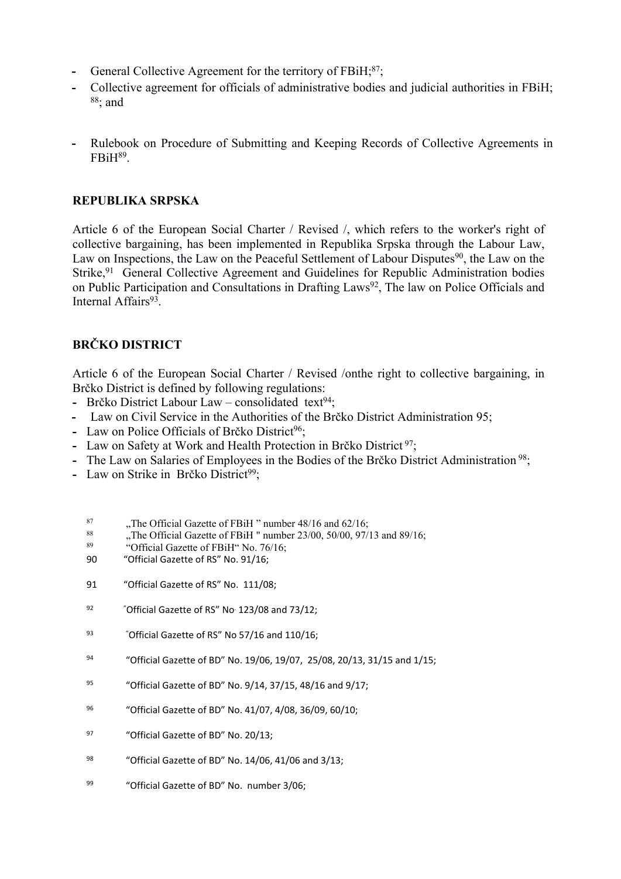- General Collective Agreement for the territory of FBiH;[87];
- Collective agreement for officials of administrative bodies and judicial authorities in FBiH; [88]; and

- Rulebook on Procedure of Submitting and Keeping Records of Collective Agreements in FBiH[89].

**REPUBLIKA SRPSKA**

Article 6 of the European Social Charter / Revised /, which refers to the worker's right of collective bargaining, has been implemented in Republika Srpska through the Labour Law, Law on Inspections, the Law on the Peaceful Settlement of Labour Disputes[90], the Law on the Strike,[91] General Collective Agreement and Guidelines for Republic Administration bodies on Public Participation and Consultations in Drafting Laws[92], The law on Police Officials and Internal Affairs[93].

**BRČKO DISTRICT**

Article 6 of the European Social Charter / Revised /onthe right to collective bargaining, in Brčko District is defined by following regulations:

- Brčko District Labour Law – consolidated text[94];
- Law on Civil Service in the Authorities of the Brčko District Administration 95;
- Law on Police Officials of Brčko District[96];
- Law on Safety at Work and Health Protection in Brčko District [97];
- The Law on Salaries of Employees in the Bodies of the Brčko District Administration [98];
- Law on Strike in Brčko District[99];

[87] „The Official Gazette of FBiH " number 48/16 and 62/16;

[88] „The Official Gazette of FBiH " number 23/00, 50/00, 97/13 and 89/16;

[89] "Official Gazette of FBiH" No. 76/16;

[90] "Official Gazette of RS" No. 91/16;

[91] "Official Gazette of RS" No. 111/08;

[92] "Official Gazette of RS" No. 123/08 and 73/12;

[93] "Official Gazette of RS" No 57/16 and 110/16;

[94] "Official Gazette of BD" No. 19/06, 19/07, 25/08, 20/13, 31/15 and 1/15;

[95] "Official Gazette of BD" No. 9/14, 37/15, 48/16 and 9/17;

[96] "Official Gazette of BD" No. 41/07, 4/08, 36/09, 60/10;

[97] "Official Gazette of BD" No. 20/13;

[98] "Official Gazette of BD" No. 14/06, 41/06 and 3/13;

[99] "Official Gazette of BD" No. number 3/06;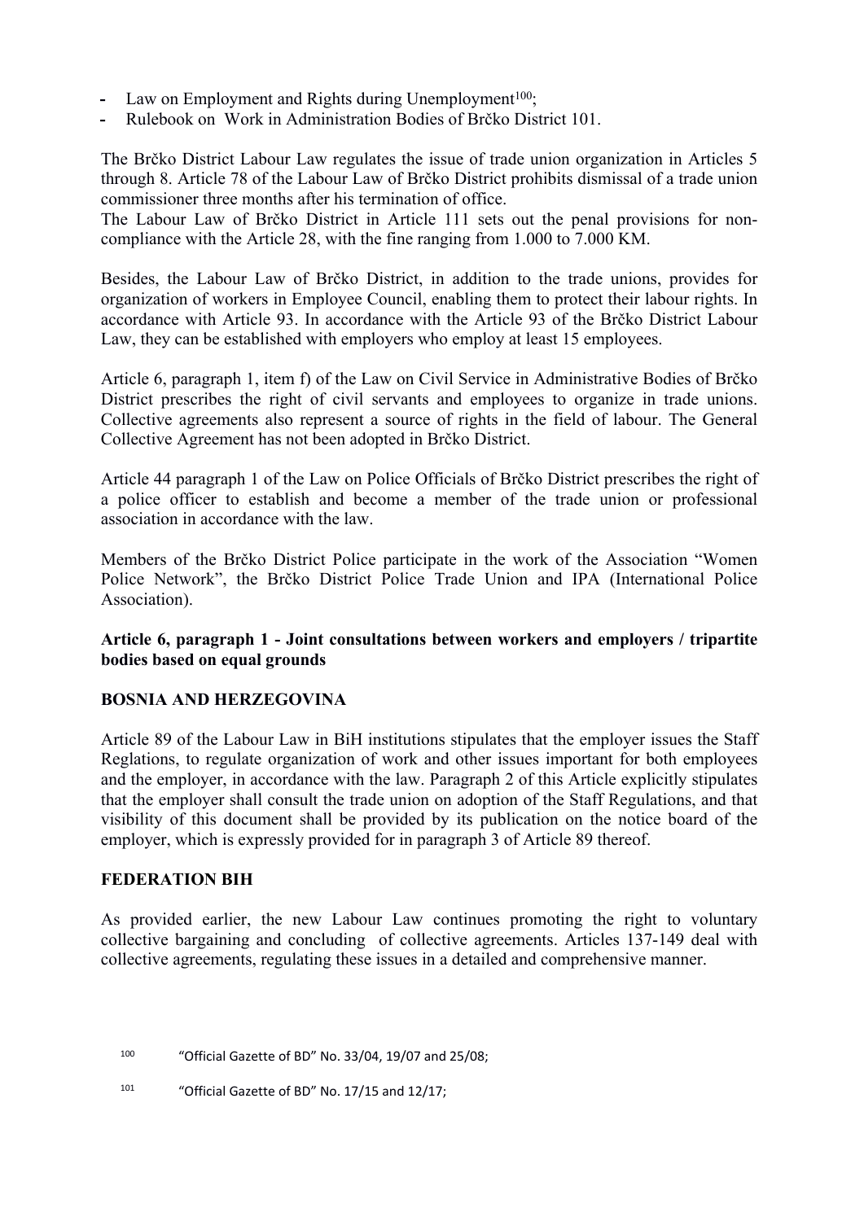- Law on Employment and Rights during Unemployment[100];
- Rulebook on Work in Administration Bodies of Brčko District 101.

The Brčko District Labour Law regulates the issue of trade union organization in Articles 5 through 8. Article 78 of the Labour Law of Brčko District prohibits dismissal of a trade union commissioner three months after his termination of office.
The Labour Law of Brčko District in Article 111 sets out the penal provisions for non-compliance with the Article 28, with the fine ranging from 1.000 to 7.000 KM.

Besides, the Labour Law of Brčko District, in addition to the trade unions, provides for organization of workers in Employee Council, enabling them to protect their labour rights. In accordance with Article 93. In accordance with the Article 93 of the Brčko District Labour Law, they can be established with employers who employ at least 15 employees.

Article 6, paragraph 1, item f) of the Law on Civil Service in Administrative Bodies of Brčko District prescribes the right of civil servants and employees to organize in trade unions. Collective agreements also represent a source of rights in the field of labour. The General Collective Agreement has not been adopted in Brčko District.

Article 44 paragraph 1 of the Law on Police Officials of Brčko District prescribes the right of a police officer to establish and become a member of the trade union or professional association in accordance with the law.

Members of the Brčko District Police participate in the work of the Association "Women Police Network", the Brčko District Police Trade Union and IPA (International Police Association).

**Article 6, paragraph 1 - Joint consultations between workers and employers / tripartite bodies based on equal grounds**

**BOSNIA AND HERZEGOVINA**

Article 89 of the Labour Law in BiH institutions stipulates that the employer issues the Staff Reglations, to regulate organization of work and other issues important for both employees and the employer, in accordance with the law. Paragraph 2 of this Article explicitly stipulates that the employer shall consult the trade union on adoption of the Staff Regulations, and that visibility of this document shall be provided by its publication on the notice board of the employer, which is expressly provided for in paragraph 3 of Article 89 thereof.

**FEDERATION BIH**

As provided earlier, the new Labour Law continues promoting the right to voluntary collective bargaining and concluding of collective agreements. Articles 137-149 deal with collective agreements, regulating these issues in a detailed and comprehensive manner.

[100] "Official Gazette of BD" No. 33/04, 19/07 and 25/08;

[101] "Official Gazette of BD" No. 17/15 and 12/17;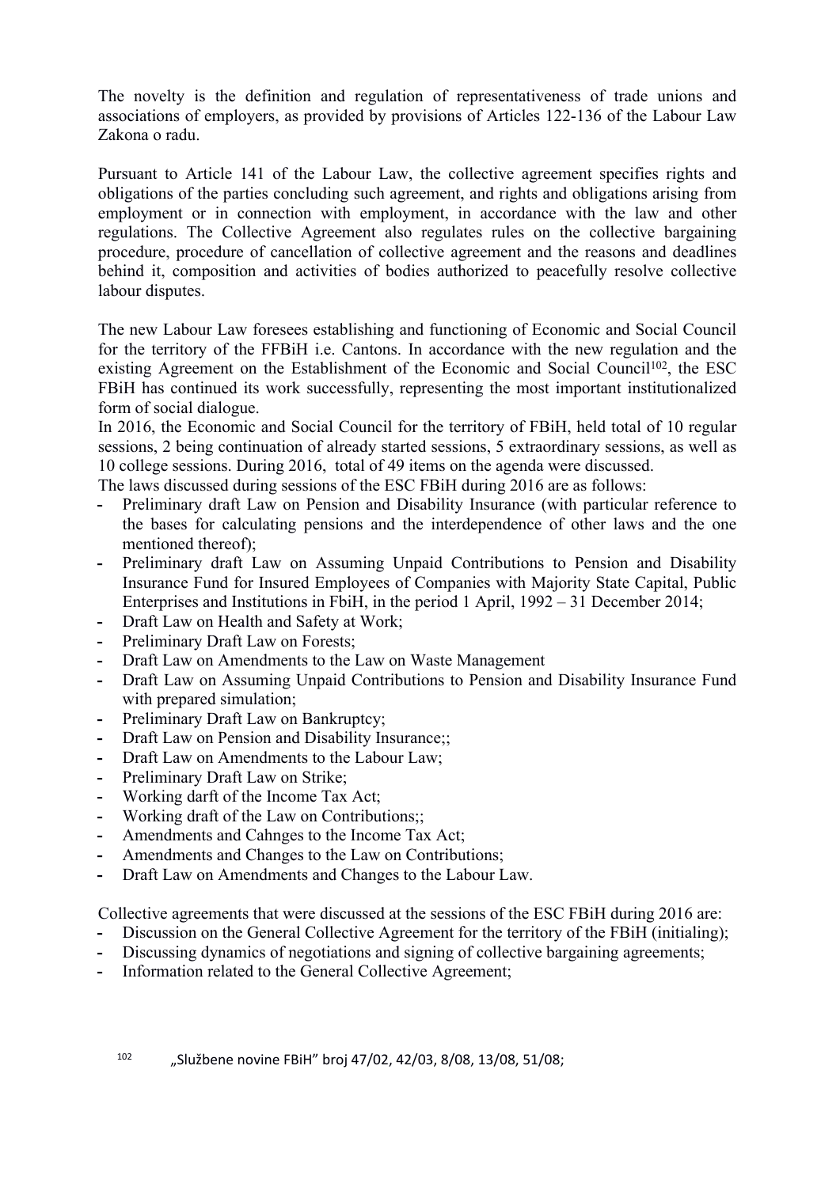The novelty is the definition and regulation of representativeness of trade unions and associations of employers, as provided by provisions of Articles 122-136 of the Labour Law Zakona o radu.

Pursuant to Article 141 of the Labour Law, the collective agreement specifies rights and obligations of the parties concluding such agreement, and rights and obligations arising from employment or in connection with employment, in accordance with the law and other regulations. The Collective Agreement also regulates rules on the collective bargaining procedure, procedure of cancellation of collective agreement and the reasons and deadlines behind it, composition and activities of bodies authorized to peacefully resolve collective labour disputes.

The new Labour Law foresees establishing and functioning of Economic and Social Council for the territory of the FFBiH i.e. Cantons. In accordance with the new regulation and the existing Agreement on the Establishment of the Economic and Social Council[102], the ESC FBiH has continued its work successfully, representing the most important institutionalized form of social dialogue.

In 2016, the Economic and Social Council for the territory of FBiH, held total of 10 regular sessions, 2 being continuation of already started sessions, 5 extraordinary sessions, as well as 10 college sessions. During 2016, total of 49 items on the agenda were discussed.

The laws discussed during sessions of the ESC FBiH during 2016 are as follows:

- Preliminary draft Law on Pension and Disability Insurance (with particular reference to the bases for calculating pensions and the interdependence of other laws and the one mentioned thereof);
- Preliminary draft Law on Assuming Unpaid Contributions to Pension and Disability Insurance Fund for Insured Employees of Companies with Majority State Capital, Public Enterprises and Institutions in FbiH, in the period 1 April, 1992 – 31 December 2014;
- Draft Law on Health and Safety at Work;
- Preliminary Draft Law on Forests;
- Draft Law on Amendments to the Law on Waste Management
- Draft Law on Assuming Unpaid Contributions to Pension and Disability Insurance Fund with prepared simulation;
- Preliminary Draft Law on Bankruptcy;
- Draft Law on Pension and Disability Insurance;;
- Draft Law on Amendments to the Labour Law;
- Preliminary Draft Law on Strike;
- Working darft of the Income Tax Act;
- Working draft of the Law on Contributions;;
- Amendments and Cahnges to the Income Tax Act;
- Amendments and Changes to the Law on Contributions;
- Draft Law on Amendments and Changes to the Labour Law.

Collective agreements that were discussed at the sessions of the ESC FBiH during 2016 are:

- Discussion on the General Collective Agreement for the territory of the FBiH (initialing);
- Discussing dynamics of negotiations and signing of collective bargaining agreements;
- Information related to the General Collective Agreement;

[102] „Službene novine FBiH” broj 47/02, 42/03, 8/08, 13/08, 51/08;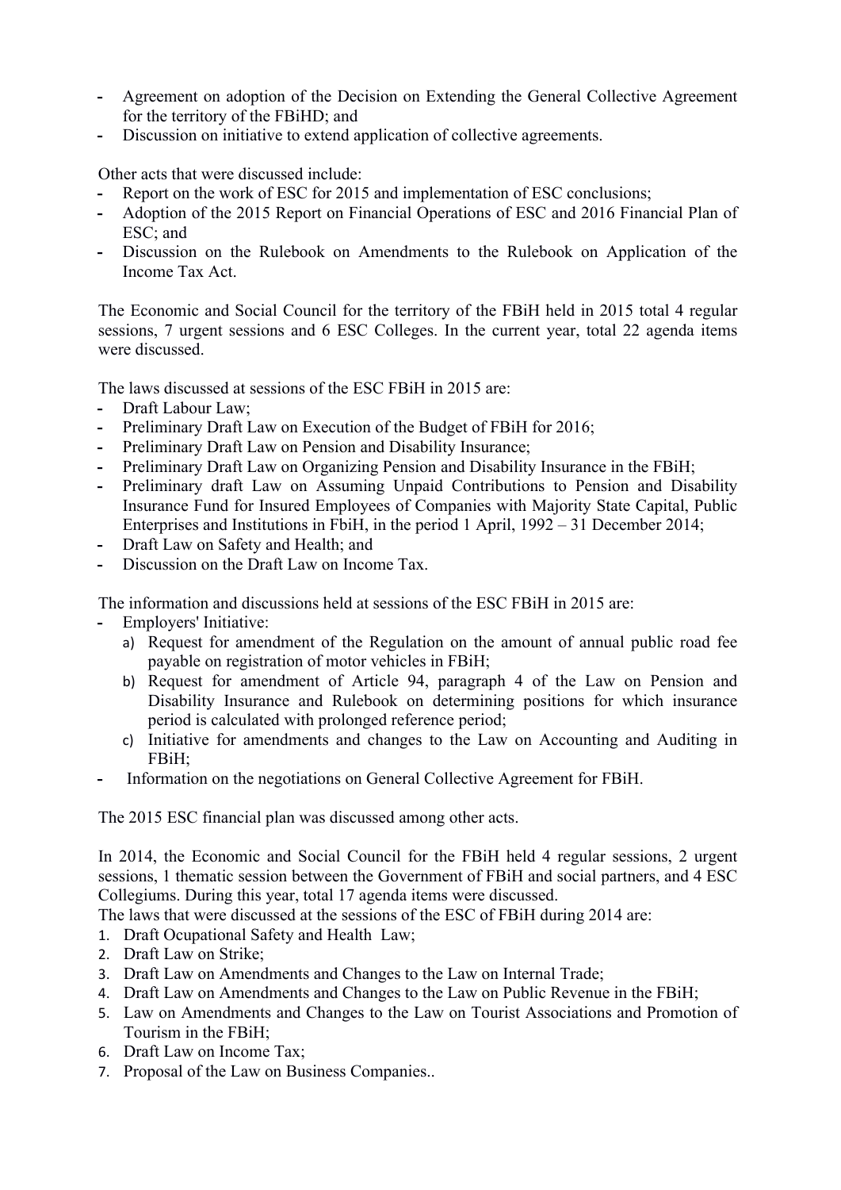- Agreement on adoption of the Decision on Extending the General Collective Agreement for the territory of the FBiHD; and
- Discussion on initiative to extend application of collective agreements.

Other acts that were discussed include:
- Report on the work of ESC for 2015 and implementation of ESC conclusions;
- Adoption of the 2015 Report on Financial Operations of ESC and 2016 Financial Plan of ESC; and
- Discussion on the Rulebook on Amendments to the Rulebook on Application of the Income Tax Act.

The Economic and Social Council for the territory of the FBiH held in 2015 total 4 regular sessions, 7 urgent sessions and 6 ESC Colleges. In the current year, total 22 agenda items were discussed.

The laws discussed at sessions of the ESC FBiH in 2015 are:
- Draft Labour Law;
- Preliminary Draft Law on Execution of the Budget of FBiH for 2016;
- Preliminary Draft Law on Pension and Disability Insurance;
- Preliminary Draft Law on Organizing Pension and Disability Insurance in the FBiH;
- Preliminary draft Law on Assuming Unpaid Contributions to Pension and Disability Insurance Fund for Insured Employees of Companies with Majority State Capital, Public Enterprises and Institutions in FbiH, in the period 1 April, 1992 – 31 December 2014;
- Draft Law on Safety and Health; and
- Discussion on the Draft Law on Income Tax.

The information and discussions held at sessions of the ESC FBiH in 2015 are:
- Employers' Initiative:
  a) Request for amendment of the Regulation on the amount of annual public road fee payable on registration of motor vehicles in FBiH;
  b) Request for amendment of Article 94, paragraph 4 of the Law on Pension and Disability Insurance and Rulebook on determining positions for which insurance period is calculated with prolonged reference period;
  c) Initiative for amendments and changes to the Law on Accounting and Auditing in FBiH;
- Information on the negotiations on General Collective Agreement for FBiH.

The 2015 ESC financial plan was discussed among other acts.

In 2014, the Economic and Social Council for the FBiH held 4 regular sessions, 2 urgent sessions, 1 thematic session between the Government of FBiH and social partners, and 4 ESC Collegiums. During this year, total 17 agenda items were discussed.
The laws that were discussed at the sessions of the ESC of FBiH during 2014 are:
1. Draft Ocupational Safety and Health Law;
2. Draft Law on Strike;
3. Draft Law on Amendments and Changes to the Law on Internal Trade;
4. Draft Law on Amendments and Changes to the Law on Public Revenue in the FBiH;
5. Law on Amendments and Changes to the Law on Tourist Associations and Promotion of Tourism in the FBiH;
6. Draft Law on Income Tax;
7. Proposal of the Law on Business Companies..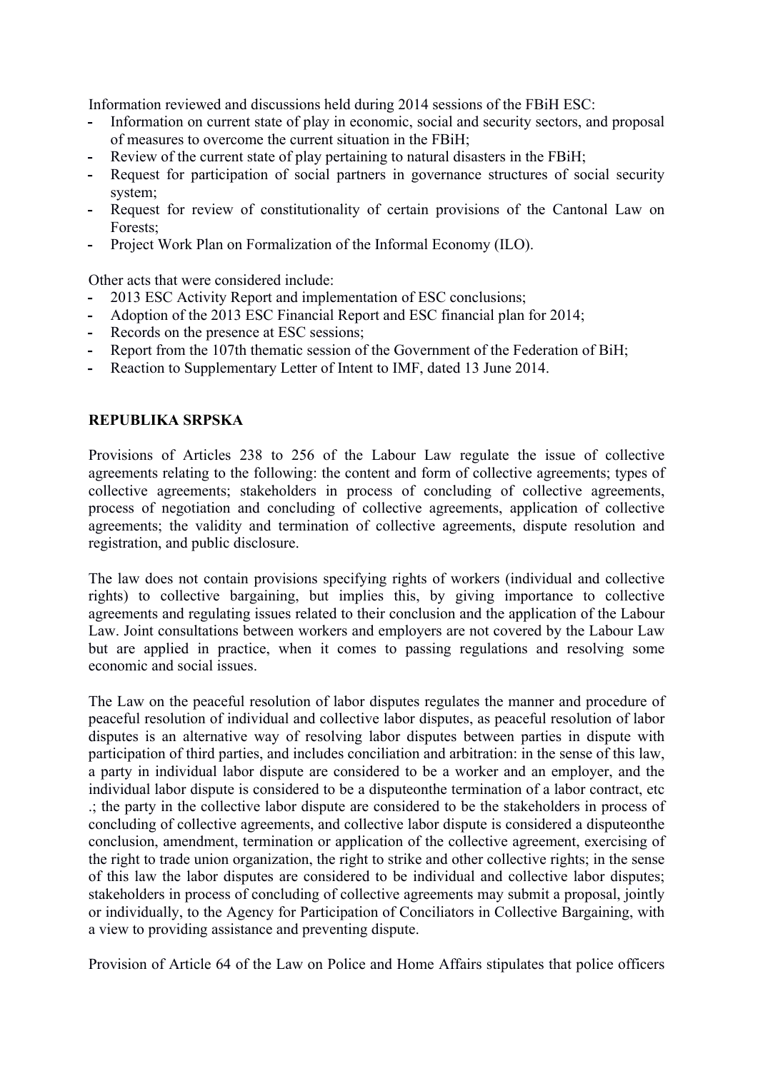Information reviewed and discussions held during 2014 sessions of the FBiH ESC:

- Information on current state of play in economic, social and security sectors, and proposal of measures to overcome the current situation in the FBiH;
- Review of the current state of play pertaining to natural disasters in the FBiH;
- Request for participation of social partners in governance structures of social security system;
- Request for review of constitutionality of certain provisions of the Cantonal Law on Forests;
- Project Work Plan on Formalization of the Informal Economy (ILO).

Other acts that were considered include:

- 2013 ESC Activity Report and implementation of ESC conclusions;
- Adoption of the 2013 ESC Financial Report and ESC financial plan for 2014;
- Records on the presence at ESC sessions;
- Report from the 107th thematic session of the Government of the Federation of BiH;
- Reaction to Supplementary Letter of Intent to IMF, dated 13 June 2014.

**REPUBLIKA SRPSKA**

Provisions of Articles 238 to 256 of the Labour Law regulate the issue of collective agreements relating to the following: the content and form of collective agreements; types of collective agreements; stakeholders in process of concluding of collective agreements, process of negotiation and concluding of collective agreements, application of collective agreements; the validity and termination of collective agreements, dispute resolution and registration, and public disclosure.

The law does not contain provisions specifying rights of workers (individual and collective rights) to collective bargaining, but implies this, by giving importance to collective agreements and regulating issues related to their conclusion and the application of the Labour Law. Joint consultations between workers and employers are not covered by the Labour Law but are applied in practice, when it comes to passing regulations and resolving some economic and social issues.

The Law on the peaceful resolution of labor disputes regulates the manner and procedure of peaceful resolution of individual and collective labor disputes, as peaceful resolution of labor disputes is an alternative way of resolving labor disputes between parties in dispute with participation of third parties, and includes conciliation and arbitration: in the sense of this law, a party in individual labor dispute are considered to be a worker and an employer, and the individual labor dispute is considered to be a disputeonthe termination of a labor contract, etc .; the party in the collective labor dispute are considered to be the stakeholders in process of concluding of collective agreements, and collective labor dispute is considered a disputeonthe conclusion, amendment, termination or application of the collective agreement, exercising of the right to trade union organization, the right to strike and other collective rights; in the sense of this law the labor disputes are considered to be individual and collective labor disputes; stakeholders in process of concluding of collective agreements may submit a proposal, jointly or individually, to the Agency for Participation of Conciliators in Collective Bargaining, with a view to providing assistance and preventing dispute.

Provision of Article 64 of the Law on Police and Home Affairs stipulates that police officers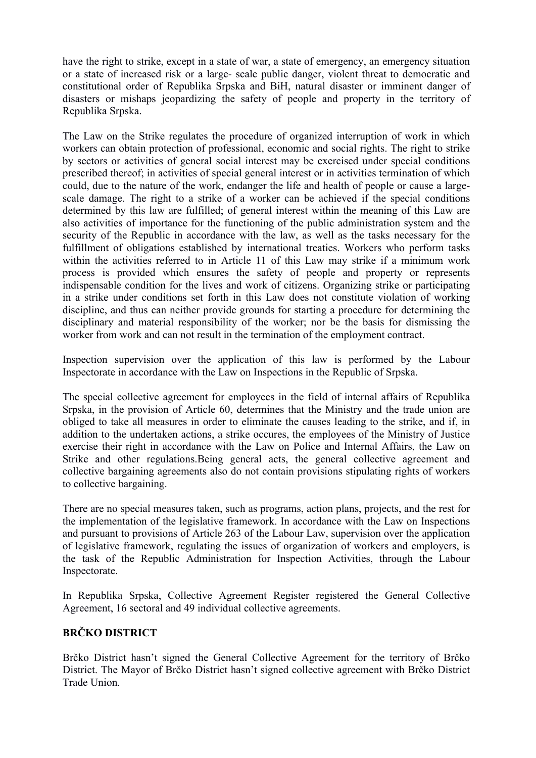have the right to strike, except in a state of war, a state of emergency, an emergency situation or a state of increased risk or a large- scale public danger, violent threat to democratic and constitutional order of Republika Srpska and BiH, natural disaster or imminent danger of disasters or mishaps jeopardizing the safety of people and property in the territory of Republika Srpska.

The Law on the Strike regulates the procedure of organized interruption of work in which workers can obtain protection of professional, economic and social rights. The right to strike by sectors or activities of general social interest may be exercised under special conditions prescribed thereof; in activities of special general interest or in activities termination of which could, due to the nature of the work, endanger the life and health of people or cause a large-scale damage. The right to a strike of a worker can be achieved if the special conditions determined by this law are fulfilled; of general interest within the meaning of this Law are also activities of importance for the functioning of the public administration system and the security of the Republic in accordance with the law, as well as the tasks necessary for the fulfillment of obligations established by international treaties. Workers who perform tasks within the activities referred to in Article 11 of this Law may strike if a minimum work process is provided which ensures the safety of people and property or represents indispensable condition for the lives and work of citizens. Organizing strike or participating in a strike under conditions set forth in this Law does not constitute violation of working discipline, and thus can neither provide grounds for starting a procedure for determining the disciplinary and material responsibility of the worker; nor be the basis for dismissing the worker from work and can not result in the termination of the employment contract.

Inspection supervision over the application of this law is performed by the Labour Inspectorate in accordance with the Law on Inspections in the Republic of Srpska.

The special collective agreement for employees in the field of internal affairs of Republika Srpska, in the provision of Article 60, determines that the Ministry and the trade union are obliged to take all measures in order to eliminate the causes leading to the strike, and if, in addition to the undertaken actions, a strike occures, the employees of the Ministry of Justice exercise their right in accordance with the Law on Police and Internal Affairs, the Law on Strike and other regulations.Being general acts, the general collective agreement and collective bargaining agreements also do not contain provisions stipulating rights of workers to collective bargaining.

There are no special measures taken, such as programs, action plans, projects, and the rest for the implementation of the legislative framework. In accordance with the Law on Inspections and pursuant to provisions of Article 263 of the Labour Law, supervision over the application of legislative framework, regulating the issues of organization of workers and employers, is the task of the Republic Administration for Inspection Activities, through the Labour Inspectorate.

In Republika Srpska, Collective Agreement Register registered the General Collective Agreement, 16 sectoral and 49 individual collective agreements.

**BRČKO DISTRICT**

Brčko District hasn't signed the General Collective Agreement for the territory of Brčko District. The Mayor of Brčko District hasn't signed collective agreement with Brčko District Trade Union.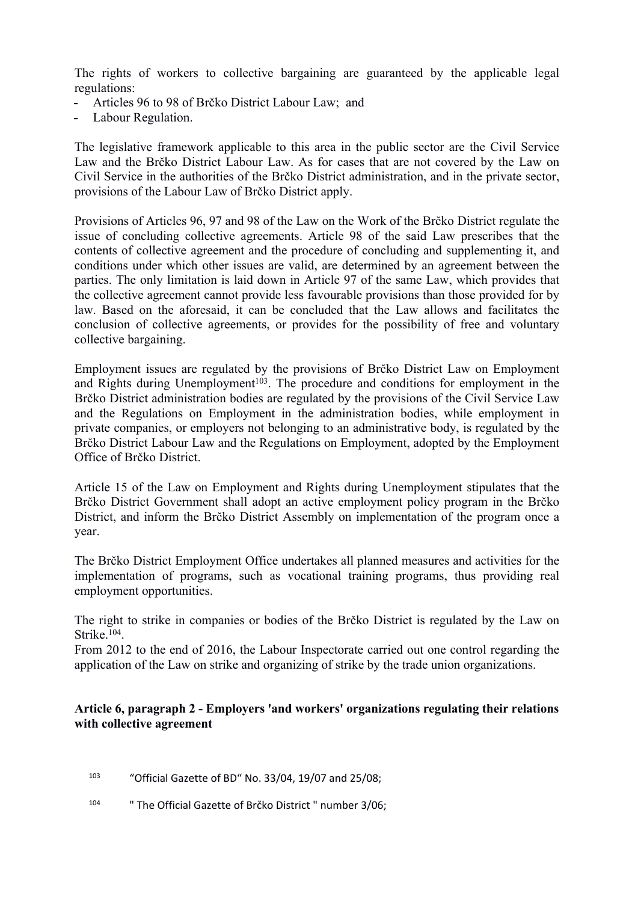The rights of workers to collective bargaining are guaranteed by the applicable legal regulations:

- Articles 96 to 98 of Brčko District Labour Law; and
- Labour Regulation.

The legislative framework applicable to this area in the public sector are the Civil Service Law and the Brčko District Labour Law. As for cases that are not covered by the Law on Civil Service in the authorities of the Brčko District administration, and in the private sector, provisions of the Labour Law of Brčko District apply.

Provisions of Articles 96, 97 and 98 of the Law on the Work of the Brčko District regulate the issue of concluding collective agreements. Article 98 of the said Law prescribes that the contents of collective agreement and the procedure of concluding and supplementing it, and conditions under which other issues are valid, are determined by an agreement between the parties. The only limitation is laid down in Article 97 of the same Law, which provides that the collective agreement cannot provide less favourable provisions than those provided for by law. Based on the aforesaid, it can be concluded that the Law allows and facilitates the conclusion of collective agreements, or provides for the possibility of free and voluntary collective bargaining.

Employment issues are regulated by the provisions of Brčko District Law on Employment and Rights during Unemployment[103]. The procedure and conditions for employment in the Brčko District administration bodies are regulated by the provisions of the Civil Service Law and the Regulations on Employment in the administration bodies, while employment in private companies, or employers not belonging to an administrative body, is regulated by the Brčko District Labour Law and the Regulations on Employment, adopted by the Employment Office of Brčko District.

Article 15 of the Law on Employment and Rights during Unemployment stipulates that the Brčko District Government shall adopt an active employment policy program in the Brčko District, and inform the Brčko District Assembly on implementation of the program once a year.

The Brčko District Employment Office undertakes all planned measures and activities for the implementation of programs, such as vocational training programs, thus providing real employment opportunities.

The right to strike in companies or bodies of the Brčko District is regulated by the Law on Strike.[104].

From 2012 to the end of 2016, the Labour Inspectorate carried out one control regarding the application of the Law on strike and organizing of strike by the trade union organizations.

**Article 6, paragraph 2 - Employers 'and workers' organizations regulating their relations with collective agreement**

[103] "Official Gazette of BD" No. 33/04, 19/07 and 25/08;

[104] " The Official Gazette of Brčko District " number 3/06;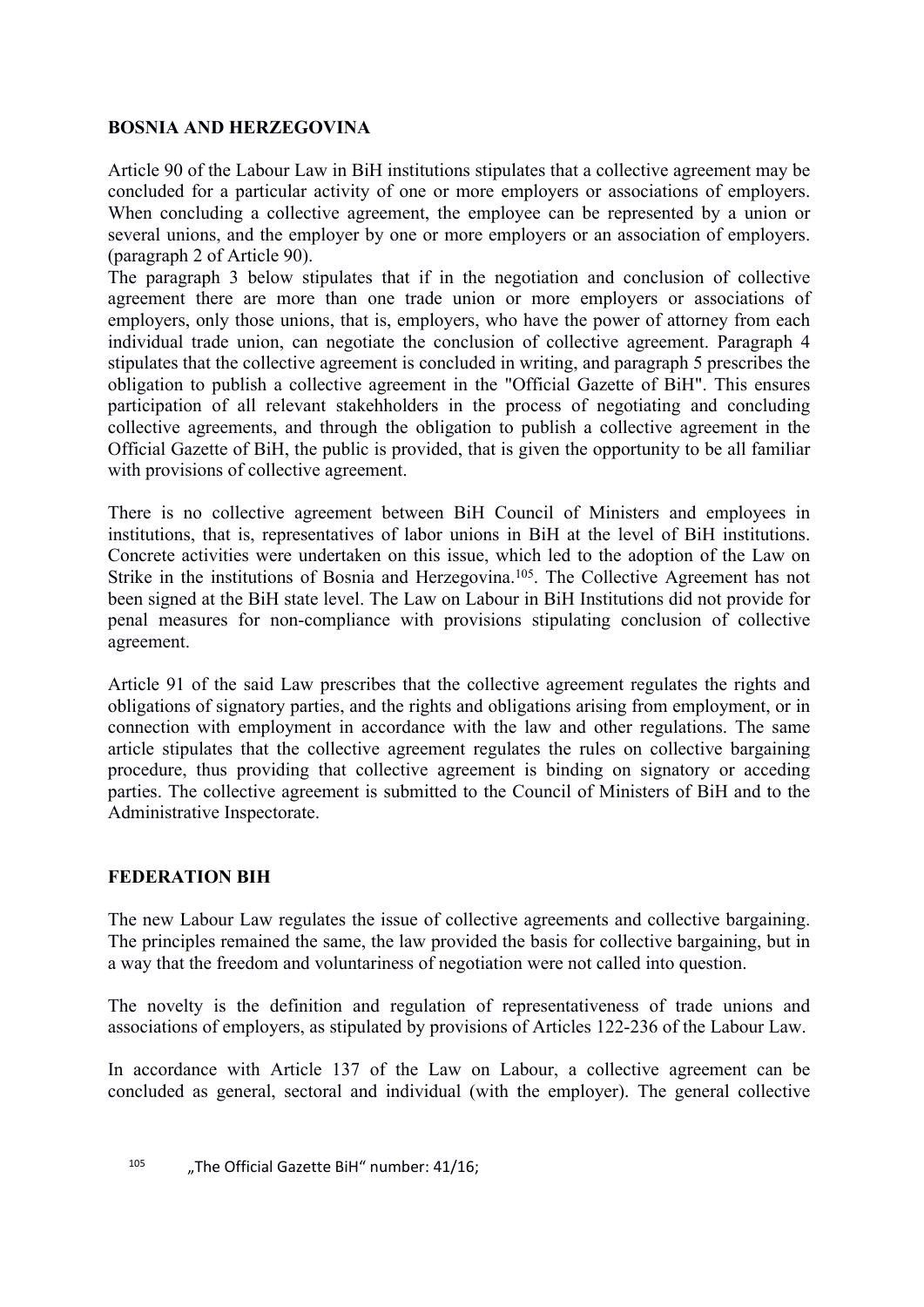## BOSNIA AND HERZEGOVINA

Article 90 of the Labour Law in BiH institutions stipulates that a collective agreement may be concluded for a particular activity of one or more employers or associations of employers. When concluding a collective agreement, the employee can be represented by a union or several unions, and the employer by one or more employers or an association of employers. (paragraph 2 of Article 90).

The paragraph 3 below stipulates that if in the negotiation and conclusion of collective agreement there are more than one trade union or more employers or associations of employers, only those unions, that is, employers, who have the power of attorney from each individual trade union, can negotiate the conclusion of collective agreement. Paragraph 4 stipulates that the collective agreement is concluded in writing, and paragraph 5 prescribes the obligation to publish a collective agreement in the "Official Gazette of BiH". This ensures participation of all relevant stakehholders in the process of negotiating and concluding collective agreements, and through the obligation to publish a collective agreement in the Official Gazette of BiH, the public is provided, that is given the opportunity to be all familiar with provisions of collective agreement.

There is no collective agreement between BiH Council of Ministers and employees in institutions, that is, representatives of labor unions in BiH at the level of BiH institutions. Concrete activities were undertaken on this issue, which led to the adoption of the Law on Strike in the institutions of Bosnia and Herzegovina.[105]. The Collective Agreement has not been signed at the BiH state level. The Law on Labour in BiH Institutions did not provide for penal measures for non-compliance with provisions stipulating conclusion of collective agreement.

Article 91 of the said Law prescribes that the collective agreement regulates the rights and obligations of signatory parties, and the rights and obligations arising from employment, or in connection with employment in accordance with the law and other regulations. The same article stipulates that the collective agreement regulates the rules on collective bargaining procedure, thus providing that collective agreement is binding on signatory or acceding parties. The collective agreement is submitted to the Council of Ministers of BiH and to the Administrative Inspectorate.

## FEDERATION BIH

The new Labour Law regulates the issue of collective agreements and collective bargaining. The principles remained the same, the law provided the basis for collective bargaining, but in a way that the freedom and voluntariness of negotiation were not called into question.

The novelty is the definition and regulation of representativeness of trade unions and associations of employers, as stipulated by provisions of Articles 122-236 of the Labour Law.

In accordance with Article 137 of the Law on Labour, a collective agreement can be concluded as general, sectoral and individual (with the employer). The general collective

[105] „The Official Gazette BiH" number: 41/16;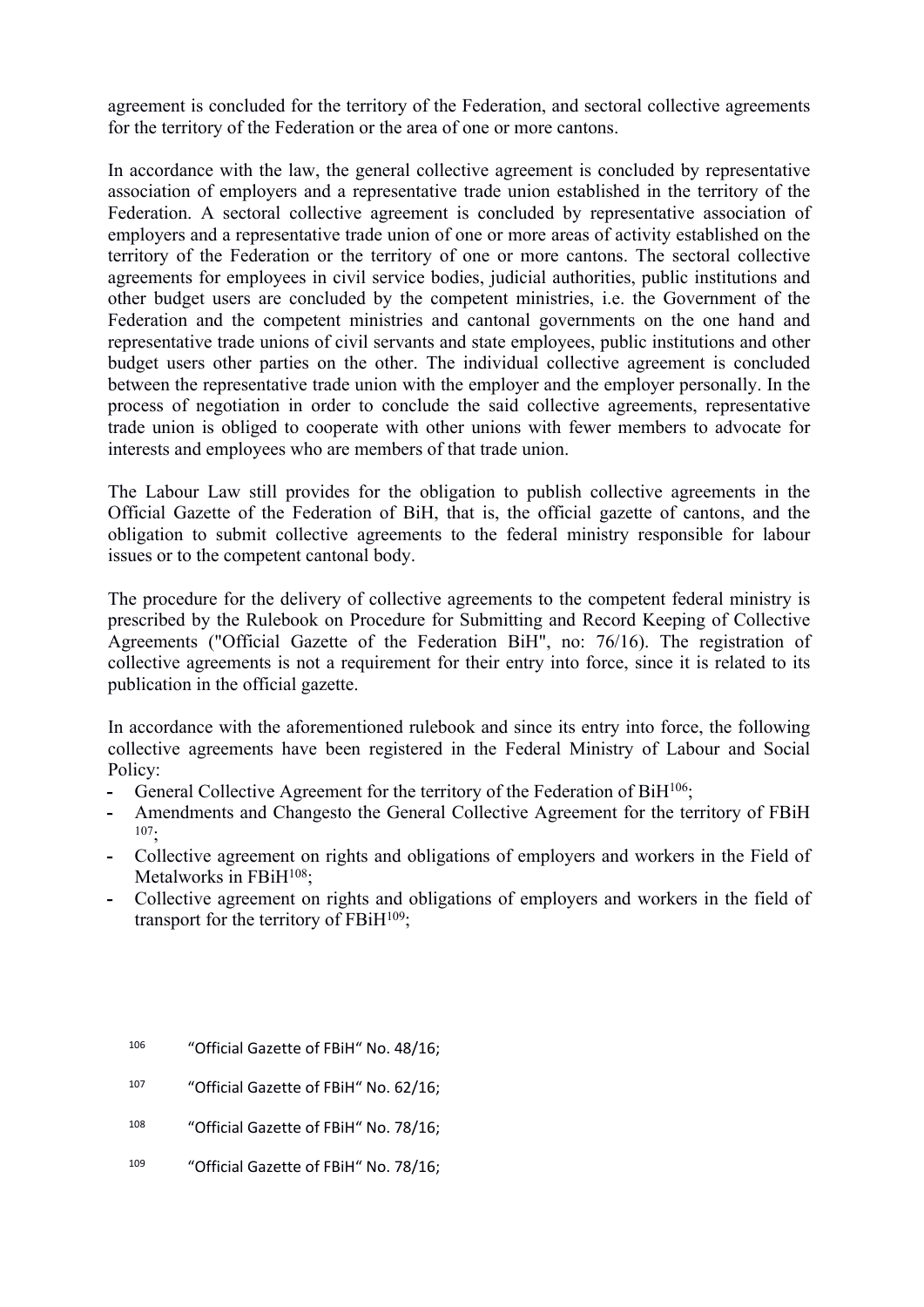agreement is concluded for the territory of the Federation, and sectoral collective agreements for the territory of the Federation or the area of one or more cantons.

In accordance with the law, the general collective agreement is concluded by representative association of employers and a representative trade union established in the territory of the Federation. A sectoral collective agreement is concluded by representative association of employers and a representative trade union of one or more areas of activity established on the territory of the Federation or the territory of one or more cantons. The sectoral collective agreements for employees in civil service bodies, judicial authorities, public institutions and other budget users are concluded by the competent ministries, i.e. the Government of the Federation and the competent ministries and cantonal governments on the one hand and representative trade unions of civil servants and state employees, public institutions and other budget users other parties on the other. The individual collective agreement is concluded between the representative trade union with the employer and the employer personally. In the process of negotiation in order to conclude the said collective agreements, representative trade union is obliged to cooperate with other unions with fewer members to advocate for interests and employees who are members of that trade union.

The Labour Law still provides for the obligation to publish collective agreements in the Official Gazette of the Federation of BiH, that is, the official gazette of cantons, and the obligation to submit collective agreements to the federal ministry responsible for labour issues or to the competent cantonal body.

The procedure for the delivery of collective agreements to the competent federal ministry is prescribed by the Rulebook on Procedure for Submitting and Record Keeping of Collective Agreements ("Official Gazette of the Federation BiH", no: 76/16). The registration of collective agreements is not a requirement for their entry into force, since it is related to its publication in the official gazette.

In accordance with the aforementioned rulebook and since its entry into force, the following collective agreements have been registered in the Federal Ministry of Labour and Social Policy:

- General Collective Agreement for the territory of the Federation of BiH[106];
- Amendments and Changesto the General Collective Agreement for the territory of FBiH [107];
- Collective agreement on rights and obligations of employers and workers in the Field of Metalworks in FBiH[108];
- Collective agreement on rights and obligations of employers and workers in the field of transport for the territory of FBiH[109];

[106] "Official Gazette of FBiH" No. 48/16;

[107] "Official Gazette of FBiH" No. 62/16;

[108] "Official Gazette of FBiH" No. 78/16;

[109] "Official Gazette of FBiH" No. 78/16;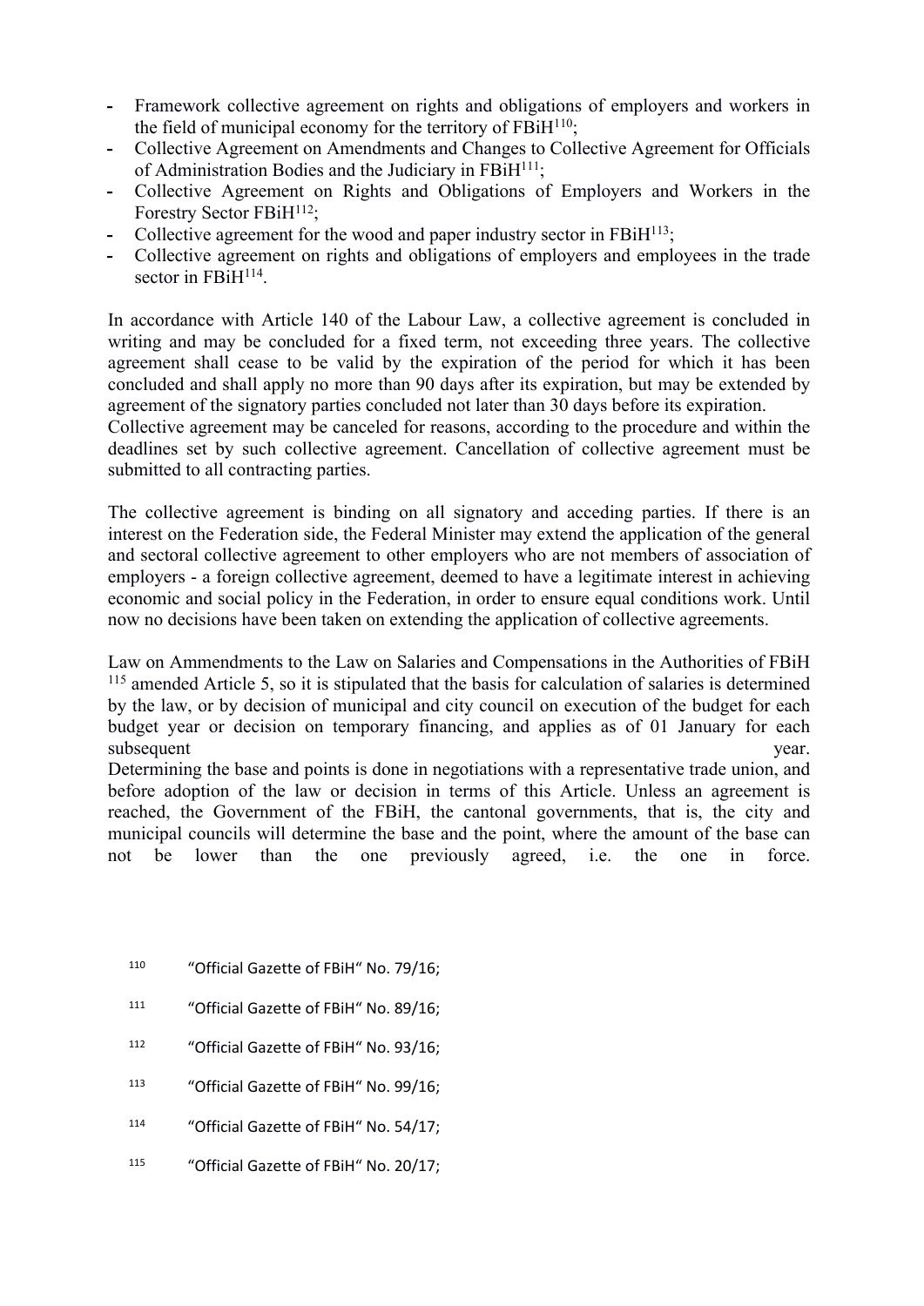- Framework collective agreement on rights and obligations of employers and workers in the field of municipal economy for the territory of FBiH[110];
- Collective Agreement on Amendments and Changes to Collective Agreement for Officials of Administration Bodies and the Judiciary in FBiH[111];
- Collective Agreement on Rights and Obligations of Employers and Workers in the Forestry Sector FBiH[112];
- Collective agreement for the wood and paper industry sector in FBiH[113];
- Collective agreement on rights and obligations of employers and employees in the trade sector in FBiH[114].

In accordance with Article 140 of the Labour Law, a collective agreement is concluded in writing and may be concluded for a fixed term, not exceeding three years. The collective agreement shall cease to be valid by the expiration of the period for which it has been concluded and shall apply no more than 90 days after its expiration, but may be extended by agreement of the signatory parties concluded not later than 30 days before its expiration.
Collective agreement may be canceled for reasons, according to the procedure and within the deadlines set by such collective agreement. Cancellation of collective agreement must be submitted to all contracting parties.

The collective agreement is binding on all signatory and acceding parties. If there is an interest on the Federation side, the Federal Minister may extend the application of the general and sectoral collective agreement to other employers who are not members of association of employers - a foreign collective agreement, deemed to have a legitimate interest in achieving economic and social policy in the Federation, in order to ensure equal conditions work. Until now no decisions have been taken on extending the application of collective agreements.

Law on Ammendments to the Law on Salaries and Compensations in the Authorities of FBiH [115] amended Article 5, so it is stipulated that the basis for calculation of salaries is determined by the law, or by decision of municipal and city council on execution of the budget for each budget year or decision on temporary financing, and applies as of 01 January for each subsequent year.
Determining the base and points is done in negotiations with a representative trade union, and before adoption of the law or decision in terms of this Article. Unless an agreement is reached, the Government of the FBiH, the cantonal governments, that is, the city and municipal councils will determine the base and the point, where the amount of the base can not be lower than the one previously agreed, i.e. the one in force.

[110] "Official Gazette of FBiH" No. 79/16;

[111] "Official Gazette of FBiH" No. 89/16;

[112] "Official Gazette of FBiH" No. 93/16;

[113] "Official Gazette of FBiH" No. 99/16;

[114] "Official Gazette of FBiH" No. 54/17;

[115] "Official Gazette of FBiH" No. 20/17;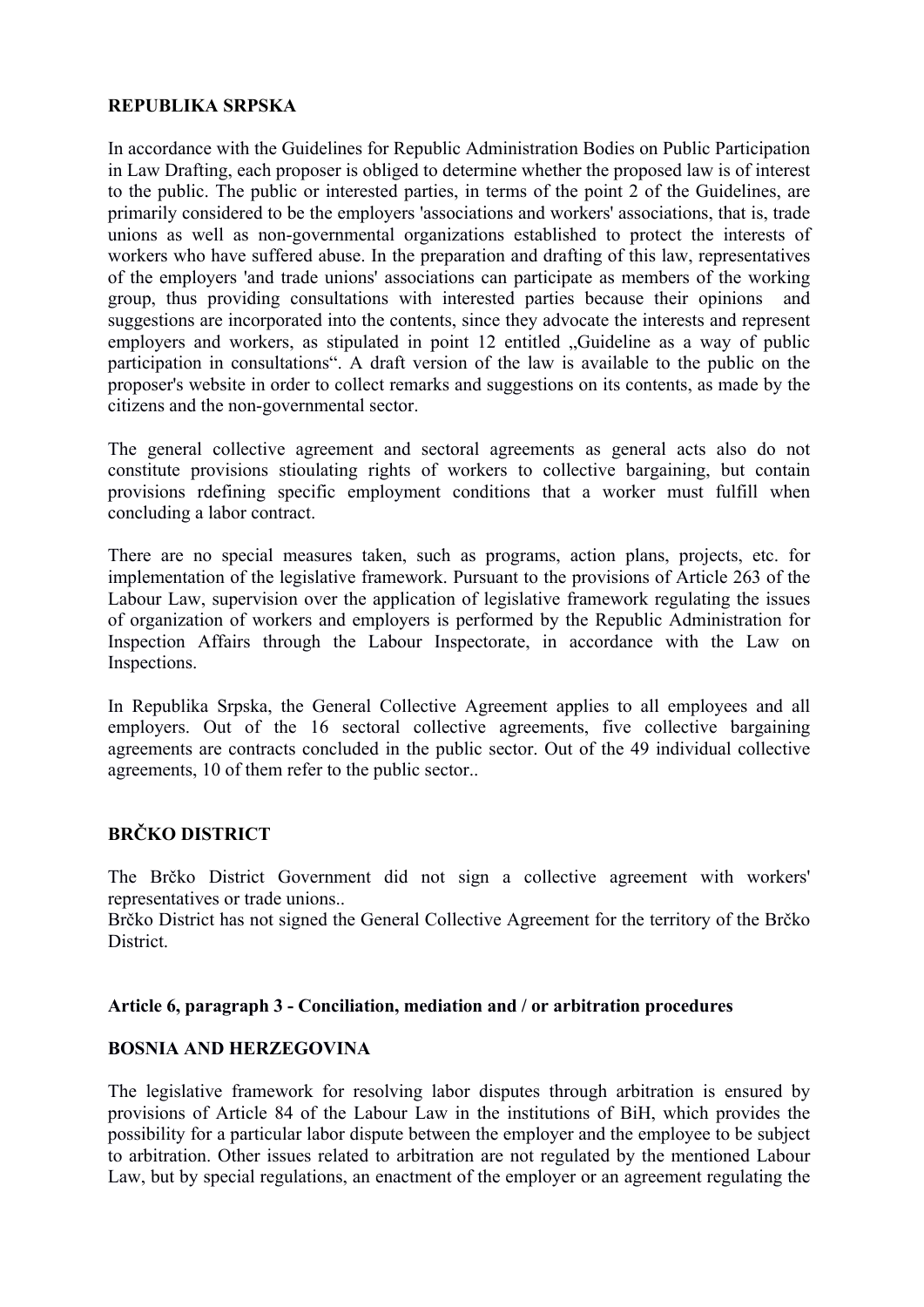**REPUBLIKA SRPSKA**

In accordance with the Guidelines for Republic Administration Bodies on Public Participation in Law Drafting, each proposer is obliged to determine whether the proposed law is of interest to the public. The public or interested parties, in terms of the point 2 of the Guidelines, are primarily considered to be the employers 'associations and workers' associations, that is, trade unions as well as non-governmental organizations established to protect the interests of workers who have suffered abuse. In the preparation and drafting of this law, representatives of the employers 'and trade unions' associations can participate as members of the working group, thus providing consultations with interested parties because their opinions and suggestions are incorporated into the contents, since they advocate the interests and represent employers and workers, as stipulated in point 12 entitled „Guideline as a way of public participation in consultations". A draft version of the law is available to the public on the proposer's website in order to collect remarks and suggestions on its contents, as made by the citizens and the non-governmental sector.

The general collective agreement and sectoral agreements as general acts also do not constitute provisions stioulating rights of workers to collective bargaining, but contain provisions rdefining specific employment conditions that a worker must fulfill when concluding a labor contract.

There are no special measures taken, such as programs, action plans, projects, etc. for implementation of the legislative framework. Pursuant to the provisions of Article 263 of the Labour Law, supervision over the application of legislative framework regulating the issues of organization of workers and employers is performed by the Republic Administration for Inspection Affairs through the Labour Inspectorate, in accordance with the Law on Inspections.

In Republika Srpska, the General Collective Agreement applies to all employees and all employers. Out of the 16 sectoral collective agreements, five collective bargaining agreements are contracts concluded in the public sector. Out of the 49 individual collective agreements, 10 of them refer to the public sector..

**BRČKO DISTRICT**

The Brčko District Government did not sign a collective agreement with workers' representatives or trade unions..
Brčko District has not signed the General Collective Agreement for the territory of the Brčko District.

**Article 6, paragraph 3 - Conciliation, mediation and / or arbitration procedures**

**BOSNIA AND HERZEGOVINA**

The legislative framework for resolving labor disputes through arbitration is ensured by provisions of Article 84 of the Labour Law in the institutions of BiH, which provides the possibility for a particular labor dispute between the employer and the employee to be subject to arbitration. Other issues related to arbitration are not regulated by the mentioned Labour Law, but by special regulations, an enactment of the employer or an agreement regulating the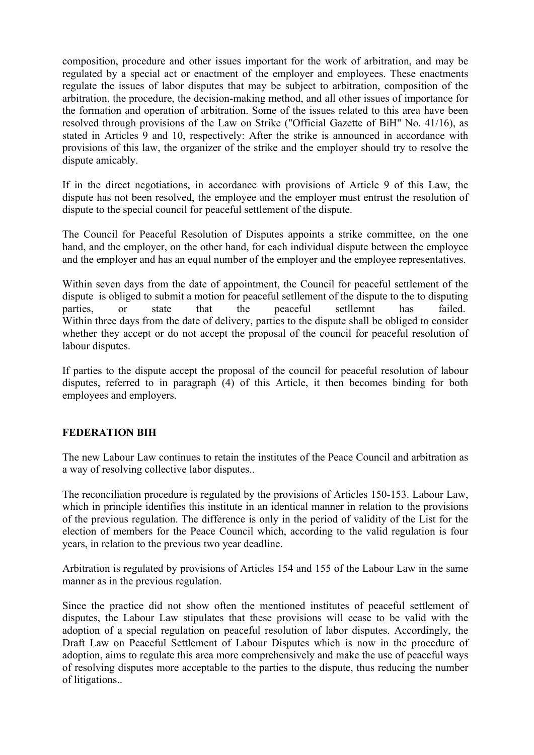composition, procedure and other issues important for the work of arbitration, and may be regulated by a special act or enactment of the employer and employees. These enactments regulate the issues of labor disputes that may be subject to arbitration, composition of the arbitration, the procedure, the decision-making method, and all other issues of importance for the formation and operation of arbitration. Some of the issues related to this area have been resolved through provisions of the Law on Strike ("Official Gazette of BiH" No. 41/16), as stated in Articles 9 and 10, respectively: After the strike is announced in accordance with provisions of this law, the organizer of the strike and the employer should try to resolve the dispute amicably.

If in the direct negotiations, in accordance with provisions of Article 9 of this Law, the dispute has not been resolved, the employee and the employer must entrust the resolution of dispute to the special council for peaceful settlement of the dispute.

The Council for Peaceful Resolution of Disputes appoints a strike committee, on the one hand, and the employer, on the other hand, for each individual dispute between the employee and the employer and has an equal number of the employer and the employee representatives.

Within seven days from the date of appointment, the Council for peaceful settlement of the dispute is obliged to submit a motion for peaceful setllement of the dispute to the to disputing parties, or state that the peaceful setllemnt has failed. Within three days from the date of delivery, parties to the dispute shall be obliged to consider whether they accept or do not accept the proposal of the council for peaceful resolution of labour disputes.

If parties to the dispute accept the proposal of the council for peaceful resolution of labour disputes, referred to in paragraph (4) of this Article, it then becomes binding for both employees and employers.

**FEDERATION BIH**

The new Labour Law continues to retain the institutes of the Peace Council and arbitration as a way of resolving collective labor disputes..

The reconciliation procedure is regulated by the provisions of Articles 150-153. Labour Law, which in principle identifies this institute in an identical manner in relation to the provisions of the previous regulation. The difference is only in the period of validity of the List for the election of members for the Peace Council which, according to the valid regulation is four years, in relation to the previous two year deadline.

Arbitration is regulated by provisions of Articles 154 and 155 of the Labour Law in the same manner as in the previous regulation.

Since the practice did not show often the mentioned institutes of peaceful settlement of disputes, the Labour Law stipulates that these provisions will cease to be valid with the adoption of a special regulation on peaceful resolution of labor disputes. Accordingly, the Draft Law on Peaceful Settlement of Labour Disputes which is now in the procedure of adoption, aims to regulate this area more comprehensively and make the use of peaceful ways of resolving disputes more acceptable to the parties to the dispute, thus reducing the number of litigations..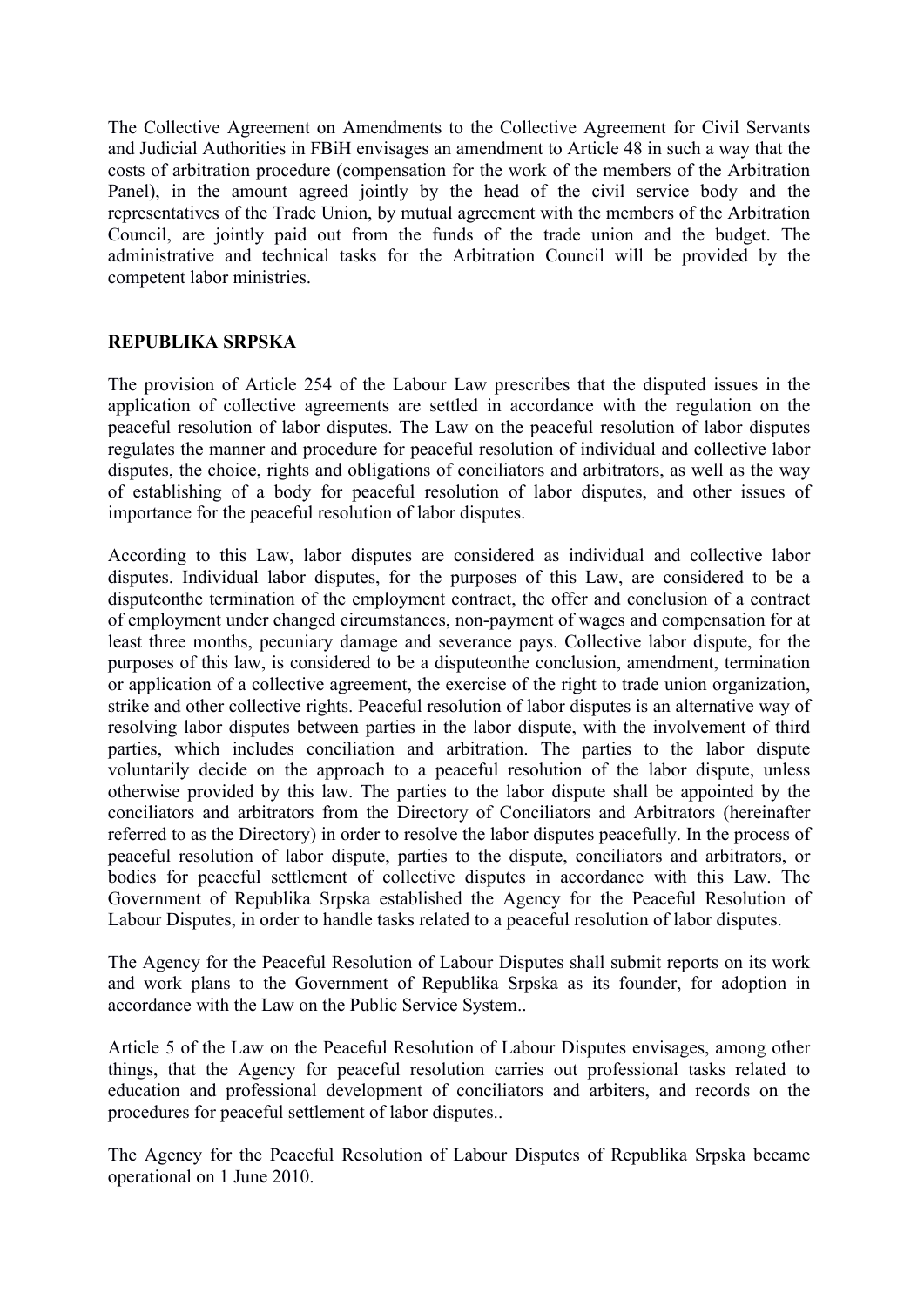The Collective Agreement on Amendments to the Collective Agreement for Civil Servants and Judicial Authorities in FBiH envisages an amendment to Article 48 in such a way that the costs of arbitration procedure (compensation for the work of the members of the Arbitration Panel), in the amount agreed jointly by the head of the civil service body and the representatives of the Trade Union, by mutual agreement with the members of the Arbitration Council, are jointly paid out from the funds of the trade union and the budget. The administrative and technical tasks for the Arbitration Council will be provided by the competent labor ministries.

## REPUBLIKA SRPSKA

The provision of Article 254 of the Labour Law prescribes that the disputed issues in the application of collective agreements are settled in accordance with the regulation on the peaceful resolution of labor disputes. The Law on the peaceful resolution of labor disputes regulates the manner and procedure for peaceful resolution of individual and collective labor disputes, the choice, rights and obligations of conciliators and arbitrators, as well as the way of establishing of a body for peaceful resolution of labor disputes, and other issues of importance for the peaceful resolution of labor disputes.

According to this Law, labor disputes are considered as individual and collective labor disputes. Individual labor disputes, for the purposes of this Law, are considered to be a disputeonthe termination of the employment contract, the offer and conclusion of a contract of employment under changed circumstances, non-payment of wages and compensation for at least three months, pecuniary damage and severance pays. Collective labor dispute, for the purposes of this law, is considered to be a disputeonthe conclusion, amendment, termination or application of a collective agreement, the exercise of the right to trade union organization, strike and other collective rights. Peaceful resolution of labor disputes is an alternative way of resolving labor disputes between parties in the labor dispute, with the involvement of third parties, which includes conciliation and arbitration. The parties to the labor dispute voluntarily decide on the approach to a peaceful resolution of the labor dispute, unless otherwise provided by this law. The parties to the labor dispute shall be appointed by the conciliators and arbitrators from the Directory of Conciliators and Arbitrators (hereinafter referred to as the Directory) in order to resolve the labor disputes peacefully. In the process of peaceful resolution of labor dispute, parties to the dispute, conciliators and arbitrators, or bodies for peaceful settlement of collective disputes in accordance with this Law. The Government of Republika Srpska established the Agency for the Peaceful Resolution of Labour Disputes, in order to handle tasks related to a peaceful resolution of labor disputes.

The Agency for the Peaceful Resolution of Labour Disputes shall submit reports on its work and work plans to the Government of Republika Srpska as its founder, for adoption in accordance with the Law on the Public Service System..

Article 5 of the Law on the Peaceful Resolution of Labour Disputes envisages, among other things, that the Agency for peaceful resolution carries out professional tasks related to education and professional development of conciliators and arbiters, and records on the procedures for peaceful settlement of labor disputes..

The Agency for the Peaceful Resolution of Labour Disputes of Republika Srpska became operational on 1 June 2010.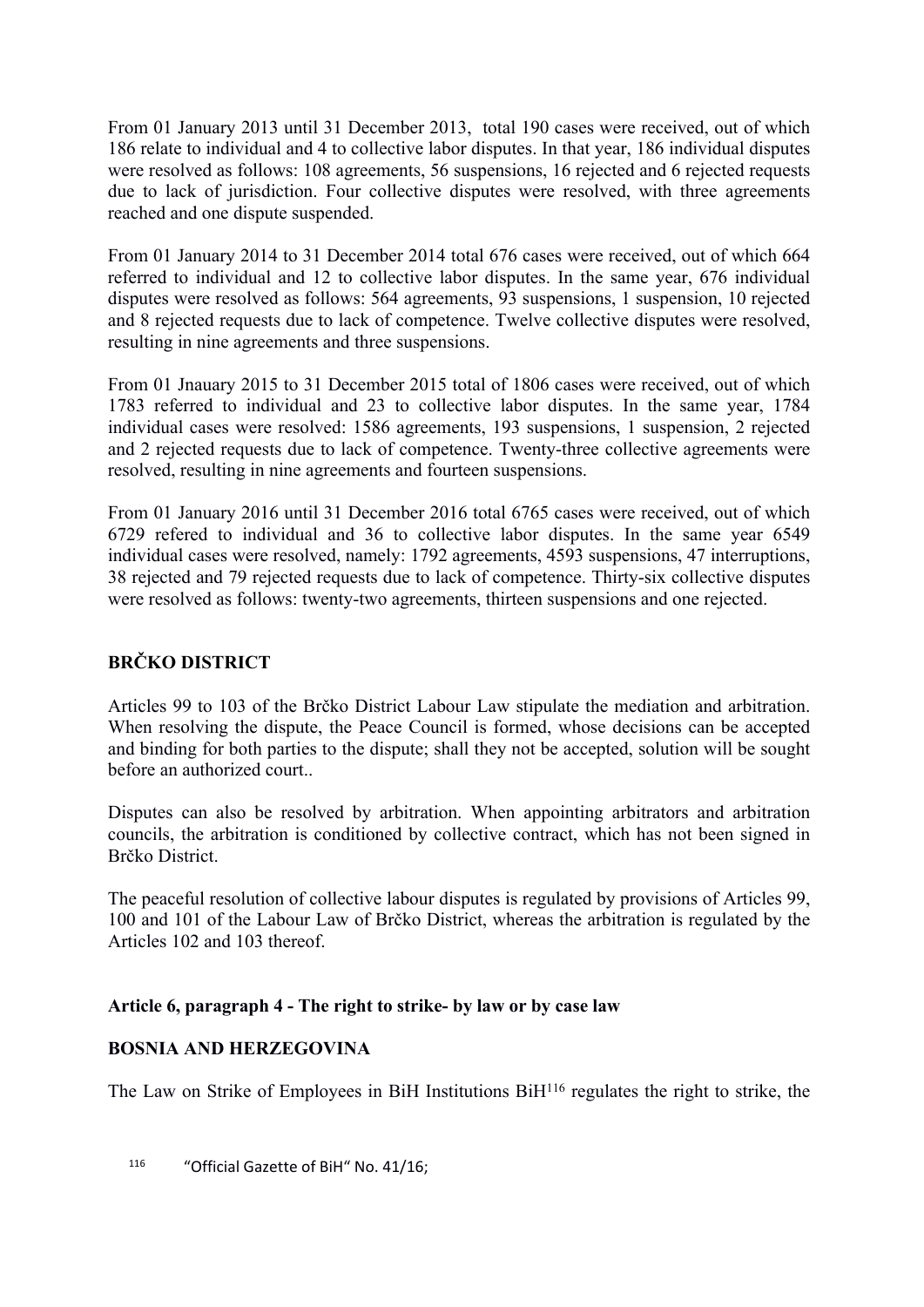From 01 January 2013 until 31 December 2013, total 190 cases were received, out of which 186 relate to individual and 4 to collective labor disputes. In that year, 186 individual disputes were resolved as follows: 108 agreements, 56 suspensions, 16 rejected and 6 rejected requests due to lack of jurisdiction. Four collective disputes were resolved, with three agreements reached and one dispute suspended.

From 01 January 2014 to 31 December 2014 total 676 cases were received, out of which 664 referred to individual and 12 to collective labor disputes. In the same year, 676 individual disputes were resolved as follows: 564 agreements, 93 suspensions, 1 suspension, 10 rejected and 8 rejected requests due to lack of competence. Twelve collective disputes were resolved, resulting in nine agreements and three suspensions.

From 01 Jnauary 2015 to 31 December 2015 total of 1806 cases were received, out of which 1783 referred to individual and 23 to collective labor disputes. In the same year, 1784 individual cases were resolved: 1586 agreements, 193 suspensions, 1 suspension, 2 rejected and 2 rejected requests due to lack of competence. Twenty-three collective agreements were resolved, resulting in nine agreements and fourteen suspensions.

From 01 January 2016 until 31 December 2016 total 6765 cases were received, out of which 6729 refered to individual and 36 to collective labor disputes. In the same year 6549 individual cases were resolved, namely: 1792 agreements, 4593 suspensions, 47 interruptions, 38 rejected and 79 rejected requests due to lack of competence. Thirty-six collective disputes were resolved as follows: twenty-two agreements, thirteen suspensions and one rejected.

**BRČKO DISTRICT**

Articles 99 to 103 of the Brčko District Labour Law stipulate the mediation and arbitration. When resolving the dispute, the Peace Council is formed, whose decisions can be accepted and binding for both parties to the dispute; shall they not be accepted, solution will be sought before an authorized court..

Disputes can also be resolved by arbitration. When appointing arbitrators and arbitration councils, the arbitration is conditioned by collective contract, which has not been signed in Brčko District.

The peaceful resolution of collective labour disputes is regulated by provisions of Articles 99, 100 and 101 of the Labour Law of Brčko District, whereas the arbitration is regulated by the Articles 102 and 103 thereof.

**Article 6, paragraph 4 - The right to strike- by law or by case law**

**BOSNIA AND HERZEGOVINA**

The Law on Strike of Employees in BiH Institutions BiH[116] regulates the right to strike, the

[116] "Official Gazette of BiH" No. 41/16;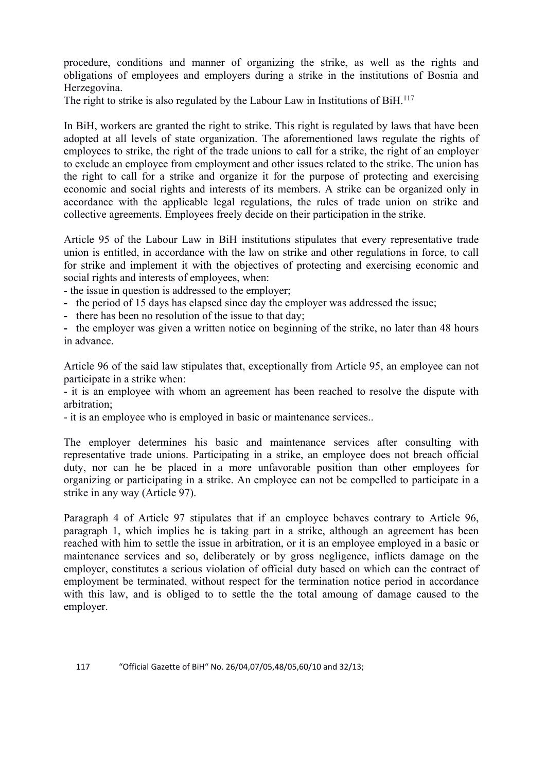procedure, conditions and manner of organizing the strike, as well as the rights and obligations of employees and employers during a strike in the institutions of Bosnia and Herzegovina.
The right to strike is also regulated by the Labour Law in Institutions of BiH.[117]

In BiH, workers are granted the right to strike. This right is regulated by laws that have been adopted at all levels of state organization. The aforementioned laws regulate the rights of employees to strike, the right of the trade unions to call for a strike, the right of an employer to exclude an employee from employment and other issues related to the strike. The union has the right to call for a strike and organize it for the purpose of protecting and exercising economic and social rights and interests of its members. A strike can be organized only in accordance with the applicable legal regulations, the rules of trade union on strike and collective agreements. Employees freely decide on their participation in the strike.

Article 95 of the Labour Law in BiH institutions stipulates that every representative trade union is entitled, in accordance with the law on strike and other regulations in force, to call for strike and implement it with the objectives of protecting and exercising economic and social rights and interests of employees, when:

- the issue in question is addressed to the employer;
- the period of 15 days has elapsed since day the employer was addressed the issue;
- there has been no resolution of the issue to that day;
- the employer was given a written notice on beginning of the strike, no later than 48 hours in advance.

Article 96 of the said law stipulates that, exceptionally from Article 95, an employee can not participate in a strike when:

- it is an employee with whom an agreement has been reached to resolve the dispute with arbitration;
- it is an employee who is employed in basic or maintenance services..

The employer determines his basic and maintenance services after consulting with representative trade unions. Participating in a strike, an employee does not breach official duty, nor can he be placed in a more unfavorable position than other employees for organizing or participating in a strike. An employee can not be compelled to participate in a strike in any way (Article 97).

Paragraph 4 of Article 97 stipulates that if an employee behaves contrary to Article 96, paragraph 1, which implies he is taking part in a strike, although an agreement has been reached with him to settle the issue in arbitration, or it is an employee employed in a basic or maintenance services and so, deliberately or by gross negligence, inflicts damage on the employer, constitutes a serious violation of official duty based on which can the contract of employment be terminated, without respect for the termination notice period in accordance with this law, and is obliged to to settle the the total amoung of damage caused to the employer.

117 "Official Gazette of BiH" No. 26/04,07/05,48/05,60/10 and 32/13;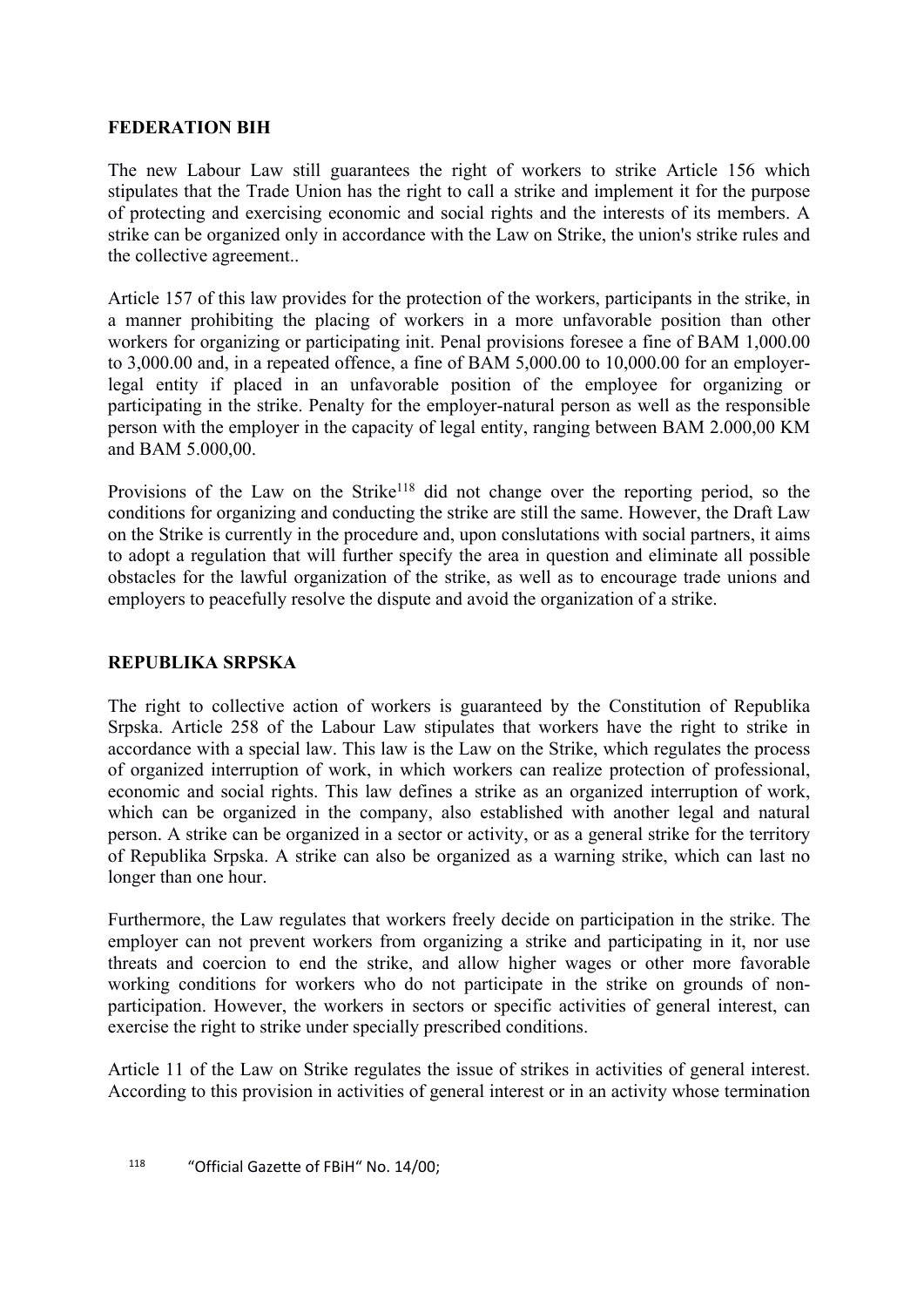**FEDERATION BIH**

The new Labour Law still guarantees the right of workers to strike Article 156 which stipulates that the Trade Union has the right to call a strike and implement it for the purpose of protecting and exercising economic and social rights and the interests of its members. A strike can be organized only in accordance with the Law on Strike, the union's strike rules and the collective agreement..

Article 157 of this law provides for the protection of the workers, participants in the strike, in a manner prohibiting the placing of workers in a more unfavorable position than other workers for organizing or participating init. Penal provisions foresee a fine of BAM 1,000.00 to 3,000.00 and, in a repeated offence, a fine of BAM 5,000.00 to 10,000.00 for an employer-legal entity if placed in an unfavorable position of the employee for organizing or participating in the strike. Penalty for the employer-natural person as well as the responsible person with the employer in the capacity of legal entity, ranging between BAM 2.000,00 KM and BAM 5.000,00.

Provisions of the Law on the Strike[118] did not change over the reporting period, so the conditions for organizing and conducting the strike are still the same. However, the Draft Law on the Strike is currently in the procedure and, upon conslutations with social partners, it aims to adopt a regulation that will further specify the area in question and eliminate all possible obstacles for the lawful organization of the strike, as well as to encourage trade unions and employers to peacefully resolve the dispute and avoid the organization of a strike.

**REPUBLIKA SRPSKA**

The right to collective action of workers is guaranteed by the Constitution of Republika Srpska. Article 258 of the Labour Law stipulates that workers have the right to strike in accordance with a special law. This law is the Law on the Strike, which regulates the process of organized interruption of work, in which workers can realize protection of professional, economic and social rights. This law defines a strike as an organized interruption of work, which can be organized in the company, also established with another legal and natural person. A strike can be organized in a sector or activity, or as a general strike for the territory of Republika Srpska. A strike can also be organized as a warning strike, which can last no longer than one hour.

Furthermore, the Law regulates that workers freely decide on participation in the strike. The employer can not prevent workers from organizing a strike and participating in it, nor use threats and coercion to end the strike, and allow higher wages or other more favorable working conditions for workers who do not participate in the strike on grounds of non-participation. However, the workers in sectors or specific activities of general interest, can exercise the right to strike under specially prescribed conditions.

Article 11 of the Law on Strike regulates the issue of strikes in activities of general interest. According to this provision in activities of general interest or in an activity whose termination

[118] "Official Gazette of FBiH" No. 14/00;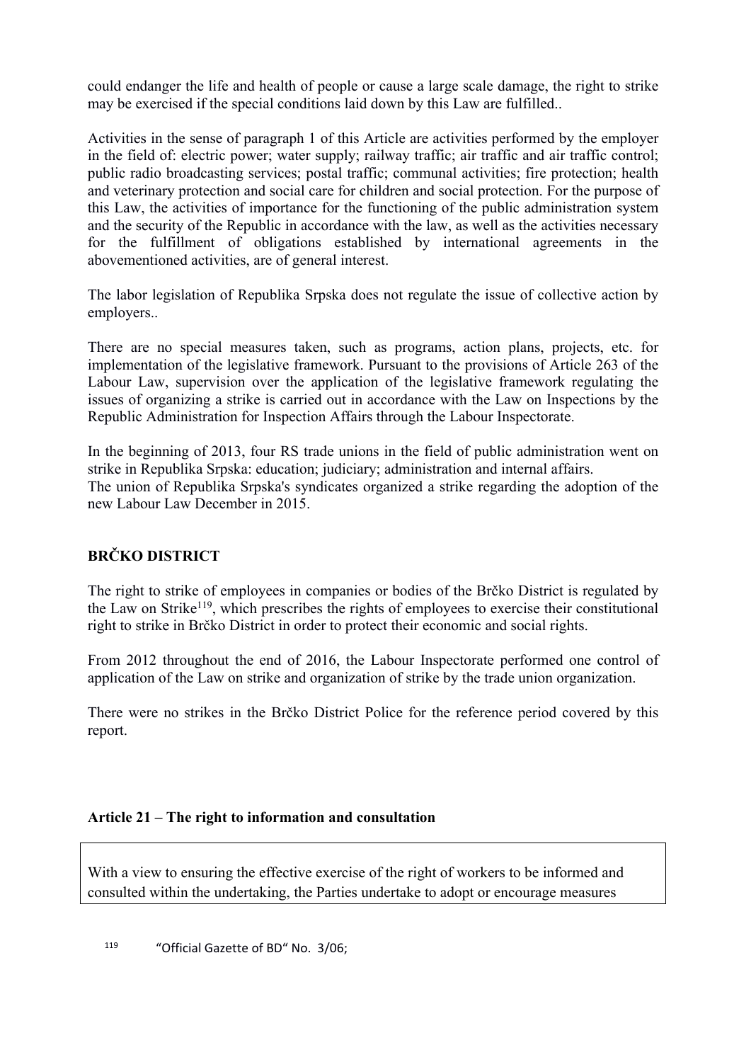could endanger the life and health of people or cause a large scale damage, the right to strike may be exercised if the special conditions laid down by this Law are fulfilled..

Activities in the sense of paragraph 1 of this Article are activities performed by the employer in the field of: electric power; water supply; railway traffic; air traffic and air traffic control; public radio broadcasting services; postal traffic; communal activities; fire protection; health and veterinary protection and social care for children and social protection. For the purpose of this Law, the activities of importance for the functioning of the public administration system and the security of the Republic in accordance with the law, as well as the activities necessary for the fulfillment of obligations established by international agreements in the abovementioned activities, are of general interest.

The labor legislation of Republika Srpska does not regulate the issue of collective action by employers..

There are no special measures taken, such as programs, action plans, projects, etc. for implementation of the legislative framework. Pursuant to the provisions of Article 263 of the Labour Law, supervision over the application of the legislative framework regulating the issues of organizing a strike is carried out in accordance with the Law on Inspections by the Republic Administration for Inspection Affairs through the Labour Inspectorate.

In the beginning of 2013, four RS trade unions in the field of public administration went on strike in Republika Srpska: education; judiciary; administration and internal affairs.
The union of Republika Srpska's syndicates organized a strike regarding the adoption of the new Labour Law December in 2015.

**BRČKO DISTRICT**

The right to strike of employees in companies or bodies of the Brčko District is regulated by the Law on Strike[119], which prescribes the rights of employees to exercise their constitutional right to strike in Brčko District in order to protect their economic and social rights.

From 2012 throughout the end of 2016, the Labour Inspectorate performed one control of application of the Law on strike and organization of strike by the trade union organization.

There were no strikes in the Brčko District Police for the reference period covered by this report.

**Article 21 – The right to information and consultation**

With a view to ensuring the effective exercise of the right of workers to be informed and consulted within the undertaking, the Parties undertake to adopt or encourage measures

[119] "Official Gazette of BD" No. 3/06;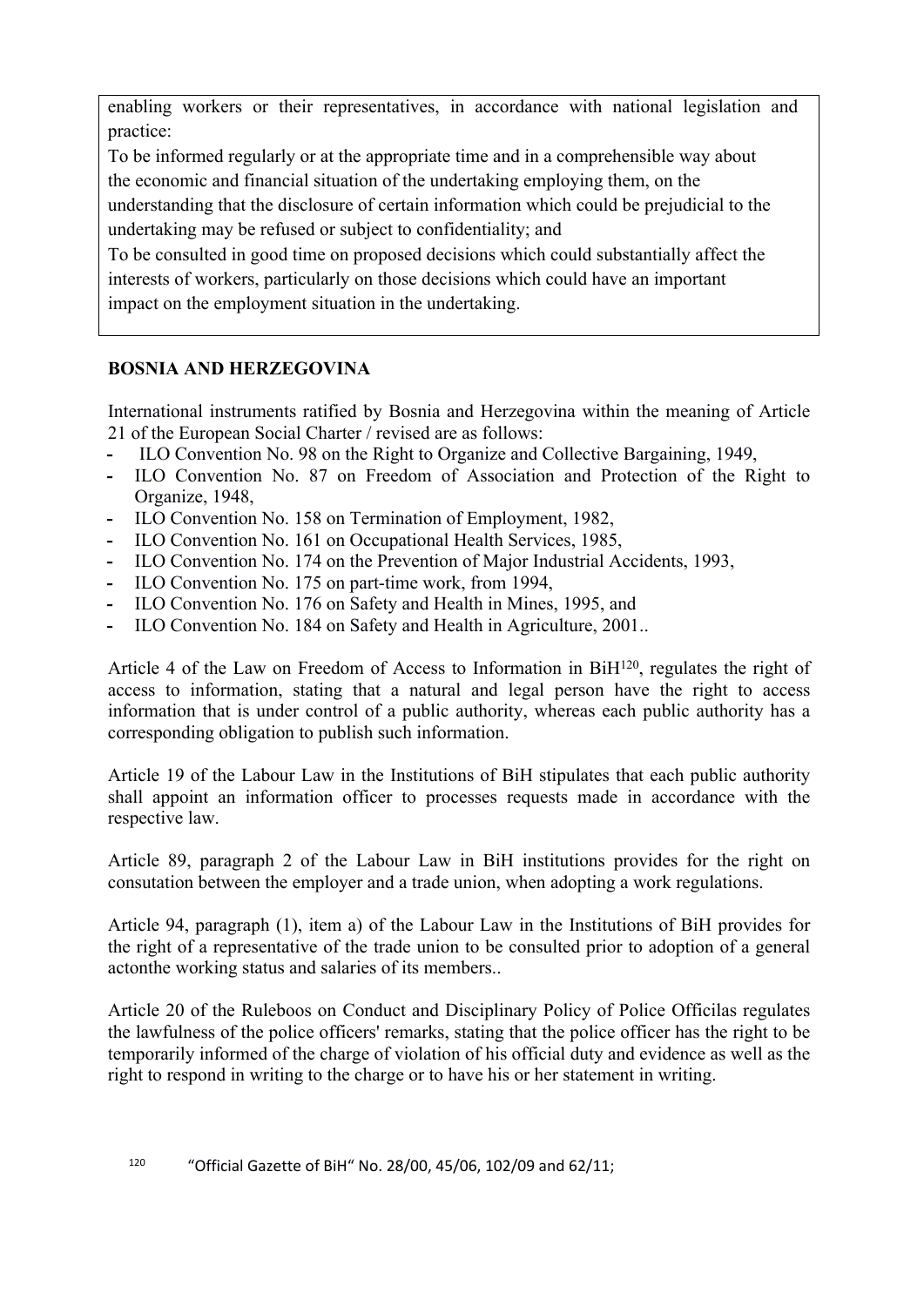enabling workers or their representatives, in accordance with national legislation and practice:

To be informed regularly or at the appropriate time and in a comprehensible way about the economic and financial situation of the undertaking employing them, on the understanding that the disclosure of certain information which could be prejudicial to the undertaking may be refused or subject to confidentiality; and

To be consulted in good time on proposed decisions which could substantially affect the interests of workers, particularly on those decisions which could have an important impact on the employment situation in the undertaking.

**BOSNIA AND HERZEGOVINA**

International instruments ratified by Bosnia and Herzegovina within the meaning of Article 21 of the European Social Charter / revised are as follows:

- ILO Convention No. 98 on the Right to Organize and Collective Bargaining, 1949,
- ILO Convention No. 87 on Freedom of Association and Protection of the Right to Organize, 1948,
- ILO Convention No. 158 on Termination of Employment, 1982,
- ILO Convention No. 161 on Occupational Health Services, 1985,
- ILO Convention No. 174 on the Prevention of Major Industrial Accidents, 1993,
- ILO Convention No. 175 on part-time work, from 1994,
- ILO Convention No. 176 on Safety and Health in Mines, 1995, and
- ILO Convention No. 184 on Safety and Health in Agriculture, 2001..

Article 4 of the Law on Freedom of Access to Information in BiH[120], regulates the right of access to information, stating that a natural and legal person have the right to access information that is under control of a public authority, whereas each public authority has a corresponding obligation to publish such information.

Article 19 of the Labour Law in the Institutions of BiH stipulates that each public authority shall appoint an information officer to processes requests made in accordance with the respective law.

Article 89, paragraph 2 of the Labour Law in BiH institutions provides for the right on consutation between the employer and a trade union, when adopting a work regulations.

Article 94, paragraph (1), item a) of the Labour Law in the Institutions of BiH provides for the right of a representative of the trade union to be consulted prior to adoption of a general actonthe working status and salaries of its members..

Article 20 of the Ruleboos on Conduct and Disciplinary Policy of Police Officilas regulates the lawfulness of the police officers' remarks, stating that the police officer has the right to be temporarily informed of the charge of violation of his official duty and evidence as well as the right to respond in writing to the charge or to have his or her statement in writing.

[120] "Official Gazette of BiH" No. 28/00, 45/06, 102/09 and 62/11;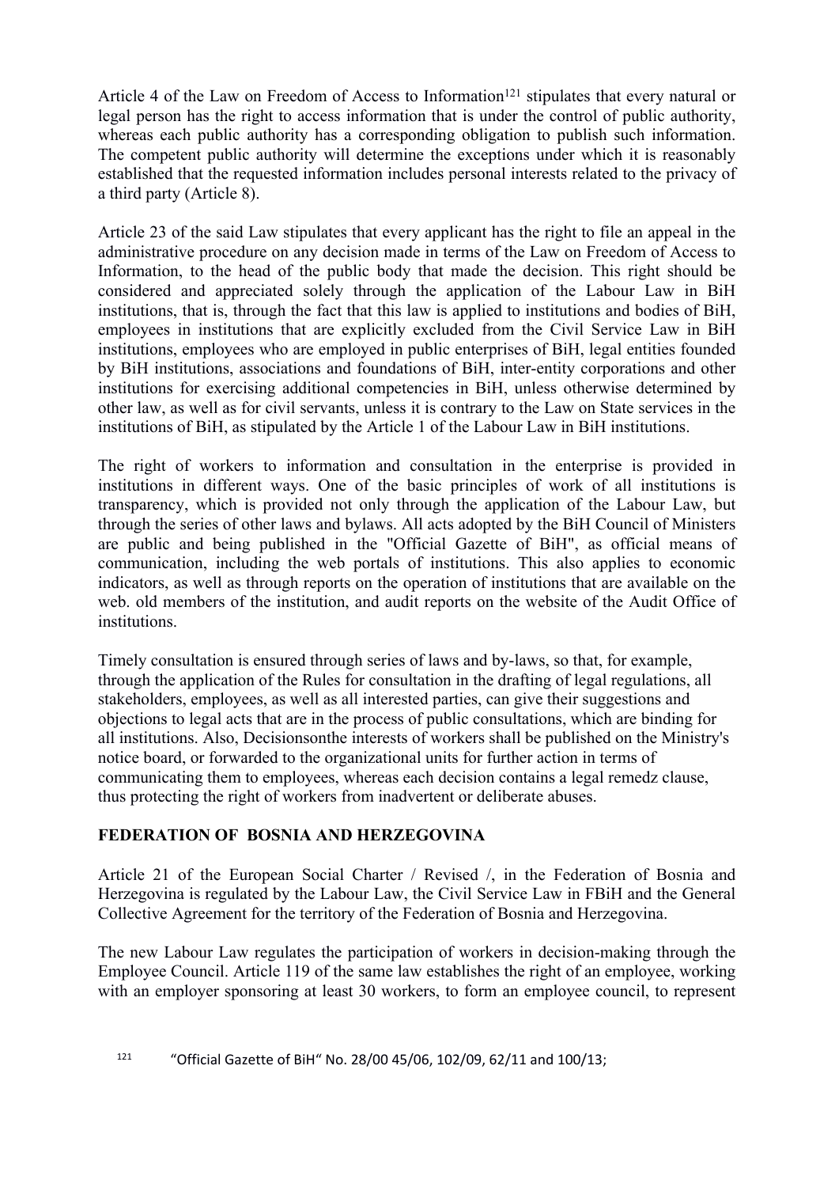Article 4 of the Law on Freedom of Access to Information[121] stipulates that every natural or legal person has the right to access information that is under the control of public authority, whereas each public authority has a corresponding obligation to publish such information. The competent public authority will determine the exceptions under which it is reasonably established that the requested information includes personal interests related to the privacy of a third party (Article 8).

Article 23 of the said Law stipulates that every applicant has the right to file an appeal in the administrative procedure on any decision made in terms of the Law on Freedom of Access to Information, to the head of the public body that made the decision. This right should be considered and appreciated solely through the application of the Labour Law in BiH institutions, that is, through the fact that this law is applied to institutions and bodies of BiH, employees in institutions that are explicitly excluded from the Civil Service Law in BiH institutions, employees who are employed in public enterprises of BiH, legal entities founded by BiH institutions, associations and foundations of BiH, inter-entity corporations and other institutions for exercising additional competencies in BiH, unless otherwise determined by other law, as well as for civil servants, unless it is contrary to the Law on State services in the institutions of BiH, as stipulated by the Article 1 of the Labour Law in BiH institutions.

The right of workers to information and consultation in the enterprise is provided in institutions in different ways. One of the basic principles of work of all institutions is transparency, which is provided not only through the application of the Labour Law, but through the series of other laws and bylaws. All acts adopted by the BiH Council of Ministers are public and being published in the "Official Gazette of BiH", as official means of communication, including the web portals of institutions. This also applies to economic indicators, as well as through reports on the operation of institutions that are available on the web. old members of the institution, and audit reports on the website of the Audit Office of institutions.

Timely consultation is ensured through series of laws and by-laws, so that, for example, through the application of the Rules for consultation in the drafting of legal regulations, all stakeholders, employees, as well as all interested parties, can give their suggestions and objections to legal acts that are in the process of public consultations, which are binding for all institutions. Also, Decisionsonthe interests of workers shall be published on the Ministry's notice board, or forwarded to the organizational units for further action in terms of communicating them to employees, whereas each decision contains a legal remedz clause, thus protecting the right of workers from inadvertent or deliberate abuses.

## FEDERATION OF BOSNIA AND HERZEGOVINA

Article 21 of the European Social Charter / Revised /, in the Federation of Bosnia and Herzegovina is regulated by the Labour Law, the Civil Service Law in FBiH and the General Collective Agreement for the territory of the Federation of Bosnia and Herzegovina.

The new Labour Law regulates the participation of workers in decision-making through the Employee Council. Article 119 of the same law establishes the right of an employee, working with an employer sponsoring at least 30 workers, to form an employee council, to represent

[121] "Official Gazette of BiH" No. 28/00 45/06, 102/09, 62/11 and 100/13;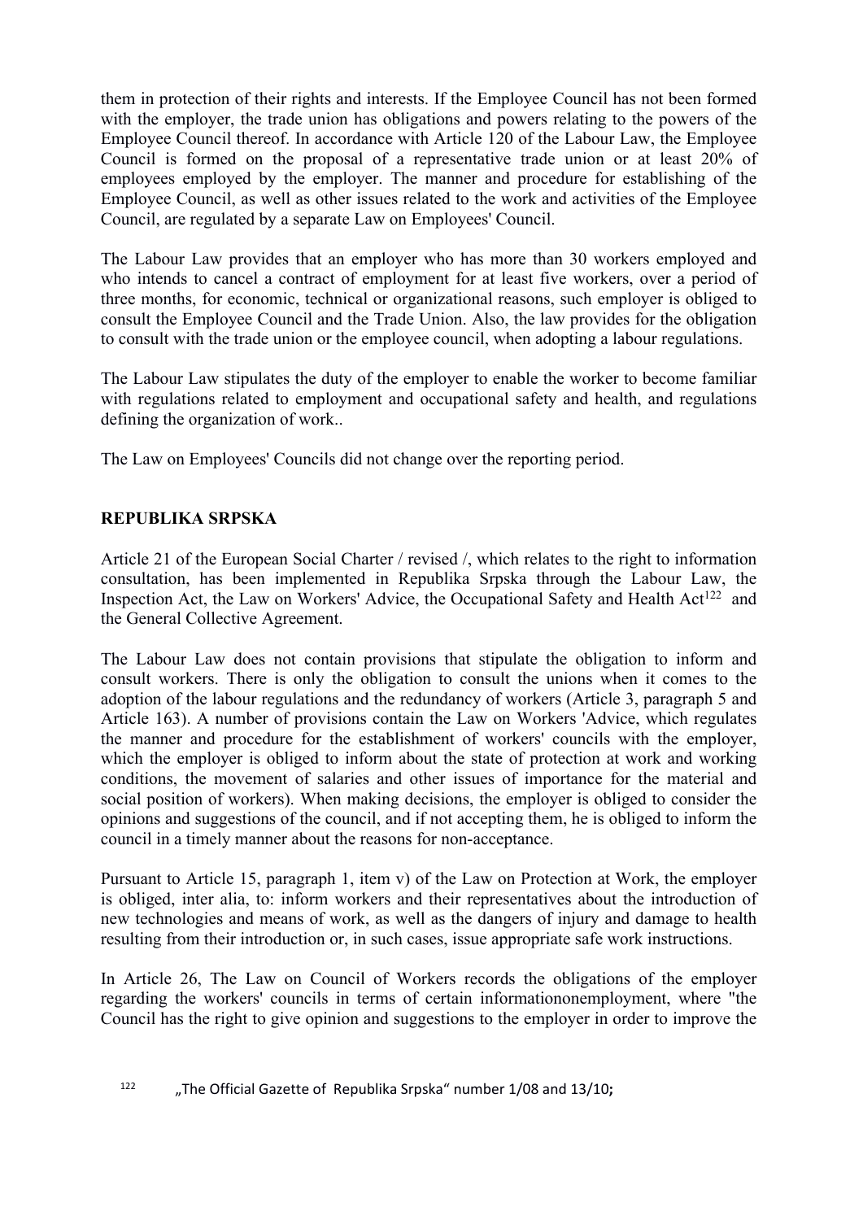them in protection of their rights and interests. If the Employee Council has not been formed with the employer, the trade union has obligations and powers relating to the powers of the Employee Council thereof. In accordance with Article 120 of the Labour Law, the Employee Council is formed on the proposal of a representative trade union or at least 20% of employees employed by the employer. The manner and procedure for establishing of the Employee Council, as well as other issues related to the work and activities of the Employee Council, are regulated by a separate Law on Employees' Council.

The Labour Law provides that an employer who has more than 30 workers employed and who intends to cancel a contract of employment for at least five workers, over a period of three months, for economic, technical or organizational reasons, such employer is obliged to consult the Employee Council and the Trade Union. Also, the law provides for the obligation to consult with the trade union or the employee council, when adopting a labour regulations.

The Labour Law stipulates the duty of the employer to enable the worker to become familiar with regulations related to employment and occupational safety and health, and regulations defining the organization of work..

The Law on Employees' Councils did not change over the reporting period.

**REPUBLIKA SRPSKA**

Article 21 of the European Social Charter / revised /, which relates to the right to information consultation, has been implemented in Republika Srpska through the Labour Law, the Inspection Act, the Law on Workers' Advice, the Occupational Safety and Health Act[122] and the General Collective Agreement.

The Labour Law does not contain provisions that stipulate the obligation to inform and consult workers. There is only the obligation to consult the unions when it comes to the adoption of the labour regulations and the redundancy of workers (Article 3, paragraph 5 and Article 163). A number of provisions contain the Law on Workers 'Advice, which regulates the manner and procedure for the establishment of workers' councils with the employer, which the employer is obliged to inform about the state of protection at work and working conditions, the movement of salaries and other issues of importance for the material and social position of workers). When making decisions, the employer is obliged to consider the opinions and suggestions of the council, and if not accepting them, he is obliged to inform the council in a timely manner about the reasons for non-acceptance.

Pursuant to Article 15, paragraph 1, item v) of the Law on Protection at Work, the employer is obliged, inter alia, to: inform workers and their representatives about the introduction of new technologies and means of work, as well as the dangers of injury and damage to health resulting from their introduction or, in such cases, issue appropriate safe work instructions.

In Article 26, The Law on Council of Workers records the obligations of the employer regarding the workers' councils in terms of certain informationonemployment, where "the Council has the right to give opinion and suggestions to the employer in order to improve the

[122] „The Official Gazette of Republika Srpska" number 1/08 and 13/10;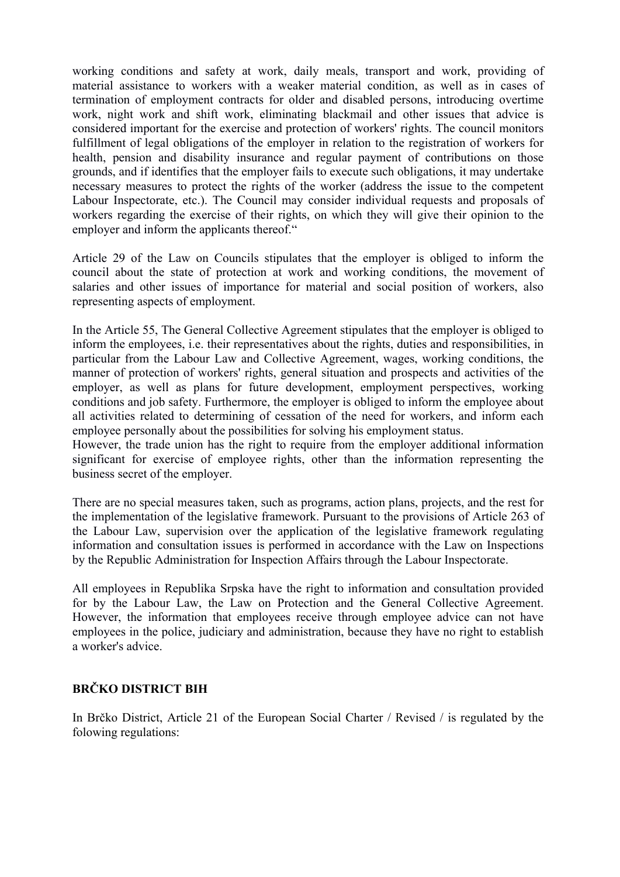working conditions and safety at work, daily meals, transport and work, providing of material assistance to workers with a weaker material condition, as well as in cases of termination of employment contracts for older and disabled persons, introducing overtime work, night work and shift work, eliminating blackmail and other issues that advice is considered important for the exercise and protection of workers' rights. The council monitors fulfillment of legal obligations of the employer in relation to the registration of workers for health, pension and disability insurance and regular payment of contributions on those grounds, and if identifies that the employer fails to execute such obligations, it may undertake necessary measures to protect the rights of the worker (address the issue to the competent Labour Inspectorate, etc.). The Council may consider individual requests and proposals of workers regarding the exercise of their rights, on which they will give their opinion to the employer and inform the applicants thereof."

Article 29 of the Law on Councils stipulates that the employer is obliged to inform the council about the state of protection at work and working conditions, the movement of salaries and other issues of importance for material and social position of workers, also representing aspects of employment.

In the Article 55, The General Collective Agreement stipulates that the employer is obliged to inform the employees, i.e. their representatives about the rights, duties and responsibilities, in particular from the Labour Law and Collective Agreement, wages, working conditions, the manner of protection of workers' rights, general situation and prospects and activities of the employer, as well as plans for future development, employment perspectives, working conditions and job safety. Furthermore, the employer is obliged to inform the employee about all activities related to determining of cessation of the need for workers, and inform each employee personally about the possibilities for solving his employment status.
However, the trade union has the right to require from the employer additional information significant for exercise of employee rights, other than the information representing the business secret of the employer.

There are no special measures taken, such as programs, action plans, projects, and the rest for the implementation of the legislative framework. Pursuant to the provisions of Article 263 of the Labour Law, supervision over the application of the legislative framework regulating information and consultation issues is performed in accordance with the Law on Inspections by the Republic Administration for Inspection Affairs through the Labour Inspectorate.

All employees in Republika Srpska have the right to information and consultation provided for by the Labour Law, the Law on Protection and the General Collective Agreement. However, the information that employees receive through employee advice can not have employees in the police, judiciary and administration, because they have no right to establish a worker's advice.

## BRČKO DISTRICT BIH

In Brčko District, Article 21 of the European Social Charter / Revised / is regulated by the folowing regulations: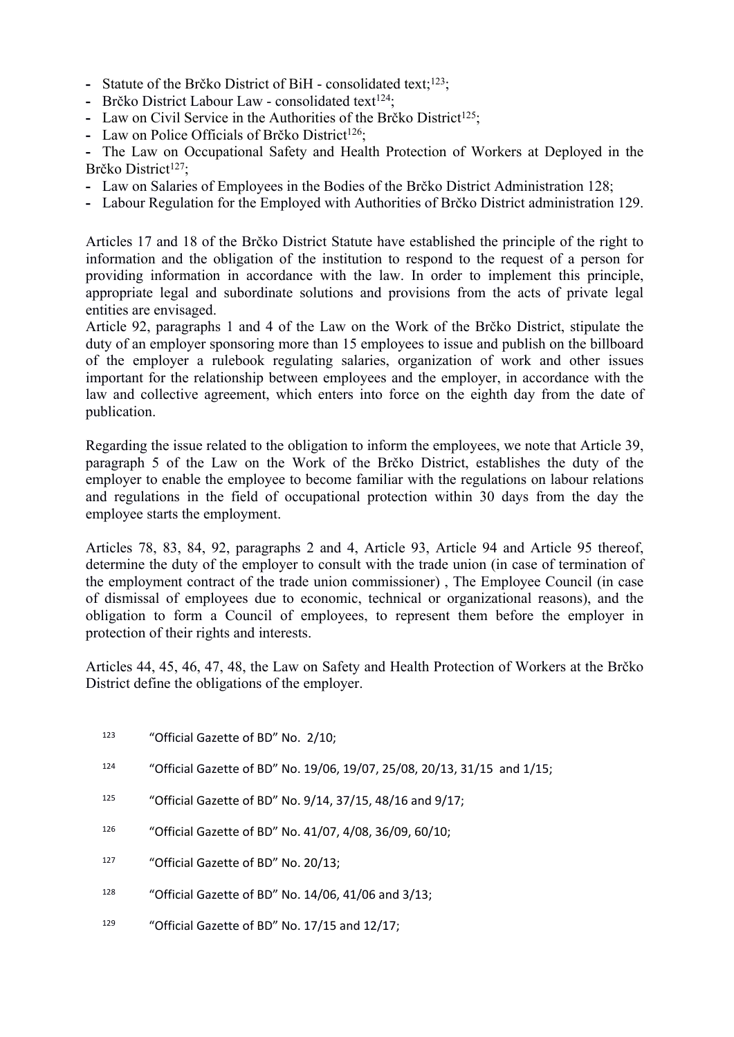- Statute of the Brčko District of BiH - consolidated text;[123];
- Brčko District Labour Law - consolidated text[124];
- Law on Civil Service in the Authorities of the Brčko District[125];
- Law on Police Officials of Brčko District[126];
- The Law on Occupational Safety and Health Protection of Workers at Deployed in the Brčko District[127];
- Law on Salaries of Employees in the Bodies of the Brčko District Administration 128;
- Labour Regulation for the Employed with Authorities of Brčko District administration 129.

Articles 17 and 18 of the Brčko District Statute have established the principle of the right to information and the obligation of the institution to respond to the request of a person for providing information in accordance with the law. In order to implement this principle, appropriate legal and subordinate solutions and provisions from the acts of private legal entities are envisaged.

Article 92, paragraphs 1 and 4 of the Law on the Work of the Brčko District, stipulate the duty of an employer sponsoring more than 15 employees to issue and publish on the billboard of the employer a rulebook regulating salaries, organization of work and other issues important for the relationship between employees and the employer, in accordance with the law and collective agreement, which enters into force on the eighth day from the date of publication.

Regarding the issue related to the obligation to inform the employees, we note that Article 39, paragraph 5 of the Law on the Work of the Brčko District, establishes the duty of the employer to enable the employee to become familiar with the regulations on labour relations and regulations in the field of occupational protection within 30 days from the day the employee starts the employment.

Articles 78, 83, 84, 92, paragraphs 2 and 4, Article 93, Article 94 and Article 95 thereof, determine the duty of the employer to consult with the trade union (in case of termination of the employment contract of the trade union commissioner) , The Employee Council (in case of dismissal of employees due to economic, technical or organizational reasons), and the obligation to form a Council of employees, to represent them before the employer in protection of their rights and interests.

Articles 44, 45, 46, 47, 48, the Law on Safety and Health Protection of Workers at the Brčko District define the obligations of the employer.

[123] "Official Gazette of BD" No. 2/10;

[124] "Official Gazette of BD" No. 19/06, 19/07, 25/08, 20/13, 31/15 and 1/15;

[125] "Official Gazette of BD" No. 9/14, 37/15, 48/16 and 9/17;

[126] "Official Gazette of BD" No. 41/07, 4/08, 36/09, 60/10;

[127] "Official Gazette of BD" No. 20/13;

[128] "Official Gazette of BD" No. 14/06, 41/06 and 3/13;

[129] "Official Gazette of BD" No. 17/15 and 12/17;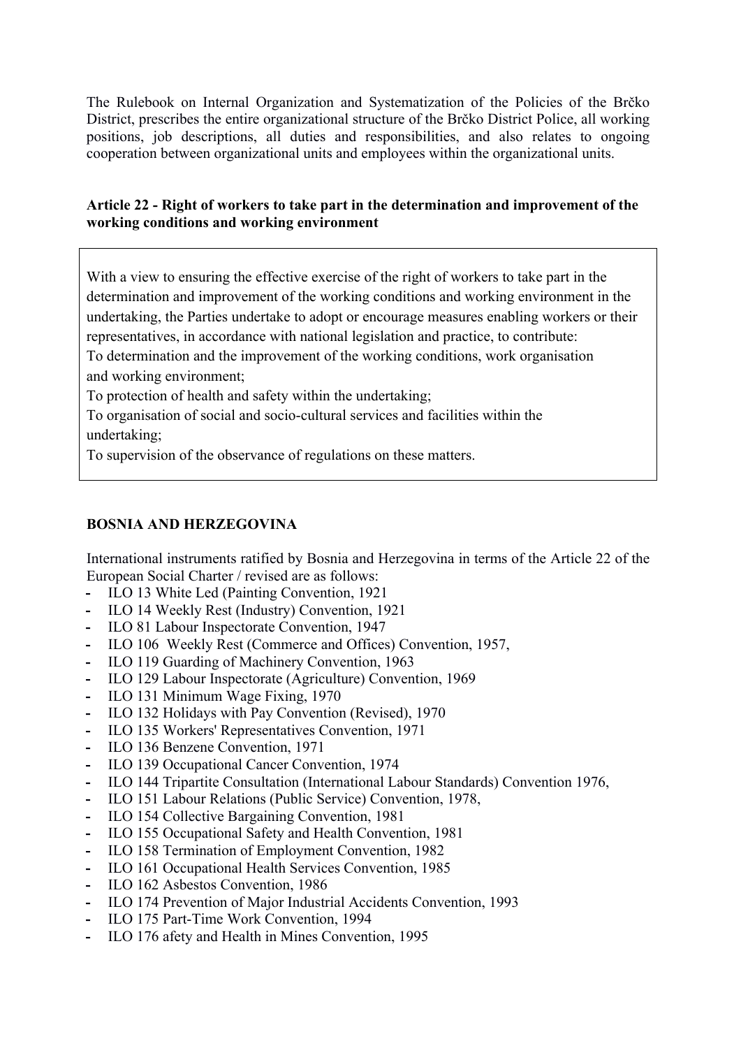The Rulebook on Internal Organization and Systematization of the Policies of the Brčko District, prescribes the entire organizational structure of the Brčko District Police, all working positions, job descriptions, all duties and responsibilities, and also relates to ongoing cooperation between organizational units and employees within the organizational units.

### Article 22 - Right of workers to take part in the determination and improvement of the working conditions and working environment

> With a view to ensuring the effective exercise of the right of workers to take part in the determination and improvement of the working conditions and working environment in the undertaking, the Parties undertake to adopt or encourage measures enabling workers or their representatives, in accordance with national legislation and practice, to contribute:
> To determination and the improvement of the working conditions, work organisation and working environment;
> To protection of health and safety within the undertaking;
> To organisation of social and socio-cultural services and facilities within the undertaking;
> To supervision of the observance of regulations on these matters.

### BOSNIA AND HERZEGOVINA

International instruments ratified by Bosnia and Herzegovina in terms of the Article 22 of the European Social Charter / revised are as follows:

- ILO 13 White Led (Painting Convention, 1921
- ILO 14 Weekly Rest (Industry) Convention, 1921
- ILO 81 Labour Inspectorate Convention, 1947
- ILO 106 Weekly Rest (Commerce and Offices) Convention, 1957,
- ILO 119 Guarding of Machinery Convention, 1963
- ILO 129 Labour Inspectorate (Agriculture) Convention, 1969
- ILO 131 Minimum Wage Fixing, 1970
- ILO 132 Holidays with Pay Convention (Revised), 1970
- ILO 135 Workers' Representatives Convention, 1971
- ILO 136 Benzene Convention, 1971
- ILO 139 Occupational Cancer Convention, 1974
- ILO 144 Tripartite Consultation (International Labour Standards) Convention 1976,
- ILO 151 Labour Relations (Public Service) Convention, 1978,
- ILO 154 Collective Bargaining Convention, 1981
- ILO 155 Occupational Safety and Health Convention, 1981
- ILO 158 Termination of Employment Convention, 1982
- ILO 161 Occupational Health Services Convention, 1985
- ILO 162 Asbestos Convention, 1986
- ILO 174 Prevention of Major Industrial Accidents Convention, 1993
- ILO 175 Part-Time Work Convention, 1994
- ILO 176 afety and Health in Mines Convention, 1995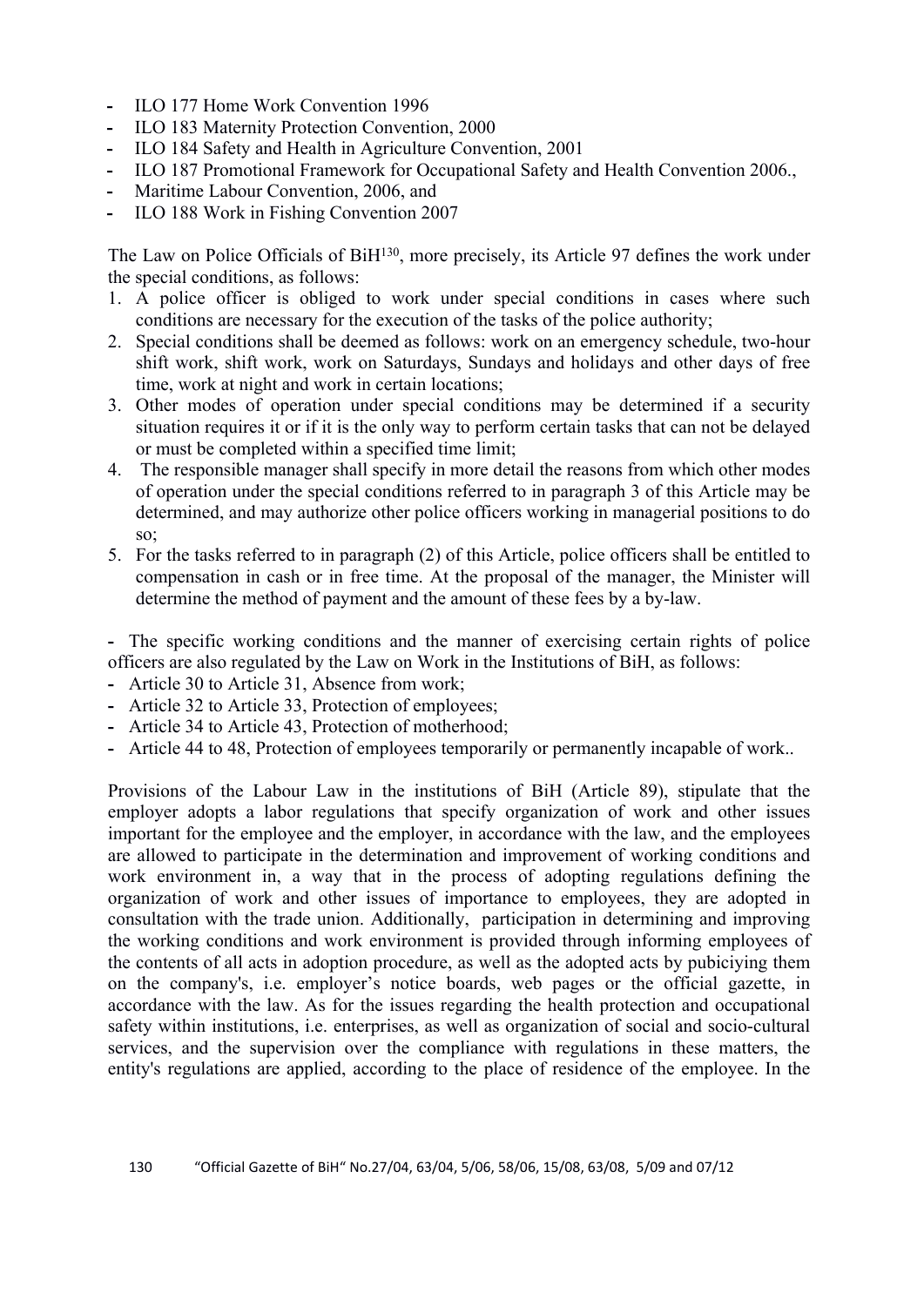- ILO 177 Home Work Convention 1996
- ILO 183 Maternity Protection Convention, 2000
- ILO 184 Safety and Health in Agriculture Convention, 2001
- ILO 187 Promotional Framework for Occupational Safety and Health Convention 2006.,
- Maritime Labour Convention, 2006, and
- ILO 188 Work in Fishing Convention 2007

The Law on Police Officials of BiH[130], more precisely, its Article 97 defines the work under the special conditions, as follows:

1. A police officer is obliged to work under special conditions in cases where such conditions are necessary for the execution of the tasks of the police authority;
2. Special conditions shall be deemed as follows: work on an emergency schedule, two-hour shift work, shift work, work on Saturdays, Sundays and holidays and other days of free time, work at night and work in certain locations;
3. Other modes of operation under special conditions may be determined if a security situation requires it or if it is the only way to perform certain tasks that can not be delayed or must be completed within a specified time limit;
4. The responsible manager shall specify in more detail the reasons from which other modes of operation under the special conditions referred to in paragraph 3 of this Article may be determined, and may authorize other police officers working in managerial positions to do so;
5. For the tasks referred to in paragraph (2) of this Article, police officers shall be entitled to compensation in cash or in free time. At the proposal of the manager, the Minister will determine the method of payment and the amount of these fees by a by-law.

- The specific working conditions and the manner of exercising certain rights of police officers are also regulated by the Law on Work in the Institutions of BiH, as follows:
- Article 30 to Article 31, Absence from work;
- Article 32 to Article 33, Protection of employees;
- Article 34 to Article 43, Protection of motherhood;
- Article 44 to 48, Protection of employees temporarily or permanently incapable of work..

Provisions of the Labour Law in the institutions of BiH (Article 89), stipulate that the employer adopts a labor regulations that specify organization of work and other issues important for the employee and the employer, in accordance with the law, and the employees are allowed to participate in the determination and improvement of working conditions and work environment in, a way that in the process of adopting regulations defining the organization of work and other issues of importance to employees, they are adopted in consultation with the trade union. Additionally, participation in determining and improving the working conditions and work environment is provided through informing employees of the contents of all acts in adoption procedure, as well as the adopted acts by pubiciying them on the company's, i.e. employer's notice boards, web pages or the official gazette, in accordance with the law. As for the issues regarding the health protection and occupational safety within institutions, i.e. enterprises, as well as organization of social and socio-cultural services, and the supervision over the compliance with regulations in these matters, the entity's regulations are applied, according to the place of residence of the employee. In the

[130] "Official Gazette of BiH" No.27/04, 63/04, 5/06, 58/06, 15/08, 63/08, 5/09 and 07/12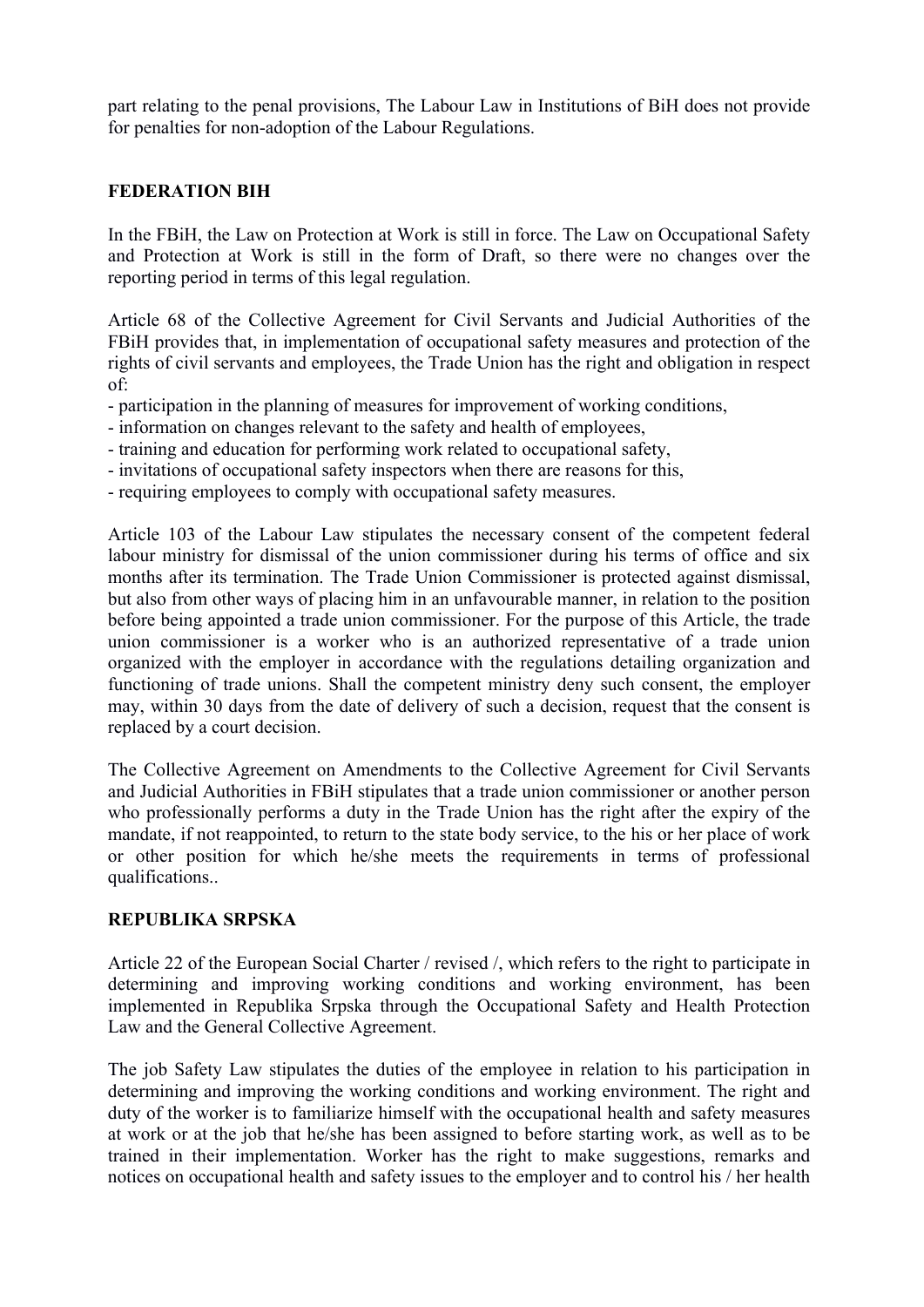part relating to the penal provisions, The Labour Law in Institutions of BiH does not provide for penalties for non-adoption of the Labour Regulations.

**FEDERATION BIH**

In the FBiH, the Law on Protection at Work is still in force. The Law on Occupational Safety and Protection at Work is still in the form of Draft, so there were no changes over the reporting period in terms of this legal regulation.

Article 68 of the Collective Agreement for Civil Servants and Judicial Authorities of the FBiH provides that, in implementation of occupational safety measures and protection of the rights of civil servants and employees, the Trade Union has the right and obligation in respect of:

- participation in the planning of measures for improvement of working conditions,
- information on changes relevant to the safety and health of employees,
- training and education for performing work related to occupational safety,
- invitations of occupational safety inspectors when there are reasons for this,
- requiring employees to comply with occupational safety measures.

Article 103 of the Labour Law stipulates the necessary consent of the competent federal labour ministry for dismissal of the union commissioner during his terms of office and six months after its termination. The Trade Union Commissioner is protected against dismissal, but also from other ways of placing him in an unfavourable manner, in relation to the position before being appointed a trade union commissioner. For the purpose of this Article, the trade union commissioner is a worker who is an authorized representative of a trade union organized with the employer in accordance with the regulations detailing organization and functioning of trade unions. Shall the competent ministry deny such consent, the employer may, within 30 days from the date of delivery of such a decision, request that the consent is replaced by a court decision.

The Collective Agreement on Amendments to the Collective Agreement for Civil Servants and Judicial Authorities in FBiH stipulates that a trade union commissioner or another person who professionally performs a duty in the Trade Union has the right after the expiry of the mandate, if not reappointed, to return to the state body service, to the his or her place of work or other position for which he/she meets the requirements in terms of professional qualifications..

**REPUBLIKA SRPSKA**

Article 22 of the European Social Charter / revised /, which refers to the right to participate in determining and improving working conditions and working environment, has been implemented in Republika Srpska through the Occupational Safety and Health Protection Law and the General Collective Agreement.

The job Safety Law stipulates the duties of the employee in relation to his participation in determining and improving the working conditions and working environment. The right and duty of the worker is to familiarize himself with the occupational health and safety measures at work or at the job that he/she has been assigned to before starting work, as well as to be trained in their implementation. Worker has the right to make suggestions, remarks and notices on occupational health and safety issues to the employer and to control his / her health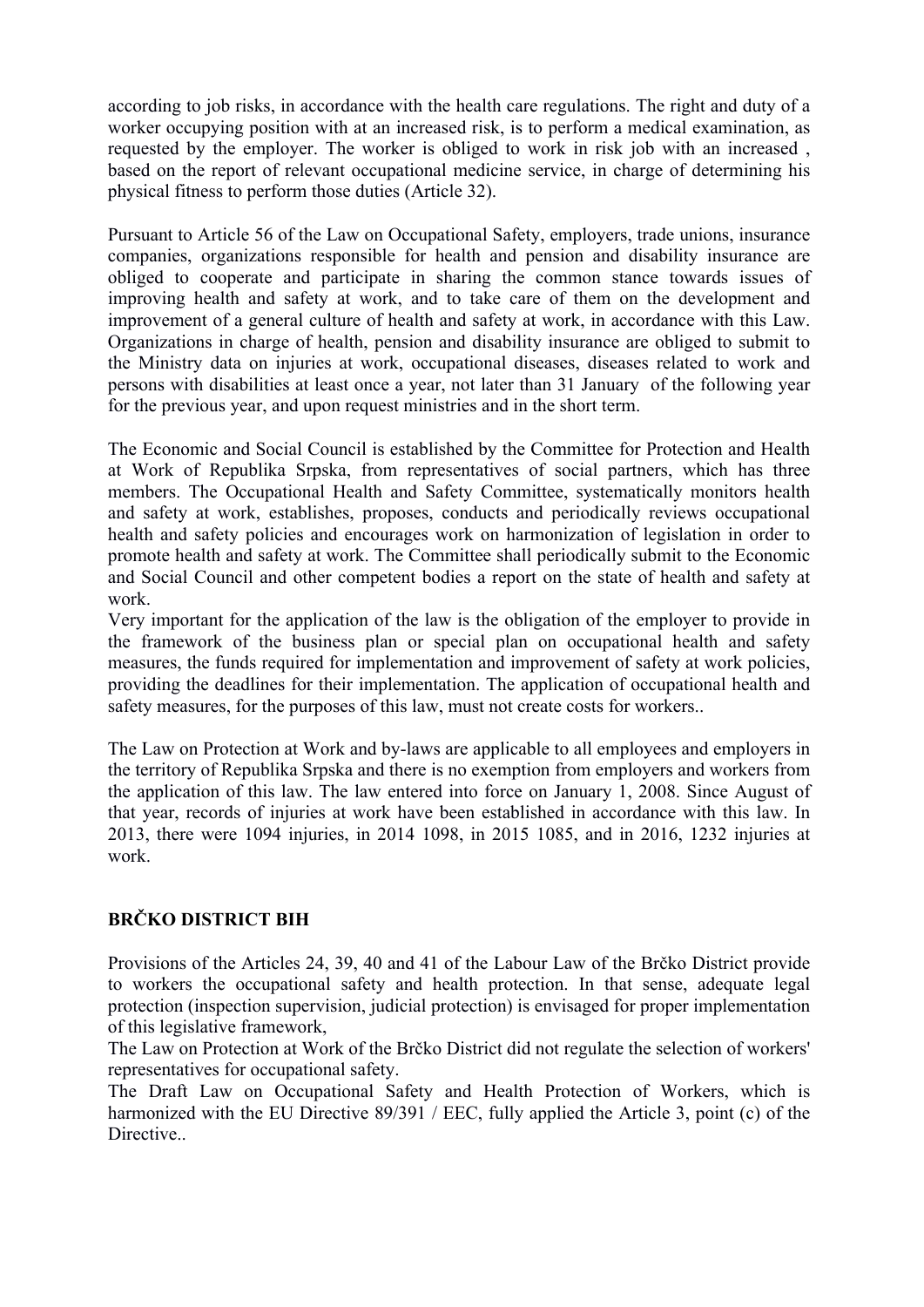according to job risks, in accordance with the health care regulations. The right and duty of a worker occupying position with at an increased risk, is to perform a medical examination, as requested by the employer. The worker is obliged to work in risk job with an increased , based on the report of relevant occupational medicine service, in charge of determining his physical fitness to perform those duties (Article 32).

Pursuant to Article 56 of the Law on Occupational Safety, employers, trade unions, insurance companies, organizations responsible for health and pension and disability insurance are obliged to cooperate and participate in sharing the common stance towards issues of improving health and safety at work, and to take care of them on the development and improvement of a general culture of health and safety at work, in accordance with this Law. Organizations in charge of health, pension and disability insurance are obliged to submit to the Ministry data on injuries at work, occupational diseases, diseases related to work and persons with disabilities at least once a year, not later than 31 January of the following year for the previous year, and upon request ministries and in the short term.

The Economic and Social Council is established by the Committee for Protection and Health at Work of Republika Srpska, from representatives of social partners, which has three members. The Occupational Health and Safety Committee, systematically monitors health and safety at work, establishes, proposes, conducts and periodically reviews occupational health and safety policies and encourages work on harmonization of legislation in order to promote health and safety at work. The Committee shall periodically submit to the Economic and Social Council and other competent bodies a report on the state of health and safety at work.

Very important for the application of the law is the obligation of the employer to provide in the framework of the business plan or special plan on occupational health and safety measures, the funds required for implementation and improvement of safety at work policies, providing the deadlines for their implementation. The application of occupational health and safety measures, for the purposes of this law, must not create costs for workers..

The Law on Protection at Work and by-laws are applicable to all employees and employers in the territory of Republika Srpska and there is no exemption from employers and workers from the application of this law. The law entered into force on January 1, 2008. Since August of that year, records of injuries at work have been established in accordance with this law. In 2013, there were 1094 injuries, in 2014 1098, in 2015 1085, and in 2016, 1232 injuries at work.

## BRČKO DISTRICT BIH

Provisions of the Articles 24, 39, 40 and 41 of the Labour Law of the Brčko District provide to workers the occupational safety and health protection. In that sense, adequate legal protection (inspection supervision, judicial protection) is envisaged for proper implementation of this legislative framework,

The Law on Protection at Work of the Brčko District did not regulate the selection of workers' representatives for occupational safety.

The Draft Law on Occupational Safety and Health Protection of Workers, which is harmonized with the EU Directive 89/391 / EEC, fully applied the Article 3, point (c) of the Directive..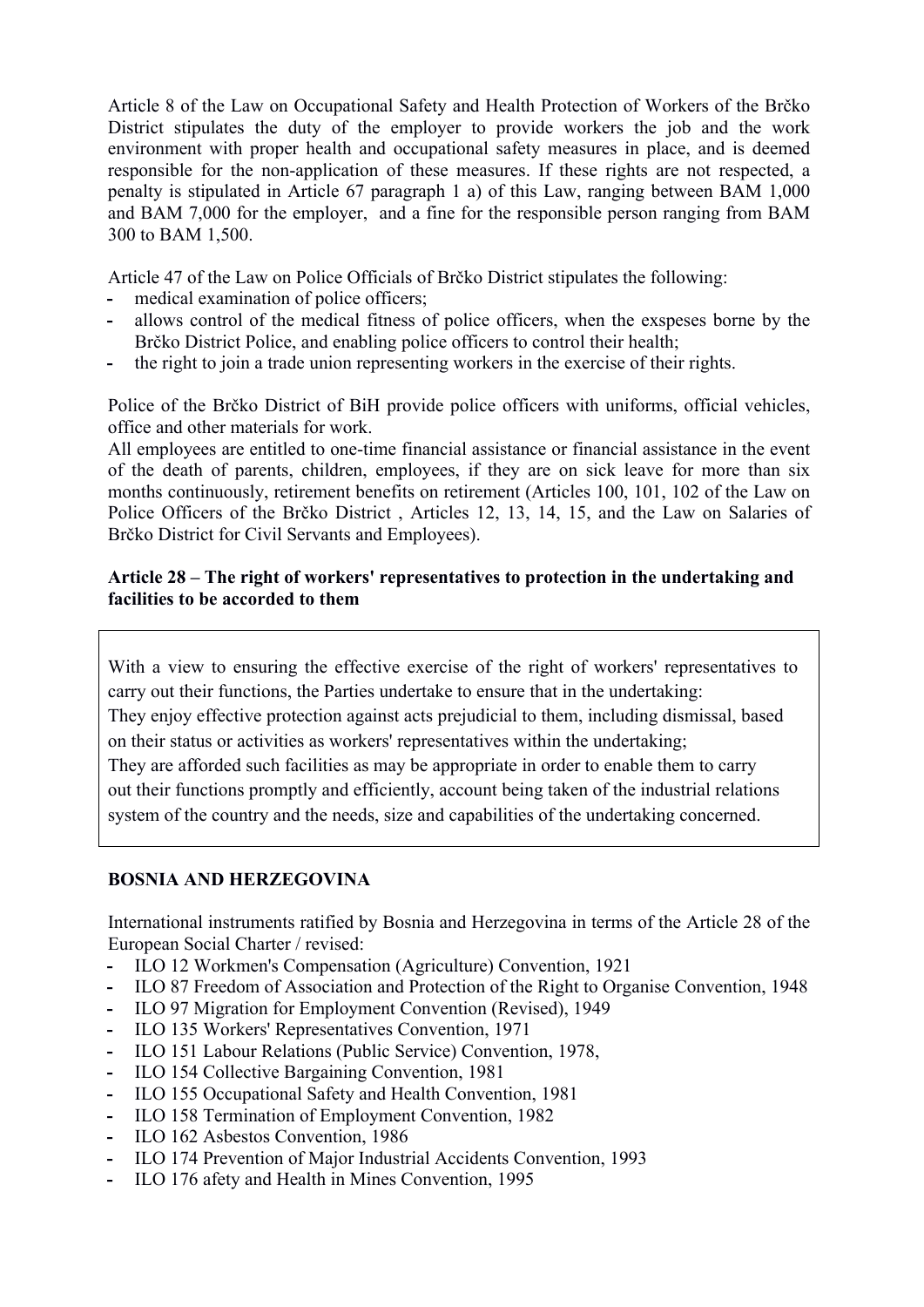Article 8 of the Law on Occupational Safety and Health Protection of Workers of the Brčko District stipulates the duty of the employer to provide workers the job and the work environment with proper health and occupational safety measures in place, and is deemed responsible for the non-application of these measures. If these rights are not respected, a penalty is stipulated in Article 67 paragraph 1 a) of this Law, ranging between BAM 1,000 and BAM 7,000 for the employer, and a fine for the responsible person ranging from BAM 300 to BAM 1,500.

Article 47 of the Law on Police Officials of Brčko District stipulates the following:

- medical examination of police officers;
- allows control of the medical fitness of police officers, when the exspeses borne by the Brčko District Police, and enabling police officers to control their health;
- the right to join a trade union representing workers in the exercise of their rights.

Police of the Brčko District of BiH provide police officers with uniforms, official vehicles, office and other materials for work.

All employees are entitled to one-time financial assistance or financial assistance in the event of the death of parents, children, employees, if they are on sick leave for more than six months continuously, retirement benefits on retirement (Articles 100, 101, 102 of the Law on Police Officers of the Brčko District , Articles 12, 13, 14, 15, and the Law on Salaries of Brčko District for Civil Servants and Employees).

**Article 28 – The right of workers' representatives to protection in the undertaking and facilities to be accorded to them**

With a view to ensuring the effective exercise of the right of workers' representatives to carry out their functions, the Parties undertake to ensure that in the undertaking:

They enjoy effective protection against acts prejudicial to them, including dismissal, based on their status or activities as workers' representatives within the undertaking;

They are afforded such facilities as may be appropriate in order to enable them to carry out their functions promptly and efficiently, account being taken of the industrial relations system of the country and the needs, size and capabilities of the undertaking concerned.

**BOSNIA AND HERZEGOVINA**

International instruments ratified by Bosnia and Herzegovina in terms of the Article 28 of the European Social Charter / revised:

- ILO 12 Workmen's Compensation (Agriculture) Convention, 1921
- ILO 87 Freedom of Association and Protection of the Right to Organise Convention, 1948
- ILO 97 Migration for Employment Convention (Revised), 1949
- ILO 135 Workers' Representatives Convention, 1971
- ILO 151 Labour Relations (Public Service) Convention, 1978,
- ILO 154 Collective Bargaining Convention, 1981
- ILO 155 Occupational Safety and Health Convention, 1981
- ILO 158 Termination of Employment Convention, 1982
- ILO 162 Asbestos Convention, 1986
- ILO 174 Prevention of Major Industrial Accidents Convention, 1993
- ILO 176 afety and Health in Mines Convention, 1995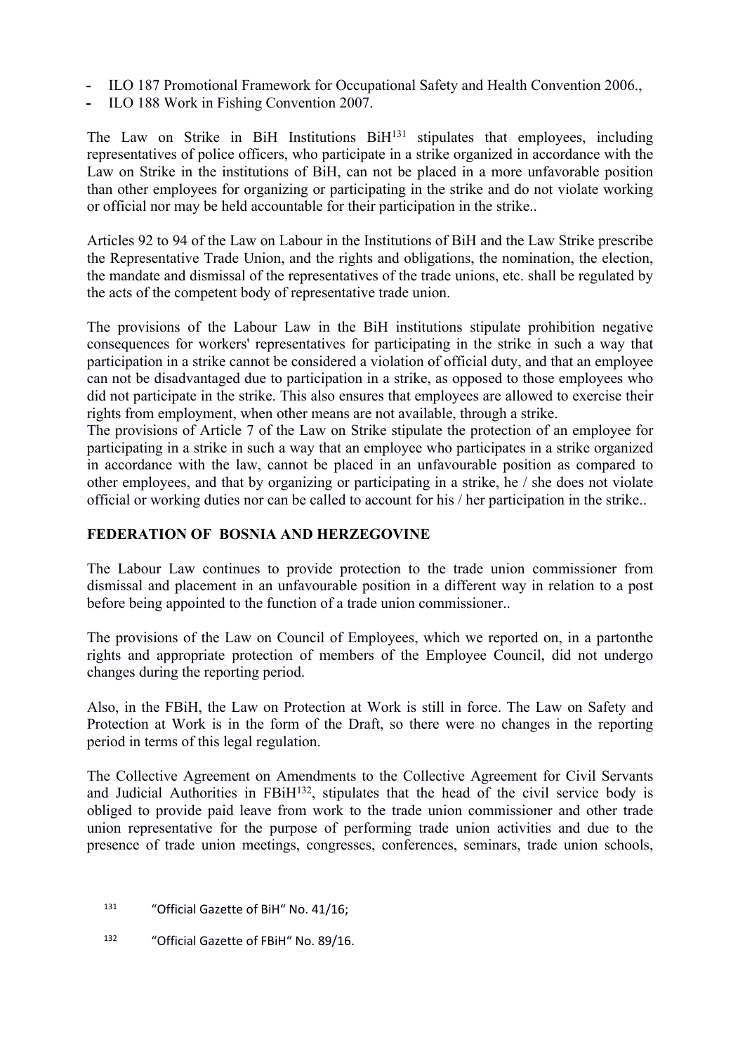- ILO 187 Promotional Framework for Occupational Safety and Health Convention 2006.,
- ILO 188 Work in Fishing Convention 2007.

The Law on Strike in BiH Institutions BiH[131] stipulates that employees, including representatives of police officers, who participate in a strike organized in accordance with the Law on Strike in the institutions of BiH, can not be placed in a more unfavorable position than other employees for organizing or participating in the strike and do not violate working or official nor may be held accountable for their participation in the strike..

Articles 92 to 94 of the Law on Labour in the Institutions of BiH and the Law Strike prescribe the Representative Trade Union, and the rights and obligations, the nomination, the election, the mandate and dismissal of the representatives of the trade unions, etc. shall be regulated by the acts of the competent body of representative trade union.

The provisions of the Labour Law in the BiH institutions stipulate prohibition negative consequences for workers' representatives for participating in the strike in such a way that participation in a strike cannot be considered a violation of official duty, and that an employee can not be disadvantaged due to participation in a strike, as opposed to those employees who did not participate in the strike. This also ensures that employees are allowed to exercise their rights from employment, when other means are not available, through a strike.
The provisions of Article 7 of the Law on Strike stipulate the protection of an employee for participating in a strike in such a way that an employee who participates in a strike organized in accordance with the law, cannot be placed in an unfavourable position as compared to other employees, and that by organizing or participating in a strike, he / she does not violate official or working duties nor can be called to account for his / her participation in the strike..

**FEDERATION OF BOSNIA AND HERZEGOVINE**

The Labour Law continues to provide protection to the trade union commissioner from dismissal and placement in an unfavourable position in a different way in relation to a post before being appointed to the function of a trade union commissioner..

The provisions of the Law on Council of Employees, which we reported on, in a partonthe rights and appropriate protection of members of the Employee Council, did not undergo changes during the reporting period.

Also, in the FBiH, the Law on Protection at Work is still in force. The Law on Safety and Protection at Work is in the form of the Draft, so there were no changes in the reporting period in terms of this legal regulation.

The Collective Agreement on Amendments to the Collective Agreement for Civil Servants and Judicial Authorities in FBiH[132], stipulates that the head of the civil service body is obliged to provide paid leave from work to the trade union commissioner and other trade union representative for the purpose of performing trade union activities and due to the presence of trade union meetings, congresses, conferences, seminars, trade union schools,

[131] "Official Gazette of BiH" No. 41/16;

[132] "Official Gazette of FBiH" No. 89/16.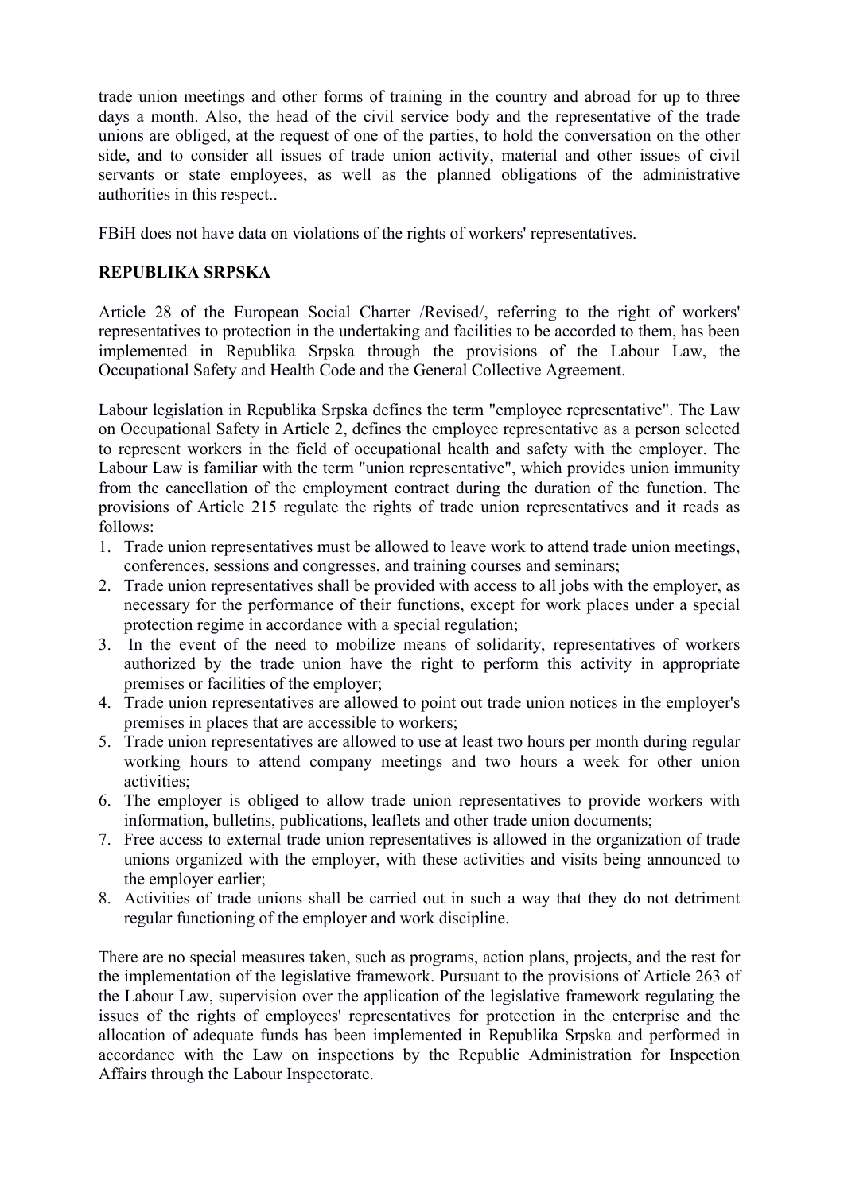trade union meetings and other forms of training in the country and abroad for up to three days a month. Also, the head of the civil service body and the representative of the trade unions are obliged, at the request of one of the parties, to hold the conversation on the other side, and to consider all issues of trade union activity, material and other issues of civil servants or state employees, as well as the planned obligations of the administrative authorities in this respect..

FBiH does not have data on violations of the rights of workers' representatives.

**REPUBLIKA SRPSKA**

Article 28 of the European Social Charter /Revised/, referring to the right of workers' representatives to protection in the undertaking and facilities to be accorded to them, has been implemented in Republika Srpska through the provisions of the Labour Law, the Occupational Safety and Health Code and the General Collective Agreement.

Labour legislation in Republika Srpska defines the term "employee representative". The Law on Occupational Safety in Article 2, defines the employee representative as a person selected to represent workers in the field of occupational health and safety with the employer. The Labour Law is familiar with the term "union representative", which provides union immunity from the cancellation of the employment contract during the duration of the function. The provisions of Article 215 regulate the rights of trade union representatives and it reads as follows:

1. Trade union representatives must be allowed to leave work to attend trade union meetings, conferences, sessions and congresses, and training courses and seminars;
2. Trade union representatives shall be provided with access to all jobs with the employer, as necessary for the performance of their functions, except for work places under a special protection regime in accordance with a special regulation;
3. In the event of the need to mobilize means of solidarity, representatives of workers authorized by the trade union have the right to perform this activity in appropriate premises or facilities of the employer;
4. Trade union representatives are allowed to point out trade union notices in the employer's premises in places that are accessible to workers;
5. Trade union representatives are allowed to use at least two hours per month during regular working hours to attend company meetings and two hours a week for other union activities;
6. The employer is obliged to allow trade union representatives to provide workers with information, bulletins, publications, leaflets and other trade union documents;
7. Free access to external trade union representatives is allowed in the organization of trade unions organized with the employer, with these activities and visits being announced to the employer earlier;
8. Activities of trade unions shall be carried out in such a way that they do not detriment regular functioning of the employer and work discipline.

There are no special measures taken, such as programs, action plans, projects, and the rest for the implementation of the legislative framework. Pursuant to the provisions of Article 263 of the Labour Law, supervision over the application of the legislative framework regulating the issues of the rights of employees' representatives for protection in the enterprise and the allocation of adequate funds has been implemented in Republika Srpska and performed in accordance with the Law on inspections by the Republic Administration for Inspection Affairs through the Labour Inspectorate.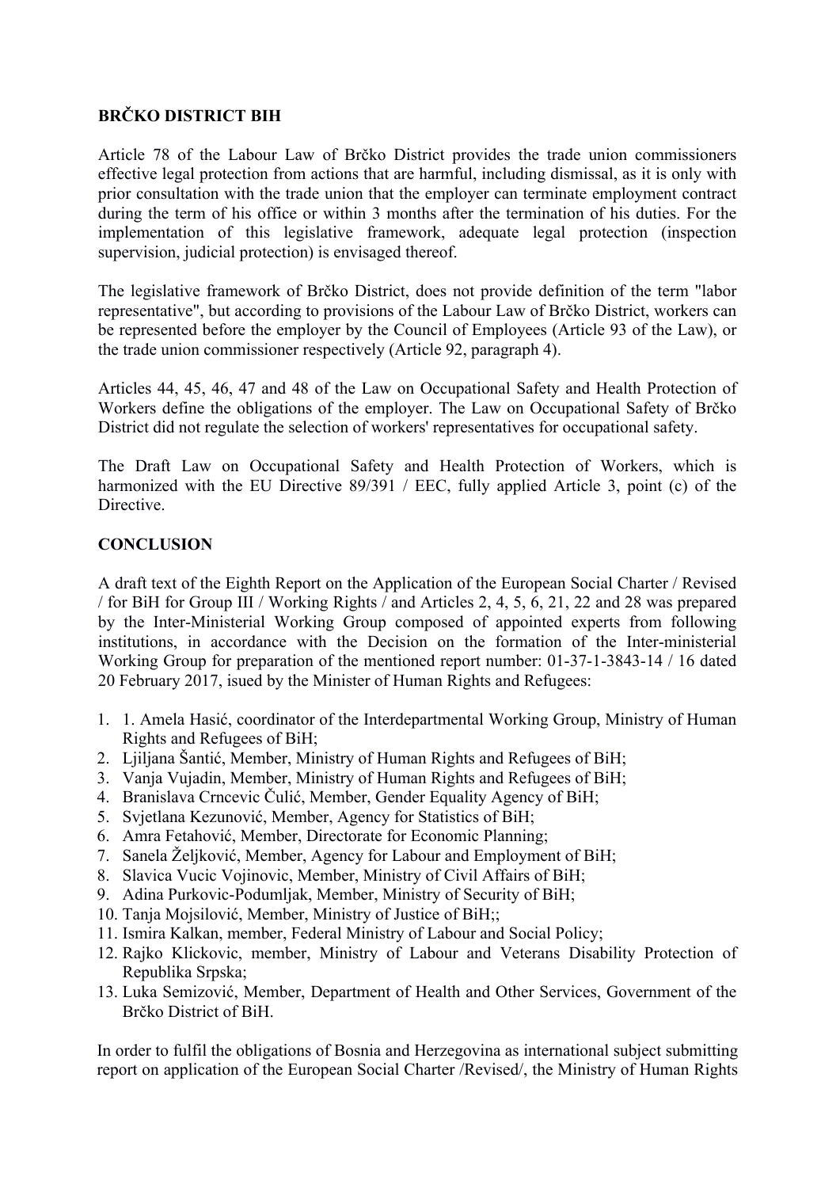**BRČKO DISTRICT BIH**

Article 78 of the Labour Law of Brčko District provides the trade union commissioners effective legal protection from actions that are harmful, including dismissal, as it is only with prior consultation with the trade union that the employer can terminate employment contract during the term of his office or within 3 months after the termination of his duties. For the implementation of this legislative framework, adequate legal protection (inspection supervision, judicial protection) is envisaged thereof.

The legislative framework of Brčko District, does not provide definition of the term "labor representative", but according to provisions of the Labour Law of Brčko District, workers can be represented before the employer by the Council of Employees (Article 93 of the Law), or the trade union commissioner respectively (Article 92, paragraph 4).

Articles 44, 45, 46, 47 and 48 of the Law on Occupational Safety and Health Protection of Workers define the obligations of the employer. The Law on Occupational Safety of Brčko District did not regulate the selection of workers' representatives for occupational safety.

The Draft Law on Occupational Safety and Health Protection of Workers, which is harmonized with the EU Directive 89/391 / EEC, fully applied Article 3, point (c) of the Directive.

**CONCLUSION**

A draft text of the Eighth Report on the Application of the European Social Charter / Revised / for BiH for Group III / Working Rights / and Articles 2, 4, 5, 6, 21, 22 and 28 was prepared by the Inter-Ministerial Working Group composed of appointed experts from following institutions, in accordance with the Decision on the formation of the Inter-ministerial Working Group for preparation of the mentioned report number: 01-37-1-3843-14 / 16 dated 20 February 2017, isued by the Minister of Human Rights and Refugees:

1. 1. Amela Hasić, coordinator of the Interdepartmental Working Group, Ministry of Human Rights and Refugees of BiH;
2. Ljiljana Šantić, Member, Ministry of Human Rights and Refugees of BiH;
3. Vanja Vujadin, Member, Ministry of Human Rights and Refugees of BiH;
4. Branislava Crncevic Čulić, Member, Gender Equality Agency of BiH;
5. Svjetlana Kezunović, Member, Agency for Statistics of BiH;
6. Amra Fetahović, Member, Directorate for Economic Planning;
7. Sanela Željković, Member, Agency for Labour and Employment of BiH;
8. Slavica Vucic Vojinovic, Member, Ministry of Civil Affairs of BiH;
9. Adina Purkovic-Podumljak, Member, Ministry of Security of BiH;
10. Tanja Mojsilović, Member, Ministry of Justice of BiH;;
11. Ismira Kalkan, member, Federal Ministry of Labour and Social Policy;
12. Rajko Klickovic, member, Ministry of Labour and Veterans Disability Protection of Republika Srpska;
13. Luka Semizović, Member, Department of Health and Other Services, Government of the Brčko District of BiH.

In order to fulfil the obligations of Bosnia and Herzegovina as international subject submitting report on application of the European Social Charter /Revised/, the Ministry of Human Rights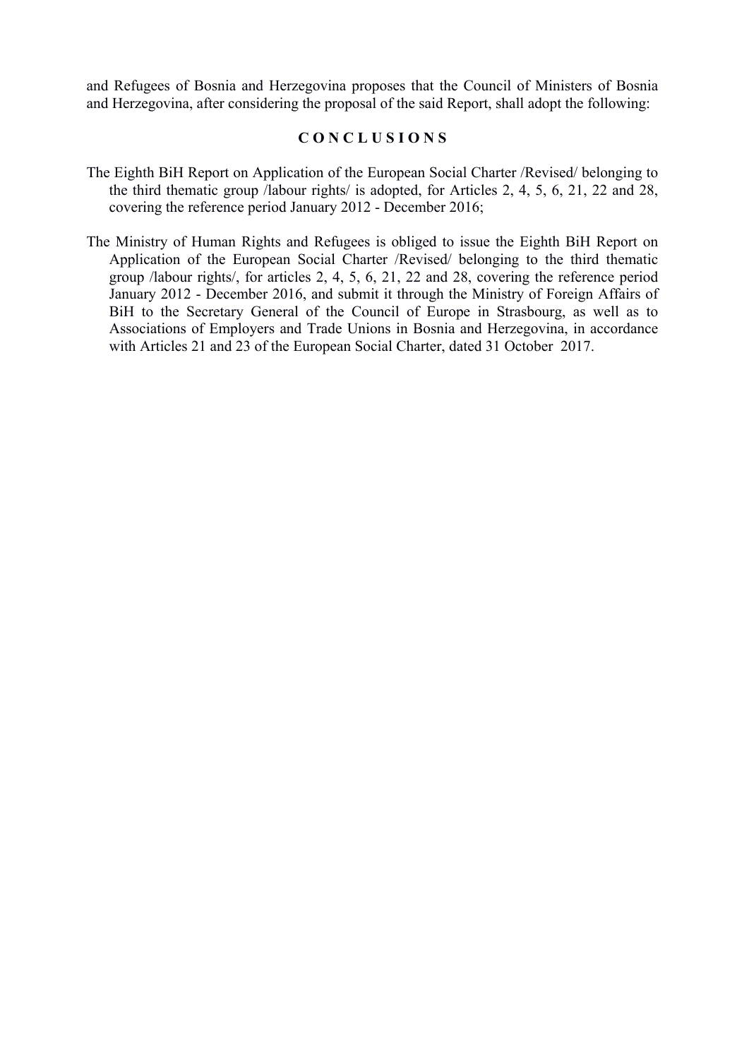and Refugees of Bosnia and Herzegovina proposes that the Council of Ministers of Bosnia and Herzegovina, after considering the proposal of the said Report, shall adopt the following:

**C O N C L U S I O N S**

The Eighth BiH Report on Application of the European Social Charter /Revised/ belonging to the third thematic group /labour rights/ is adopted, for Articles 2, 4, 5, 6, 21, 22 and 28, covering the reference period January 2012 - December 2016;

The Ministry of Human Rights and Refugees is obliged to issue the Eighth BiH Report on Application of the European Social Charter /Revised/ belonging to the third thematic group /labour rights/, for articles 2, 4, 5, 6, 21, 22 and 28, covering the reference period January 2012 - December 2016, and submit it through the Ministry of Foreign Affairs of BiH to the Secretary General of the Council of Europe in Strasbourg, as well as to Associations of Employers and Trade Unions in Bosnia and Herzegovina, in accordance with Articles 21 and 23 of the European Social Charter, dated 31 October 2017.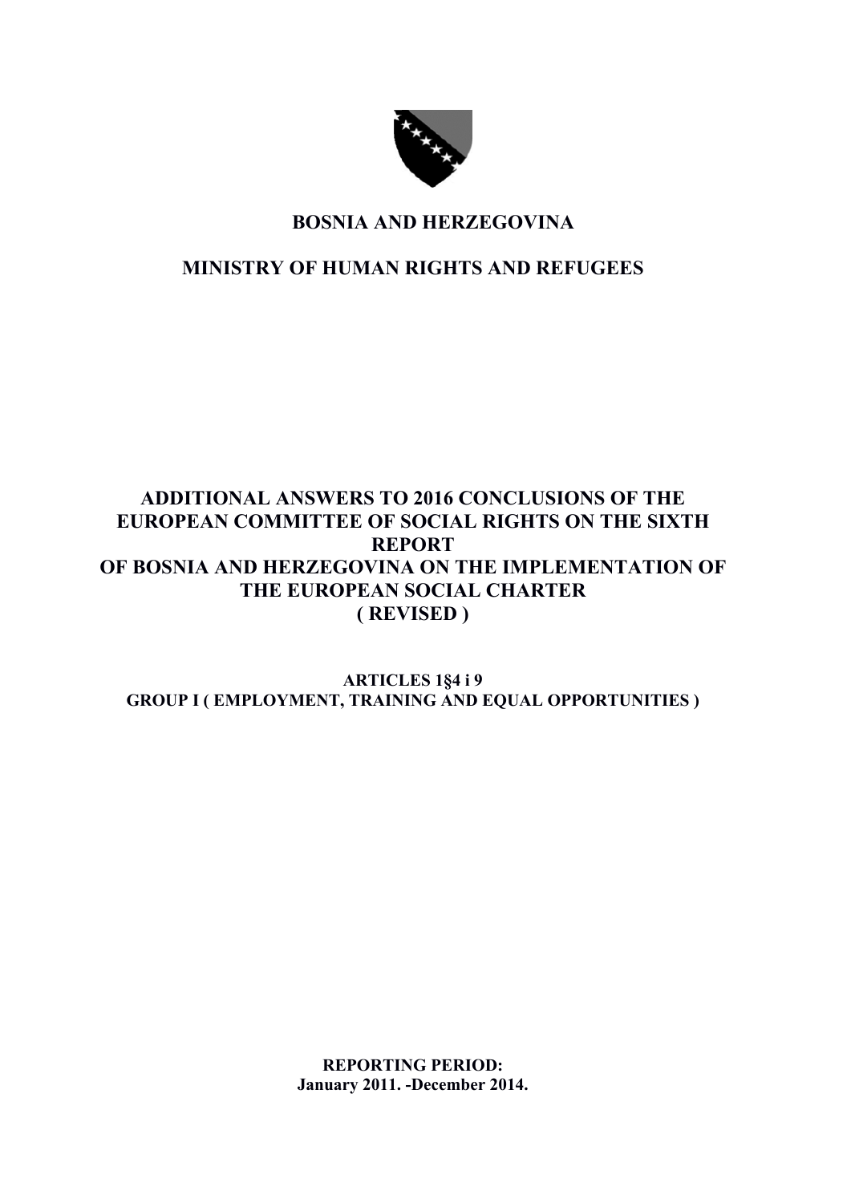# BOSNIA AND HERZEGOVINA

# MINISTRY OF HUMAN RIGHTS AND REFUGEES

# ADDITIONAL ANSWERS TO 2016 CONCLUSIONS OF THE EUROPEAN COMMITTEE OF SOCIAL RIGHTS ON THE SIXTH REPORT OF BOSNIA AND HERZEGOVINA ON THE IMPLEMENTATION OF THE EUROPEAN SOCIAL CHARTER ( REVISED )

**ARTICLES 1§4 i 9**
**GROUP I ( EMPLOYMENT, TRAINING AND EQUAL OPPORTUNITIES )**

**REPORTING PERIOD:**
**January 2011. -December 2014.**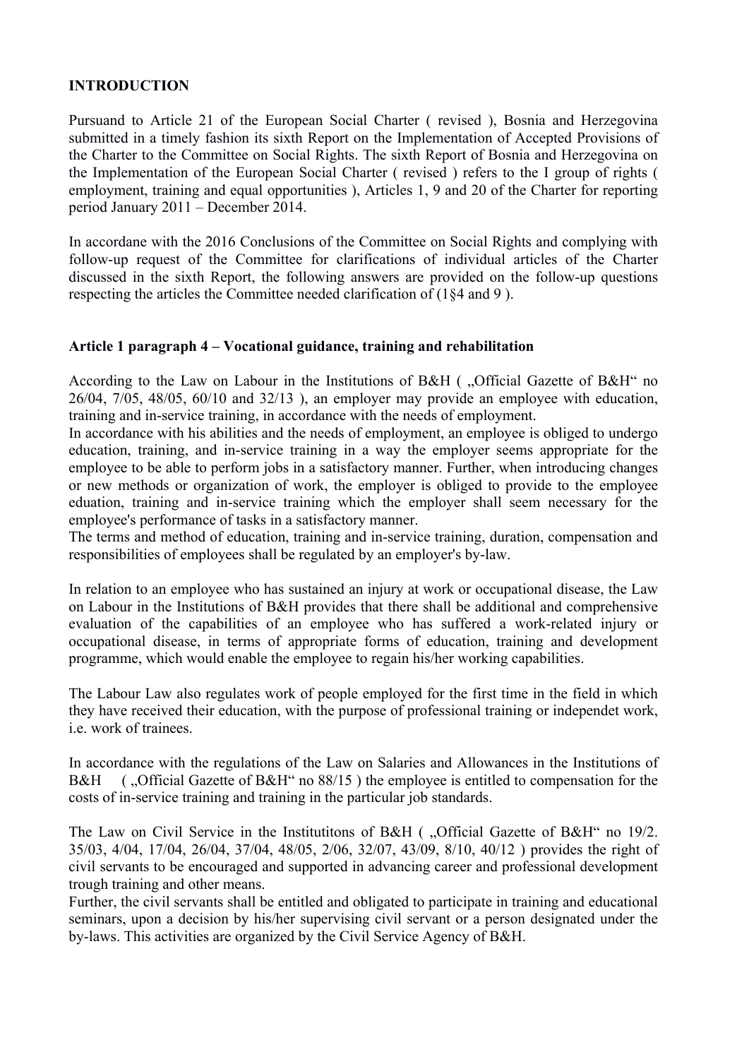**INTRODUCTION**

Pursuand to Article 21 of the European Social Charter ( revised ), Bosnia and Herzegovina submitted in a timely fashion its sixth Report on the Implementation of Accepted Provisions of the Charter to the Committee on Social Rights. The sixth Report of Bosnia and Herzegovina on the Implementation of the European Social Charter ( revised ) refers to the I group of rights ( employment, training and equal opportunities ), Articles 1, 9 and 20 of the Charter for reporting period January 2011 – December 2014.

In accordane with the 2016 Conclusions of the Committee on Social Rights and complying with follow-up request of the Committee for clarifications of individual articles of the Charter discussed in the sixth Report, the following answers are provided on the follow-up questions respecting the articles the Committee needed clarification of (1§4 and 9 ).

**Article 1 paragraph 4 – Vocational guidance, training and rehabilitation**

According to the Law on Labour in the Institutions of B&H ( „Official Gazette of B&H" no 26/04, 7/05, 48/05, 60/10 and 32/13 ), an employer may provide an employee with education, training and in-service training, in accordance with the needs of employment.
In accordance with his abilities and the needs of employment, an employee is obliged to undergo education, training, and in-service training in a way the employer seems appropriate for the employee to be able to perform jobs in a satisfactory manner. Further, when introducing changes or new methods or organization of work, the employer is obliged to provide to the employee eduation, training and in-service training which the employer shall seem necessary for the employee's performance of tasks in a satisfactory manner.
The terms and method of education, training and in-service training, duration, compensation and responsibilities of employees shall be regulated by an employer's by-law.

In relation to an employee who has sustained an injury at work or occupational disease, the Law on Labour in the Institutions of B&H provides that there shall be additional and comprehensive evaluation of the capabilities of an employee who has suffered a work-related injury or occupational disease, in terms of appropriate forms of education, training and development programme, which would enable the employee to regain his/her working capabilities.

The Labour Law also regulates work of people employed for the first time in the field in which they have received their education, with the purpose of professional training or independet work, i.e. work of trainees.

In accordance with the regulations of the Law on Salaries and Allowances in the Institutions of B&H ( „Official Gazette of B&H" no 88/15 ) the employee is entitled to compensation for the costs of in-service training and training in the particular job standards.

The Law on Civil Service in the Institutitons of B&H ( „Official Gazette of B&H" no 19/2. 35/03, 4/04, 17/04, 26/04, 37/04, 48/05, 2/06, 32/07, 43/09, 8/10, 40/12 ) provides the right of civil servants to be encouraged and supported in advancing career and professional development trough training and other means.
Further, the civil servants shall be entitled and obligated to participate in training and educational seminars, upon a decision by his/her supervising civil servant or a person designated under the by-laws. This activities are organized by the Civil Service Agency of B&H.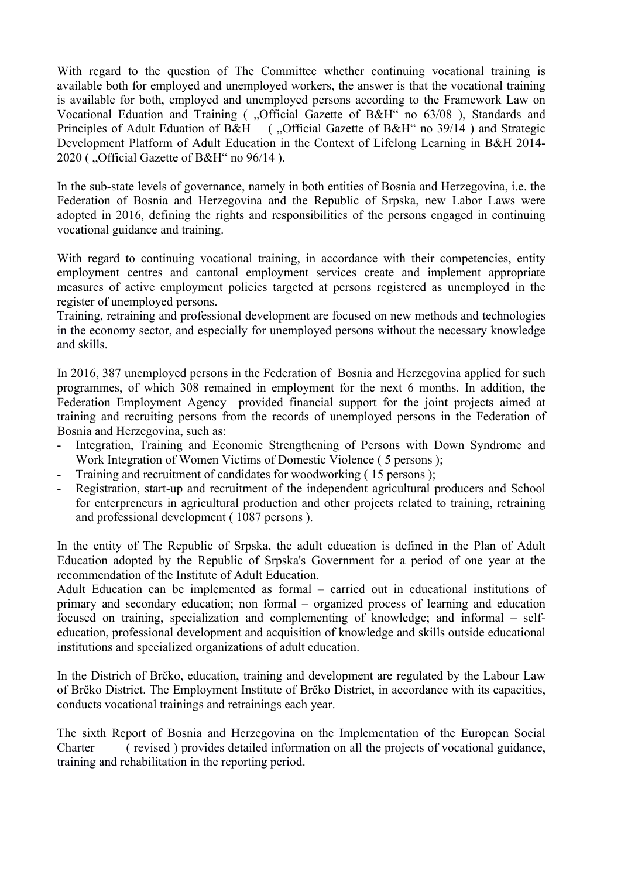With regard to the question of The Committee whether continuing vocational training is available both for employed and unemployed workers, the answer is that the vocational training is available for both, employed and unemployed persons according to the Framework Law on Vocational Eduation and Training ( „Official Gazette of B&H“ no 63/08 ), Standards and Principles of Adult Eduation of B&H ( „Official Gazette of B&H“ no 39/14 ) and Strategic Development Platform of Adult Education in the Context of Lifelong Learning in B&H 2014-2020 ( „Official Gazette of B&H“ no 96/14 ).

In the sub-state levels of governance, namely in both entities of Bosnia and Herzegovina, i.e. the Federation of Bosnia and Herzegovina and the Republic of Srpska, new Labor Laws were adopted in 2016, defining the rights and responsibilities of the persons engaged in continuing vocational guidance and training.

With regard to continuing vocational training, in accordance with their competencies, entity employment centres and cantonal employment services create and implement appropriate measures of active employment policies targeted at persons registered as unemployed in the register of unemployed persons.
Training, retraining and professional development are focused on new methods and technologies in the economy sector, and especially for unemployed persons without the necessary knowledge and skills.

In 2016, 387 unemployed persons in the Federation of Bosnia and Herzegovina applied for such programmes, of which 308 remained in employment for the next 6 months. In addition, the Federation Employment Agency provided financial support for the joint projects aimed at training and recruiting persons from the records of unemployed persons in the Federation of Bosnia and Herzegovina, such as:

- Integration, Training and Economic Strengthening of Persons with Down Syndrome and Work Integration of Women Victims of Domestic Violence ( 5 persons );
- Training and recruitment of candidates for woodworking ( 15 persons );
- Registration, start-up and recruitment of the independent agricultural producers and School for enterpreneurs in agricultural production and other projects related to training, retraining and professional development ( 1087 persons ).

In the entity of The Republic of Srpska, the adult education is defined in the Plan of Adult Education adopted by the Republic of Srpska's Government for a period of one year at the recommendation of the Institute of Adult Education.
Adult Education can be implemented as formal – carried out in educational institutions of primary and secondary education; non formal – organized process of learning and education focused on training, specialization and complementing of knowledge; and informal – self-education, professional development and acquisition of knowledge and skills outside educational institutions and specialized organizations of adult education.

In the Districh of Brčko, education, training and development are regulated by the Labour Law of Brčko District. The Employment Institute of Brčko District, in accordance with its capacities, conducts vocational trainings and retrainings each year.

The sixth Report of Bosnia and Herzegovina on the Implementation of the European Social Charter ( revised ) provides detailed information on all the projects of vocational guidance, training and rehabilitation in the reporting period.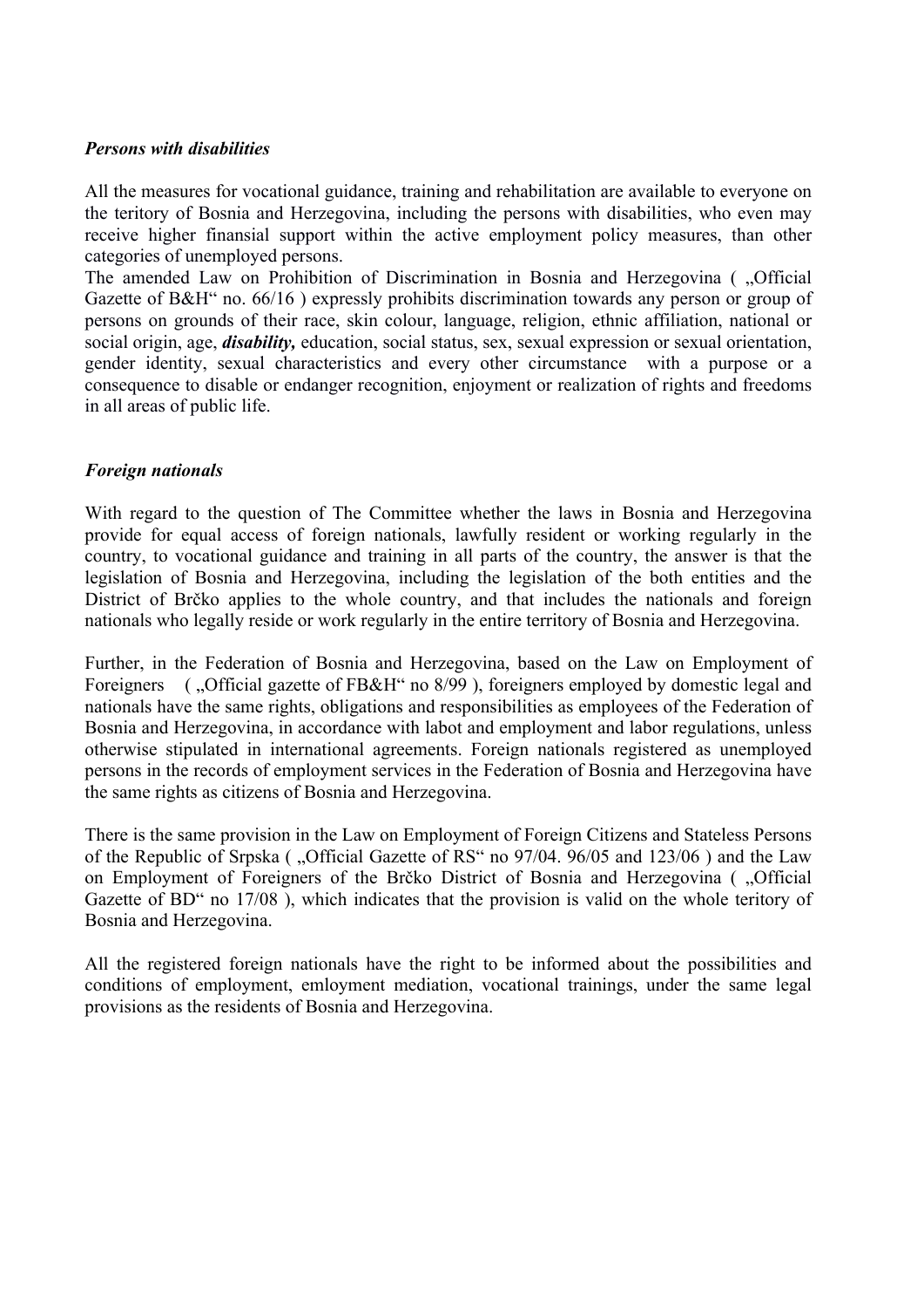***Persons with disabilities***

All the measures for vocational guidance, training and rehabilitation are available to everyone on the teritory of Bosnia and Herzegovina, including the persons with disabilities, who even may receive higher finansial support within the active employment policy measures, than other categories of unemployed persons.
The amended Law on Prohibition of Discrimination in Bosnia and Herzegovina ( „Official Gazette of B&H" no. 66/16 ) expressly prohibits discrimination towards any person or group of persons on grounds of their race, skin colour, language, religion, ethnic affiliation, national or social origin, age, ***disability,*** education, social status, sex, sexual expression or sexual orientation, gender identity, sexual characteristics and every other circumstance with a purpose or a consequence to disable or endanger recognition, enjoyment or realization of rights and freedoms in all areas of public life.

***Foreign nationals***

With regard to the question of The Committee whether the laws in Bosnia and Herzegovina provide for equal access of foreign nationals, lawfully resident or working regularly in the country, to vocational guidance and training in all parts of the country, the answer is that the legislation of Bosnia and Herzegovina, including the legislation of the both entities and the District of Brčko applies to the whole country, and that includes the nationals and foreign nationals who legally reside or work regularly in the entire territory of Bosnia and Herzegovina.

Further, in the Federation of Bosnia and Herzegovina, based on the Law on Employment of Foreigners ( „Official gazette of FB&H" no 8/99 ), foreigners employed by domestic legal and nationals have the same rights, obligations and responsibilities as employees of the Federation of Bosnia and Herzegovina, in accordance with labot and employment and labor regulations, unless otherwise stipulated in international agreements. Foreign nationals registered as unemployed persons in the records of employment services in the Federation of Bosnia and Herzegovina have the same rights as citizens of Bosnia and Herzegovina.

There is the same provision in the Law on Employment of Foreign Citizens and Stateless Persons of the Republic of Srpska ( „Official Gazette of RS" no 97/04. 96/05 and 123/06 ) and the Law on Employment of Foreigners of the Brčko District of Bosnia and Herzegovina ( „Official Gazette of BD" no 17/08 ), which indicates that the provision is valid on the whole teritory of Bosnia and Herzegovina.

All the registered foreign nationals have the right to be informed about the possibilities and conditions of employment, emloyment mediation, vocational trainings, under the same legal provisions as the residents of Bosnia and Herzegovina.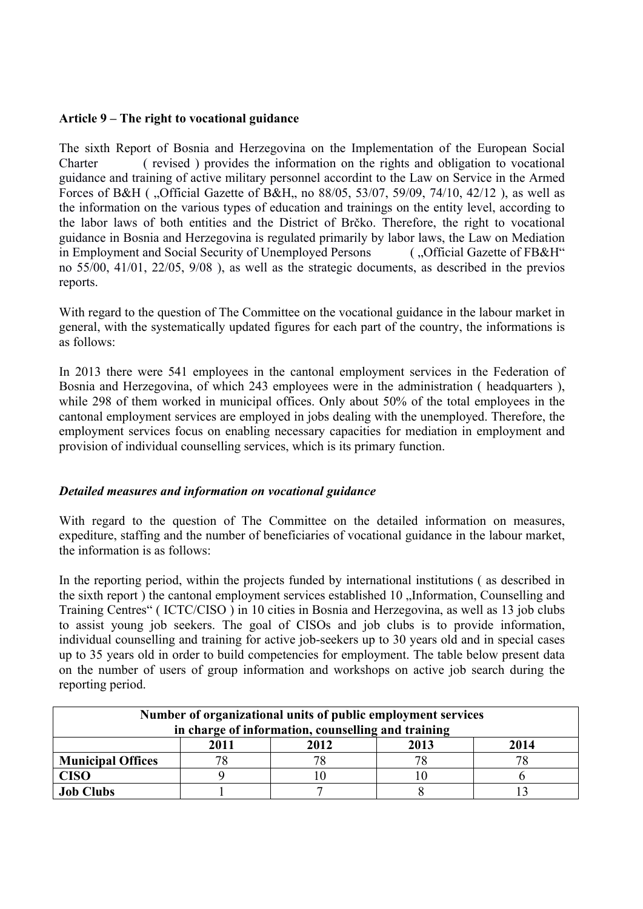**Article 9 – The right to vocational guidance**

The sixth Report of Bosnia and Herzegovina on the Implementation of the European Social Charter ( revised ) provides the information on the rights and obligation to vocational guidance and training of active military personnel accordint to the Law on Service in the Armed Forces of B&H ( „Official Gazette of B&H„ no 88/05, 53/07, 59/09, 74/10, 42/12 ), as well as the information on the various types of education and trainings on the entity level, according to the labor laws of both entities and the District of Brčko. Therefore, the right to vocational guidance in Bosnia and Herzegovina is regulated primarily by labor laws, the Law on Mediation in Employment and Social Security of Unemployed Persons ( „Official Gazette of FB&H" no 55/00, 41/01, 22/05, 9/08 ), as well as the strategic documents, as described in the previos reports.

With regard to the question of The Committee on the vocational guidance in the labour market in general, with the systematically updated figures for each part of the country, the informations is as follows:

In 2013 there were 541 employees in the cantonal employment services in the Federation of Bosnia and Herzegovina, of which 243 employees were in the administration ( headquarters ), while 298 of them worked in municipal offices. Only about 50% of the total employees in the cantonal employment services are employed in jobs dealing with the unemployed. Therefore, the employment services focus on enabling necessary capacities for mediation in employment and provision of individual counselling services, which is its primary function.

***Detailed measures and information on vocational guidance***

With regard to the question of The Committee on the detailed information on measures, expediture, staffing and the number of beneficiaries of vocational guidance in the labour market, the information is as follows:

In the reporting period, within the projects funded by international institutions ( as described in the sixth report ) the cantonal employment services established 10 „Information, Counselling and Training Centres" ( ICTC/CISO ) in 10 cities in Bosnia and Herzegovina, as well as 13 job clubs to assist young job seekers. The goal of CISOs and job clubs is to provide information, individual counselling and training for active job-seekers up to 30 years old and in special cases up to 35 years old in order to build competencies for employment. The table below present data on the number of users of group information and workshops on active job search during the reporting period.

| Number of organizational units of public employment services in charge of information, counselling and training | | | | |
|---|---|---|---|---|
| | **2011** | **2012** | **2013** | **2014** |
| **Municipal Offices** | 78 | 78 | 78 | 78 |
| **CISO** | 9 | 10 | 10 | 6 |
| **Job Clubs** | 1 | 7 | 8 | 13 |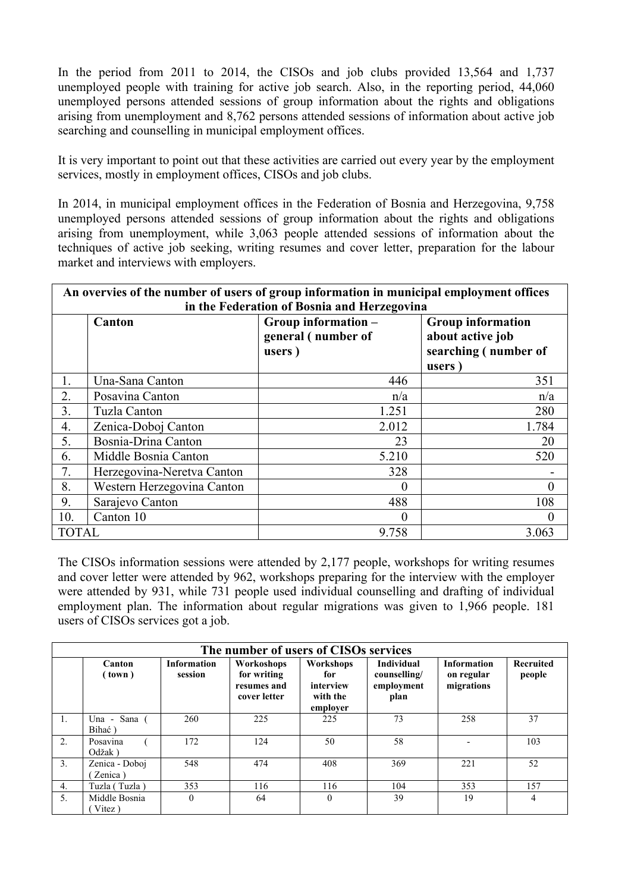In the period from 2011 to 2014, the CISOs and job clubs provided 13,564 and 1,737 unemployed people with training for active job search. Also, in the reporting period, 44,060 unemployed persons attended sessions of group information about the rights and obligations arising from unemployment and 8,762 persons attended sessions of information about active job searching and counselling in municipal employment offices.

It is very important to point out that these activities are carried out every year by the employment services, mostly in employment offices, CISOs and job clubs.

In 2014, in municipal employment offices in the Federation of Bosnia and Herzegovina, 9,758 unemployed persons attended sessions of group information about the rights and obligations arising from unemployment, while 3,063 people attended sessions of information about the techniques of active job seeking, writing resumes and cover letter, preparation for the labour market and interviews with employers.

| An overvies of the number of users of group information in municipal employment offices in the Federation of Bosnia and Herzegovina | | | |
|---|---|---|---|
| | **Canton** | **Group information – general ( number of users )** | **Group information about active job searching ( number of users )** |
| 1. | Una-Sana Canton | 446 | 351 |
| 2. | Posavina Canton | n/a | n/a |
| 3. | Tuzla Canton | 1.251 | 280 |
| 4. | Zenica-Doboj Canton | 2.012 | 1.784 |
| 5. | Bosnia-Drina Canton | 23 | 20 |
| 6. | Middle Bosnia Canton | 5.210 | 520 |
| 7. | Herzegovina-Neretva Canton | 328 | - |
| 8. | Western Herzegovina Canton | 0 | 0 |
| 9. | Sarajevo Canton | 488 | 108 |
| 10. | Canton 10 | 0 | 0 |
| TOTAL | | 9.758 | 3.063 |

The CISOs information sessions were attended by 2,177 people, workshops for writing resumes and cover letter were attended by 962, workshops preparing for the interview with the employer were attended by 931, while 731 people used individual counselling and drafting of individual employment plan. The information about regular migrations was given to 1,966 people. 181 users of CISOs services got a job.

| The number of users of CISOs services | | | | | | | |
|---|---|---|---|---|---|---|---|
| | **Canton ( town )** | **Information session** | **Workoshops for writing resumes and cover letter** | **Workshops for interview with the employer** | **Individual counselling/ employment plan** | **Information on regular migrations** | **Recruited people** |
| 1. | Una - Sana ( Bihać ) | 260 | 225 | 225 | 73 | 258 | 37 |
| 2. | Posavina ( Odžak ) | 172 | 124 | 50 | 58 | - | 103 |
| 3. | Zenica - Doboj ( Zenica ) | 548 | 474 | 408 | 369 | 221 | 52 |
| 4. | Tuzla ( Tuzla ) | 353 | 116 | 116 | 104 | 353 | 157 |
| 5. | Middle Bosnia ( Vitez ) | 0 | 64 | 0 | 39 | 19 | 4 |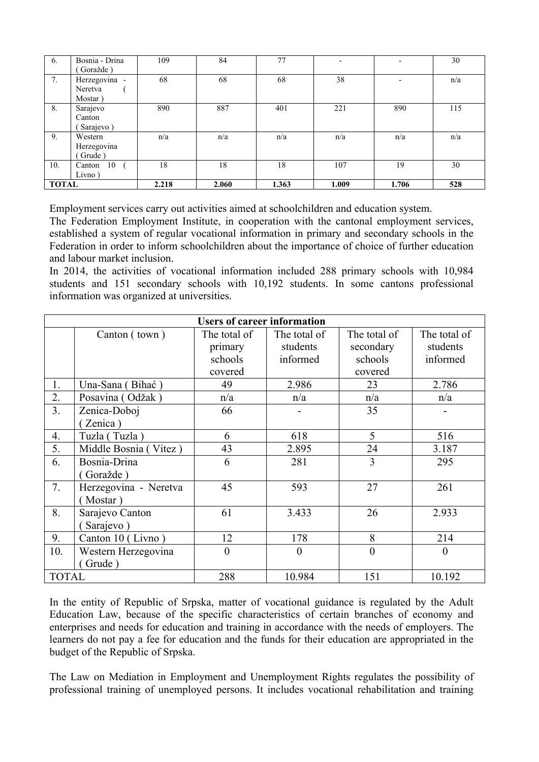| 6. | Bosnia - Drina ( Goražde ) | 109 | 84 | 77 | - | - | 30 |
|---|---|---|---|---|---|---|---|
| 7. | Herzegovina - Neretva ( Mostar ) | 68 | 68 | 68 | 38 | - | n/a |
| 8. | Sarajevo Canton ( Sarajevo ) | 890 | 887 | 401 | 221 | 890 | 115 |
| 9. | Western Herzegovina ( Grude ) | n/a | n/a | n/a | n/a | n/a | n/a |
| 10. | Canton 10 ( Livno ) | 18 | 18 | 18 | 107 | 19 | 30 |
| **TOTAL** | | **2.218** | **2.060** | **1.363** | **1.009** | **1.706** | **528** |

Employment services carry out activities aimed at schoolchildren and education system.
The Federation Employment Institute, in cooperation with the cantonal employment services, established a system of regular vocational information in primary and secondary schools in the Federation in order to inform schoolchildren about the importance of choice of further education and labour market inclusion.
In 2014, the activities of vocational information included 288 primary schools with 10,984 students and 151 secondary schools with 10,192 students. In some cantons professional information was organized at universities.

| **Users of career information** | | | | | |
|---|---|---|---|---|---|
| | Canton ( town ) | The total of primary schools covered | The total of students informed | The total of secondary schools covered | The total of students informed |
| 1. | Una-Sana ( Bihać ) | 49 | 2.986 | 23 | 2.786 |
| 2. | Posavina ( Odžak ) | n/a | n/a | n/a | n/a |
| 3. | Zenica-Doboj ( Zenica ) | 66 | - | 35 | - |
| 4. | Tuzla ( Tuzla ) | 6 | 618 | 5 | 516 |
| 5. | Middle Bosnia ( Vitez ) | 43 | 2.895 | 24 | 3.187 |
| 6. | Bosnia-Drina ( Goražde ) | 6 | 281 | 3 | 295 |
| 7. | Herzegovina - Neretva ( Mostar ) | 45 | 593 | 27 | 261 |
| 8. | Sarajevo Canton ( Sarajevo ) | 61 | 3.433 | 26 | 2.933 |
| 9. | Canton 10 ( Livno ) | 12 | 178 | 8 | 214 |
| 10. | Western Herzegovina ( Grude ) | 0 | 0 | 0 | 0 |
| TOTAL | | 288 | 10.984 | 151 | 10.192 |

In the entity of Republic of Srpska, matter of vocational guidance is regulated by the Adult Education Law, because of the specific characteristics of certain branches of economy and enterprises and needs for education and training in accordance with the needs of employers. The learners do not pay a fee for education and the funds for their education are appropriated in the budget of the Republic of Srpska.

The Law on Mediation in Employment and Unemployment Rights regulates the possibility of professional training of unemployed persons. It includes vocational rehabilitation and training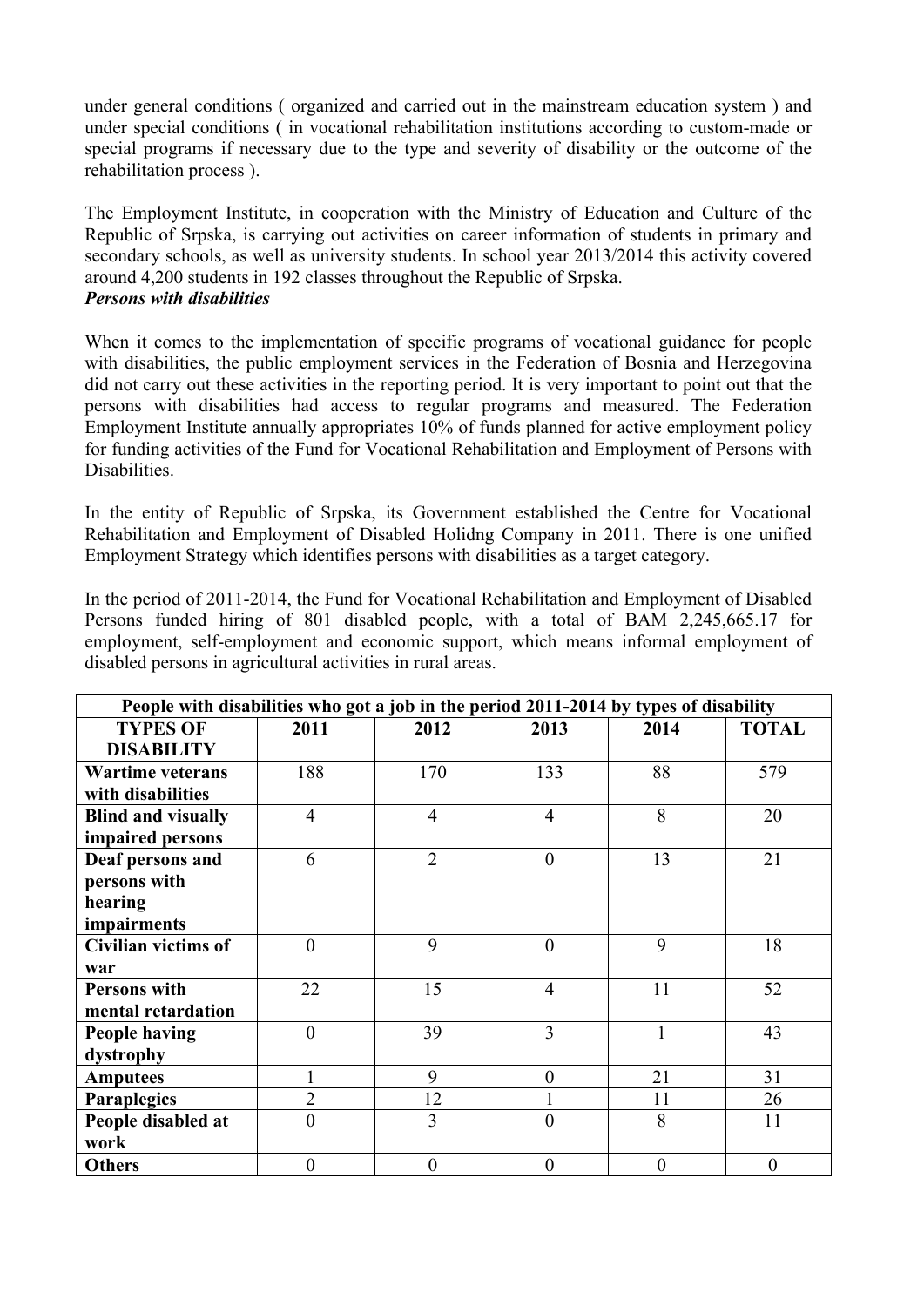under general conditions ( organized and carried out in the mainstream education system ) and under special conditions ( in vocational rehabilitation institutions according to custom-made or special programs if necessary due to the type and severity of disability or the outcome of the rehabilitation process ).

The Employment Institute, in cooperation with the Ministry of Education and Culture of the Republic of Srpska, is carrying out activities on career information of students in primary and secondary schools, as well as university students. In school year 2013/2014 this activity covered around 4,200 students in 192 classes throughout the Republic of Srpska.

***Persons with disabilities***

When it comes to the implementation of specific programs of vocational guidance for people with disabilities, the public employment services in the Federation of Bosnia and Herzegovina did not carry out these activities in the reporting period. It is very important to point out that the persons with disabilities had access to regular programs and measured. The Federation Employment Institute annually appropriates 10% of funds planned for active employment policy for funding activities of the Fund for Vocational Rehabilitation and Employment of Persons with Disabilities.

In the entity of Republic of Srpska, its Government established the Centre for Vocational Rehabilitation and Employment of Disabled Holidng Company in 2011. There is one unified Employment Strategy which identifies persons with disabilities as a target category.

In the period of 2011-2014, the Fund for Vocational Rehabilitation and Employment of Disabled Persons funded hiring of 801 disabled people, with a total of BAM 2,245,665.17 for employment, self-employment and economic support, which means informal employment of disabled persons in agricultural activities in rural areas.

| People with disabilities who got a job in the period 2011-2014 by types of disability | | | | | |
|---|---|---|---|---|---|
| **TYPES OF DISABILITY** | **2011** | **2012** | **2013** | **2014** | **TOTAL** |
| **Wartime veterans with disabilities** | 188 | 170 | 133 | 88 | 579 |
| **Blind and visually impaired persons** | 4 | 4 | 4 | 8 | 20 |
| **Deaf persons and persons with hearing impairments** | 6 | 2 | 0 | 13 | 21 |
| **Civilian victims of war** | 0 | 9 | 0 | 9 | 18 |
| **Persons with mental retardation** | 22 | 15 | 4 | 11 | 52 |
| **People having dystrophy** | 0 | 39 | 3 | 1 | 43 |
| **Amputees** | 1 | 9 | 0 | 21 | 31 |
| **Paraplegics** | 2 | 12 | 1 | 11 | 26 |
| **People disabled at work** | 0 | 3 | 0 | 8 | 11 |
| **Others** | 0 | 0 | 0 | 0 | 0 |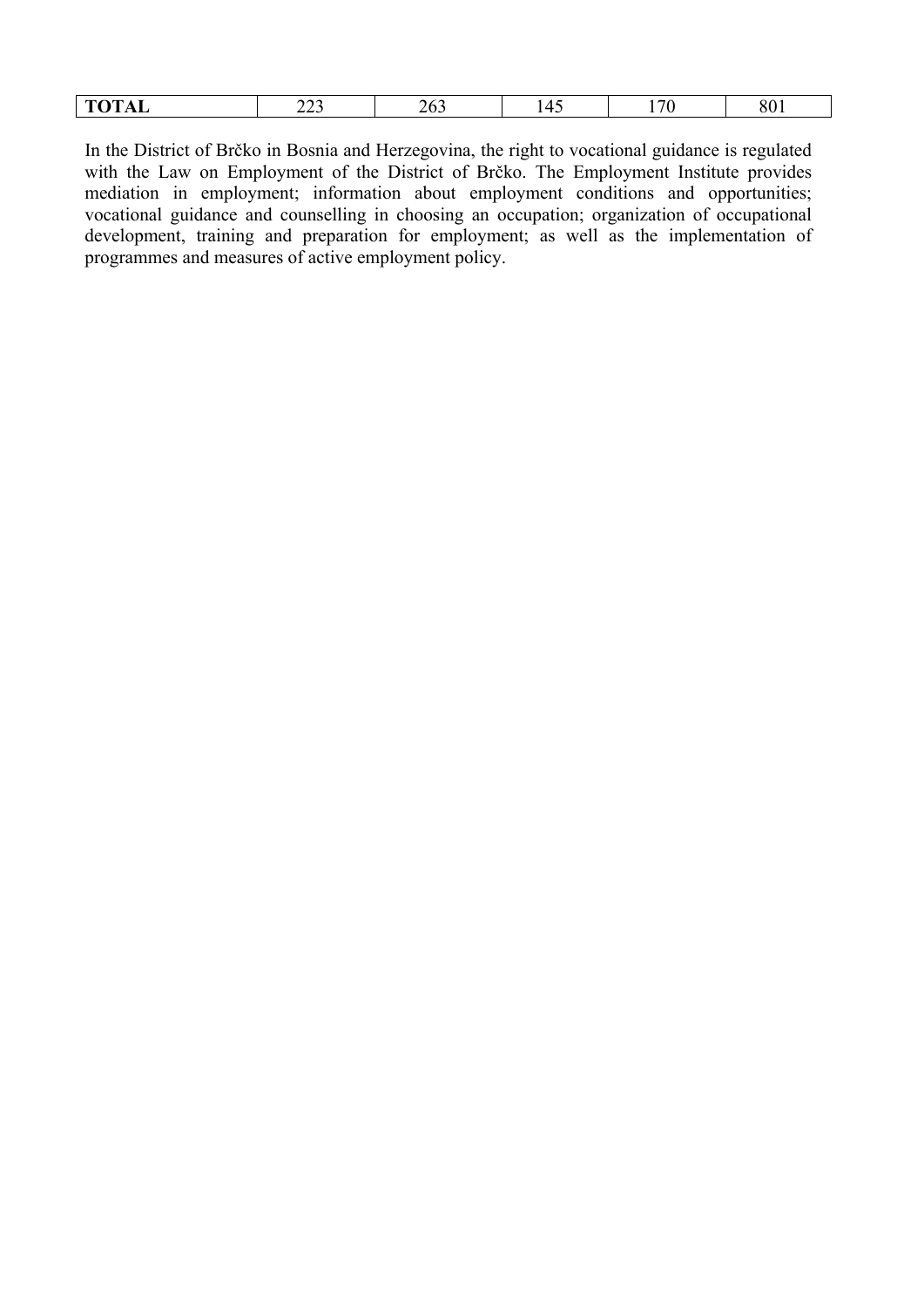| | | | | | |
|---|---|---|---|---|---|
| **TOTAL** | 223 | 263 | 145 | 170 | 801 |

In the District of Brčko in Bosnia and Herzegovina, the right to vocational guidance is regulated with the Law on Employment of the District of Brčko. The Employment Institute provides mediation in employment; information about employment conditions and opportunities; vocational guidance and counselling in choosing an occupation; organization of occupational development, training and preparation for employment; as well as the implementation of programmes and measures of active employment policy.